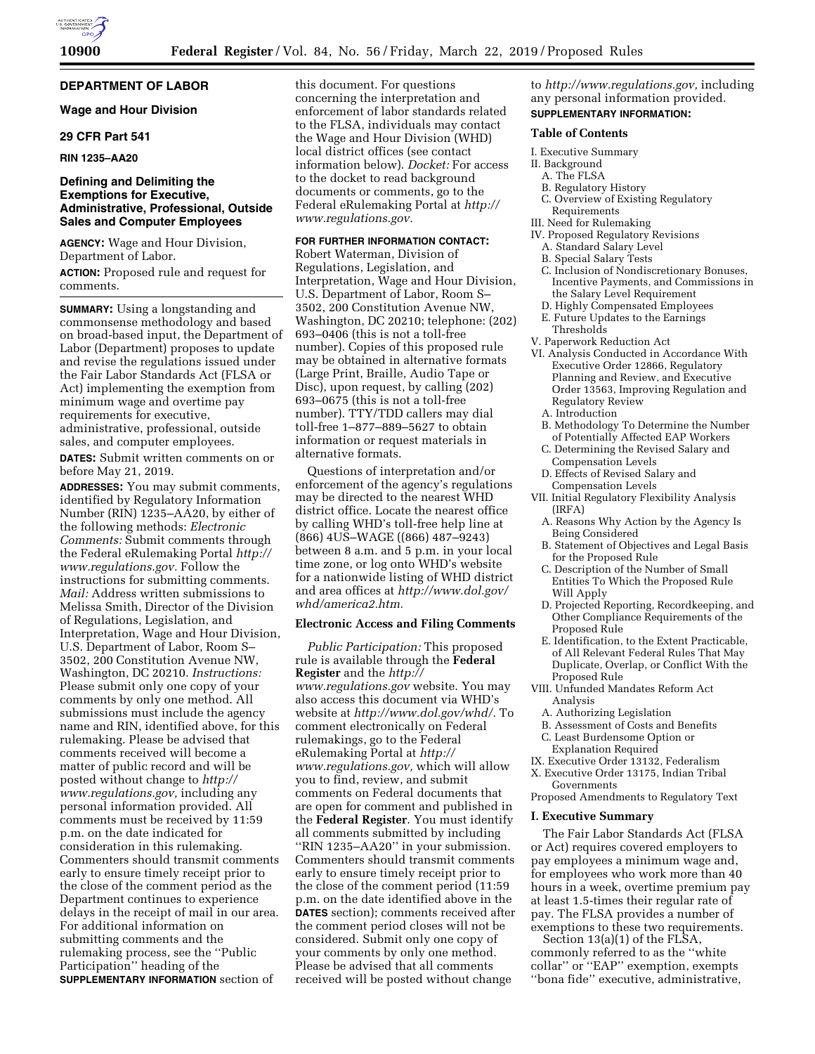**DEPARTMENT OF LABOR**

**Wage and Hour Division**

**29 CFR Part 541**

**RIN 1235–AA20**

# Defining and Delimiting the Exemptions for Executive, Administrative, Professional, Outside Sales and Computer Employees

**AGENCY:** Wage and Hour Division, Department of Labor.

**ACTION:** Proposed rule and request for comments.

**SUMMARY:** Using a longstanding and commonsense methodology and based on broad-based input, the Department of Labor (Department) proposes to update and revise the regulations issued under the Fair Labor Standards Act (FLSA or Act) implementing the exemption from minimum wage and overtime pay requirements for executive, administrative, professional, outside sales, and computer employees.

**DATES:** Submit written comments on or before May 21, 2019.

**ADDRESSES:** You may submit comments, identified by Regulatory Information Number (RIN) 1235–AA20, by either of the following methods: *Electronic Comments:* Submit comments through the Federal eRulemaking Portal *http://www.regulations.gov.* Follow the instructions for submitting comments. *Mail:* Address written submissions to Melissa Smith, Director of the Division of Regulations, Legislation, and Interpretation, Wage and Hour Division, U.S. Department of Labor, Room S–3502, 200 Constitution Avenue NW, Washington, DC 20210. *Instructions:* Please submit only one copy of your comments by only one method. All submissions must include the agency name and RIN, identified above, for this rulemaking. Please be advised that comments received will become a matter of public record and will be posted without change to *http://www.regulations.gov,* including any personal information provided. All comments must be received by 11:59 p.m. on the date indicated for consideration in this rulemaking. Commenters should transmit comments early to ensure timely receipt prior to the close of the comment period as the Department continues to experience delays in the receipt of mail in our area. For additional information on submitting comments and the rulemaking process, see the "Public Participation" heading of the **SUPPLEMENTARY INFORMATION** section of this document. For questions concerning the interpretation and enforcement of labor standards related to the FLSA, individuals may contact the Wage and Hour Division (WHD) local district offices (see contact information below). *Docket:* For access to the docket to read background documents or comments, go to the Federal eRulemaking Portal at *http://www.regulations.gov.*

**FOR FURTHER INFORMATION CONTACT:** Robert Waterman, Division of Regulations, Legislation, and Interpretation, Wage and Hour Division, U.S. Department of Labor, Room S–3502, 200 Constitution Avenue NW, Washington, DC 20210; telephone: (202) 693–0406 (this is not a toll-free number). Copies of this proposed rule may be obtained in alternative formats (Large Print, Braille, Audio Tape or Disc), upon request, by calling (202) 693–0675 (this is not a toll-free number). TTY/TDD callers may dial toll-free 1–877–889–5627 to obtain information or request materials in alternative formats.

Questions of interpretation and/or enforcement of the agency's regulations may be directed to the nearest WHD district office. Locate the nearest office by calling WHD's toll-free help line at (866) 4US–WAGE ((866) 487–9243) between 8 a.m. and 5 p.m. in your local time zone, or log onto WHD's website for a nationwide listing of WHD district and area offices at *http://www.dol.gov/whd/america2.htm.*

## Electronic Access and Filing Comments

*Public Participation:* This proposed rule is available through the **Federal Register** and the *http://www.regulations.gov* website. You may also access this document via WHD's website at *http://www.dol.gov/whd/.* To comment electronically on Federal rulemakings, go to the Federal eRulemaking Portal at *http://www.regulations.gov,* which will allow you to find, review, and submit comments on Federal documents that are open for comment and published in the **Federal Register**. You must identify all comments submitted by including "RIN 1235–AA20" in your submission. Commenters should transmit comments early to ensure timely receipt prior to the close of the comment period (11:59 p.m. on the date identified above in the **DATES** section); comments received after the comment period closes will not be considered. Submit only one copy of your comments by only one method. Please be advised that all comments received will be posted without change to *http://www.regulations.gov,* including any personal information provided.

**SUPPLEMENTARY INFORMATION:**

## Table of Contents

I. Executive Summary
II. Background
  A. The FLSA
  B. Regulatory History
  C. Overview of Existing Regulatory Requirements
III. Need for Rulemaking
IV. Proposed Regulatory Revisions
  A. Standard Salary Level
  B. Special Salary Tests
  C. Inclusion of Nondiscretionary Bonuses, Incentive Payments, and Commissions in the Salary Level Requirement
  D. Highly Compensated Employees
  E. Future Updates to the Earnings Thresholds
V. Paperwork Reduction Act
VI. Analysis Conducted in Accordance With Executive Order 12866, Regulatory Planning and Review, and Executive Order 13563, Improving Regulation and Regulatory Review
  A. Introduction
  B. Methodology To Determine the Number of Potentially Affected EAP Workers
  C. Determining the Revised Salary and Compensation Levels
  D. Effects of Revised Salary and Compensation Levels
VII. Initial Regulatory Flexibility Analysis (IRFA)
  A. Reasons Why Action by the Agency Is Being Considered
  B. Statement of Objectives and Legal Basis for the Proposed Rule
  C. Description of the Number of Small Entities To Which the Proposed Rule Will Apply
  D. Projected Reporting, Recordkeeping, and Other Compliance Requirements of the Proposed Rule
  E. Identification, to the Extent Practicable, of All Relevant Federal Rules That May Duplicate, Overlap, or Conflict With the Proposed Rule
VIII. Unfunded Mandates Reform Act Analysis
  A. Authorizing Legislation
  B. Assessment of Costs and Benefits
  C. Least Burdensome Option or Explanation Required
IX. Executive Order 13132, Federalism
X. Executive Order 13175, Indian Tribal Governments
Proposed Amendments to Regulatory Text

## I. Executive Summary

The Fair Labor Standards Act (FLSA or Act) requires covered employers to pay employees a minimum wage and, for employees who work more than 40 hours in a week, overtime premium pay at least 1.5-times their regular rate of pay. The FLSA provides a number of exemptions to these two requirements.

Section 13(a)(1) of the FLSA, commonly referred to as the "white collar" or "EAP" exemption, exempts "bona fide" executive, administrative,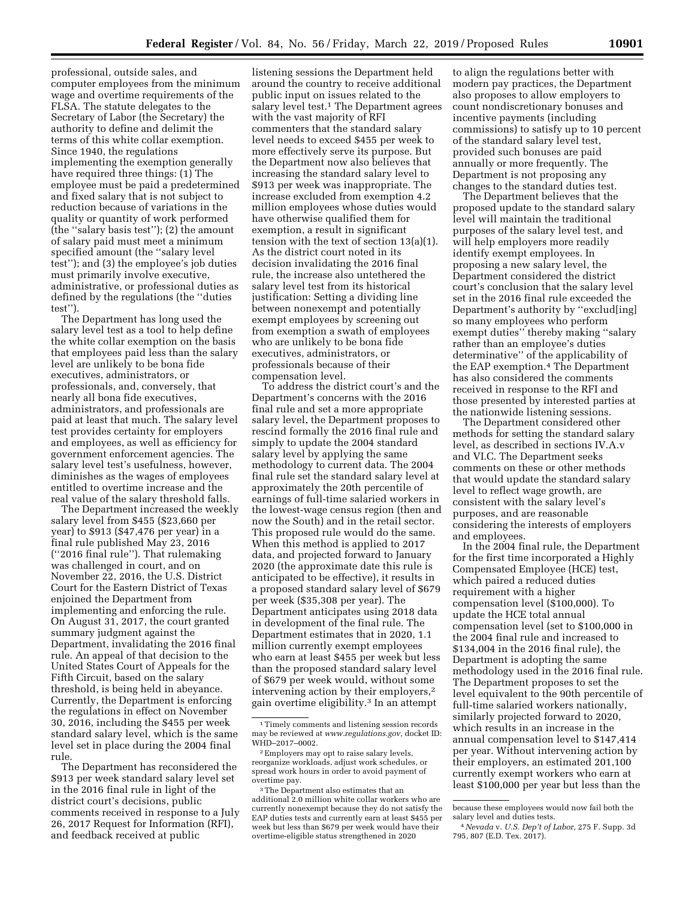professional, outside sales, and computer employees from the minimum wage and overtime requirements of the FLSA. The statute delegates to the Secretary of Labor (the Secretary) the authority to define and delimit the terms of this white collar exemption. Since 1940, the regulations implementing the exemption generally have required three things: (1) The employee must be paid a predetermined and fixed salary that is not subject to reduction because of variations in the quality or quantity of work performed (the ''salary basis test''); (2) the amount of salary paid must meet a minimum specified amount (the ''salary level test''); and (3) the employee's job duties must primarily involve executive, administrative, or professional duties as defined by the regulations (the ''duties test'').

The Department has long used the salary level test as a tool to help define the white collar exemption on the basis that employees paid less than the salary level are unlikely to be bona fide executives, administrators, or professionals, and, conversely, that nearly all bona fide executives, administrators, and professionals are paid at least that much. The salary level test provides certainty for employers and employees, as well as efficiency for government enforcement agencies. The salary level test's usefulness, however, diminishes as the wages of employees entitled to overtime increase and the real value of the salary threshold falls.

The Department increased the weekly salary level from $455 ($23,660 per year) to $913 ($47,476 per year) in a final rule published May 23, 2016 (''2016 final rule''). That rulemaking was challenged in court, and on November 22, 2016, the U.S. District Court for the Eastern District of Texas enjoined the Department from implementing and enforcing the rule. On August 31, 2017, the court granted summary judgment against the Department, invalidating the 2016 final rule. An appeal of that decision to the United States Court of Appeals for the Fifth Circuit, based on the salary threshold, is being held in abeyance. Currently, the Department is enforcing the regulations in effect on November 30, 2016, including the $455 per week standard salary level, which is the same level set in place during the 2004 final rule.

The Department has reconsidered the $913 per week standard salary level set in the 2016 final rule in light of the district court's decisions, public comments received in response to a July 26, 2017 Request for Information (RFI), and feedback received at public listening sessions the Department held around the country to receive additional public input on issues related to the salary level test.[1] The Department agrees with the vast majority of RFI commenters that the standard salary level needs to exceed $455 per week to more effectively serve its purpose. But the Department now also believes that increasing the standard salary level to $913 per week was inappropriate. The increase excluded from exemption 4.2 million employees whose duties would have otherwise qualified them for exemption, a result in significant tension with the text of section 13(a)(1). As the district court noted in its decision invalidating the 2016 final rule, the increase also untethered the salary level test from its historical justification: Setting a dividing line between nonexempt and potentially exempt employees by screening out from exemption a swath of employees who are unlikely to be bona fide executives, administrators, or professionals because of their compensation level.

To address the district court's and the Department's concerns with the 2016 final rule and set a more appropriate salary level, the Department proposes to rescind formally the 2016 final rule and simply to update the 2004 standard salary level by applying the same methodology to current data. The 2004 final rule set the standard salary level at approximately the 20th percentile of earnings of full-time salaried workers in the lowest-wage census region (then and now the South) and in the retail sector. This proposed rule would do the same. When this method is applied to 2017 data, and projected forward to January 2020 (the approximate date this rule is anticipated to be effective), it results in a proposed standard salary level of $679 per week ($35,308 per year). The Department anticipates using 2018 data in development of the final rule. The Department estimates that in 2020, 1.1 million currently exempt employees who earn at least $455 per week but less than the proposed standard salary level of $679 per week would, without some intervening action by their employers,[2] gain overtime eligibility.[3] In an attempt to align the regulations better with modern pay practices, the Department also proposes to allow employers to count nondiscretionary bonuses and incentive payments (including commissions) to satisfy up to 10 percent of the standard salary level test, provided such bonuses are paid annually or more frequently. The Department is not proposing any changes to the standard duties test.

The Department believes that the proposed update to the standard salary level will maintain the traditional purposes of the salary level test, and will help employers more readily identify exempt employees. In proposing a new salary level, the Department considered the district court's conclusion that the salary level set in the 2016 final rule exceeded the Department's authority by ''exclud[ing] so many employees who perform exempt duties'' thereby making ''salary rather than an employee's duties determinative'' of the applicability of the EAP exemption.[4] The Department has also considered the comments received in response to the RFI and those presented by interested parties at the nationwide listening sessions.

The Department considered other methods for setting the standard salary level, as described in sections IV.A.v and VI.C. The Department seeks comments on these or other methods that would update the standard salary level to reflect wage growth, are consistent with the salary level's purposes, and are reasonable considering the interests of employers and employees.

In the 2004 final rule, the Department for the first time incorporated a Highly Compensated Employee (HCE) test, which paired a reduced duties requirement with a higher compensation level ($100,000). To update the HCE total annual compensation level (set to $100,000 in the 2004 final rule and increased to $134,004 in the 2016 final rule), the Department is adopting the same methodology used in the 2016 final rule. The Department proposes to set the level equivalent to the 90th percentile of full-time salaried workers nationally, similarly projected forward to 2020, which results in an increase in the annual compensation level to $147,414 per year. Without intervening action by their employers, an estimated 201,100 currently exempt workers who earn at least $100,000 per year but less than the

---

[1] Timely comments and listening session records may be reviewed at *www.regulations.gov,* docket ID: WHD–2017–0002.

[2] Employers may opt to raise salary levels, reorganize workloads, adjust work schedules, or spread work hours in order to avoid payment of overtime pay.

[3] The Department also estimates that an additional 2.0 million white collar workers who are currently nonexempt because they do not satisfy the EAP duties tests and currently earn at least $455 per week but less than $679 per week would have their overtime-eligible status strengthened in 2020 because these employees would now fail both the salary level and duties tests.

[4] *Nevada* v. *U.S. Dep't of Labor,* 275 F. Supp. 3d 795, 807 (E.D. Tex. 2017).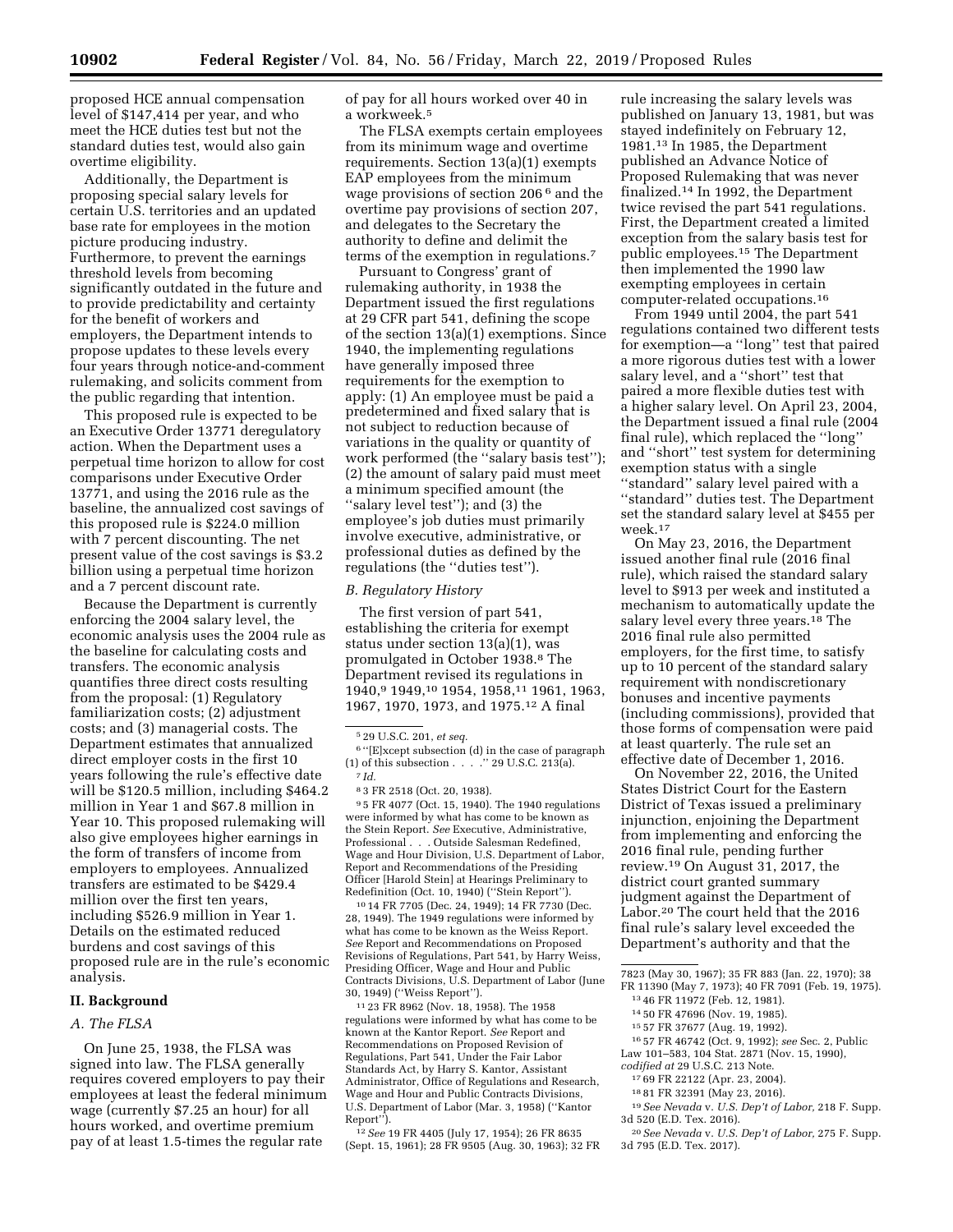proposed HCE annual compensation level of $147,414 per year, and who meet the HCE duties test but not the standard duties test, would also gain overtime eligibility.

Additionally, the Department is proposing special salary levels for certain U.S. territories and an updated base rate for employees in the motion picture producing industry. Furthermore, to prevent the earnings threshold levels from becoming significantly outdated in the future and to provide predictability and certainty for the benefit of workers and employers, the Department intends to propose updates to these levels every four years through notice-and-comment rulemaking, and solicits comment from the public regarding that intention.

This proposed rule is expected to be an Executive Order 13771 deregulatory action. When the Department uses a perpetual time horizon to allow for cost comparisons under Executive Order 13771, and using the 2016 rule as the baseline, the annualized cost savings of this proposed rule is $224.0 million with 7 percent discounting. The net present value of the cost savings is $3.2 billion using a perpetual time horizon and a 7 percent discount rate.

Because the Department is currently enforcing the 2004 salary level, the economic analysis uses the 2004 rule as the baseline for calculating costs and transfers. The economic analysis quantifies three direct costs resulting from the proposal: (1) Regulatory familiarization costs; (2) adjustment costs; and (3) managerial costs. The Department estimates that annualized direct employer costs in the first 10 years following the rule's effective date will be $120.5 million, including $464.2 million in Year 1 and $67.8 million in Year 10. This proposed rulemaking will also give employees higher earnings in the form of transfers of income from employers to employees. Annualized transfers are estimated to be $429.4 million over the first ten years, including $526.9 million in Year 1. Details on the estimated reduced burdens and cost savings of this proposed rule are in the rule's economic analysis.

## II. Background

### A. The FLSA

On June 25, 1938, the FLSA was signed into law. The FLSA generally requires covered employers to pay their employees at least the federal minimum wage (currently $7.25 an hour) for all hours worked, and overtime premium pay of at least 1.5-times the regular rate of pay for all hours worked over 40 in a workweek.[5]

The FLSA exempts certain employees from its minimum wage and overtime requirements. Section 13(a)(1) exempts EAP employees from the minimum wage provisions of section 206[6] and the overtime pay provisions of section 207, and delegates to the Secretary the authority to define and delimit the terms of the exemption in regulations.[7]

Pursuant to Congress' grant of rulemaking authority, in 1938 the Department issued the first regulations at 29 CFR part 541, defining the scope of the section 13(a)(1) exemptions. Since 1940, the implementing regulations have generally imposed three requirements for the exemption to apply: (1) An employee must be paid a predetermined and fixed salary that is not subject to reduction because of variations in the quality or quantity of work performed (the "salary basis test"); (2) the amount of salary paid must meet a minimum specified amount (the "salary level test"); and (3) the employee's job duties must primarily involve executive, administrative, or professional duties as defined by the regulations (the "duties test").

### B. Regulatory History

The first version of part 541, establishing the criteria for exempt status under section 13(a)(1), was promulgated in October 1938.[8] The Department revised its regulations in 1940,[9] 1949,[10] 1954, 1958,[11] 1961, 1963, 1967, 1970, 1973, and 1975.[12] A final rule increasing the salary levels was published on January 13, 1981, but was stayed indefinitely on February 12, 1981.[13] In 1985, the Department published an Advance Notice of Proposed Rulemaking that was never finalized.[14] In 1992, the Department twice revised the part 541 regulations. First, the Department created a limited exception from the salary basis test for public employees.[15] The Department then implemented the 1990 law exempting employees in certain computer-related occupations.[16]

From 1949 until 2004, the part 541 regulations contained two different tests for exemption—a "long" test that paired a more rigorous duties test with a lower salary level, and a "short" test that paired a more flexible duties test with a higher salary level. On April 23, 2004, the Department issued a final rule (2004 final rule), which replaced the "long" and "short" test system for determining exemption status with a single "standard" salary level paired with a "standard" duties test. The Department set the standard salary level at $455 per week.[17]

On May 23, 2016, the Department issued another final rule (2016 final rule), which raised the standard salary level to $913 per week and instituted a mechanism to automatically update the salary level every three years.[18] The 2016 final rule also permitted employers, for the first time, to satisfy up to 10 percent of the standard salary requirement with nondiscretionary bonuses and incentive payments (including commissions), provided that those forms of compensation were paid at least quarterly. The rule set an effective date of December 1, 2016.

On November 22, 2016, the United States District Court for the Eastern District of Texas issued a preliminary injunction, enjoining the Department from implementing and enforcing the 2016 final rule, pending further review.[19] On August 31, 2017, the district court granted summary judgment against the Department of Labor.[20] The court held that the 2016 final rule's salary level exceeded the Department's authority and that the

---

[5] 29 U.S.C. 201, *et seq.*

[6] "[E]xcept subsection (d) in the case of paragraph (1) of this subsection . . . ." 29 U.S.C. 213(a).

[7] *Id.*

[8] 3 FR 2518 (Oct. 20, 1938).

[9] 5 FR 4077 (Oct. 15, 1940). The 1940 regulations were informed by what has come to be known as the Stein Report. *See* Executive, Administrative, Professional . . . Outside Salesman Redefined, Wage and Hour Division, U.S. Department of Labor, Report and Recommendations of the Presiding Officer [Harold Stein] at Hearings Preliminary to Redefinition (Oct. 10, 1940) ("Stein Report").

[10] 14 FR 7705 (Dec. 24, 1949); 14 FR 7730 (Dec. 28, 1949). The 1949 regulations were informed by what has come to be known as the Weiss Report. *See* Report and Recommendations on Proposed Revisions of Regulations, Part 541, by Harry Weiss, Presiding Officer, Wage and Hour and Public Contracts Divisions, U.S. Department of Labor (June 30, 1949) ("Weiss Report").

[11] 23 FR 8962 (Nov. 18, 1958). The 1958 regulations were informed by what has come to be known at the Kantor Report. *See* Report and Recommendations on Proposed Revision of Regulations, Part 541, Under the Fair Labor Standards Act, by Harry S. Kantor, Assistant Administrator, Office of Regulations and Research, Wage and Hour and Public Contracts Divisions, U.S. Department of Labor (Mar. 3, 1958) ("Kantor Report").

[12] *See* 19 FR 4405 (July 17, 1954); 26 FR 8635 (Sept. 15, 1961); 28 FR 9505 (Aug. 30, 1963); 32 FR 7823 (May 30, 1967); 35 FR 883 (Jan. 22, 1970); 38 FR 11390 (May 7, 1973); 40 FR 7091 (Feb. 19, 1975).

[13] 46 FR 11972 (Feb. 12, 1981).

[14] 50 FR 47696 (Nov. 19, 1985).

[15] 57 FR 37677 (Aug. 19, 1992).

[16] 57 FR 46742 (Oct. 9, 1992); *see* Sec. 2, Public Law 101–583, 104 Stat. 2871 (Nov. 15, 1990), *codified at* 29 U.S.C. 213 Note.

[17] 69 FR 22122 (Apr. 23, 2004).

[18] 81 FR 32391 (May 23, 2016).

[19] *See Nevada* v. *U.S. Dep't of Labor,* 218 F. Supp. 3d 520 (E.D. Tex. 2016).

[20] *See Nevada* v. *U.S. Dep't of Labor,* 275 F. Supp. 3d 795 (E.D. Tex. 2017).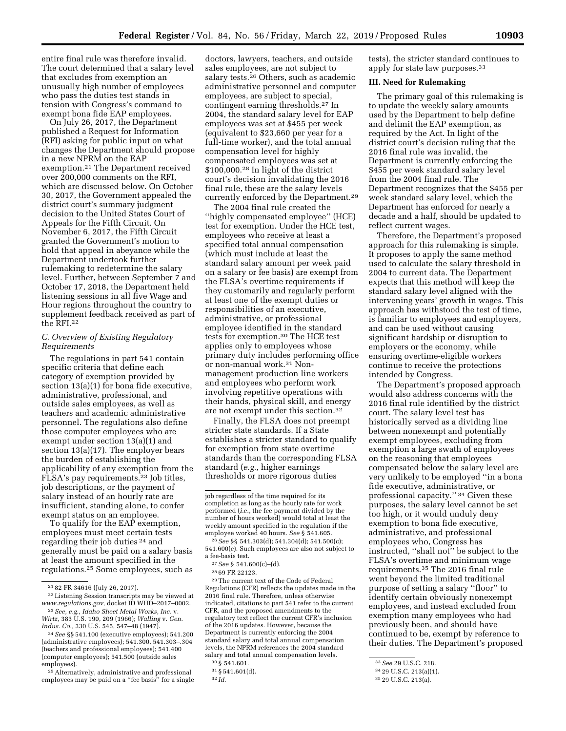entire final rule was therefore invalid. The court determined that a salary level that excludes from exemption an unusually high number of employees who pass the duties test stands in tension with Congress's command to exempt bona fide EAP employees.

On July 26, 2017, the Department published a Request for Information (RFI) asking for public input on what changes the Department should propose in a new NPRM on the EAP exemption.[21] The Department received over 200,000 comments on the RFI, which are discussed below. On October 30, 2017, the Government appealed the district court's summary judgment decision to the United States Court of Appeals for the Fifth Circuit. On November 6, 2017, the Fifth Circuit granted the Government's motion to hold that appeal in abeyance while the Department undertook further rulemaking to redetermine the salary level. Further, between September 7 and October 17, 2018, the Department held listening sessions in all five Wage and Hour regions throughout the country to supplement feedback received as part of the RFI.[22]

### *C. Overview of Existing Regulatory Requirements*

The regulations in part 541 contain specific criteria that define each category of exemption provided by section 13(a)(1) for bona fide executive, administrative, professional, and outside sales employees, as well as teachers and academic administrative personnel. The regulations also define those computer employees who are exempt under section 13(a)(1) and section 13(a)(17). The employer bears the burden of establishing the applicability of any exemption from the FLSA's pay requirements.[23] Job titles, job descriptions, or the payment of salary instead of an hourly rate are insufficient, standing alone, to confer exempt status on an employee.

To qualify for the EAP exemption, employees must meet certain tests regarding their job duties[24] and generally must be paid on a salary basis at least the amount specified in the regulations.[25] Some employees, such as doctors, lawyers, teachers, and outside sales employees, are not subject to salary tests.[26] Others, such as academic administrative personnel and computer employees, are subject to special, contingent earning thresholds.[27] In 2004, the standard salary level for EAP employees was set at $455 per week (equivalent to $23,660 per year for a full-time worker), and the total annual compensation level for highly compensated employees was set at $100,000.[28] In light of the district court's decision invalidating the 2016 final rule, these are the salary levels currently enforced by the Department.[29]

The 2004 final rule created the ''highly compensated employee'' (HCE) test for exemption. Under the HCE test, employees who receive at least a specified total annual compensation (which must include at least the standard salary amount per week paid on a salary or fee basis) are exempt from the FLSA's overtime requirements if they customarily and regularly perform at least one of the exempt duties or responsibilities of an executive, administrative, or professional employee identified in the standard tests for exemption.[30] The HCE test applies only to employees whose primary duty includes performing office or non-manual work.[31] Non-management production line workers and employees who perform work involving repetitive operations with their hands, physical skill, and energy are not exempt under this section.[32]

Finally, the FLSA does not preempt stricter state standards. If a State establishes a stricter standard to qualify for exemption from state overtime standards than the corresponding FLSA standard (*e.g.,* higher earnings thresholds or more rigorous duties tests), the stricter standard continues to apply for state law purposes.[33]

## III. Need for Rulemaking

The primary goal of this rulemaking is to update the weekly salary amounts used by the Department to help define and delimit the EAP exemption, as required by the Act. In light of the district court's decision ruling that the 2016 final rule was invalid, the Department is currently enforcing the $455 per week standard salary level from the 2004 final rule. The Department recognizes that the $455 per week standard salary level, which the Department has enforced for nearly a decade and a half, should be updated to reflect current wages.

Therefore, the Department's proposed approach for this rulemaking is simple. It proposes to apply the same method used to calculate the salary threshold in 2004 to current data. The Department expects that this method will keep the standard salary level aligned with the intervening years' growth in wages. This approach has withstood the test of time, is familiar to employees and employers, and can be used without causing significant hardship or disruption to employers or the economy, while ensuring overtime-eligible workers continue to receive the protections intended by Congress.

The Department's proposed approach would also address concerns with the 2016 final rule identified by the district court. The salary level test has historically served as a dividing line between nonexempt and potentially exempt employees, excluding from exemption a large swath of employees on the reasoning that employees compensated below the salary level are very unlikely to be employed ''in a bona fide executive, administrative, or professional capacity.''[34] Given these purposes, the salary level cannot be set too high, or it would unduly deny exemption to bona fide executive, administrative, and professional employees who, Congress has instructed, ''shall not'' be subject to the FLSA's overtime and minimum wage requirements.[35] The 2016 final rule went beyond the limited traditional purpose of setting a salary ''floor'' to identify certain obviously nonexempt employees, and instead excluded from exemption many employees who had previously been, and should have continued to be, exempt by reference to their duties. The Department's proposed

---

[21] 82 FR 34616 (July 26, 2017).

[22] Listening Session transcripts may be viewed at *www.regulations.gov,* docket ID WHD–2017–0002.

[23] *See, e.g., Idaho Sheet Metal Works, Inc.* v. *Wirtz,* 383 U.S. 190, 209 (1966); *Walling* v. *Gen. Indus. Co.,* 330 U.S. 545, 547–48 (1947).

[24] *See* §§ 541.100 (executive employees); 541.200 (administrative employees); 541.300, 541.303–.304 (teachers and professional employees); 541.400 (computer employees); 541.500 (outside sales employees).

[25] Alternatively, administrative and professional employees may be paid on a ''fee basis'' for a single job regardless of the time required for its completion as long as the hourly rate for work performed (*i.e.,* the fee payment divided by the number of hours worked) would total at least the weekly amount specified in the regulation if the employee worked 40 hours. *See* § 541.605.

[26] *See* §§ 541.303(d); 541.304(d); 541.500(c); 541.600(e). Such employees are also not subject to a fee-basis test.

[27] *See* § 541.600(c)–(d).

[28] 69 FR 22123.

[29] The current text of the Code of Federal Regulations (CFR) reflects the updates made in the 2016 final rule. Therefore, unless otherwise indicated, citations to part 541 refer to the current CFR, and the proposed amendments to the regulatory text reflect the current CFR's inclusion of the 2016 updates. However, because the Department is currently enforcing the 2004 standard salary and total annual compensation levels, the NPRM references the 2004 standard salary and total annual compensation levels.

[30] § 541.601.

[31] § 541.601(d).

[32] *Id.*

[33] *See* 29 U.S.C. 218.

[34] 29 U.S.C. 213(a)(1).

[35] 29 U.S.C. 213(a).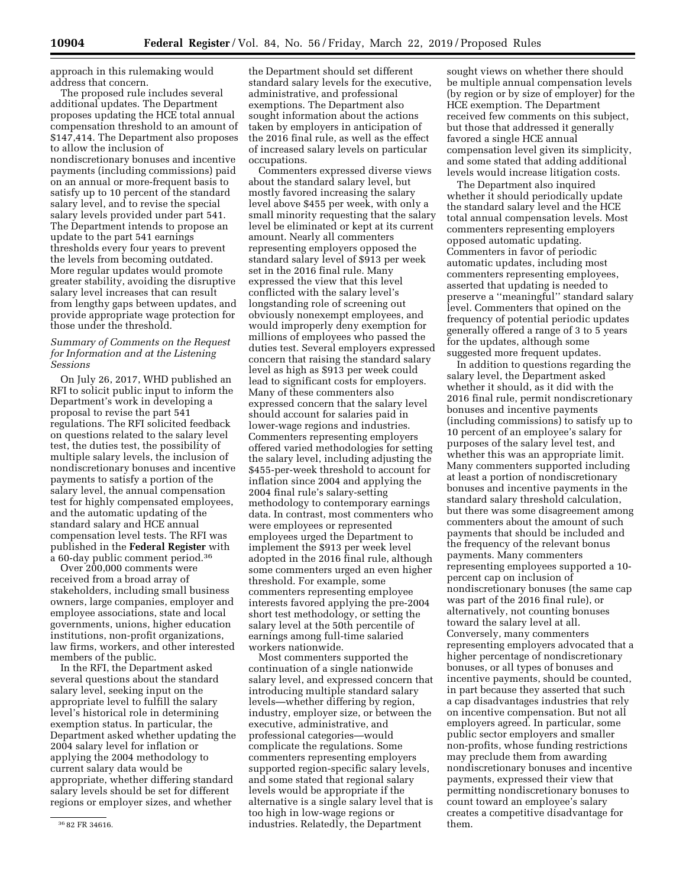approach in this rulemaking would address that concern.

The proposed rule includes several additional updates. The Department proposes updating the HCE total annual compensation threshold to an amount of $147,414. The Department also proposes to allow the inclusion of nondiscretionary bonuses and incentive payments (including commissions) paid on an annual or more-frequent basis to satisfy up to 10 percent of the standard salary level, and to revise the special salary levels provided under part 541. The Department intends to propose an update to the part 541 earnings thresholds every four years to prevent the levels from becoming outdated. More regular updates would promote greater stability, avoiding the disruptive salary level increases that can result from lengthy gaps between updates, and provide appropriate wage protection for those under the threshold.

*Summary of Comments on the Request for Information and at the Listening Sessions*

On July 26, 2017, WHD published an RFI to solicit public input to inform the Department's work in developing a proposal to revise the part 541 regulations. The RFI solicited feedback on questions related to the salary level test, the duties test, the possibility of multiple salary levels, the inclusion of nondiscretionary bonuses and incentive payments to satisfy a portion of the salary level, the annual compensation test for highly compensated employees, and the automatic updating of the standard salary and HCE annual compensation level tests. The RFI was published in the **Federal Register** with a 60-day public comment period.[36]

Over 200,000 comments were received from a broad array of stakeholders, including small business owners, large companies, employer and employee associations, state and local governments, unions, higher education institutions, non-profit organizations, law firms, workers, and other interested members of the public.

In the RFI, the Department asked several questions about the standard salary level, seeking input on the appropriate level to fulfill the salary level's historical role in determining exemption status. In particular, the Department asked whether updating the 2004 salary level for inflation or applying the 2004 methodology to current salary data would be appropriate, whether differing standard salary levels should be set for different regions or employer sizes, and whether the Department should set different standard salary levels for the executive, administrative, and professional exemptions. The Department also sought information about the actions taken by employers in anticipation of the 2016 final rule, as well as the effect of increased salary levels on particular occupations.

Commenters expressed diverse views about the standard salary level, but mostly favored increasing the salary level above $455 per week, with only a small minority requesting that the salary level be eliminated or kept at its current amount. Nearly all commenters representing employers opposed the standard salary level of $913 per week set in the 2016 final rule. Many expressed the view that this level conflicted with the salary level's longstanding role of screening out obviously nonexempt employees, and would improperly deny exemption for millions of employees who passed the duties test. Several employers expressed concern that raising the standard salary level as high as $913 per week could lead to significant costs for employers. Many of these commenters also expressed concern that the salary level should account for salaries paid in lower-wage regions and industries. Commenters representing employers offered varied methodologies for setting the salary level, including adjusting the $455-per-week threshold to account for inflation since 2004 and applying the 2004 final rule's salary-setting methodology to contemporary earnings data. In contrast, most commenters who were employees or represented employees urged the Department to implement the $913 per week level adopted in the 2016 final rule, although some commenters urged an even higher threshold. For example, some commenters representing employee interests favored applying the pre-2004 short test methodology, or setting the salary level at the 50th percentile of earnings among full-time salaried workers nationwide.

Most commenters supported the continuation of a single nationwide salary level, and expressed concern that introducing multiple standard salary levels—whether differing by region, industry, employer size, or between the executive, administrative, and professional categories—would complicate the regulations. Some commenters representing employers supported region-specific salary levels, and some stated that regional salary levels would be appropriate if the alternative is a single salary level that is too high in low-wage regions or industries. Relatedly, the Department sought views on whether there should be multiple annual compensation levels (by region or by size of employer) for the HCE exemption. The Department received few comments on this subject, but those that addressed it generally favored a single HCE annual compensation level given its simplicity, and some stated that adding additional levels would increase litigation costs.

The Department also inquired whether it should periodically update the standard salary level and the HCE total annual compensation levels. Most commenters representing employers opposed automatic updating. Commenters in favor of periodic automatic updates, including most commenters representing employees, asserted that updating is needed to preserve a ''meaningful'' standard salary level. Commenters that opined on the frequency of potential periodic updates generally offered a range of 3 to 5 years for the updates, although some suggested more frequent updates.

In addition to questions regarding the salary level, the Department asked whether it should, as it did with the 2016 final rule, permit nondiscretionary bonuses and incentive payments (including commissions) to satisfy up to 10 percent of an employee's salary for purposes of the salary level test, and whether this was an appropriate limit. Many commenters supported including at least a portion of nondiscretionary bonuses and incentive payments in the standard salary threshold calculation, but there was some disagreement among commenters about the amount of such payments that should be included and the frequency of the relevant bonus payments. Many commenters representing employees supported a 10-percent cap on inclusion of nondiscretionary bonuses (the same cap was part of the 2016 final rule), or alternatively, not counting bonuses toward the salary level at all. Conversely, many commenters representing employers advocated that a higher percentage of nondiscretionary bonuses, or all types of bonuses and incentive payments, should be counted, in part because they asserted that such a cap disadvantages industries that rely on incentive compensation. But not all employers agreed. In particular, some public sector employers and smaller non-profits, whose funding restrictions may preclude them from awarding nondiscretionary bonuses and incentive payments, expressed their view that permitting nondiscretionary bonuses to count toward an employee's salary creates a competitive disadvantage for them.

[36] 82 FR 34616.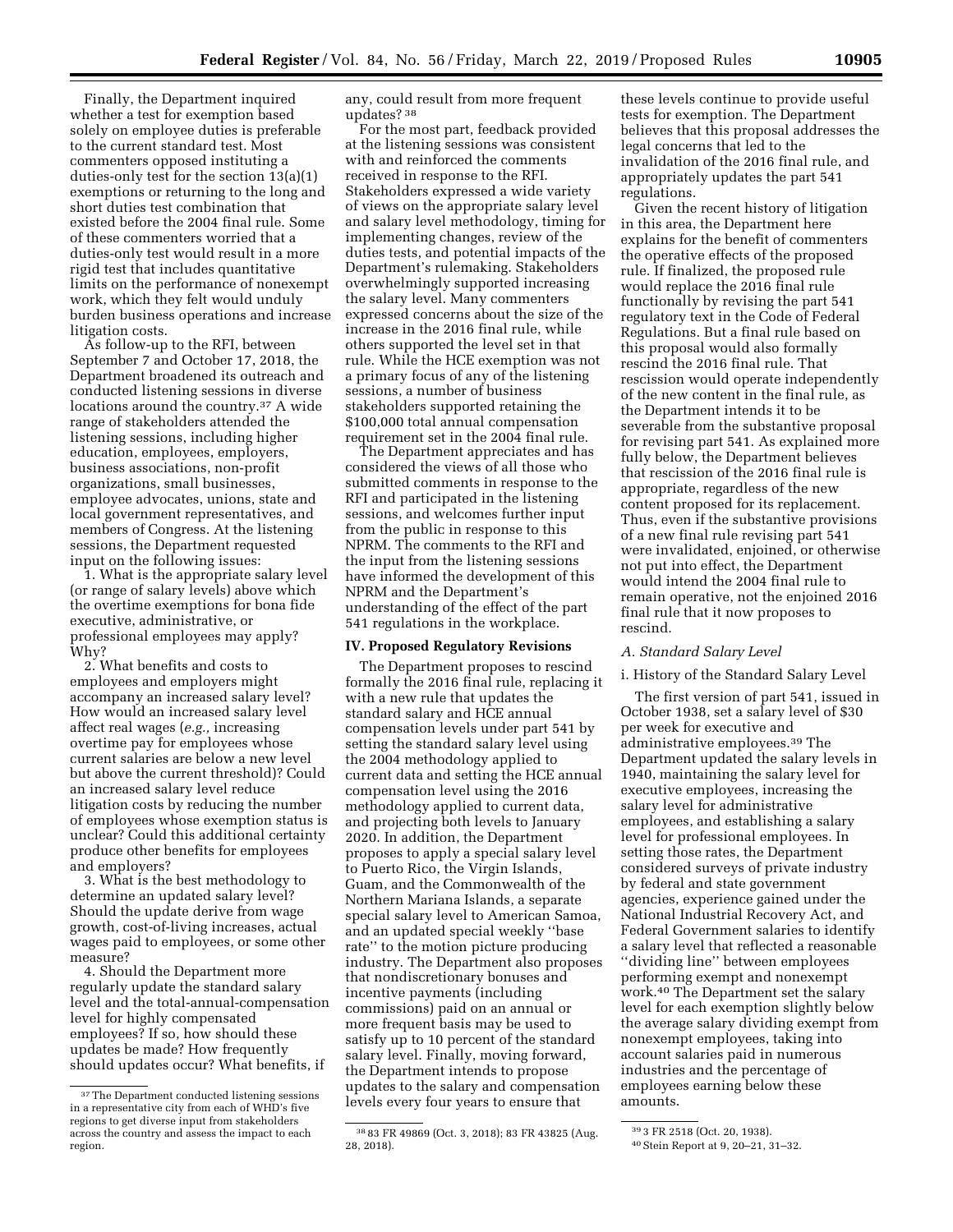Finally, the Department inquired whether a test for exemption based solely on employee duties is preferable to the current standard test. Most commenters opposed instituting a duties-only test for the section 13(a)(1) exemptions or returning to the long and short duties test combination that existed before the 2004 final rule. Some of these commenters worried that a duties-only test would result in a more rigid test that includes quantitative limits on the performance of nonexempt work, which they felt would unduly burden business operations and increase litigation costs.

As follow-up to the RFI, between September 7 and October 17, 2018, the Department broadened its outreach and conducted listening sessions in diverse locations around the country.[37] A wide range of stakeholders attended the listening sessions, including higher education, employees, employers, business associations, non-profit organizations, small businesses, employee advocates, unions, state and local government representatives, and members of Congress. At the listening sessions, the Department requested input on the following issues:

1. What is the appropriate salary level (or range of salary levels) above which the overtime exemptions for bona fide executive, administrative, or professional employees may apply? Why?

2. What benefits and costs to employees and employers might accompany an increased salary level? How would an increased salary level affect real wages (*e.g.,* increasing overtime pay for employees whose current salaries are below a new level but above the current threshold)? Could an increased salary level reduce litigation costs by reducing the number of employees whose exemption status is unclear? Could this additional certainty produce other benefits for employees and employers?

3. What is the best methodology to determine an updated salary level? Should the update derive from wage growth, cost-of-living increases, actual wages paid to employees, or some other measure?

4. Should the Department more regularly update the standard salary level and the total-annual-compensation level for highly compensated employees? If so, how should these updates be made? How frequently should updates occur? What benefits, if any, could result from more frequent updates?[38]

For the most part, feedback provided at the listening sessions was consistent with and reinforced the comments received in response to the RFI. Stakeholders expressed a wide variety of views on the appropriate salary level and salary level methodology, timing for implementing changes, review of the duties tests, and potential impacts of the Department's rulemaking. Stakeholders overwhelmingly supported increasing the salary level. Many commenters expressed concerns about the size of the increase in the 2016 final rule, while others supported the level set in that rule. While the HCE exemption was not a primary focus of any of the listening sessions, a number of business stakeholders supported retaining the $100,000 total annual compensation requirement set in the 2004 final rule.

The Department appreciates and has considered the views of all those who submitted comments in response to the RFI and participated in the listening sessions, and welcomes further input from the public in response to this NPRM. The comments to the RFI and the input from the listening sessions have informed the development of this NPRM and the Department's understanding of the effect of the part 541 regulations in the workplace.

## IV. Proposed Regulatory Revisions

The Department proposes to rescind formally the 2016 final rule, replacing it with a new rule that updates the standard salary and HCE annual compensation levels under part 541 by setting the standard salary level using the 2004 methodology applied to current data and setting the HCE annual compensation level using the 2016 methodology applied to current data, and projecting both levels to January 2020. In addition, the Department proposes to apply a special salary level to Puerto Rico, the Virgin Islands, Guam, and the Commonwealth of the Northern Mariana Islands, a separate special salary level to American Samoa, and an updated special weekly "base rate" to the motion picture producing industry. The Department also proposes that nondiscretionary bonuses and incentive payments (including commissions) paid on an annual or more frequent basis may be used to satisfy up to 10 percent of the standard salary level. Finally, moving forward, the Department intends to propose updates to the salary and compensation levels every four years to ensure that these levels continue to provide useful tests for exemption. The Department believes that this proposal addresses the legal concerns that led to the invalidation of the 2016 final rule, and appropriately updates the part 541 regulations.

Given the recent history of litigation in this area, the Department here explains for the benefit of commenters the operative effects of the proposed rule. If finalized, the proposed rule would replace the 2016 final rule functionally by revising the part 541 regulatory text in the Code of Federal Regulations. But a final rule based on this proposal would also formally rescind the 2016 final rule. That rescission would operate independently of the new content in the final rule, as the Department intends it to be severable from the substantive proposal for revising part 541. As explained more fully below, the Department believes that rescission of the 2016 final rule is appropriate, regardless of the new content proposed for its replacement. Thus, even if the substantive provisions of a new final rule revising part 541 were invalidated, enjoined, or otherwise not put into effect, the Department would intend the 2004 final rule to remain operative, not the enjoined 2016 final rule that it now proposes to rescind.

### A. Standard Salary Level

#### i. History of the Standard Salary Level

The first version of part 541, issued in October 1938, set a salary level of $30 per week for executive and administrative employees.[39] The Department updated the salary levels in 1940, maintaining the salary level for executive employees, increasing the salary level for administrative employees, and establishing a salary level for professional employees. In setting those rates, the Department considered surveys of private industry by federal and state government agencies, experience gained under the National Industrial Recovery Act, and Federal Government salaries to identify a salary level that reflected a reasonable "dividing line" between employees performing exempt and nonexempt work.[40] The Department set the salary level for each exemption slightly below the average salary dividing exempt from nonexempt employees, taking into account salaries paid in numerous industries and the percentage of employees earning below these amounts.

---

[37] The Department conducted listening sessions in a representative city from each of WHD's five regions to get diverse input from stakeholders across the country and assess the impact to each region.

[38] 83 FR 49869 (Oct. 3, 2018); 83 FR 43825 (Aug. 28, 2018).

[39] 3 FR 2518 (Oct. 20, 1938).

[40] Stein Report at 9, 20–21, 31–32.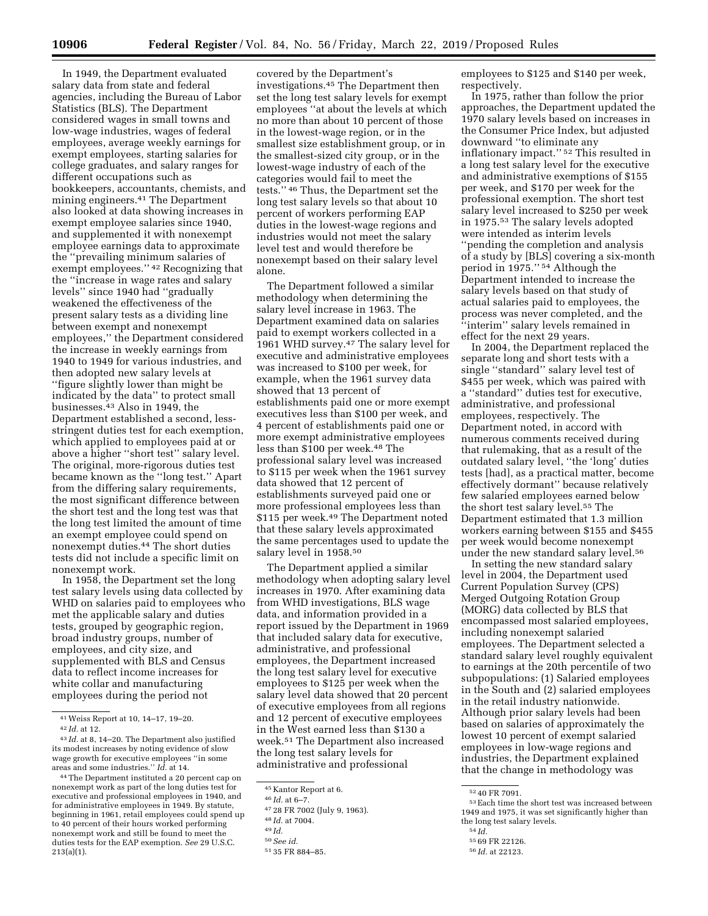In 1949, the Department evaluated salary data from state and federal agencies, including the Bureau of Labor Statistics (BLS). The Department considered wages in small towns and low-wage industries, wages of federal employees, average weekly earnings for exempt employees, starting salaries for college graduates, and salary ranges for different occupations such as bookkeepers, accountants, chemists, and mining engineers.[41] The Department also looked at data showing increases in exempt employee salaries since 1940, and supplemented it with nonexempt employee earnings data to approximate the ''prevailing minimum salaries of exempt employees.'' [42] Recognizing that the ''increase in wage rates and salary levels'' since 1940 had ''gradually weakened the effectiveness of the present salary tests as a dividing line between exempt and nonexempt employees,'' the Department considered the increase in weekly earnings from 1940 to 1949 for various industries, and then adopted new salary levels at ''figure slightly lower than might be indicated by the data'' to protect small businesses.[43] Also in 1949, the Department established a second, less-stringent duties test for each exemption, which applied to employees paid at or above a higher ''short test'' salary level. The original, more-rigorous duties test became known as the ''long test.'' Apart from the differing salary requirements, the most significant difference between the short test and the long test was that the long test limited the amount of time an exempt employee could spend on nonexempt duties.[44] The short duties tests did not include a specific limit on nonexempt work.

In 1958, the Department set the long test salary levels using data collected by WHD on salaries paid to employees who met the applicable salary and duties tests, grouped by geographic region, broad industry groups, number of employees, and city size, and supplemented with BLS and Census data to reflect income increases for white collar and manufacturing employees during the period not covered by the Department's investigations.[45] The Department then set the long test salary levels for exempt employees ''at about the levels at which no more than about 10 percent of those in the lowest-wage region, or in the smallest size establishment group, or in the smallest-sized city group, or in the lowest-wage industry of each of the categories would fail to meet the tests.'' [46] Thus, the Department set the long test salary levels so that about 10 percent of workers performing EAP duties in the lowest-wage regions and industries would not meet the salary level test and would therefore be nonexempt based on their salary level alone.

The Department followed a similar methodology when determining the salary level increase in 1963. The Department examined data on salaries paid to exempt workers collected in a 1961 WHD survey.[47] The salary level for executive and administrative employees was increased to $100 per week, for example, when the 1961 survey data showed that 13 percent of establishments paid one or more exempt executives less than $100 per week, and 4 percent of establishments paid one or more exempt administrative employees less than $100 per week.[48] The professional salary level was increased to $115 per week when the 1961 survey data showed that 12 percent of establishments surveyed paid one or more professional employees less than $115 per week.[49] The Department noted that these salary levels approximated the same percentages used to update the salary level in 1958.[50]

The Department applied a similar methodology when adopting salary level increases in 1970. After examining data from WHD investigations, BLS wage data, and information provided in a report issued by the Department in 1969 that included salary data for executive, administrative, and professional employees, the Department increased the long test salary level for executive employees to $125 per week when the salary level data showed that 20 percent of executive employees from all regions and 12 percent of executive employees in the West earned less than $130 a week.[51] The Department also increased the long test salary levels for administrative and professional employees to $125 and $140 per week, respectively.

In 1975, rather than follow the prior approaches, the Department updated the 1970 salary levels based on increases in the Consumer Price Index, but adjusted downward ''to eliminate any inflationary impact.'' [52] This resulted in a long test salary level for the executive and administrative exemptions of $155 per week, and $170 per week for the professional exemption. The short test salary level increased to $250 per week in 1975.[53] The salary levels adopted were intended as interim levels ''pending the completion and analysis of a study by [BLS] covering a six-month period in 1975.'' [54] Although the Department intended to increase the salary levels based on that study of actual salaries paid to employees, the process was never completed, and the ''interim'' salary levels remained in effect for the next 29 years.

In 2004, the Department replaced the separate long and short tests with a single ''standard'' salary level test of $455 per week, which was paired with a ''standard'' duties test for executive, administrative, and professional employees, respectively. The Department noted, in accord with numerous comments received during that rulemaking, that as a result of the outdated salary level, ''the 'long' duties tests [had], as a practical matter, become effectively dormant'' because relatively few salaried employees earned below the short test salary level.[55] The Department estimated that 1.3 million workers earning between $155 and $455 per week would become nonexempt under the new standard salary level.[56]

In setting the new standard salary level in 2004, the Department used Current Population Survey (CPS) Merged Outgoing Rotation Group (MORG) data collected by BLS that encompassed most salaried employees, including nonexempt salaried employees. The Department selected a standard salary level roughly equivalent to earnings at the 20th percentile of two subpopulations: (1) Salaried employees in the South and (2) salaried employees in the retail industry nationwide. Although prior salary levels had been based on salaries of approximately the lowest 10 percent of exempt salaried employees in low-wage regions and industries, the Department explained that the change in methodology was

---

[41] Weiss Report at 10, 14–17, 19–20.

[42] *Id.* at 12.

[43] *Id.* at 8, 14–20. The Department also justified its modest increases by noting evidence of slow wage growth for executive employees ''in some areas and some industries.'' *Id.* at 14.

[44] The Department instituted a 20 percent cap on nonexempt work as part of the long duties test for executive and professional employees in 1940, and for administrative employees in 1949. By statute, beginning in 1961, retail employees could spend up to 40 percent of their hours worked performing nonexempt work and still be found to meet the duties tests for the EAP exemption. *See* 29 U.S.C. 213(a)(1).

[45] Kantor Report at 6.

[46] *Id.* at 6–7.

[47] 28 FR 7002 (July 9, 1963).

[48] *Id.* at 7004.

[49] *Id.*

[50] *See id.*

[51] 35 FR 884–85.

[52] 40 FR 7091.

[53] Each time the short test was increased between 1949 and 1975, it was set significantly higher than the long test salary levels.

[54] *Id.*

[55] 69 FR 22126.

[56] *Id.* at 22123.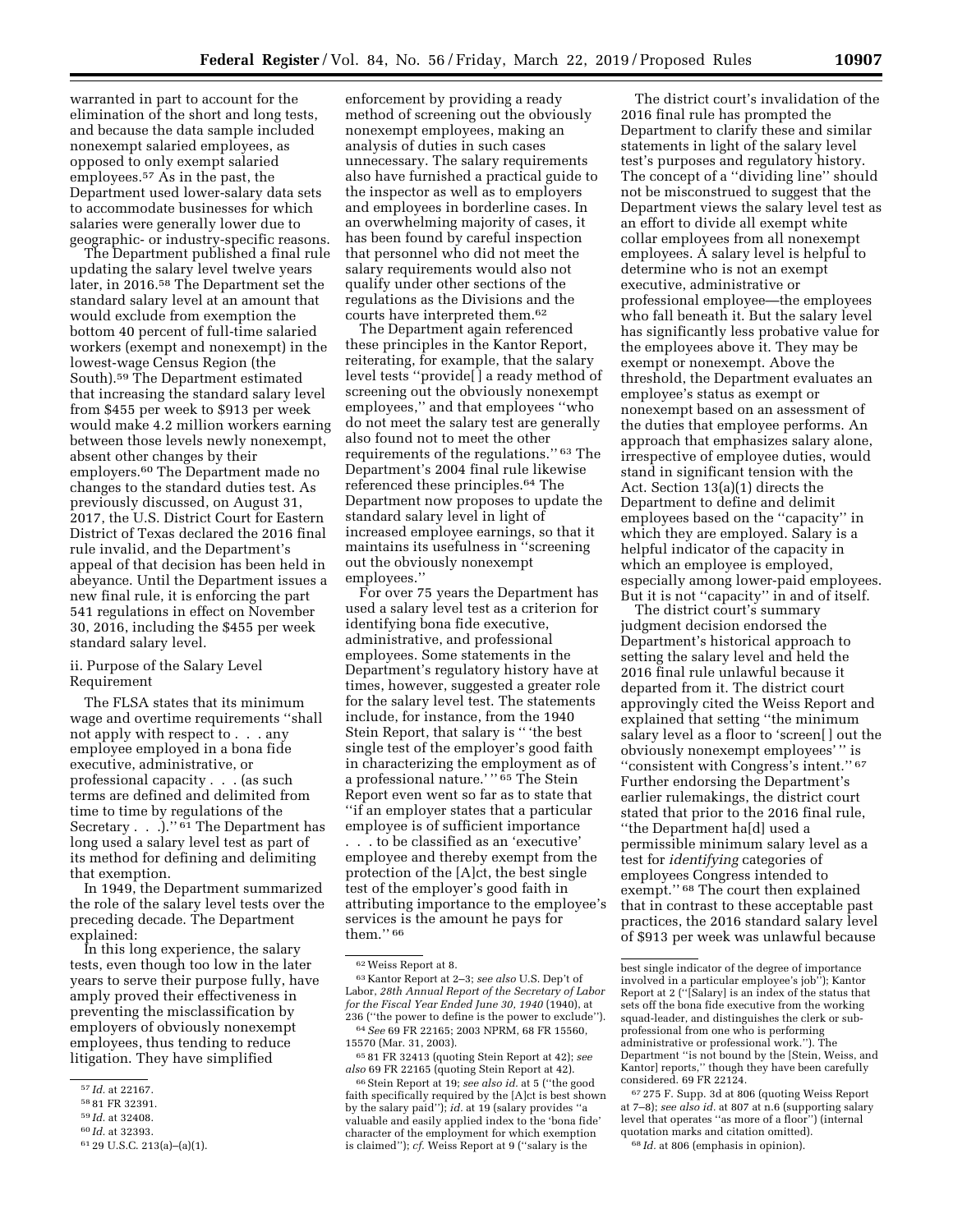warranted in part to account for the elimination of the short and long tests, and because the data sample included nonexempt salaried employees, as opposed to only exempt salaried employees.[57] As in the past, the Department used lower-salary data sets to accommodate businesses for which salaries were generally lower due to geographic- or industry-specific reasons.

The Department published a final rule updating the salary level twelve years later, in 2016.[58] The Department set the standard salary level at an amount that would exclude from exemption the bottom 40 percent of full-time salaried workers (exempt and nonexempt) in the lowest-wage Census Region (the South).[59] The Department estimated that increasing the standard salary level from $455 per week to $913 per week would make 4.2 million workers earning between those levels newly nonexempt, absent other changes by their employers.[60] The Department made no changes to the standard duties test. As previously discussed, on August 31, 2017, the U.S. District Court for Eastern District of Texas declared the 2016 final rule invalid, and the Department's appeal of that decision has been held in abeyance. Until the Department issues a new final rule, it is enforcing the part 541 regulations in effect on November 30, 2016, including the $455 per week standard salary level.

ii. Purpose of the Salary Level Requirement

The FLSA states that its minimum wage and overtime requirements ''shall not apply with respect to . . . any employee employed in a bona fide executive, administrative, or professional capacity . . . (as such terms are defined and delimited from time to time by regulations of the Secretary . . .).''[61] The Department has long used a salary level test as part of its method for defining and delimiting that exemption.

In 1949, the Department summarized the role of the salary level tests over the preceding decade. The Department explained:

In this long experience, the salary tests, even though too low in the later years to serve their purpose fully, have amply proved their effectiveness in preventing the misclassification by employers of obviously nonexempt employees, thus tending to reduce litigation. They have simplified enforcement by providing a ready method of screening out the obviously nonexempt employees, making an analysis of duties in such cases unnecessary. The salary requirements also have furnished a practical guide to the inspector as well as to employers and employees in borderline cases. In an overwhelming majority of cases, it has been found by careful inspection that personnel who did not meet the salary requirements would also not qualify under other sections of the regulations as the Divisions and the courts have interpreted them.[62]

The Department again referenced these principles in the Kantor Report, reiterating, for example, that the salary level tests ''provide[ ] a ready method of screening out the obviously nonexempt employees,'' and that employees ''who do not meet the salary test are generally also found not to meet the other requirements of the regulations.'' [63] The Department's 2004 final rule likewise referenced these principles.[64] The Department now proposes to update the standard salary level in light of increased employee earnings, so that it maintains its usefulness in ''screening out the obviously nonexempt employees.''

For over 75 years the Department has used a salary level test as a criterion for identifying bona fide executive, administrative, and professional employees. Some statements in the Department's regulatory history have at times, however, suggested a greater role for the salary level test. The statements include, for instance, from the 1940 Stein Report, that salary is '' 'the best single test of the employer's good faith in characterizing the employment as of a professional nature.' '' [65] The Stein Report even went so far as to state that ''if an employer states that a particular employee is of sufficient importance . . . to be classified as an 'executive' employee and thereby exempt from the protection of the [A]ct, the best single test of the employer's good faith in attributing importance to the employee's services is the amount he pays for them.'' [66]

The district court's invalidation of the 2016 final rule has prompted the Department to clarify these and similar statements in light of the salary level test's purposes and regulatory history. The concept of a ''dividing line'' should not be misconstrued to suggest that the Department views the salary level test as an effort to divide all exempt white collar employees from all nonexempt employees. A salary level is helpful to determine who is not an exempt executive, administrative or professional employee—the employees who fall beneath it. But the salary level has significantly less probative value for the employees above it. They may be exempt or nonexempt. Above the threshold, the Department evaluates an employee's status as exempt or nonexempt based on an assessment of the duties that employee performs. An approach that emphasizes salary alone, irrespective of employee duties, would stand in significant tension with the Act. Section 13(a)(1) directs the Department to define and delimit employees based on the ''capacity'' in which they are employed. Salary is a helpful indicator of the capacity in which an employee is employed, especially among lower-paid employees. But it is not ''capacity'' in and of itself.

The district court's summary judgment decision endorsed the Department's historical approach to setting the salary level and held the 2016 final rule unlawful because it departed from it. The district court approvingly cited the Weiss Report and explained that setting ''the minimum salary level as a floor to 'screen[ ] out the obviously nonexempt employees' '' is ''consistent with Congress's intent.'' [67] Further endorsing the Department's earlier rulemakings, the district court stated that prior to the 2016 final rule, ''the Department ha[d] used a permissible minimum salary level as a test for *identifying* categories of employees Congress intended to exempt.'' [68] The court then explained that in contrast to these acceptable past practices, the 2016 standard salary level of $913 per week was unlawful because

---

[57] *Id.* at 22167.

[58] 81 FR 32391.

[59] *Id.* at 32408.

[60] *Id.* at 32393.

[61] 29 U.S.C. 213(a)–(a)(1).

[62] Weiss Report at 8.

[63] Kantor Report at 2–3; *see also* U.S. Dep't of Labor, *28th Annual Report of the Secretary of Labor for the Fiscal Year Ended June 30, 1940* (1940), at 236 (''the power to define is the power to exclude'').

[64] *See* 69 FR 22165; 2003 NPRM, 68 FR 15560, 15570 (Mar. 31, 2003).

[65] 81 FR 32413 (quoting Stein Report at 42); *see also* 69 FR 22165 (quoting Stein Report at 42).

[66] Stein Report at 19; *see also id.* at 5 (''the good faith specifically required by the [A]ct is best shown by the salary paid''); *id.* at 19 (salary provides ''a valuable and easily applied index to the 'bona fide' character of the employment for which exemption is claimed''); *cf.* Weiss Report at 9 (''salary is the best single indicator of the degree of importance involved in a particular employee's job''); Kantor Report at 2 (''[Salary] is an index of the status that sets off the bona fide executive from the working squad-leader, and distinguishes the clerk or sub-professional from one who is performing administrative or professional work.''). The Department ''is not bound by the [Stein, Weiss, and Kantor] reports,'' though they have been carefully considered. 69 FR 22124.

[67] 275 F. Supp. 3d at 806 (quoting Weiss Report at 7–8); *see also id.* at 807 at n.6 (supporting salary level that operates ''as more of a floor'') (internal quotation marks and citation omitted).

[68] *Id.* at 806 (emphasis in opinion).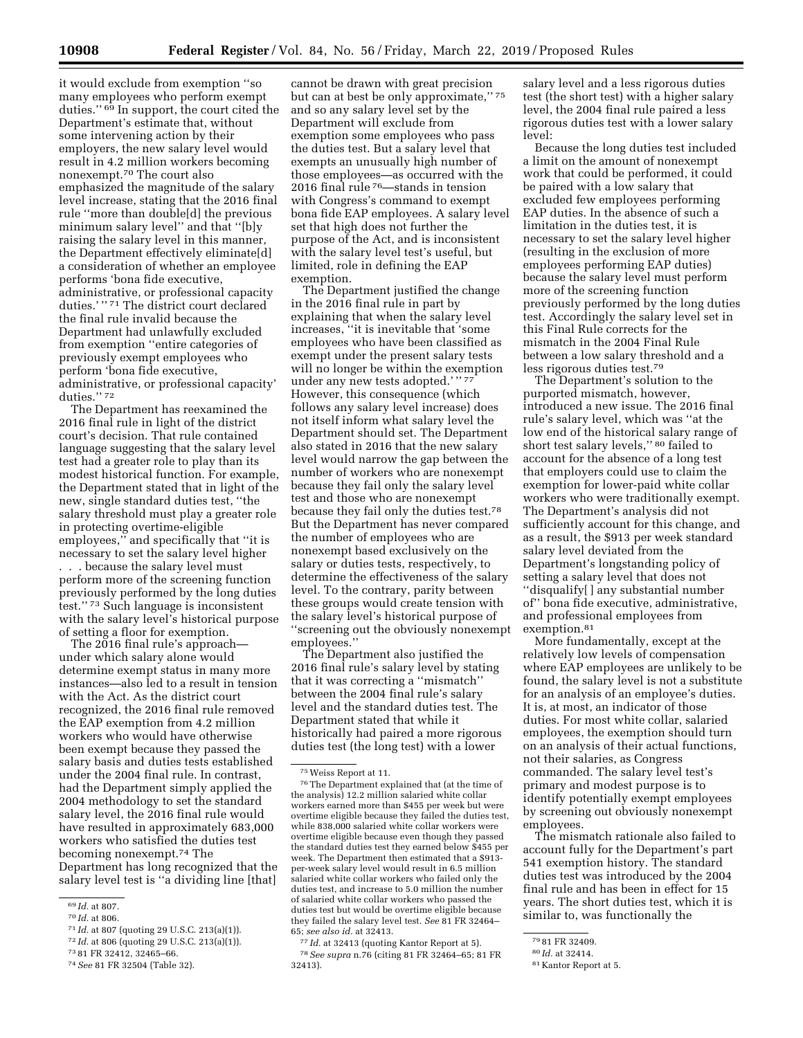it would exclude from exemption ''so many employees who perform exempt duties.'' [69] In support, the court cited the Department's estimate that, without some intervening action by their employers, the new salary level would result in 4.2 million workers becoming nonexempt.[70] The court also emphasized the magnitude of the salary level increase, stating that the 2016 final rule ''more than double[d] the previous minimum salary level'' and that ''[b]y raising the salary level in this manner, the Department effectively eliminate[d] a consideration of whether an employee performs 'bona fide executive, administrative, or professional capacity duties.' '' [71] The district court declared the final rule invalid because the Department had unlawfully excluded from exemption ''entire categories of previously exempt employees who perform 'bona fide executive, administrative, or professional capacity' duties.'' [72]

The Department has reexamined the 2016 final rule in light of the district court's decision. That rule contained language suggesting that the salary level test had a greater role to play than its modest historical function. For example, the Department stated that in light of the new, single standard duties test, ''the salary threshold must play a greater role in protecting overtime-eligible employees,'' and specifically that ''it is necessary to set the salary level higher . . . because the salary level must perform more of the screening function previously performed by the long duties test.'' [73] Such language is inconsistent with the salary level's historical purpose of setting a floor for exemption.

The 2016 final rule's approach—under which salary alone would determine exempt status in many more instances—also led to a result in tension with the Act. As the district court recognized, the 2016 final rule removed the EAP exemption from 4.2 million workers who would have otherwise been exempt because they passed the salary basis and duties tests established under the 2004 final rule. In contrast, had the Department simply applied the 2004 methodology to set the standard salary level, the 2016 final rule would have resulted in approximately 683,000 workers who satisfied the duties test becoming nonexempt.[74] The Department has long recognized that the salary level test is ''a dividing line [that] cannot be drawn with great precision but can at best be only approximate,'' [75] and so any salary level set by the Department will exclude from exemption some employees who pass the duties test. But a salary level that exempts an unusually high number of those employees—as occurred with the 2016 final rule [76]—stands in tension with Congress's command to exempt bona fide EAP employees. A salary level set that high does not further the purpose of the Act, and is inconsistent with the salary level test's useful, but limited, role in defining the EAP exemption.

The Department justified the change in the 2016 final rule in part by explaining that when the salary level increases, ''it is inevitable that 'some employees who have been classified as exempt under the present salary tests will no longer be within the exemption under any new tests adopted.' '' [77] However, this consequence (which follows any salary level increase) does not itself inform what salary level the Department should set. The Department also stated in 2016 that the new salary level would narrow the gap between the number of workers who are nonexempt because they fail only the salary level test and those who are nonexempt because they fail only the duties test.[78] But the Department has never compared the number of employees who are nonexempt based exclusively on the salary or duties tests, respectively, to determine the effectiveness of the salary level. To the contrary, parity between these groups would create tension with the salary level's historical purpose of ''screening out the obviously nonexempt employees.''

The Department also justified the 2016 final rule's salary level by stating that it was correcting a ''mismatch'' between the 2004 final rule's salary level and the standard duties test. The Department stated that while it historically had paired a more rigorous duties test (the long test) with a lower salary level and a less rigorous duties test (the short test) with a higher salary level, the 2004 final rule paired a less rigorous duties test with a lower salary level:

Because the long duties test included a limit on the amount of nonexempt work that could be performed, it could be paired with a low salary that excluded few employees performing EAP duties. In the absence of such a limitation in the duties test, it is necessary to set the salary level higher (resulting in the exclusion of more employees performing EAP duties) because the salary level must perform more of the screening function previously performed by the long duties test. Accordingly the salary level set in this Final Rule corrects for the mismatch in the 2004 Final Rule between a low salary threshold and a less rigorous duties test.[79]

The Department's solution to the purported mismatch, however, introduced a new issue. The 2016 final rule's salary level, which was ''at the low end of the historical salary range of short test salary levels,'' [80] failed to account for the absence of a long test that employers could use to claim the exemption for lower-paid white collar workers who were traditionally exempt. The Department's analysis did not sufficiently account for this change, and as a result, the $913 per week standard salary level deviated from the Department's longstanding policy of setting a salary level that does not ''disqualify[ ] any substantial number of'' bona fide executive, administrative, and professional employees from exemption.[81]

More fundamentally, except at the relatively low levels of compensation where EAP employees are unlikely to be found, the salary level is not a substitute for an analysis of an employee's duties. It is, at most, an indicator of those duties. For most white collar, salaried employees, the exemption should turn on an analysis of their actual functions, not their salaries, as Congress commanded. The salary level test's primary and modest purpose is to identify potentially exempt employees by screening out obviously nonexempt employees.

The mismatch rationale also failed to account fully for the Department's part 541 exemption history. The standard duties test was introduced by the 2004 final rule and has been in effect for 15 years. The short duties test, which it is similar to, was functionally the

---

[69] *Id.* at 807.

[70] *Id.* at 806.

[71] *Id.* at 807 (quoting 29 U.S.C. 213(a)(1)).

[72] *Id.* at 806 (quoting 29 U.S.C. 213(a)(1)).

[73] 81 FR 32412, 32465–66.

[74] *See* 81 FR 32504 (Table 32).

[75] Weiss Report at 11.

[76] The Department explained that (at the time of the analysis) 12.2 million salaried white collar workers earned more than $455 per week but were overtime eligible because they failed the duties test, while 838,000 salaried white collar workers were overtime eligible because even though they passed the standard duties test they earned below $455 per week. The Department then estimated that a $913-per-week salary level would result in 6.5 million salaried white collar workers who failed only the duties test, and increase to 5.0 million the number of salaried white collar workers who passed the duties test but would be overtime eligible because they failed the salary level test. *See* 81 FR 32464–65; *see also id.* at 32413.

[77] *Id.* at 32413 (quoting Kantor Report at 5).

[78] *See supra* n.76 (citing 81 FR 32464–65; 81 FR 32413).

[79] 81 FR 32409.

[80] *Id.* at 32414.

[81] Kantor Report at 5.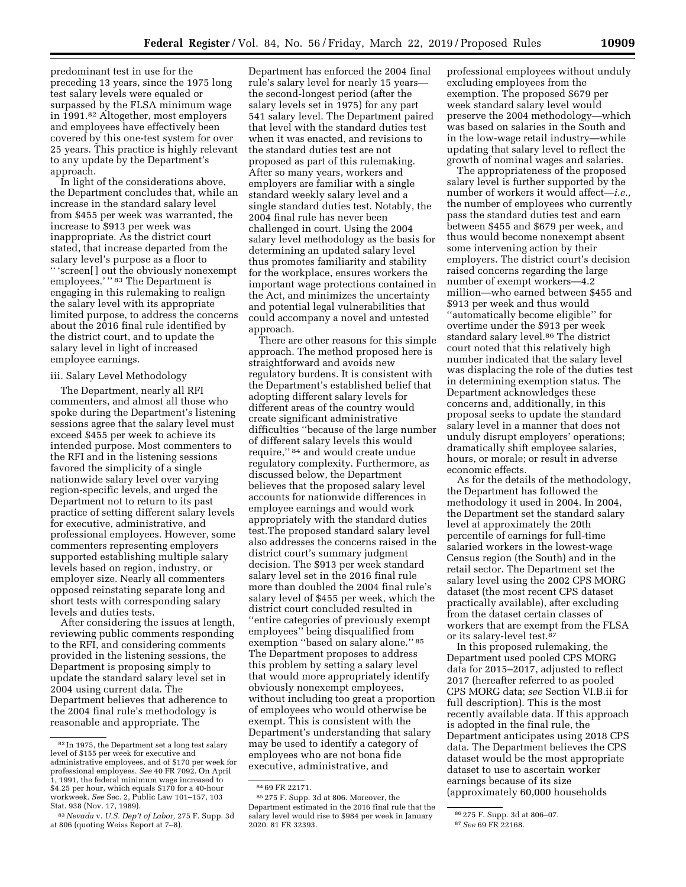predominant test in use for the preceding 13 years, since the 1975 long test salary levels were equaled or surpassed by the FLSA minimum wage in 1991.[82] Altogether, most employers and employees have effectively been covered by this one-test system for over 25 years. This practice is highly relevant to any update by the Department's approach.

In light of the considerations above, the Department concludes that, while an increase in the standard salary level from $455 per week was warranted, the increase to $913 per week was inappropriate. As the district court stated, that increase departed from the salary level's purpose as a floor to "'screen[ ] out the obviously nonexempt employees.'"[83] The Department is engaging in this rulemaking to realign the salary level with its appropriate limited purpose, to address the concerns about the 2016 final rule identified by the district court, and to update the salary level in light of increased employee earnings.

iii. Salary Level Methodology

The Department, nearly all RFI commenters, and almost all those who spoke during the Department's listening sessions agree that the salary level must exceed $455 per week to achieve its intended purpose. Most commenters to the RFI and in the listening sessions favored the simplicity of a single nationwide salary level over varying region-specific levels, and urged the Department not to return to its past practice of setting different salary levels for executive, administrative, and professional employees. However, some commenters representing employers supported establishing multiple salary levels based on region, industry, or employer size. Nearly all commenters opposed reinstating separate long and short tests with corresponding salary levels and duties tests.

After considering the issues at length, reviewing public comments responding to the RFI, and considering comments provided in the listening sessions, the Department is proposing simply to update the standard salary level set in 2004 using current data. The Department believes that adherence to the 2004 final rule's methodology is reasonable and appropriate. The Department has enforced the 2004 final rule's salary level for nearly 15 years—the second-longest period (after the salary levels set in 1975) for any part 541 salary level. The Department paired that level with the standard duties test when it was enacted, and revisions to the standard duties test are not proposed as part of this rulemaking. After so many years, workers and employers are familiar with a single standard weekly salary level and a single standard duties test. Notably, the 2004 final rule has never been challenged in court. Using the 2004 salary level methodology as the basis for determining an updated salary level thus promotes familiarity and stability for the workplace, ensures workers the important wage protections contained in the Act, and minimizes the uncertainty and potential legal vulnerabilities that could accompany a novel and untested approach.

There are other reasons for this simple approach. The method proposed here is straightforward and avoids new regulatory burdens. It is consistent with the Department's established belief that adopting different salary levels for different areas of the country would create significant administrative difficulties "because of the large number of different salary levels this would require,"[84] and would create undue regulatory complexity. Furthermore, as discussed below, the Department believes that the proposed salary level accounts for nationwide differences in employee earnings and would work appropriately with the standard duties test.The proposed standard salary level also addresses the concerns raised in the district court's summary judgment decision. The $913 per week standard salary level set in the 2016 final rule more than doubled the 2004 final rule's salary level of $455 per week, which the district court concluded resulted in "entire categories of previously exempt employees" being disqualified from exemption "based on salary alone."[85] The Department proposes to address this problem by setting a salary level that would more appropriately identify obviously nonexempt employees, without including too great a proportion of employees who would otherwise be exempt. This is consistent with the Department's understanding that salary may be used to identify a category of employees who are not bona fide executive, administrative, and professional employees without unduly excluding employees from the exemption. The proposed $679 per week standard salary level would preserve the 2004 methodology—which was based on salaries in the South and in the low-wage retail industry—while updating that salary level to reflect the growth of nominal wages and salaries.

The appropriateness of the proposed salary level is further supported by the number of workers it would affect—*i.e.,* the number of employees who currently pass the standard duties test and earn between $455 and $679 per week, and thus would become nonexempt absent some intervening action by their employers. The district court's decision raised concerns regarding the large number of exempt workers—4.2 million—who earned between $455 and $913 per week and thus would "automatically become eligible" for overtime under the $913 per week standard salary level.[86] The district court noted that this relatively high number indicated that the salary level was displacing the role of the duties test in determining exemption status. The Department acknowledges these concerns and, additionally, in this proposal seeks to update the standard salary level in a manner that does not unduly disrupt employers' operations; dramatically shift employee salaries, hours, or morale; or result in adverse economic effects.

As for the details of the methodology, the Department has followed the methodology it used in 2004. In 2004, the Department set the standard salary level at approximately the 20th percentile of earnings for full-time salaried workers in the lowest-wage Census region (the South) and in the retail sector. The Department set the salary level using the 2002 CPS MORG dataset (the most recent CPS dataset practically available), after excluding from the dataset certain classes of workers that are exempt from the FLSA or its salary-level test.[87]

In this proposed rulemaking, the Department used pooled CPS MORG data for 2015–2017, adjusted to reflect 2017 (hereafter referred to as pooled CPS MORG data; *see* Section VI.B.ii for full description). This is the most recently available data. If this approach is adopted in the final rule, the Department anticipates using 2018 CPS data. The Department believes the CPS dataset would be the most appropriate dataset to use to ascertain worker earnings because of its size (approximately 60,000 households

[82] In 1975, the Department set a long test salary level of $155 per week for executive and administrative employees, and of $170 per week for professional employees. *See* 40 FR 7092. On April 1, 1991, the federal minimum wage increased to $4.25 per hour, which equals $170 for a 40-hour workweek. *See* Sec. 2, Public Law 101–157, 103 Stat. 938 (Nov. 17, 1989).

[83] *Nevada* v. *U.S. Dep't of Labor,* 275 F. Supp. 3d at 806 (quoting Weiss Report at 7–8).

[84] 69 FR 22171.

[85] 275 F. Supp. 3d at 806. Moreover, the Department estimated in the 2016 final rule that the salary level would rise to $984 per week in January 2020. 81 FR 32393.

[86] 275 F. Supp. 3d at 806–07.

[87] *See* 69 FR 22168.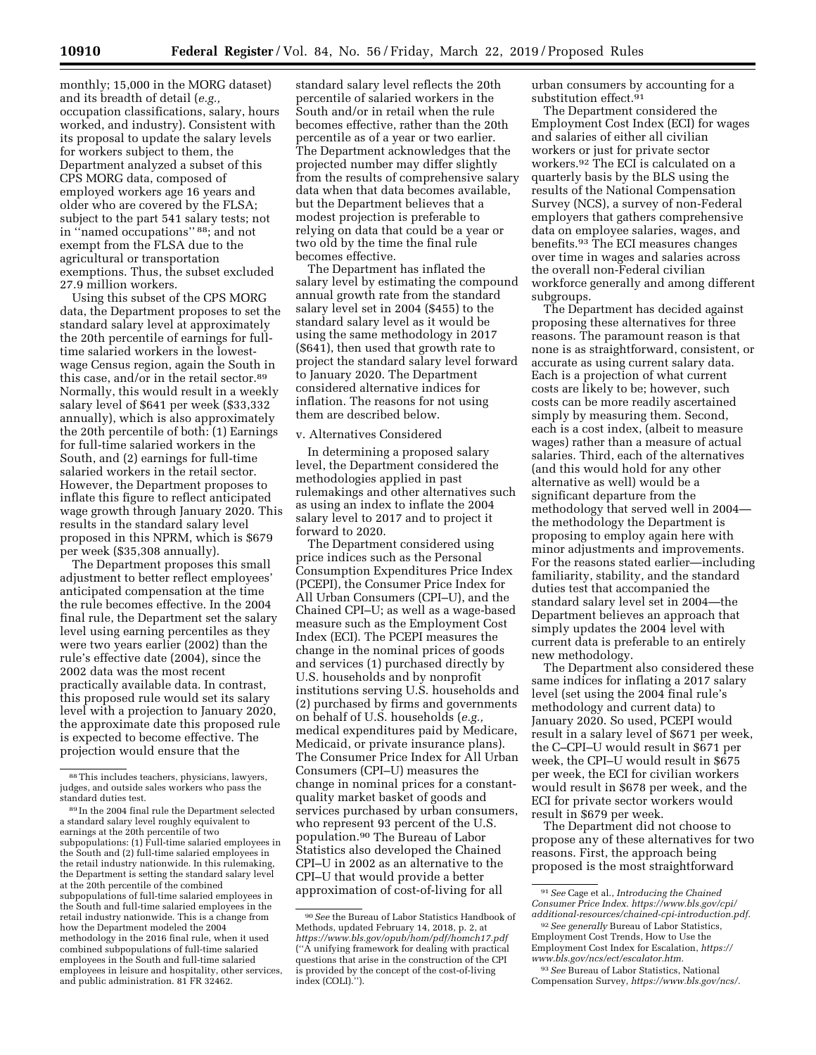monthly; 15,000 in the MORG dataset) and its breadth of detail (*e.g.,* occupation classifications, salary, hours worked, and industry). Consistent with its proposal to update the salary levels for workers subject to them, the Department analyzed a subset of this CPS MORG data, composed of employed workers age 16 years and older who are covered by the FLSA; subject to the part 541 salary tests; not in ''named occupations'' [88]; and not exempt from the FLSA due to the agricultural or transportation exemptions. Thus, the subset excluded 27.9 million workers.

Using this subset of the CPS MORG data, the Department proposes to set the standard salary level at approximately the 20th percentile of earnings for full-time salaried workers in the lowest-wage Census region, again the South in this case, and/or in the retail sector.[89] Normally, this would result in a weekly salary level of $641 per week ($33,332 annually), which is also approximately the 20th percentile of both: (1) Earnings for full-time salaried workers in the South, and (2) earnings for full-time salaried workers in the retail sector. However, the Department proposes to inflate this figure to reflect anticipated wage growth through January 2020. This results in the standard salary level proposed in this NPRM, which is $679 per week ($35,308 annually).

The Department proposes this small adjustment to better reflect employees' anticipated compensation at the time the rule becomes effective. In the 2004 final rule, the Department set the salary level using earning percentiles as they were two years earlier (2002) than the rule's effective date (2004), since the 2002 data was the most recent practically available data. In contrast, this proposed rule would set its salary level with a projection to January 2020, the approximate date this proposed rule is expected to become effective. The projection would ensure that the standard salary level reflects the 20th percentile of salaried workers in the South and/or in retail when the rule becomes effective, rather than the 20th percentile as of a year or two earlier. The Department acknowledges that the projected number may differ slightly from the results of comprehensive salary data when that data becomes available, but the Department believes that a modest projection is preferable to relying on data that could be a year or two old by the time the final rule becomes effective.

The Department has inflated the salary level by estimating the compound annual growth rate from the standard salary level set in 2004 ($455) to the standard salary level as it would be using the same methodology in 2017 ($641), then used that growth rate to project the standard salary level forward to January 2020. The Department considered alternative indices for inflation. The reasons for not using them are described below.

v. Alternatives Considered

In determining a proposed salary level, the Department considered the methodologies applied in past rulemakings and other alternatives such as using an index to inflate the 2004 salary level to 2017 and to project it forward to 2020.

The Department considered using price indices such as the Personal Consumption Expenditures Price Index (PCEPI), the Consumer Price Index for All Urban Consumers (CPI–U), and the Chained CPI–U; as well as a wage-based measure such as the Employment Cost Index (ECI). The PCEPI measures the change in the nominal prices of goods and services (1) purchased directly by U.S. households and by nonprofit institutions serving U.S. households and (2) purchased by firms and governments on behalf of U.S. households (*e.g.,* medical expenditures paid by Medicare, Medicaid, or private insurance plans). The Consumer Price Index for All Urban Consumers (CPI–U) measures the change in nominal prices for a constant-quality market basket of goods and services purchased by urban consumers, who represent 93 percent of the U.S. population.[90] The Bureau of Labor Statistics also developed the Chained CPI–U in 2002 as an alternative to the CPI–U that would provide a better approximation of cost-of-living for all urban consumers by accounting for a substitution effect.[91]

The Department considered the Employment Cost Index (ECI) for wages and salaries of either all civilian workers or just for private sector workers.[92] The ECI is calculated on a quarterly basis by the BLS using the results of the National Compensation Survey (NCS), a survey of non-Federal employers that gathers comprehensive data on employee salaries, wages, and benefits.[93] The ECI measures changes over time in wages and salaries across the overall non-Federal civilian workforce generally and among different subgroups.

The Department has decided against proposing these alternatives for three reasons. The paramount reason is that none is as straightforward, consistent, or accurate as using current salary data. Each is a projection of what current costs are likely to be; however, such costs can be more readily ascertained simply by measuring them. Second, each is a cost index, (albeit to measure wages) rather than a measure of actual salaries. Third, each of the alternatives (and this would hold for any other alternative as well) would be a significant departure from the methodology that served well in 2004—the methodology the Department is proposing to employ again here with minor adjustments and improvements. For the reasons stated earlier—including familiarity, stability, and the standard duties test that accompanied the standard salary level set in 2004—the Department believes an approach that simply updates the 2004 level with current data is preferable to an entirely new methodology.

The Department also considered these same indices for inflating a 2017 salary level (set using the 2004 final rule's methodology and current data) to January 2020. So used, PCEPI would result in a salary level of $671 per week, the C–CPI–U would result in $671 per week, the CPI–U would result in $675 per week, the ECI for civilian workers would result in $678 per week, and the ECI for private sector workers would result in $679 per week.

The Department did not choose to propose any of these alternatives for two reasons. First, the approach being proposed is the most straightforward

[88] This includes teachers, physicians, lawyers, judges, and outside sales workers who pass the standard duties test.

[89] In the 2004 final rule the Department selected a standard salary level roughly equivalent to earnings at the 20th percentile of two subpopulations: (1) Full-time salaried employees in the South and (2) full-time salaried employees in the retail industry nationwide. In this rulemaking, the Department is setting the standard salary level at the 20th percentile of the combined subpopulations of full-time salaried employees in the South and full-time salaried employees in the retail industry nationwide. This is a change from how the Department modeled the 2004 methodology in the 2016 final rule, when it used combined subpopulations of full-time salaried employees in the South and full-time salaried employees in leisure and hospitality, other services, and public administration. 81 FR 32462.

[90] *See* the Bureau of Labor Statistics Handbook of Methods, updated February 14, 2018, p. 2, at *https://www.bls.gov/opub/hom/pdf/homch17.pdf* (''A unifying framework for dealing with practical questions that arise in the construction of the CPI is provided by the concept of the cost-of-living index (COLI).'').

[91] *See* Cage et al., *Introducing the Chained Consumer Price Index. https://www.bls.gov/cpi/additional-resources/chained-cpi-introduction.pdf.*

[92] *See generally* Bureau of Labor Statistics, Employment Cost Trends, How to Use the Employment Cost Index for Escalation, *https://www.bls.gov/ncs/ect/escalator.htm.*

[93] *See* Bureau of Labor Statistics, National Compensation Survey, *https://www.bls.gov/ncs/.*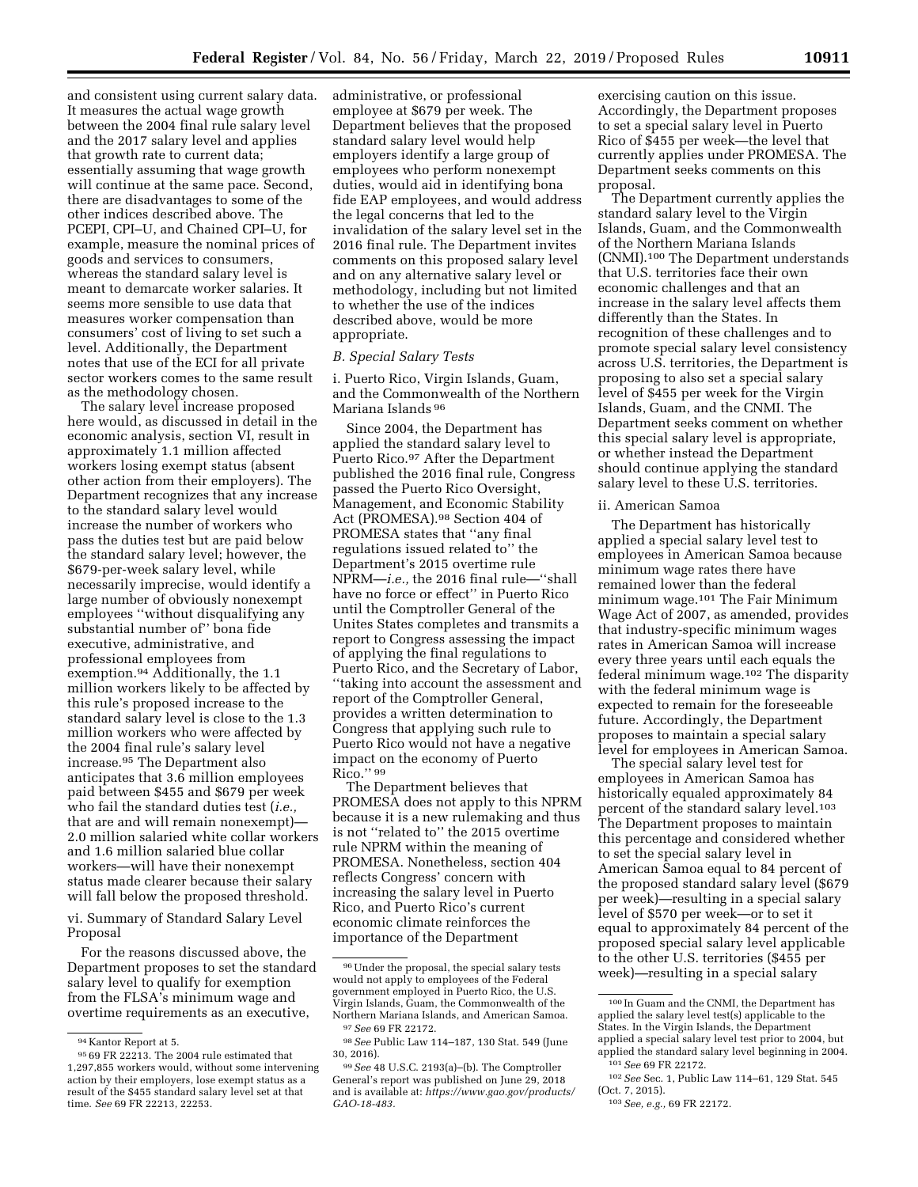and consistent using current salary data. It measures the actual wage growth between the 2004 final rule salary level and the 2017 salary level and applies that growth rate to current data; essentially assuming that wage growth will continue at the same pace. Second, there are disadvantages to some of the other indices described above. The PCEPI, CPI–U, and Chained CPI–U, for example, measure the nominal prices of goods and services to consumers, whereas the standard salary level is meant to demarcate worker salaries. It seems more sensible to use data that measures worker compensation than consumers' cost of living to set such a level. Additionally, the Department notes that use of the ECI for all private sector workers comes to the same result as the methodology chosen.

The salary level increase proposed here would, as discussed in detail in the economic analysis, section VI, result in approximately 1.1 million affected workers losing exempt status (absent other action from their employers). The Department recognizes that any increase to the standard salary level would increase the number of workers who pass the duties test but are paid below the standard salary level; however, the $679-per-week salary level, while necessarily imprecise, would identify a large number of obviously nonexempt employees "without disqualifying any substantial number of" bona fide executive, administrative, and professional employees from exemption.[94] Additionally, the 1.1 million workers likely to be affected by this rule's proposed increase to the standard salary level is close to the 1.3 million workers who were affected by the 2004 final rule's salary level increase.[95] The Department also anticipates that 3.6 million employees paid between $455 and $679 per week who fail the standard duties test (*i.e.,* that are and will remain nonexempt)—2.0 million salaried white collar workers and 1.6 million salaried blue collar workers—will have their nonexempt status made clearer because their salary will fall below the proposed threshold.

vi. Summary of Standard Salary Level Proposal

For the reasons discussed above, the Department proposes to set the standard salary level to qualify for exemption from the FLSA's minimum wage and overtime requirements as an executive, administrative, or professional employee at $679 per week. The Department believes that the proposed standard salary level would help employers identify a large group of employees who perform nonexempt duties, would aid in identifying bona fide EAP employees, and would address the legal concerns that led to the invalidation of the salary level set in the 2016 final rule. The Department invites comments on this proposed salary level and on any alternative salary level or methodology, including but not limited to whether the use of the indices described above, would be more appropriate.

### *B. Special Salary Tests*

i. Puerto Rico, Virgin Islands, Guam, and the Commonwealth of the Northern Mariana Islands[96]

Since 2004, the Department has applied the standard salary level to Puerto Rico.[97] After the Department published the 2016 final rule, Congress passed the Puerto Rico Oversight, Management, and Economic Stability Act (PROMESA).[98] Section 404 of PROMESA states that "any final regulations issued related to" the Department's 2015 overtime rule NPRM—*i.e.,* the 2016 final rule—"shall have no force or effect" in Puerto Rico until the Comptroller General of the Unites States completes and transmits a report to Congress assessing the impact of applying the final regulations to Puerto Rico, and the Secretary of Labor, "taking into account the assessment and report of the Comptroller General, provides a written determination to Congress that applying such rule to Puerto Rico would not have a negative impact on the economy of Puerto Rico." [99]

The Department believes that PROMESA does not apply to this NPRM because it is a new rulemaking and thus is not "related to" the 2015 overtime rule NPRM within the meaning of PROMESA. Nonetheless, section 404 reflects Congress' concern with increasing the salary level in Puerto Rico, and Puerto Rico's current economic climate reinforces the importance of the Department exercising caution on this issue. Accordingly, the Department proposes to set a special salary level in Puerto Rico of $455 per week—the level that currently applies under PROMESA. The Department seeks comments on this proposal.

The Department currently applies the standard salary level to the Virgin Islands, Guam, and the Commonwealth of the Northern Mariana Islands (CNMI).[100] The Department understands that U.S. territories face their own economic challenges and that an increase in the salary level affects them differently than the States. In recognition of these challenges and to promote special salary level consistency across U.S. territories, the Department is proposing to also set a special salary level of $455 per week for the Virgin Islands, Guam, and the CNMI. The Department seeks comment on whether this special salary level is appropriate, or whether instead the Department should continue applying the standard salary level to these U.S. territories.

ii. American Samoa

The Department has historically applied a special salary level test to employees in American Samoa because minimum wage rates there have remained lower than the federal minimum wage.[101] The Fair Minimum Wage Act of 2007, as amended, provides that industry-specific minimum wages rates in American Samoa will increase every three years until each equals the federal minimum wage.[102] The disparity with the federal minimum wage is expected to remain for the foreseeable future. Accordingly, the Department proposes to maintain a special salary level for employees in American Samoa.

The special salary level test for employees in American Samoa has historically equaled approximately 84 percent of the standard salary level.[103] The Department proposes to maintain this percentage and considered whether to set the special salary level in American Samoa equal to 84 percent of the proposed standard salary level ($679 per week)—resulting in a special salary level of $570 per week—or to set it equal to approximately 84 percent of the proposed special salary level applicable to the other U.S. territories ($455 per week)—resulting in a special salary

---

[94] Kantor Report at 5.

[95] 69 FR 22213. The 2004 rule estimated that 1,297,855 workers would, without some intervening action by their employers, lose exempt status as a result of the $455 standard salary level set at that time. *See* 69 FR 22213, 22253.

[96] Under the proposal, the special salary tests would not apply to employees of the Federal government employed in Puerto Rico, the U.S. Virgin Islands, Guam, the Commonwealth of the Northern Mariana Islands, and American Samoa.

[97] *See* 69 FR 22172.

[98] *See* Public Law 114–187, 130 Stat. 549 (June 30, 2016).

[99] *See* 48 U.S.C. 2193(a)–(b). The Comptroller General's report was published on June 29, 2018 and is available at: *https://www.gao.gov/products/GAO-18-483*.

[100] In Guam and the CNMI, the Department has applied the salary level test(s) applicable to the States. In the Virgin Islands, the Department applied a special salary level test prior to 2004, but applied the standard salary level beginning in 2004.

[101] *See* 69 FR 22172.

[102] *See* Sec. 1, Public Law 114–61, 129 Stat. 545 (Oct. 7, 2015).

[103] *See, e.g.,* 69 FR 22172.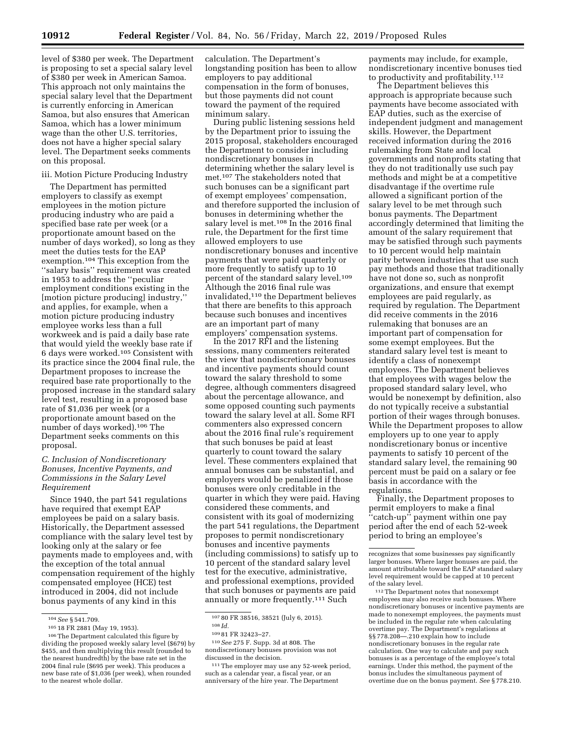level of $380 per week. The Department is proposing to set a special salary level of $380 per week in American Samoa. This approach not only maintains the special salary level that the Department is currently enforcing in American Samoa, but also ensures that American Samoa, which has a lower minimum wage than the other U.S. territories, does not have a higher special salary level. The Department seeks comments on this proposal.

iii. Motion Picture Producing Industry

The Department has permitted employers to classify as exempt employees in the motion picture producing industry who are paid a specified base rate per week (or a proportionate amount based on the number of days worked), so long as they meet the duties tests for the EAP exemption.[104] This exception from the ''salary basis'' requirement was created in 1953 to address the ''peculiar employment conditions existing in the [motion picture producing] industry,'' and applies, for example, when a motion picture producing industry employee works less than a full workweek and is paid a daily base rate that would yield the weekly base rate if 6 days were worked.[105] Consistent with its practice since the 2004 final rule, the Department proposes to increase the required base rate proportionally to the proposed increase in the standard salary level test, resulting in a proposed base rate of $1,036 per week (or a proportionate amount based on the number of days worked).[106] The Department seeks comments on this proposal.

### C. Inclusion of Nondiscretionary Bonuses, Incentive Payments, and Commissions in the Salary Level Requirement

Since 1940, the part 541 regulations have required that exempt EAP employees be paid on a salary basis. Historically, the Department assessed compliance with the salary level test by looking only at the salary or fee payments made to employees and, with the exception of the total annual compensation requirement of the highly compensated employee (HCE) test introduced in 2004, did not include bonus payments of any kind in this calculation. The Department's longstanding position has been to allow employers to pay additional compensation in the form of bonuses, but those payments did not count toward the payment of the required minimum salary.

During public listening sessions held by the Department prior to issuing the 2015 proposal, stakeholders encouraged the Department to consider including nondiscretionary bonuses in determining whether the salary level is met.[107] The stakeholders noted that such bonuses can be a significant part of exempt employees' compensation, and therefore supported the inclusion of bonuses in determining whether the salary level is met.[108] In the 2016 final rule, the Department for the first time allowed employers to use nondiscretionary bonuses and incentive payments that were paid quarterly or more frequently to satisfy up to 10 percent of the standard salary level.[109] Although the 2016 final rule was invalidated,[110] the Department believes that there are benefits to this approach because such bonuses and incentives are an important part of many employers' compensation systems.

In the 2017 RFI and the listening sessions, many commenters reiterated the view that nondiscretionary bonuses and incentive payments should count toward the salary threshold to some degree, although commenters disagreed about the percentage allowance, and some opposed counting such payments toward the salary level at all. Some RFI commenters also expressed concern about the 2016 final rule's requirement that such bonuses be paid at least quarterly to count toward the salary level. These commenters explained that annual bonuses can be substantial, and employers would be penalized if those bonuses were only creditable in the quarter in which they were paid. Having considered these comments, and consistent with its goal of modernizing the part 541 regulations, the Department proposes to permit nondiscretionary bonuses and incentive payments (including commissions) to satisfy up to 10 percent of the standard salary level test for the executive, administrative, and professional exemptions, provided that such bonuses or payments are paid annually or more frequently.[111] Such payments may include, for example, nondiscretionary incentive bonuses tied to productivity and profitability.[112]

The Department believes this approach is appropriate because such payments have become associated with EAP duties, such as the exercise of independent judgment and management skills. However, the Department received information during the 2016 rulemaking from State and local governments and nonprofits stating that they do not traditionally use such pay methods and might be at a competitive disadvantage if the overtime rule allowed a significant portion of the salary level to be met through such bonus payments. The Department accordingly determined that limiting the amount of the salary requirement that may be satisfied through such payments to 10 percent would help maintain parity between industries that use such pay methods and those that traditionally have not done so, such as nonprofit organizations, and ensure that exempt employees are paid regularly, as required by regulation. The Department did receive comments in the 2016 rulemaking that bonuses are an important part of compensation for some exempt employees. But the standard salary level test is meant to identify a class of nonexempt employees. The Department believes that employees with wages below the proposed standard salary level, who would be nonexempt by definition, also do not typically receive a substantial portion of their wages through bonuses. While the Department proposes to allow employers up to one year to apply nondiscretionary bonus or incentive payments to satisfy 10 percent of the standard salary level, the remaining 90 percent must be paid on a salary or fee basis in accordance with the regulations.

Finally, the Department proposes to permit employers to make a final ''catch-up'' payment within one pay period after the end of each 52-week period to bring an employee's

---

[104] *See* § 541.709.

[105] 18 FR 2881 (May 19, 1953).

[106] The Department calculated this figure by dividing the proposed weekly salary level ($679) by $455, and then multiplying this result (rounded to the nearest hundredth) by the base rate set in the 2004 final rule ($695 per week). This produces a new base rate of $1,036 (per week), when rounded to the nearest whole dollar.

[107] 80 FR 38516, 38521 (July 6, 2015).

[108] *Id.*

[109] 81 FR 32423–27.

[110] *See* 275 F. Supp. 3d at 808. The nondiscretionary bonuses provision was not discussed in the decision.

[111] The employer may use any 52-week period, such as a calendar year, a fiscal year, or an anniversary of the hire year. The Department recognizes that some businesses pay significantly larger bonuses. Where larger bonuses are paid, the amount attributable toward the EAP standard salary level requirement would be capped at 10 percent of the salary level.

[112] The Department notes that nonexempt employees may also receive such bonuses. Where nondiscretionary bonuses or incentive payments are made to nonexempt employees, the payments must be included in the regular rate when calculating overtime pay. The Department's regulations at §§ 778.208—.210 explain how to include nondiscretionary bonuses in the regular rate calculation. One way to calculate and pay such bonuses is as a percentage of the employee's total earnings. Under this method, the payment of the bonus includes the simultaneous payment of overtime due on the bonus payment. *See* § 778.210.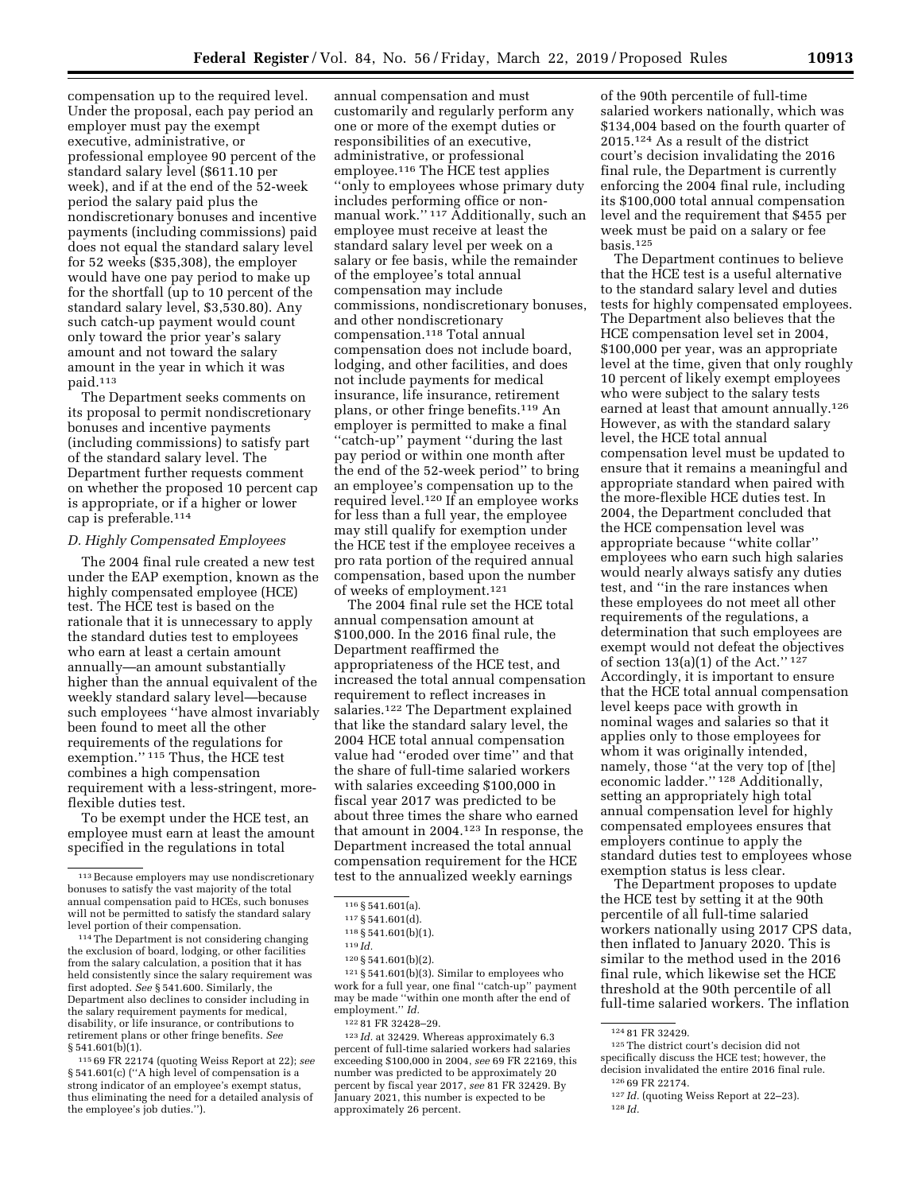compensation up to the required level. Under the proposal, each pay period an employer must pay the exempt executive, administrative, or professional employee 90 percent of the standard salary level ($611.10 per week), and if at the end of the 52-week period the salary paid plus the nondiscretionary bonuses and incentive payments (including commissions) paid does not equal the standard salary level for 52 weeks ($35,308), the employer would have one pay period to make up for the shortfall (up to 10 percent of the standard salary level, $3,530.80). Any such catch-up payment would count only toward the prior year's salary amount and not toward the salary amount in the year in which it was paid.[113]

The Department seeks comments on its proposal to permit nondiscretionary bonuses and incentive payments (including commissions) to satisfy part of the standard salary level. The Department further requests comment on whether the proposed 10 percent cap is appropriate, or if a higher or lower cap is preferable.[114]

### D. Highly Compensated Employees

The 2004 final rule created a new test under the EAP exemption, known as the highly compensated employee (HCE) test. The HCE test is based on the rationale that it is unnecessary to apply the standard duties test to employees who earn at least a certain amount annually—an amount substantially higher than the annual equivalent of the weekly standard salary level—because such employees ''have almost invariably been found to meet all the other requirements of the regulations for exemption.'' [115] Thus, the HCE test combines a high compensation requirement with a less-stringent, more-flexible duties test.

To be exempt under the HCE test, an employee must earn at least the amount specified in the regulations in total annual compensation and must customarily and regularly perform any one or more of the exempt duties or responsibilities of an executive, administrative, or professional employee.[116] The HCE test applies ''only to employees whose primary duty includes performing office or non-manual work.'' [117] Additionally, such an employee must receive at least the standard salary level per week on a salary or fee basis, while the remainder of the employee's total annual compensation may include commissions, nondiscretionary bonuses, and other nondiscretionary compensation.[118] Total annual compensation does not include board, lodging, and other facilities, and does not include payments for medical insurance, life insurance, retirement plans, or other fringe benefits.[119] An employer is permitted to make a final ''catch-up'' payment ''during the last pay period or within one month after the end of the 52-week period'' to bring an employee's compensation up to the required level.[120] If an employee works for less than a full year, the employee may still qualify for exemption under the HCE test if the employee receives a pro rata portion of the required annual compensation, based upon the number of weeks of employment.[121]

The 2004 final rule set the HCE total annual compensation amount at $100,000. In the 2016 final rule, the Department reaffirmed the appropriateness of the HCE test, and increased the total annual compensation requirement to reflect increases in salaries.[122] The Department explained that like the standard salary level, the 2004 HCE total annual compensation value had ''eroded over time'' and that the share of full-time salaried workers with salaries exceeding $100,000 in fiscal year 2017 was predicted to be about three times the share who earned that amount in 2004.[123] In response, the Department increased the total annual compensation requirement for the HCE test to the annualized weekly earnings of the 90th percentile of full-time salaried workers nationally, which was $134,004 based on the fourth quarter of 2015.[124] As a result of the district court's decision invalidating the 2016 final rule, the Department is currently enforcing the 2004 final rule, including its $100,000 total annual compensation level and the requirement that $455 per week must be paid on a salary or fee basis.[125]

The Department continues to believe that the HCE test is a useful alternative to the standard salary level and duties tests for highly compensated employees. The Department also believes that the HCE compensation level set in 2004, $100,000 per year, was an appropriate level at the time, given that only roughly 10 percent of likely exempt employees who were subject to the salary tests earned at least that amount annually.[126] However, as with the standard salary level, the HCE total annual compensation level must be updated to ensure that it remains a meaningful and appropriate standard when paired with the more-flexible HCE duties test. In 2004, the Department concluded that the HCE compensation level was appropriate because ''white collar'' employees who earn such high salaries would nearly always satisfy any duties test, and ''in the rare instances when these employees do not meet all other requirements of the regulations, a determination that such employees are exempt would not defeat the objectives of section 13(a)(1) of the Act.'' [127] Accordingly, it is important to ensure that the HCE total annual compensation level keeps pace with growth in nominal wages and salaries so that it applies only to those employees for whom it was originally intended, namely, those ''at the very top of [the] economic ladder.'' [128] Additionally, setting an appropriately high total annual compensation level for highly compensated employees ensures that employers continue to apply the standard duties test to employees whose exemption status is less clear.

The Department proposes to update the HCE test by setting it at the 90th percentile of all full-time salaried workers nationally using 2017 CPS data, then inflated to January 2020. This is similar to the method used in the 2016 final rule, which likewise set the HCE threshold at the 90th percentile of all full-time salaried workers. The inflation

---

[113] Because employers may use nondiscretionary bonuses to satisfy the vast majority of the total annual compensation paid to HCEs, such bonuses will not be permitted to satisfy the standard salary level portion of their compensation.

[114] The Department is not considering changing the exclusion of board, lodging, or other facilities from the salary calculation, a position that it has held consistently since the salary requirement was first adopted. *See* § 541.600. Similarly, the Department also declines to consider including in the salary requirement payments for medical, disability, or life insurance, or contributions to retirement plans or other fringe benefits. *See* § 541.601(b)(1).

[115] 69 FR 22174 (quoting Weiss Report at 22); *see* § 541.601(c) (''A high level of compensation is a strong indicator of an employee's exempt status, thus eliminating the need for a detailed analysis of the employee's job duties.'').

[116] § 541.601(a).

[117] § 541.601(d).

[118] § 541.601(b)(1).

[119] *Id.*

[120] § 541.601(b)(2).

[121] § 541.601(b)(3). Similar to employees who work for a full year, one final ''catch-up'' payment may be made ''within one month after the end of employment.'' *Id.*

[122] 81 FR 32428–29.

[123] *Id.* at 32429. Whereas approximately 6.3 percent of full-time salaried workers had salaries exceeding $100,000 in 2004, *see* 69 FR 22169, this number was predicted to be approximately 20 percent by fiscal year 2017, *see* 81 FR 32429. By January 2021, this number is expected to be approximately 26 percent.

[124] 81 FR 32429.

[125] The district court's decision did not specifically discuss the HCE test; however, the decision invalidated the entire 2016 final rule.

[126] 69 FR 22174.

[127] *Id.* (quoting Weiss Report at 22–23).

[128] *Id.*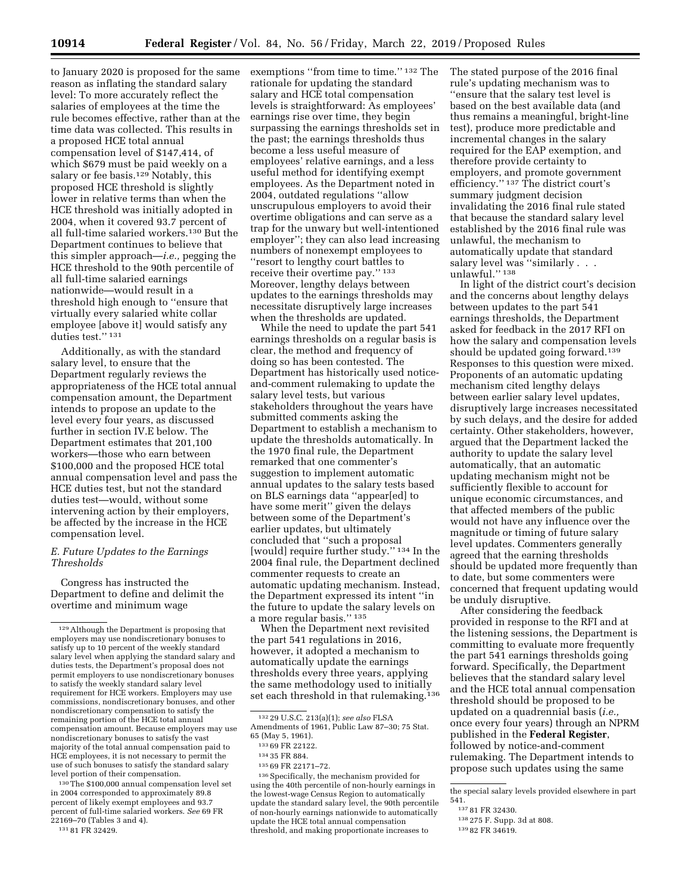to January 2020 is proposed for the same reason as inflating the standard salary level: To more accurately reflect the salaries of employees at the time the rule becomes effective, rather than at the time data was collected. This results in a proposed HCE total annual compensation level of $147,414, of which $679 must be paid weekly on a salary or fee basis.[129] Notably, this proposed HCE threshold is slightly lower in relative terms than when the HCE threshold was initially adopted in 2004, when it covered 93.7 percent of all full-time salaried workers.[130] But the Department continues to believe that this simpler approach—*i.e.,* pegging the HCE threshold to the 90th percentile of all full-time salaried earnings nationwide—would result in a threshold high enough to ''ensure that virtually every salaried white collar employee [above it] would satisfy any duties test.''[131]

Additionally, as with the standard salary level, to ensure that the Department regularly reviews the appropriateness of the HCE total annual compensation amount, the Department intends to propose an update to the level every four years, as discussed further in section IV.E below. The Department estimates that 201,100 workers—those who earn between $100,000 and the proposed HCE total annual compensation level and pass the HCE duties test, but not the standard duties test—would, without some intervening action by their employers, be affected by the increase in the HCE compensation level.

### *E. Future Updates to the Earnings Thresholds*

Congress has instructed the Department to define and delimit the overtime and minimum wage exemptions ''from time to time.''[132] The rationale for updating the standard salary and HCE total compensation levels is straightforward: As employees' earnings rise over time, they begin surpassing the earnings thresholds set in the past; the earnings thresholds thus become a less useful measure of employees' relative earnings, and a less useful method for identifying exempt employees. As the Department noted in 2004, outdated regulations ''allow unscrupulous employers to avoid their overtime obligations and can serve as a trap for the unwary but well-intentioned employer''; they can also lead increasing numbers of nonexempt employees to ''resort to lengthy court battles to receive their overtime pay.''[133] Moreover, lengthy delays between updates to the earnings thresholds may necessitate disruptively large increases when the thresholds are updated.

While the need to update the part 541 earnings thresholds on a regular basis is clear, the method and frequency of doing so has been contested. The Department has historically used notice-and-comment rulemaking to update the salary level tests, but various stakeholders throughout the years have submitted comments asking the Department to establish a mechanism to update the thresholds automatically. In the 1970 final rule, the Department remarked that one commenter's suggestion to implement automatic annual updates to the salary tests based on BLS earnings data ''appear[ed] to have some merit'' given the delays between some of the Department's earlier updates, but ultimately concluded that ''such a proposal [would] require further study.''[134] In the 2004 final rule, the Department declined commenter requests to create an automatic updating mechanism. Instead, the Department expressed its intent ''in the future to update the salary levels on a more regular basis.''[135]

When the Department next revisited the part 541 regulations in 2016, however, it adopted a mechanism to automatically update the earnings thresholds every three years, applying the same methodology used to initially set each threshold in that rulemaking.[136] The stated purpose of the 2016 final rule's updating mechanism was to ''ensure that the salary test level is based on the best available data (and thus remains a meaningful, bright-line test), produce more predictable and incremental changes in the salary required for the EAP exemption, and therefore provide certainty to employers, and promote government efficiency.''[137] The district court's summary judgment decision invalidating the 2016 final rule stated that because the standard salary level established by the 2016 final rule was unlawful, the mechanism to automatically update that standard salary level was ''similarly . . . unlawful.''[138]

In light of the district court's decision and the concerns about lengthy delays between updates to the part 541 earnings thresholds, the Department asked for feedback in the 2017 RFI on how the salary and compensation levels should be updated going forward.[139] Responses to this question were mixed. Proponents of an automatic updating mechanism cited lengthy delays between earlier salary level updates, disruptively large increases necessitated by such delays, and the desire for added certainty. Other stakeholders, however, argued that the Department lacked the authority to update the salary level automatically, that an automatic updating mechanism might not be sufficiently flexible to account for unique economic circumstances, and that affected members of the public would not have any influence over the magnitude or timing of future salary level updates. Commenters generally agreed that the earning thresholds should be updated more frequently than to date, but some commenters were concerned that frequent updating would be unduly disruptive.

After considering the feedback provided in response to the RFI and at the listening sessions, the Department is committing to evaluate more frequently the part 541 earnings thresholds going forward. Specifically, the Department believes that the standard salary level and the HCE total annual compensation threshold should be proposed to be updated on a quadrennial basis (*i.e.,* once every four years) through an NPRM published in the **Federal Register**, followed by notice-and-comment rulemaking. The Department intends to propose such updates using the same

---

[129] Although the Department is proposing that employers may use nondiscretionary bonuses to satisfy up to 10 percent of the weekly standard salary level when applying the standard salary and duties tests, the Department's proposal does not permit employers to use nondiscretionary bonuses to satisfy the weekly standard salary level requirement for HCE workers. Employers may use commissions, nondiscretionary bonuses, and other nondiscretionary compensation to satisfy the remaining portion of the HCE total annual compensation amount. Because employers may use nondiscretionary bonuses to satisfy the vast majority of the total annual compensation paid to HCE employees, it is not necessary to permit the use of such bonuses to satisfy the standard salary level portion of their compensation.

[130] The $100,000 annual compensation level set in 2004 corresponded to approximately 89.8 percent of likely exempt employees and 93.7 percent of full-time salaried workers. *See* 69 FR 22169–70 (Tables 3 and 4).

[131] 81 FR 32429.

[132] 29 U.S.C. 213(a)(1); *see also* FLSA Amendments of 1961, Public Law 87–30; 75 Stat. 65 (May 5, 1961).

[133] 69 FR 22122.

[134] 35 FR 884.

[135] 69 FR 22171–72.

[136] Specifically, the mechanism provided for using the 40th percentile of non-hourly earnings in the lowest-wage Census Region to automatically update the standard salary level, the 90th percentile of non-hourly earnings nationwide to automatically update the HCE total annual compensation threshold, and making proportionate increases to the special salary levels provided elsewhere in part 541.

[137] 81 FR 32430.

[138] 275 F. Supp. 3d at 808.

[139] 82 FR 34619.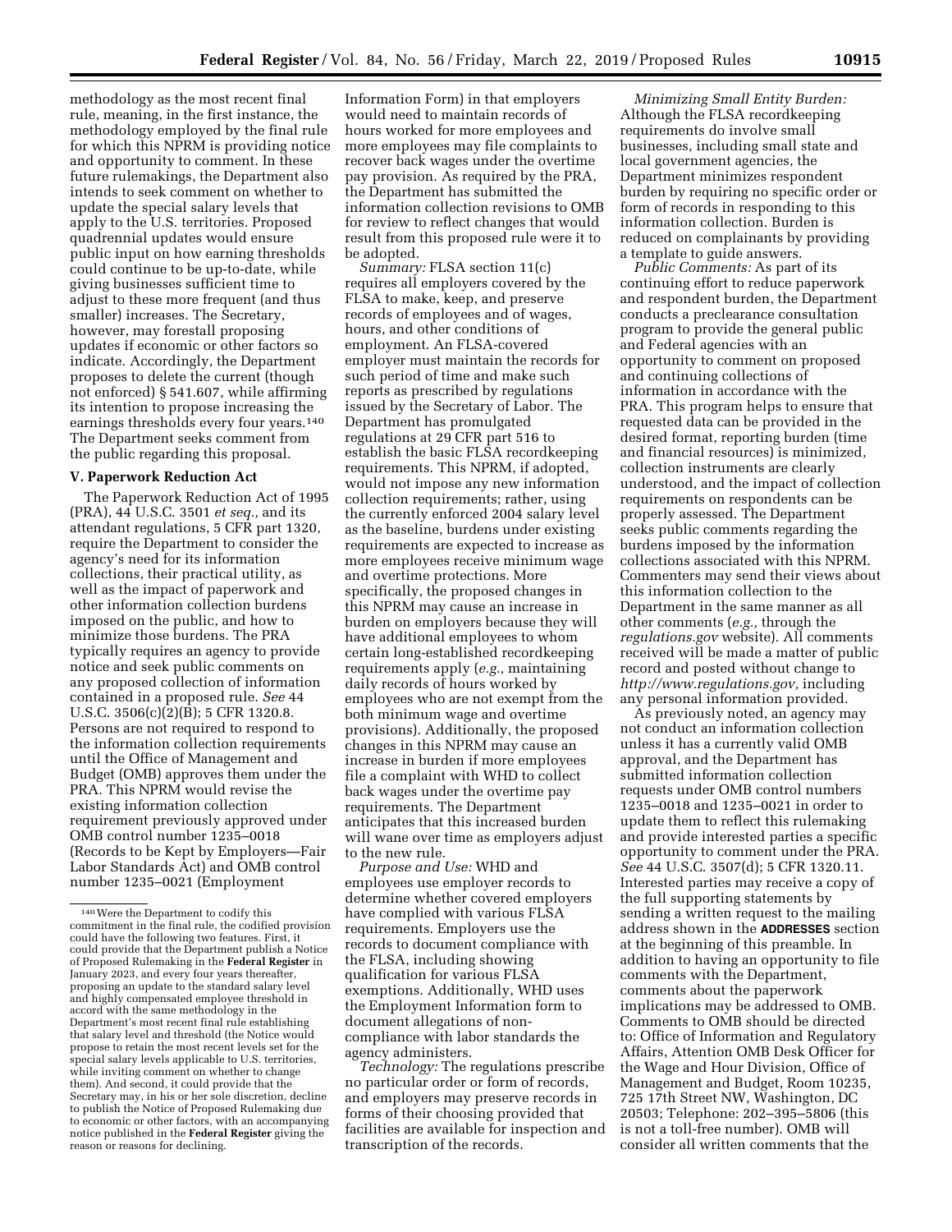methodology as the most recent final rule, meaning, in the first instance, the methodology employed by the final rule for which this NPRM is providing notice and opportunity to comment. In these future rulemakings, the Department also intends to seek comment on whether to update the special salary levels that apply to the U.S. territories. Proposed quadrennial updates would ensure public input on how earning thresholds could continue to be up-to-date, while giving businesses sufficient time to adjust to these more frequent (and thus smaller) increases. The Secretary, however, may forestall proposing updates if economic or other factors so indicate. Accordingly, the Department proposes to delete the current (though not enforced) § 541.607, while affirming its intention to propose increasing the earnings thresholds every four years.[140] The Department seeks comment from the public regarding this proposal.

## V. Paperwork Reduction Act

The Paperwork Reduction Act of 1995 (PRA), 44 U.S.C. 3501 *et seq.,* and its attendant regulations, 5 CFR part 1320, require the Department to consider the agency's need for its information collections, their practical utility, as well as the impact of paperwork and other information collection burdens imposed on the public, and how to minimize those burdens. The PRA typically requires an agency to provide notice and seek public comments on any proposed collection of information contained in a proposed rule. *See* 44 U.S.C. 3506(c)(2)(B); 5 CFR 1320.8. Persons are not required to respond to the information collection requirements until the Office of Management and Budget (OMB) approves them under the PRA. This NPRM would revise the existing information collection requirement previously approved under OMB control number 1235–0018 (Records to be Kept by Employers—Fair Labor Standards Act) and OMB control number 1235–0021 (Employment Information Form) in that employers would need to maintain records of hours worked for more employees and more employees may file complaints to recover back wages under the overtime pay provision. As required by the PRA, the Department has submitted the information collection revisions to OMB for review to reflect changes that would result from this proposed rule were it to be adopted.

*Summary:* FLSA section 11(c) requires all employers covered by the FLSA to make, keep, and preserve records of employees and of wages, hours, and other conditions of employment. An FLSA-covered employer must maintain the records for such period of time and make such reports as prescribed by regulations issued by the Secretary of Labor. The Department has promulgated regulations at 29 CFR part 516 to establish the basic FLSA recordkeeping requirements. This NPRM, if adopted, would not impose any new information collection requirements; rather, using the currently enforced 2004 salary level as the baseline, burdens under existing requirements are expected to increase as more employees receive minimum wage and overtime protections. More specifically, the proposed changes in this NPRM may cause an increase in burden on employers because they will have additional employees to whom certain long-established recordkeeping requirements apply (*e.g.,* maintaining daily records of hours worked by employees who are not exempt from the both minimum wage and overtime provisions). Additionally, the proposed changes in this NPRM may cause an increase in burden if more employees file a complaint with WHD to collect back wages under the overtime pay requirements. The Department anticipates that this increased burden will wane over time as employers adjust to the new rule.

*Purpose and Use:* WHD and employees use employer records to determine whether covered employers have complied with various FLSA requirements. Employers use the records to document compliance with the FLSA, including showing qualification for various FLSA exemptions. Additionally, WHD uses the Employment Information form to document allegations of non-compliance with labor standards the agency administers.

*Technology:* The regulations prescribe no particular order or form of records, and employers may preserve records in forms of their choosing provided that facilities are available for inspection and transcription of the records.

*Minimizing Small Entity Burden:* Although the FLSA recordkeeping requirements do involve small businesses, including small state and local government agencies, the Department minimizes respondent burden by requiring no specific order or form of records in responding to this information collection. Burden is reduced on complainants by providing a template to guide answers.

*Public Comments:* As part of its continuing effort to reduce paperwork and respondent burden, the Department conducts a preclearance consultation program to provide the general public and Federal agencies with an opportunity to comment on proposed and continuing collections of information in accordance with the PRA. This program helps to ensure that requested data can be provided in the desired format, reporting burden (time and financial resources) is minimized, collection instruments are clearly understood, and the impact of collection requirements on respondents can be properly assessed. The Department seeks public comments regarding the burdens imposed by the information collections associated with this NPRM. Commenters may send their views about this information collection to the Department in the same manner as all other comments (*e.g.,* through the *regulations.gov* website). All comments received will be made a matter of public record and posted without change to *http://www.regulations.gov,* including any personal information provided.

As previously noted, an agency may not conduct an information collection unless it has a currently valid OMB approval, and the Department has submitted information collection requests under OMB control numbers 1235–0018 and 1235–0021 in order to update them to reflect this rulemaking and provide interested parties a specific opportunity to comment under the PRA. *See* 44 U.S.C. 3507(d); 5 CFR 1320.11. Interested parties may receive a copy of the full supporting statements by sending a written request to the mailing address shown in the **ADDRESSES** section at the beginning of this preamble. In addition to having an opportunity to file comments with the Department, comments about the paperwork implications may be addressed to OMB. Comments to OMB should be directed to: Office of Information and Regulatory Affairs, Attention OMB Desk Officer for the Wage and Hour Division, Office of Management and Budget, Room 10235, 725 17th Street NW, Washington, DC 20503; Telephone: 202–395–5806 (this is not a toll-free number). OMB will consider all written comments that the

---

[140] Were the Department to codify this commitment in the final rule, the codified provision could have the following two features. First, it could provide that the Department publish a Notice of Proposed Rulemaking in the **Federal Register** in January 2023, and every four years thereafter, proposing an update to the standard salary level and highly compensated employee threshold in accord with the same methodology in the Department's most recent final rule establishing that salary level and threshold (the Notice would propose to retain the most recent levels set for the special salary levels applicable to U.S. territories, while inviting comment on whether to change them). And second, it could provide that the Secretary may, in his or her sole discretion, decline to publish the Notice of Proposed Rulemaking due to economic or other factors, with an accompanying notice published in the **Federal Register** giving the reason or reasons for declining.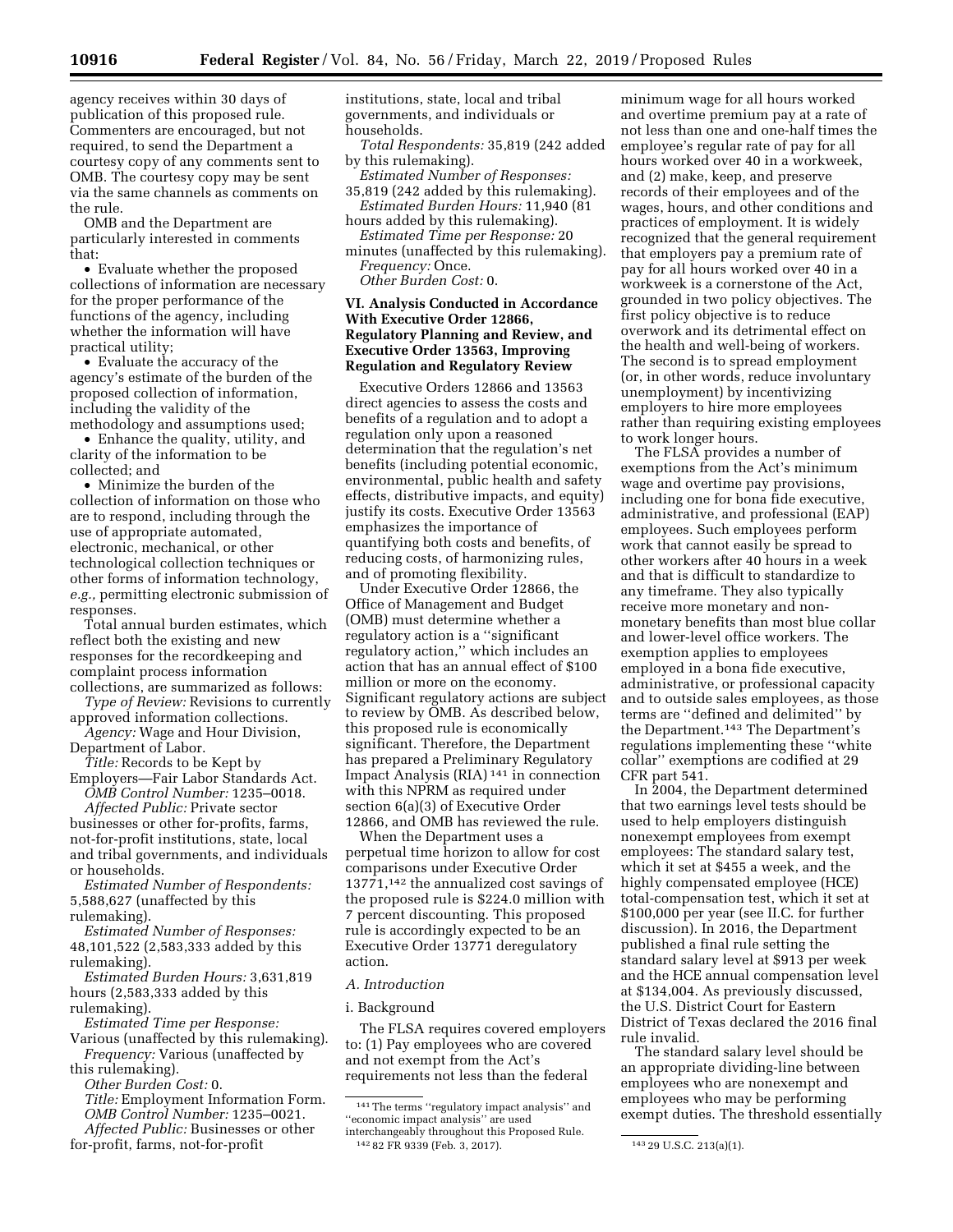agency receives within 30 days of publication of this proposed rule. Commenters are encouraged, but not required, to send the Department a courtesy copy of any comments sent to OMB. The courtesy copy may be sent via the same channels as comments on the rule.

OMB and the Department are particularly interested in comments that:

- Evaluate whether the proposed collections of information are necessary for the proper performance of the functions of the agency, including whether the information will have practical utility;
- Evaluate the accuracy of the agency's estimate of the burden of the proposed collection of information, including the validity of the methodology and assumptions used;
- Enhance the quality, utility, and clarity of the information to be collected; and
- Minimize the burden of the collection of information on those who are to respond, including through the use of appropriate automated, electronic, mechanical, or other technological collection techniques or other forms of information technology, *e.g.,* permitting electronic submission of responses.

Total annual burden estimates, which reflect both the existing and new responses for the recordkeeping and complaint process information collections, are summarized as follows:

*Type of Review:* Revisions to currently approved information collections.

*Agency:* Wage and Hour Division, Department of Labor.

*Title:* Records to be Kept by Employers—Fair Labor Standards Act.

*OMB Control Number:* 1235–0018.

*Affected Public:* Private sector businesses or other for-profits, farms, not-for-profit institutions, state, local and tribal governments, and individuals or households.

*Estimated Number of Respondents:* 5,588,627 (unaffected by this rulemaking).

*Estimated Number of Responses:* 48,101,522 (2,583,333 added by this rulemaking).

*Estimated Burden Hours:* 3,631,819 hours (2,583,333 added by this rulemaking).

*Estimated Time per Response:* Various (unaffected by this rulemaking).

*Frequency:* Various (unaffected by this rulemaking).

*Other Burden Cost:* 0.

*Title:* Employment Information Form.

*OMB Control Number:* 1235–0021.

*Affected Public:* Businesses or other for-profit, farms, not-for-profit institutions, state, local and tribal governments, and individuals or households.

*Total Respondents:* 35,819 (242 added by this rulemaking).

*Estimated Number of Responses:* 35,819 (242 added by this rulemaking).

*Estimated Burden Hours:* 11,940 (81 hours added by this rulemaking).

*Estimated Time per Response:* 20 minutes (unaffected by this rulemaking).

*Frequency:* Once.

*Other Burden Cost:* 0.

## VI. Analysis Conducted in Accordance With Executive Order 12866, Regulatory Planning and Review, and Executive Order 13563, Improving Regulation and Regulatory Review

Executive Orders 12866 and 13563 direct agencies to assess the costs and benefits of a regulation and to adopt a regulation only upon a reasoned determination that the regulation's net benefits (including potential economic, environmental, public health and safety effects, distributive impacts, and equity) justify its costs. Executive Order 13563 emphasizes the importance of quantifying both costs and benefits, of reducing costs, of harmonizing rules, and of promoting flexibility.

Under Executive Order 12866, the Office of Management and Budget (OMB) must determine whether a regulatory action is a "significant regulatory action," which includes an action that has an annual effect of $100 million or more on the economy. Significant regulatory actions are subject to review by OMB. As described below, this proposed rule is economically significant. Therefore, the Department has prepared a Preliminary Regulatory Impact Analysis (RIA) [141] in connection with this NPRM as required under section 6(a)(3) of Executive Order 12866, and OMB has reviewed the rule.

When the Department uses a perpetual time horizon to allow for cost comparisons under Executive Order 13771,[142] the annualized cost savings of the proposed rule is $224.0 million with 7 percent discounting. This proposed rule is accordingly expected to be an Executive Order 13771 deregulatory action.

### *A. Introduction*

i. Background

The FLSA requires covered employers to: (1) Pay employees who are covered and not exempt from the Act's requirements not less than the federal minimum wage for all hours worked and overtime premium pay at a rate of not less than one and one-half times the employee's regular rate of pay for all hours worked over 40 in a workweek, and (2) make, keep, and preserve records of their employees and of the wages, hours, and other conditions and practices of employment. It is widely recognized that the general requirement that employers pay a premium rate of pay for all hours worked over 40 in a workweek is a cornerstone of the Act, grounded in two policy objectives. The first policy objective is to reduce overwork and its detrimental effect on the health and well-being of workers. The second is to spread employment (or, in other words, reduce involuntary unemployment) by incentivizing employers to hire more employees rather than requiring existing employees to work longer hours.

The FLSA provides a number of exemptions from the Act's minimum wage and overtime pay provisions, including one for bona fide executive, administrative, and professional (EAP) employees. Such employees perform work that cannot easily be spread to other workers after 40 hours in a week and that is difficult to standardize to any timeframe. They also typically receive more monetary and non-monetary benefits than most blue collar and lower-level office workers. The exemption applies to employees employed in a bona fide executive, administrative, or professional capacity and to outside sales employees, as those terms are "defined and delimited" by the Department.[143] The Department's regulations implementing these "white collar" exemptions are codified at 29 CFR part 541.

In 2004, the Department determined that two earnings level tests should be used to help employers distinguish nonexempt employees from exempt employees: The standard salary test, which it set at $455 a week, and the highly compensated employee (HCE) total-compensation test, which it set at $100,000 per year (see II.C. for further discussion). In 2016, the Department published a final rule setting the standard salary level at $913 per week and the HCE annual compensation level at $134,004. As previously discussed, the U.S. District Court for Eastern District of Texas declared the 2016 final rule invalid.

The standard salary level should be an appropriate dividing-line between employees who are nonexempt and employees who may be performing exempt duties. The threshold essentially

---

[141] The terms "regulatory impact analysis" and "economic impact analysis" are used interchangeably throughout this Proposed Rule.

[142] 82 FR 9339 (Feb. 3, 2017).

[143] 29 U.S.C. 213(a)(1).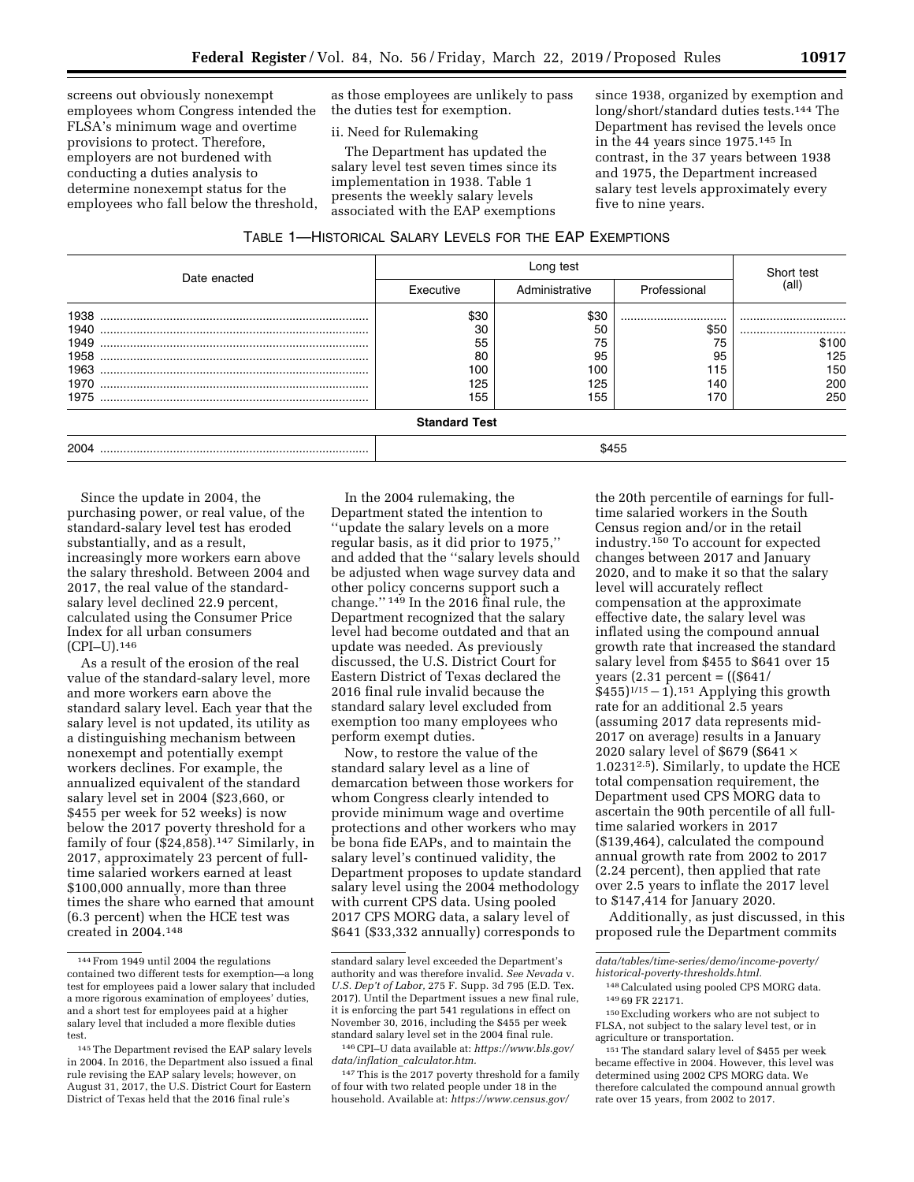screens out obviously nonexempt employees whom Congress intended the FLSA's minimum wage and overtime provisions to protect. Therefore, employers are not burdened with conducting a duties analysis to determine nonexempt status for the employees who fall below the threshold, as those employees are unlikely to pass the duties test for exemption.

ii. Need for Rulemaking

The Department has updated the salary level test seven times since its implementation in 1938. Table 1 presents the weekly salary levels associated with the EAP exemptions since 1938, organized by exemption and long/short/standard duties tests.[144] The Department has revised the levels once in the 44 years since 1975.[145] In contrast, in the 37 years between 1938 and 1975, the Department increased salary test levels approximately every five to nine years.

TABLE 1—HISTORICAL SALARY LEVELS FOR THE EAP EXEMPTIONS

| Date enacted | Long test | | | Short test (all) |
|---|---|---|---|---|
| | Executive | Administrative | Professional | |
| 1938 | $30 | $30 | | |
| 1940 | 30 | 50 | $50 | |
| 1949 | 55 | 75 | 75 | $100 |
| 1958 | 80 | 95 | 95 | 125 |
| 1963 | 100 | 100 | 115 | 150 |
| 1970 | 125 | 125 | 140 | 200 |
| 1975 | 155 | 155 | 170 | 250 |
| **Standard Test** | | | | |
| 2004 | $455 | | | |

Since the update in 2004, the purchasing power, or real value, of the standard-salary level test has eroded substantially, and as a result, increasingly more workers earn above the salary threshold. Between 2004 and 2017, the real value of the standard-salary level declined 22.9 percent, calculated using the Consumer Price Index for all urban consumers (CPI–U).[146]

As a result of the erosion of the real value of the standard-salary level, more and more workers earn above the standard salary level. Each year that the salary level is not updated, its utility as a distinguishing mechanism between nonexempt and potentially exempt workers declines. For example, the annualized equivalent of the standard salary level set in 2004 ($23,660, or $455 per week for 52 weeks) is now below the 2017 poverty threshold for a family of four ($24,858).[147] Similarly, in 2017, approximately 23 percent of full-time salaried workers earned at least $100,000 annually, more than three times the share who earned that amount (6.3 percent) when the HCE test was created in 2004.[148]

In the 2004 rulemaking, the Department stated the intention to "update the salary levels on a more regular basis, as it did prior to 1975," and added that the "salary levels should be adjusted when wage survey data and other policy concerns support such a change." [149] In the 2016 final rule, the Department recognized that the salary level had become outdated and that an update was needed. As previously discussed, the U.S. District Court for Eastern District of Texas declared the 2016 final rule invalid because the standard salary level excluded from exemption too many employees who perform exempt duties.

Now, to restore the value of the standard salary level as a line of demarcation between those workers for whom Congress clearly intended to provide minimum wage and overtime protections and other workers who may be bona fide EAPs, and to maintain the salary level's continued validity, the Department proposes to update standard salary level using the 2004 methodology with current CPS data. Using pooled 2017 CPS MORG data, a salary level of $641 ($33,332 annually) corresponds to the 20th percentile of earnings for full-time salaried workers in the South Census region and/or in the retail industry.[150] To account for expected changes between 2017 and January 2020, and to make it so that the salary level will accurately reflect compensation at the approximate effective date, the salary level was inflated using the compound annual growth rate that increased the standard salary level from $455 to $641 over 15 years (2.31 percent = (($641/$455)$^{1/15}$ − 1).[151] Applying this growth rate for an additional 2.5 years (assuming 2017 data represents mid-2017 on average) results in a January 2020 salary level of $679 ($641 × 1.0231$^{2.5}$). Similarly, to update the HCE total compensation requirement, the Department used CPS MORG data to ascertain the 90th percentile of all full-time salaried workers in 2017 ($139,464), calculated the compound annual growth rate from 2002 to 2017 (2.24 percent), then applied that rate over 2.5 years to inflate the 2017 level to $147,414 for January 2020.

Additionally, as just discussed, in this proposed rule the Department commits

[144] From 1949 until 2004 the regulations contained two different tests for exemption—a long test for employees paid a lower salary that included a more rigorous examination of employees' duties, and a short test for employees paid at a higher salary level that included a more flexible duties test.

[145] The Department revised the EAP salary levels in 2004. In 2016, the Department also issued a final rule revising the EAP salary levels; however, on August 31, 2017, the U.S. District Court for Eastern District of Texas held that the 2016 final rule's standard salary level exceeded the Department's authority and was therefore invalid. *See Nevada* v. *U.S. Dep't of Labor,* 275 F. Supp. 3d 795 (E.D. Tex. 2017). Until the Department issues a new final rule, it is enforcing the part 541 regulations in effect on November 30, 2016, including the $455 per week standard salary level set in the 2004 final rule.

[146] CPI–U data available at: *https://www.bls.gov/data/inflation_calculator.htm.*

[147] This is the 2017 poverty threshold for a family of four with two related people under 18 in the household. Available at: *https://www.census.gov/data/tables/time-series/demo/income-poverty/historical-poverty-thresholds.html.*

[148] Calculated using pooled CPS MORG data.

[149] 69 FR 22171.

[150] Excluding workers who are not subject to FLSA, not subject to the salary level test, or in agriculture or transportation.

[151] The standard salary level of $455 per week became effective in 2004. However, this level was determined using 2002 CPS MORG data. We therefore calculated the compound annual growth rate over 15 years, from 2002 to 2017.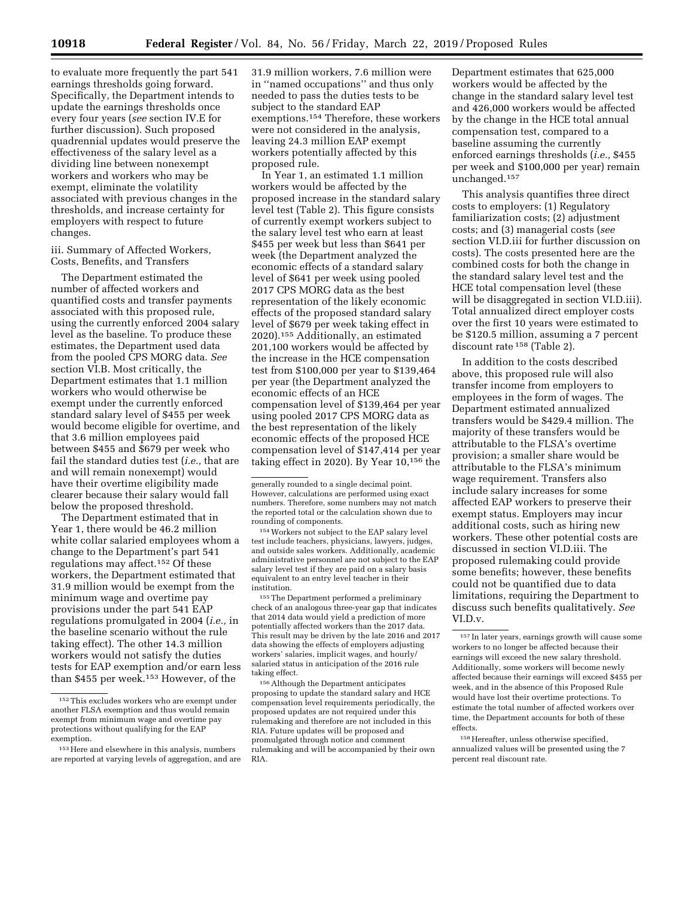to evaluate more frequently the part 541 earnings thresholds going forward. Specifically, the Department intends to update the earnings thresholds once every four years (*see* section IV.E for further discussion). Such proposed quadrennial updates would preserve the effectiveness of the salary level as a dividing line between nonexempt workers and workers who may be exempt, eliminate the volatility associated with previous changes in the thresholds, and increase certainty for employers with respect to future changes.

iii. Summary of Affected Workers, Costs, Benefits, and Transfers

The Department estimated the number of affected workers and quantified costs and transfer payments associated with this proposed rule, using the currently enforced 2004 salary level as the baseline. To produce these estimates, the Department used data from the pooled CPS MORG data. *See* section VI.B. Most critically, the Department estimates that 1.1 million workers who would otherwise be exempt under the currently enforced standard salary level of $455 per week would become eligible for overtime, and that 3.6 million employees paid between $455 and $679 per week who fail the standard duties test (*i.e.,* that are and will remain nonexempt) would have their overtime eligibility made clearer because their salary would fall below the proposed threshold.

The Department estimated that in Year 1, there would be 46.2 million white collar salaried employees whom a change to the Department's part 541 regulations may affect.[152] Of these workers, the Department estimated that 31.9 million would be exempt from the minimum wage and overtime pay provisions under the part 541 EAP regulations promulgated in 2004 (*i.e.,* in the baseline scenario without the rule taking effect). The other 14.3 million workers would not satisfy the duties tests for EAP exemption and/or earn less than $455 per week.[153] However, of the 31.9 million workers, 7.6 million were in ''named occupations'' and thus only needed to pass the duties tests to be subject to the standard EAP exemptions.[154] Therefore, these workers were not considered in the analysis, leaving 24.3 million EAP exempt workers potentially affected by this proposed rule.

In Year 1, an estimated 1.1 million workers would be affected by the proposed increase in the standard salary level test (Table 2). This figure consists of currently exempt workers subject to the salary level test who earn at least $455 per week but less than $641 per week (the Department analyzed the economic effects of a standard salary level of $641 per week using pooled 2017 CPS MORG data as the best representation of the likely economic effects of the proposed standard salary level of $679 per week taking effect in 2020).[155] Additionally, an estimated 201,100 workers would be affected by the increase in the HCE compensation test from $100,000 per year to $139,464 per year (the Department analyzed the economic effects of an HCE compensation level of $139,464 per year using pooled 2017 CPS MORG data as the best representation of the likely economic effects of the proposed HCE compensation level of $147,414 per year taking effect in 2020). By Year 10,[156] the Department estimates that 625,000 workers would be affected by the change in the standard salary level test and 426,000 workers would be affected by the change in the HCE total annual compensation test, compared to a baseline assuming the currently enforced earnings thresholds (*i.e.,* $455 per week and $100,000 per year) remain unchanged.[157]

This analysis quantifies three direct costs to employers: (1) Regulatory familiarization costs; (2) adjustment costs; and (3) managerial costs (*see* section VI.D.iii for further discussion on costs). The costs presented here are the combined costs for both the change in the standard salary level test and the HCE total compensation level (these will be disaggregated in section VI.D.iii). Total annualized direct employer costs over the first 10 years were estimated to be $120.5 million, assuming a 7 percent discount rate[158] (Table 2).

In addition to the costs described above, this proposed rule will also transfer income from employers to employees in the form of wages. The Department estimated annualized transfers would be $429.4 million. The majority of these transfers would be attributable to the FLSA's overtime provision; a smaller share would be attributable to the FLSA's minimum wage requirement. Transfers also include salary increases for some affected EAP workers to preserve their exempt status. Employers may incur additional costs, such as hiring new workers. These other potential costs are discussed in section VI.D.iii. The proposed rulemaking could provide some benefits; however, these benefits could not be quantified due to data limitations, requiring the Department to discuss such benefits qualitatively. *See* VI.D.v.

---

[152] This excludes workers who are exempt under another FLSA exemption and thus would remain exempt from minimum wage and overtime pay protections without qualifying for the EAP exemption.

[153] Here and elsewhere in this analysis, numbers are reported at varying levels of aggregation, and are generally rounded to a single decimal point. However, calculations are performed using exact numbers. Therefore, some numbers may not match the reported total or the calculation shown due to rounding of components.

[154] Workers not subject to the EAP salary level test include teachers, physicians, lawyers, judges, and outside sales workers. Additionally, academic administrative personnel are not subject to the EAP salary level test if they are paid on a salary basis equivalent to an entry level teacher in their institution.

[155] The Department performed a preliminary check of an analogous three-year gap that indicates that 2014 data would yield a prediction of more potentially affected workers than the 2017 data. This result may be driven by the late 2016 and 2017 data showing the effects of employers adjusting workers' salaries, implicit wages, and hourly/salaried status in anticipation of the 2016 rule taking effect.

[156] Although the Department anticipates proposing to update the standard salary and HCE compensation level requirements periodically, the proposed updates are not required under this rulemaking and therefore are not included in this RIA. Future updates will be proposed and promulgated through notice and comment rulemaking and will be accompanied by their own RIA.

[157] In later years, earnings growth will cause some workers to no longer be affected because their earnings will exceed the new salary threshold. Additionally, some workers will become newly affected because their earnings will exceed $455 per week, and in the absence of this Proposed Rule would have lost their overtime protections. To estimate the total number of affected workers over time, the Department accounts for both of these effects.

[158] Hereafter, unless otherwise specified, annualized values will be presented using the 7 percent real discount rate.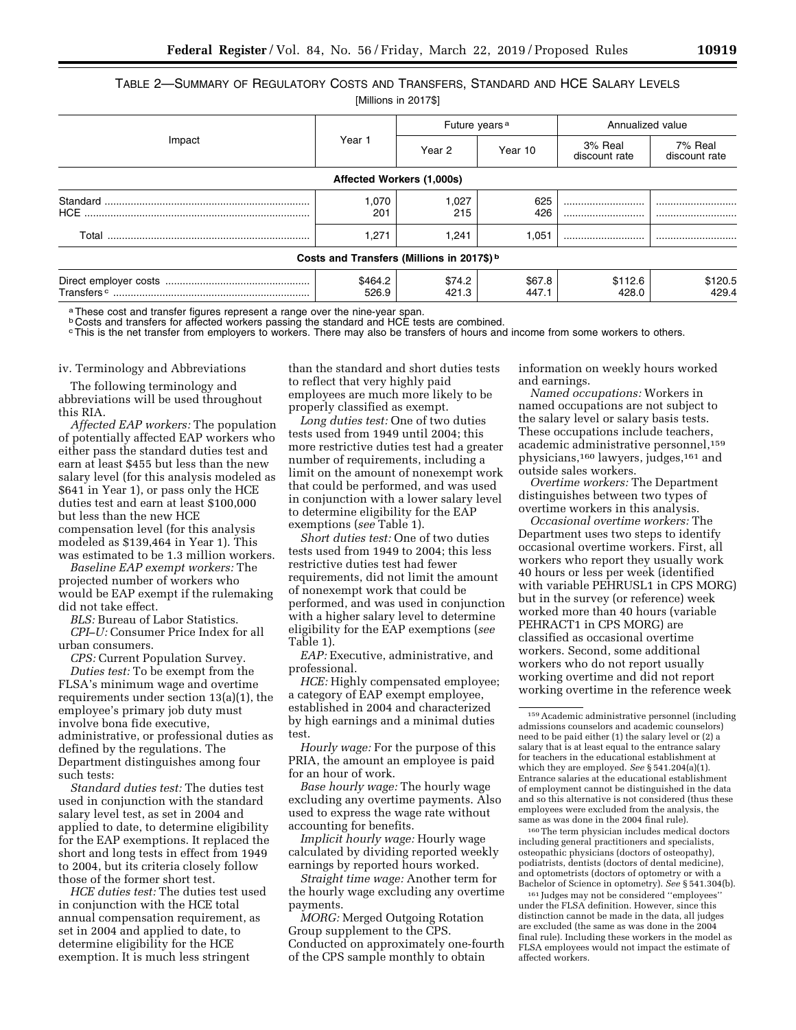TABLE 2—SUMMARY OF REGULATORY COSTS AND TRANSFERS, STANDARD AND HCE SALARY LEVELS

[Millions in 2017$]

| Impact | Year 1 | Future years[a] | | Annualized value | |
|---|---|---|---|---|---|
| | | Year 2 | Year 10 | 3% Real discount rate | 7% Real discount rate |
| **Affected Workers (1,000s)** | | | | | |
| Standard | 1,070 | 1,027 | 625 | | |
| HCE | 201 | 215 | 426 | | |
| Total | 1,271 | 1,241 | 1,051 | | |
| **Costs and Transfers (Millions in 2017$)[b]** | | | | | |
| Direct employer costs | $464.2 | $74.2 | $67.8 | $112.6 | $120.5 |
| Transfers[c] | 526.9 | 421.3 | 447.1 | 428.0 | 429.4 |

[a] These cost and transfer figures represent a range over the nine-year span.

[b] Costs and transfers for affected workers passing the standard and HCE tests are combined.

[c] This is the net transfer from employers to workers. There may also be transfers of hours and income from some workers to others.

iv. Terminology and Abbreviations

The following terminology and abbreviations will be used throughout this RIA.

*Affected EAP workers:* The population of potentially affected EAP workers who either pass the standard duties test and earn at least $455 but less than the new salary level (for this analysis modeled as $641 in Year 1), or pass only the HCE duties test and earn at least $100,000 but less than the new HCE compensation level (for this analysis modeled as $139,464 in Year 1). This was estimated to be 1.3 million workers.

*Baseline EAP exempt workers:* The projected number of workers who would be EAP exempt if the rulemaking did not take effect.

*BLS:* Bureau of Labor Statistics.

*CPI–U:* Consumer Price Index for all urban consumers.

*CPS:* Current Population Survey.

*Duties test:* To be exempt from the FLSA's minimum wage and overtime requirements under section 13(a)(1), the employee's primary job duty must involve bona fide executive, administrative, or professional duties as defined by the regulations. The Department distinguishes among four such tests:

*Standard duties test:* The duties test used in conjunction with the standard salary level test, as set in 2004 and applied to date, to determine eligibility for the EAP exemptions. It replaced the short and long tests in effect from 1949 to 2004, but its criteria closely follow those of the former short test.

*HCE duties test:* The duties test used in conjunction with the HCE total annual compensation requirement, as set in 2004 and applied to date, to determine eligibility for the HCE exemption. It is much less stringent than the standard and short duties tests to reflect that very highly paid employees are much more likely to be properly classified as exempt.

*Long duties test:* One of two duties tests used from 1949 until 2004; this more restrictive duties test had a greater number of requirements, including a limit on the amount of nonexempt work that could be performed, and was used in conjunction with a lower salary level to determine eligibility for the EAP exemptions (*see* Table 1).

*Short duties test:* One of two duties tests used from 1949 to 2004; this less restrictive duties test had fewer requirements, did not limit the amount of nonexempt work that could be performed, and was used in conjunction with a higher salary level to determine eligibility for the EAP exemptions (*see* Table 1).

*EAP:* Executive, administrative, and professional.

*HCE:* Highly compensated employee; a category of EAP exempt employee, established in 2004 and characterized by high earnings and a minimal duties test.

*Hourly wage:* For the purpose of this PRIA, the amount an employee is paid for an hour of work.

*Base hourly wage:* The hourly wage excluding any overtime payments. Also used to express the wage rate without accounting for benefits.

*Implicit hourly wage:* Hourly wage calculated by dividing reported weekly earnings by reported hours worked.

*Straight time wage:* Another term for the hourly wage excluding any overtime payments.

*MORG:* Merged Outgoing Rotation Group supplement to the CPS. Conducted on approximately one-fourth of the CPS sample monthly to obtain information on weekly hours worked and earnings.

*Named occupations:* Workers in named occupations are not subject to the salary level or salary basis tests. These occupations include teachers, academic administrative personnel,[159] physicians,[160] lawyers, judges,[161] and outside sales workers.

*Overtime workers:* The Department distinguishes between two types of overtime workers in this analysis.

*Occasional overtime workers:* The Department uses two steps to identify occasional overtime workers. First, all workers who report they usually work 40 hours or less per week (identified with variable PEHRUSL1 in CPS MORG) but in the survey (or reference) week worked more than 40 hours (variable PEHRACT1 in CPS MORG) are classified as occasional overtime workers. Second, some additional workers who do not report usually working overtime and did not report working overtime in the reference week

[159] Academic administrative personnel (including admissions counselors and academic counselors) need to be paid either (1) the salary level or (2) a salary that is at least equal to the entrance salary for teachers in the educational establishment at which they are employed. *See* § 541.204(a)(1). Entrance salaries at the educational establishment of employment cannot be distinguished in the data and so this alternative is not considered (thus these employees were excluded from the analysis, the same as was done in the 2004 final rule).

[160] The term physician includes medical doctors including general practitioners and specialists, osteopathic physicians (doctors of osteopathy), podiatrists, dentists (doctors of dental medicine), and optometrists (doctors of optometry or with a Bachelor of Science in optometry). *See* § 541.304(b).

[161] Judges may not be considered "employees" under the FLSA definition. However, since this distinction cannot be made in the data, all judges are excluded (the same as was done in the 2004 final rule). Including these workers in the model as FLSA employees would not impact the estimate of affected workers.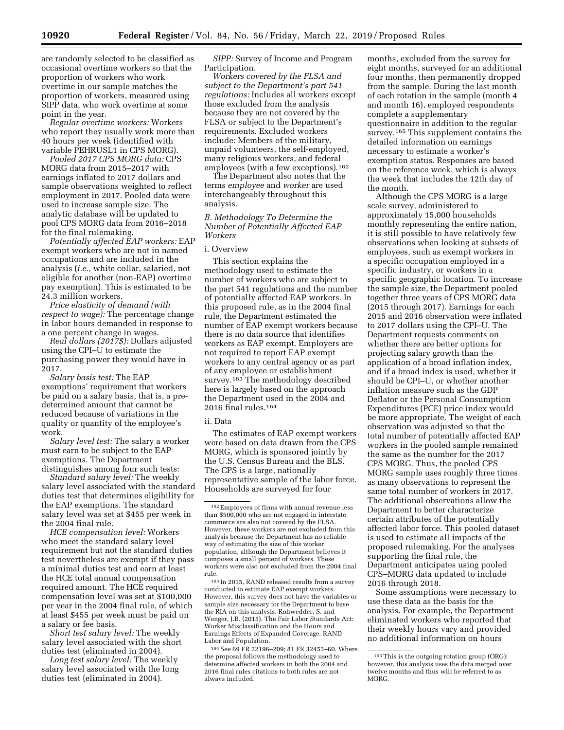are randomly selected to be classified as occasional overtime workers so that the proportion of workers who work overtime in our sample matches the proportion of workers, measured using SIPP data, who work overtime at some point in the year.

*Regular overtime workers:* Workers who report they usually work more than 40 hours per week (identified with variable PEHRUSL1 in CPS MORG).

*Pooled 2017 CPS MORG data:* CPS MORG data from 2015–2017 with earnings inflated to 2017 dollars and sample observations weighted to reflect employment in 2017. Pooled data were used to increase sample size. The analytic database will be updated to pool CPS MORG data from 2016–2018 for the final rulemaking.

*Potentially affected EAP workers:* EAP exempt workers who are not in named occupations and are included in the analysis (*i.e.,* white collar, salaried, not eligible for another (non-EAP) overtime pay exemption). This is estimated to be 24.3 million workers.

*Price elasticity of demand (with respect to wage):* The percentage change in labor hours demanded in response to a one percent change in wages.

*Real dollars (2017$):* Dollars adjusted using the CPI–U to estimate the purchasing power they would have in 2017.

*Salary basis test:* The EAP exemptions' requirement that workers be paid on a salary basis, that is, a pre-determined amount that cannot be reduced because of variations in the quality or quantity of the employee's work.

*Salary level test:* The salary a worker must earn to be subject to the EAP exemptions. The Department distinguishes among four such tests:

*Standard salary level:* The weekly salary level associated with the standard duties test that determines eligibility for the EAP exemptions. The standard salary level was set at $455 per week in the 2004 final rule.

*HCE compensation level:* Workers who meet the standard salary level requirement but not the standard duties test nevertheless are exempt if they pass a minimal duties test and earn at least the HCE total annual compensation required amount. The HCE required compensation level was set at $100,000 per year in the 2004 final rule, of which at least $455 per week must be paid on a salary or fee basis.

*Short test salary level:* The weekly salary level associated with the short duties test (eliminated in 2004).

*Long test salary level:* The weekly salary level associated with the long duties test (eliminated in 2004).

*SIPP:* Survey of Income and Program Participation.

*Workers covered by the FLSA and subject to the Department's part 541 regulations:* Includes all workers except those excluded from the analysis because they are not covered by the FLSA or subject to the Department's requirements. Excluded workers include: Members of the military, unpaid volunteers, the self-employed, many religious workers, and federal employees (with a few exceptions).[162]

The Department also notes that the terms *employee* and *worker* are used interchangeably throughout this analysis.

### *B. Methodology To Determine the Number of Potentially Affected EAP Workers*

#### i. Overview

This section explains the methodology used to estimate the number of workers who are subject to the part 541 regulations and the number of potentially affected EAP workers. In this proposed rule, as in the 2004 final rule, the Department estimated the number of EAP exempt workers because there is no data source that identifies workers as EAP exempt. Employers are not required to report EAP exempt workers to any central agency or as part of any employee or establishment survey.[163] The methodology described here is largely based on the approach the Department used in the 2004 and 2016 final rules.[164]

#### ii. Data

The estimates of EAP exempt workers were based on data drawn from the CPS MORG, which is sponsored jointly by the U.S. Census Bureau and the BLS. The CPS is a large, nationally representative sample of the labor force. Households are surveyed for four months, excluded from the survey for eight months, surveyed for an additional four months, then permanently dropped from the sample. During the last month of each rotation in the sample (month 4 and month 16), employed respondents complete a supplementary questionnaire in addition to the regular survey.[165] This supplement contains the detailed information on earnings necessary to estimate a worker's exemption status. Responses are based on the reference week, which is always the week that includes the 12th day of the month.

Although the CPS MORG is a large scale survey, administered to approximately 15,000 households monthly representing the entire nation, it is still possible to have relatively few observations when looking at subsets of employees, such as exempt workers in a specific occupation employed in a specific industry, or workers in a specific geographic location. To increase the sample size, the Department pooled together three years of CPS MORG data (2015 through 2017). Earnings for each 2015 and 2016 observation were inflated to 2017 dollars using the CPI–U. The Department requests comments on whether there are better options for projecting salary growth than the application of a broad inflation index, and if a broad index is used, whether it should be CPI–U, or whether another inflation measure such as the GDP Deflator or the Personal Consumption Expenditures (PCE) price index would be more appropriate. The weight of each observation was adjusted so that the total number of potentially affected EAP workers in the pooled sample remained the same as the number for the 2017 CPS MORG. Thus, the pooled CPS MORG sample uses roughly three times as many observations to represent the same total number of workers in 2017. The additional observations allow the Department to better characterize certain attributes of the potentially affected labor force. This pooled dataset is used to estimate all impacts of the proposed rulemaking. For the analyses supporting the final rule, the Department anticipates using pooled CPS–MORG data updated to include 2016 through 2018.

Some assumptions were necessary to use these data as the basis for the analysis. For example, the Department eliminated workers who reported that their weekly hours vary and provided no additional information on hours

---

[162] Employees of firms with annual revenue less than $500,000 who are not engaged in interstate commerce are also not covered by the FLSA. However, these workers are not excluded from this analysis because the Department has no reliable way of estimating the size of this worker population, although the Department believes it composes a small percent of workers. These workers were also not excluded from the 2004 final rule.

[163] In 2015, RAND released results from a survey conducted to estimate EAP exempt workers. However, this survey does not have the variables or sample size necessary for the Department to base the RIA on this analysis. Rohwedder, S. and Wenger, J.B. (2015). The Fair Labor Standards Act: Worker Misclassification and the Hours and Earnings Effects of Expanded Coverage. RAND Labor and Population.

[164] *See* 69 FR 22196–209; 81 FR 32453–60. Where the proposal follows the methodology used to determine affected workers in both the 2004 and 2016 final rules citations to both rules are not always included.

[165] This is the outgoing rotation group (ORG); however, this analysis uses the data merged over twelve months and thus will be referred to as MORG.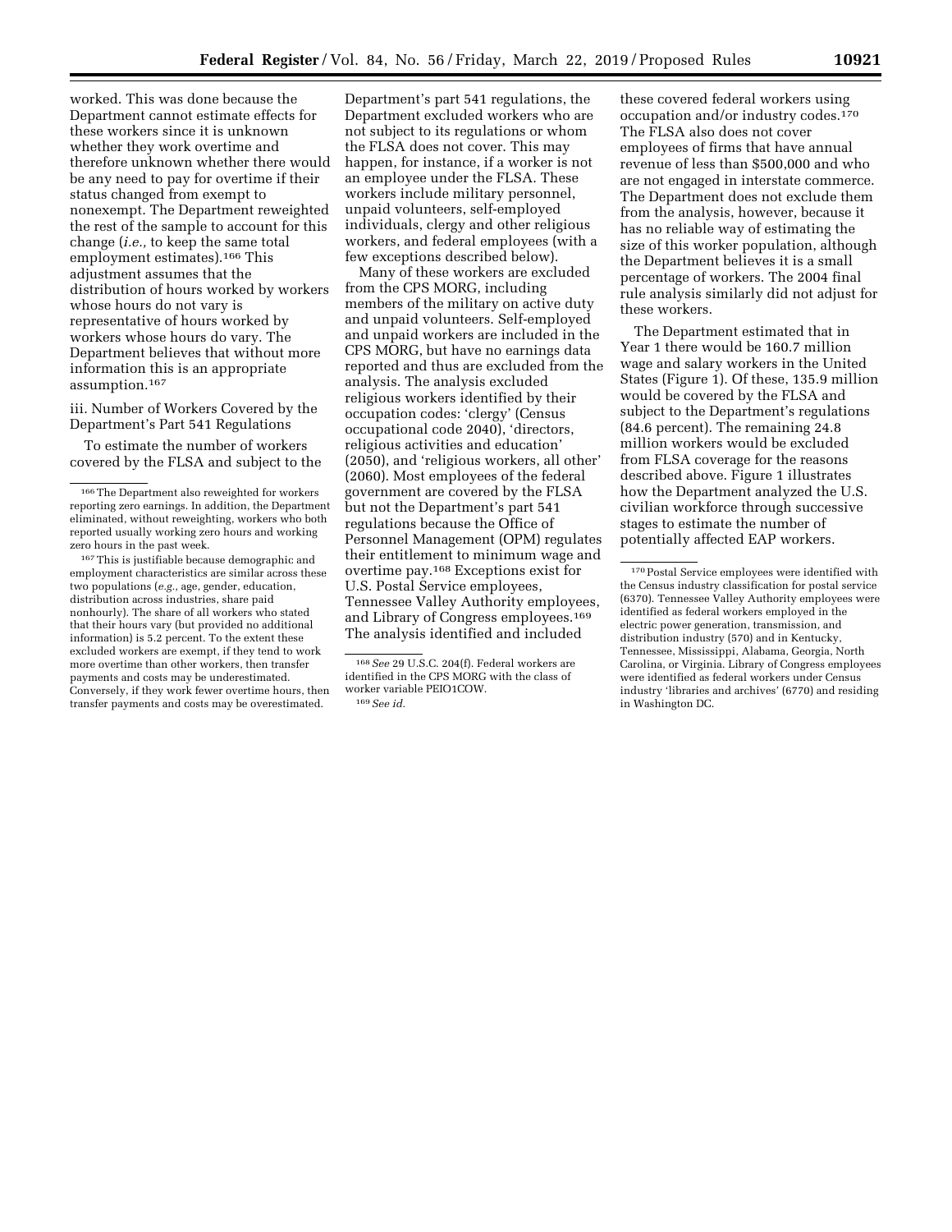worked. This was done because the Department cannot estimate effects for these workers since it is unknown whether they work overtime and therefore unknown whether there would be any need to pay for overtime if their status changed from exempt to nonexempt. The Department reweighted the rest of the sample to account for this change (*i.e.,* to keep the same total employment estimates).[166] This adjustment assumes that the distribution of hours worked by workers whose hours do not vary is representative of hours worked by workers whose hours do vary. The Department believes that without more information this is an appropriate assumption.[167]

iii. Number of Workers Covered by the Department's Part 541 Regulations

To estimate the number of workers covered by the FLSA and subject to the Department's part 541 regulations, the Department excluded workers who are not subject to its regulations or whom the FLSA does not cover. This may happen, for instance, if a worker is not an employee under the FLSA. These workers include military personnel, unpaid volunteers, self-employed individuals, clergy and other religious workers, and federal employees (with a few exceptions described below).

Many of these workers are excluded from the CPS MORG, including members of the military on active duty and unpaid volunteers. Self-employed and unpaid workers are included in the CPS MORG, but have no earnings data reported and thus are excluded from the analysis. The analysis excluded religious workers identified by their occupation codes: 'clergy' (Census occupational code 2040), 'directors, religious activities and education' (2050), and 'religious workers, all other' (2060). Most employees of the federal government are covered by the FLSA but not the Department's part 541 regulations because the Office of Personnel Management (OPM) regulates their entitlement to minimum wage and overtime pay.[168] Exceptions exist for U.S. Postal Service employees, Tennessee Valley Authority employees, and Library of Congress employees.[169] The analysis identified and included these covered federal workers using occupation and/or industry codes.[170] The FLSA also does not cover employees of firms that have annual revenue of less than $500,000 and who are not engaged in interstate commerce. The Department does not exclude them from the analysis, however, because it has no reliable way of estimating the size of this worker population, although the Department believes it is a small percentage of workers. The 2004 final rule analysis similarly did not adjust for these workers.

The Department estimated that in Year 1 there would be 160.7 million wage and salary workers in the United States (Figure 1). Of these, 135.9 million would be covered by the FLSA and subject to the Department's regulations (84.6 percent). The remaining 24.8 million workers would be excluded from FLSA coverage for the reasons described above. Figure 1 illustrates how the Department analyzed the U.S. civilian workforce through successive stages to estimate the number of potentially affected EAP workers.

---

[166] The Department also reweighted for workers reporting zero earnings. In addition, the Department eliminated, without reweighting, workers who both reported usually working zero hours and working zero hours in the past week.

[167] This is justifiable because demographic and employment characteristics are similar across these two populations (*e.g.,* age, gender, education, distribution across industries, share paid nonhourly). The share of all workers who stated that their hours vary (but provided no additional information) is 5.2 percent. To the extent these excluded workers are exempt, if they tend to work more overtime than other workers, then transfer payments and costs may be underestimated. Conversely, if they work fewer overtime hours, then transfer payments and costs may be overestimated.

[168] *See* 29 U.S.C. 204(f). Federal workers are identified in the CPS MORG with the class of worker variable PEIO1COW.

[169] *See id.*

[170] Postal Service employees were identified with the Census industry classification for postal service (6370). Tennessee Valley Authority employees were identified as federal workers employed in the electric power generation, transmission, and distribution industry (570) and in Kentucky, Tennessee, Mississippi, Alabama, Georgia, North Carolina, or Virginia. Library of Congress employees were identified as federal workers under Census industry 'libraries and archives' (6770) and residing in Washington DC.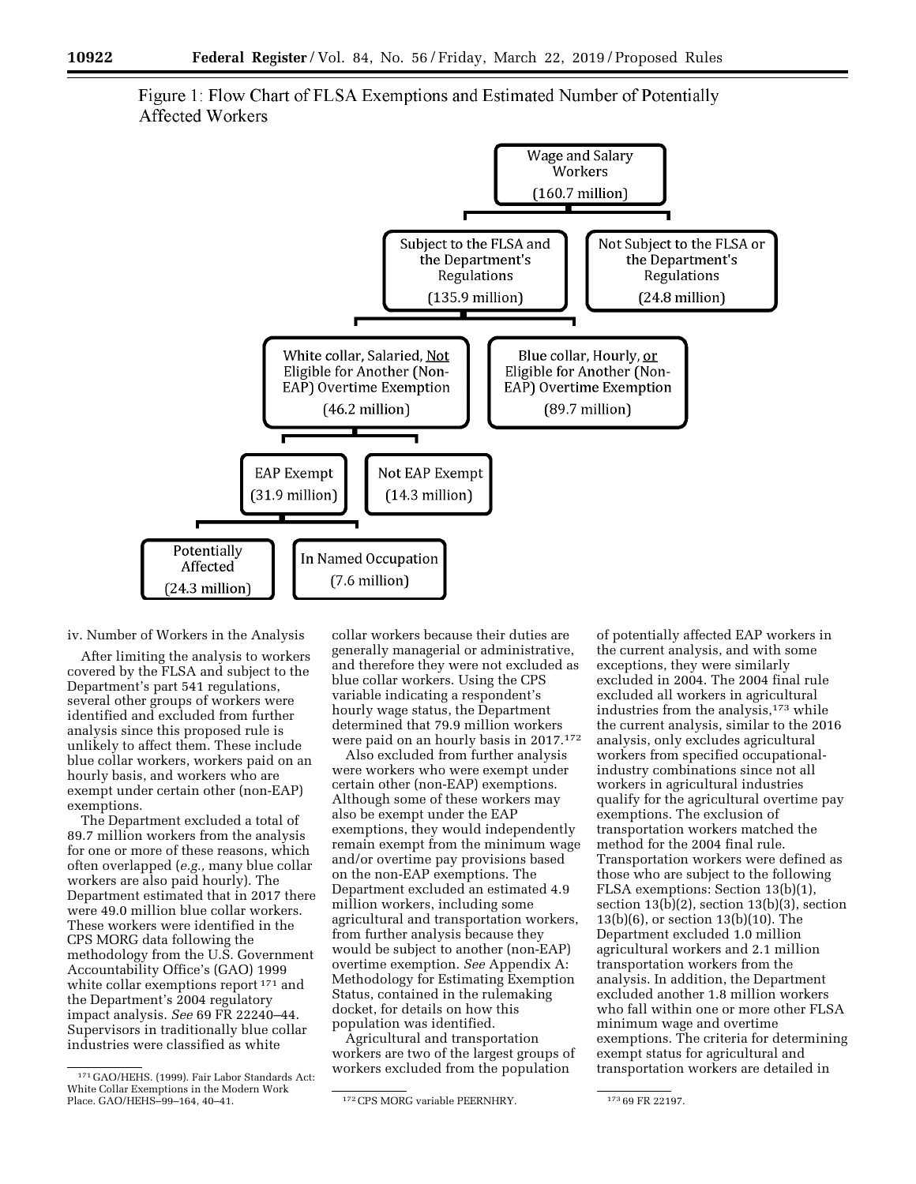Figure 1: Flow Chart of FLSA Exemptions and Estimated Number of Potentially Affected Workers

- Wage and Salary Workers (160.7 million)
  - Subject to the FLSA and the Department's Regulations (135.9 million)
    - White collar, Salaried, <u>Not</u> Eligible for Another (Non-EAP) Overtime Exemption (46.2 million)
      - EAP Exempt (31.9 million)
        - Potentially Affected (24.3 million)
        - In Named Occupation (7.6 million)
      - Not EAP Exempt (14.3 million)
    - Blue collar, Hourly, <u>or</u> Eligible for Another (Non-EAP) Overtime Exemption (89.7 million)
  - Not Subject to the FLSA or the Department's Regulations (24.8 million)

iv. Number of Workers in the Analysis

After limiting the analysis to workers covered by the FLSA and subject to the Department's part 541 regulations, several other groups of workers were identified and excluded from further analysis since this proposed rule is unlikely to affect them. These include blue collar workers, workers paid on an hourly basis, and workers who are exempt under certain other (non-EAP) exemptions.

The Department excluded a total of 89.7 million workers from the analysis for one or more of these reasons, which often overlapped (*e.g.,* many blue collar workers are also paid hourly). The Department estimated that in 2017 there were 49.0 million blue collar workers. These workers were identified in the CPS MORG data following the methodology from the U.S. Government Accountability Office's (GAO) 1999 white collar exemptions report[171] and the Department's 2004 regulatory impact analysis. *See* 69 FR 22240–44. Supervisors in traditionally blue collar industries were classified as white collar workers because their duties are generally managerial or administrative, and therefore they were not excluded as blue collar workers. Using the CPS variable indicating a respondent's hourly wage status, the Department determined that 79.9 million workers were paid on an hourly basis in 2017.[172]

Also excluded from further analysis were workers who were exempt under certain other (non-EAP) exemptions. Although some of these workers may also be exempt under the EAP exemptions, they would independently remain exempt from the minimum wage and/or overtime pay provisions based on the non-EAP exemptions. The Department excluded an estimated 4.9 million workers, including some agricultural and transportation workers, from further analysis because they would be subject to another (non-EAP) overtime exemption. *See* Appendix A: Methodology for Estimating Exemption Status, contained in the rulemaking docket, for details on how this population was identified.

Agricultural and transportation workers are two of the largest groups of workers excluded from the population of potentially affected EAP workers in the current analysis, and with some exceptions, they were similarly excluded in 2004. The 2004 final rule excluded all workers in agricultural industries from the analysis,[173] while the current analysis, similar to the 2016 analysis, only excludes agricultural workers from specified occupational-industry combinations since not all workers in agricultural industries qualify for the agricultural overtime pay exemptions. The exclusion of transportation workers matched the method for the 2004 final rule. Transportation workers were defined as those who are subject to the following FLSA exemptions: Section 13(b)(1), section 13(b)(2), section 13(b)(3), section 13(b)(6), or section 13(b)(10). The Department excluded 1.0 million agricultural workers and 2.1 million transportation workers from the analysis. In addition, the Department excluded another 1.8 million workers who fall within one or more other FLSA minimum wage and overtime exemptions. The criteria for determining exempt status for agricultural and transportation workers are detailed in

---

[171] GAO/HEHS. (1999). Fair Labor Standards Act: White Collar Exemptions in the Modern Work Place. GAO/HEHS–99–164, 40–41.

[172] CPS MORG variable PEERNHRY.

[173] 69 FR 22197.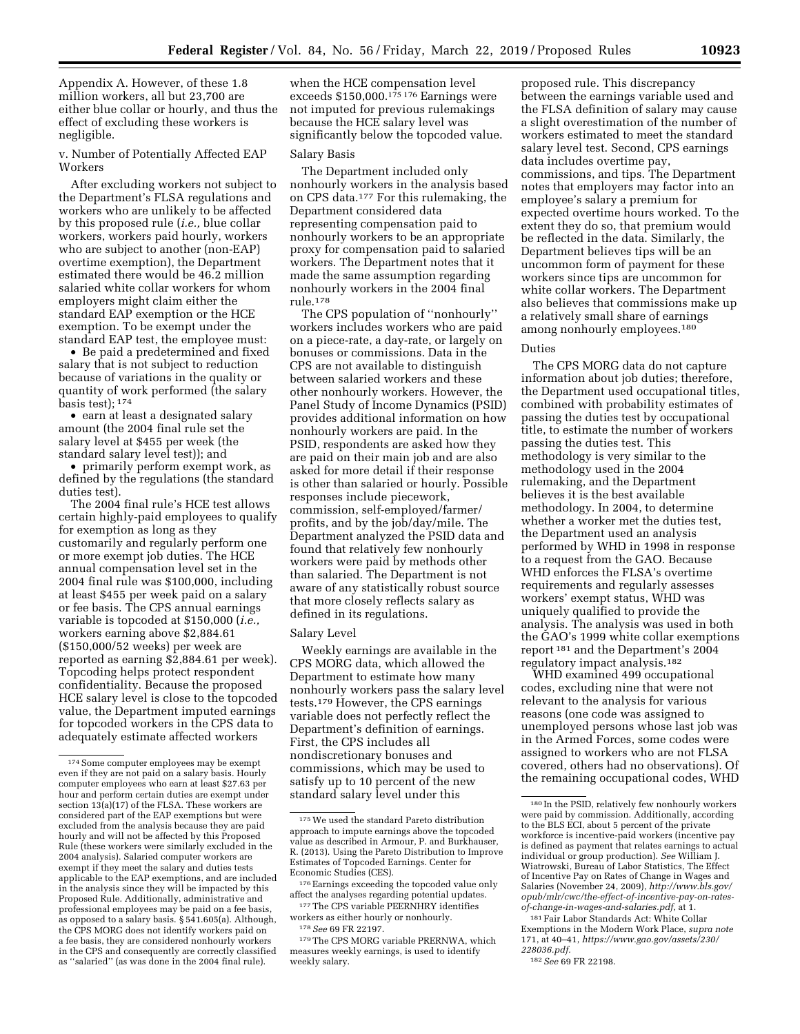Appendix A. However, of these 1.8 million workers, all but 23,700 are either blue collar or hourly, and thus the effect of excluding these workers is negligible.

v. Number of Potentially Affected EAP Workers

After excluding workers not subject to the Department's FLSA regulations and workers who are unlikely to be affected by this proposed rule (*i.e.,* blue collar workers, workers paid hourly, workers who are subject to another (non-EAP) overtime exemption), the Department estimated there would be 46.2 million salaried white collar workers for whom employers might claim either the standard EAP exemption or the HCE exemption. To be exempt under the standard EAP test, the employee must:

- Be paid a predetermined and fixed salary that is not subject to reduction because of variations in the quality or quantity of work performed (the salary basis test); [174]
- earn at least a designated salary amount (the 2004 final rule set the salary level at $455 per week (the standard salary level test)); and
- primarily perform exempt work, as defined by the regulations (the standard duties test).

The 2004 final rule's HCE test allows certain highly-paid employees to qualify for exemption as long as they customarily and regularly perform one or more exempt job duties. The HCE annual compensation level set in the 2004 final rule was $100,000, including at least $455 per week paid on a salary or fee basis. The CPS annual earnings variable is topcoded at $150,000 (*i.e.,* workers earning above $2,884.61 ($150,000/52 weeks) per week are reported as earning $2,884.61 per week). Topcoding helps protect respondent confidentiality. Because the proposed HCE salary level is close to the topcoded value, the Department imputed earnings for topcoded workers in the CPS data to adequately estimate affected workers when the HCE compensation level exceeds $150,000.[175] [176] Earnings were not imputed for previous rulemakings because the HCE salary level was significantly below the topcoded value.

Salary Basis

The Department included only nonhourly workers in the analysis based on CPS data.[177] For this rulemaking, the Department considered data representing compensation paid to nonhourly workers to be an appropriate proxy for compensation paid to salaried workers. The Department notes that it made the same assumption regarding nonhourly workers in the 2004 final rule.[178]

The CPS population of "nonhourly" workers includes workers who are paid on a piece-rate, a day-rate, or largely on bonuses or commissions. Data in the CPS are not available to distinguish between salaried workers and these other nonhourly workers. However, the Panel Study of Income Dynamics (PSID) provides additional information on how nonhourly workers are paid. In the PSID, respondents are asked how they are paid on their main job and are also asked for more detail if their response is other than salaried or hourly. Possible responses include piecework, commission, self-employed/farmer/profits, and by the job/day/mile. The Department analyzed the PSID data and found that relatively few nonhourly workers were paid by methods other than salaried. The Department is not aware of any statistically robust source that more closely reflects salary as defined in its regulations.

Salary Level

Weekly earnings are available in the CPS MORG data, which allowed the Department to estimate how many nonhourly workers pass the salary level tests.[179] However, the CPS earnings variable does not perfectly reflect the Department's definition of earnings. First, the CPS includes all nondiscretionary bonuses and commissions, which may be used to satisfy up to 10 percent of the new standard salary level under this proposed rule. This discrepancy between the earnings variable used and the FLSA definition of salary may cause a slight overestimation of the number of workers estimated to meet the standard salary level test. Second, CPS earnings data includes overtime pay, commissions, and tips. The Department notes that employers may factor into an employee's salary a premium for expected overtime hours worked. To the extent they do so, that premium would be reflected in the data. Similarly, the Department believes tips will be an uncommon form of payment for these workers since tips are uncommon for white collar workers. The Department also believes that commissions make up a relatively small share of earnings among nonhourly employees.[180]

Duties

The CPS MORG data do not capture information about job duties; therefore, the Department used occupational titles, combined with probability estimates of passing the duties test by occupational title, to estimate the number of workers passing the duties test. This methodology is very similar to the methodology used in the 2004 rulemaking, and the Department believes it is the best available methodology. In 2004, to determine whether a worker met the duties test, the Department used an analysis performed by WHD in 1998 in response to a request from the GAO. Because WHD enforces the FLSA's overtime requirements and regularly assesses workers' exempt status, WHD was uniquely qualified to provide the analysis. The analysis was used in both the GAO's 1999 white collar exemptions report [181] and the Department's 2004 regulatory impact analysis.[182]

WHD examined 499 occupational codes, excluding nine that were not relevant to the analysis for various reasons (one code was assigned to unemployed persons whose last job was in the Armed Forces, some codes were assigned to workers who are not FLSA covered, others had no observations). Of the remaining occupational codes, WHD

---

[174] Some computer employees may be exempt even if they are not paid on a salary basis. Hourly computer employees who earn at least $27.63 per hour and perform certain duties are exempt under section 13(a)(17) of the FLSA. These workers are considered part of the EAP exemptions but were excluded from the analysis because they are paid hourly and will not be affected by this Proposed Rule (these workers were similarly excluded in the 2004 analysis). Salaried computer workers are exempt if they meet the salary and duties tests applicable to the EAP exemptions, and are included in the analysis since they will be impacted by this Proposed Rule. Additionally, administrative and professional employees may be paid on a fee basis, as opposed to a salary basis. § 541.605(a). Although, the CPS MORG does not identify workers paid on a fee basis, they are considered nonhourly workers in the CPS and consequently are correctly classified as "salaried" (as was done in the 2004 final rule).

[175] We used the standard Pareto distribution approach to impute earnings above the topcoded value as described in Armour, P. and Burkhauser, R. (2013). Using the Pareto Distribution to Improve Estimates of Topcoded Earnings. Center for Economic Studies (CES).

[176] Earnings exceeding the topcoded value only affect the analyses regarding potential updates.

[177] The CPS variable PEERNHRY identifies workers as either hourly or nonhourly.

[178] *See* 69 FR 22197.

[179] The CPS MORG variable PRERNWA, which measures weekly earnings, is used to identify weekly salary.

[180] In the PSID, relatively few nonhourly workers were paid by commission. Additionally, according to the BLS ECI, about 5 percent of the private workforce is incentive-paid workers (incentive pay is defined as payment that relates earnings to actual individual or group production). *See* William J. Wiatrowski, Bureau of Labor Statistics, The Effect of Incentive Pay on Rates of Change in Wages and Salaries (November 24, 2009), *http://www.bls.gov/opub/mlr/cwc/the-effect-of-incentive-pay-on-rates-of-change-in-wages-and-salaries.pdf,* at 1.

[181] Fair Labor Standards Act: White Collar Exemptions in the Modern Work Place, *supra note* 171, at 40–41, *https://www.gao.gov/assets/230/228036.pdf.*

[182] *See* 69 FR 22198.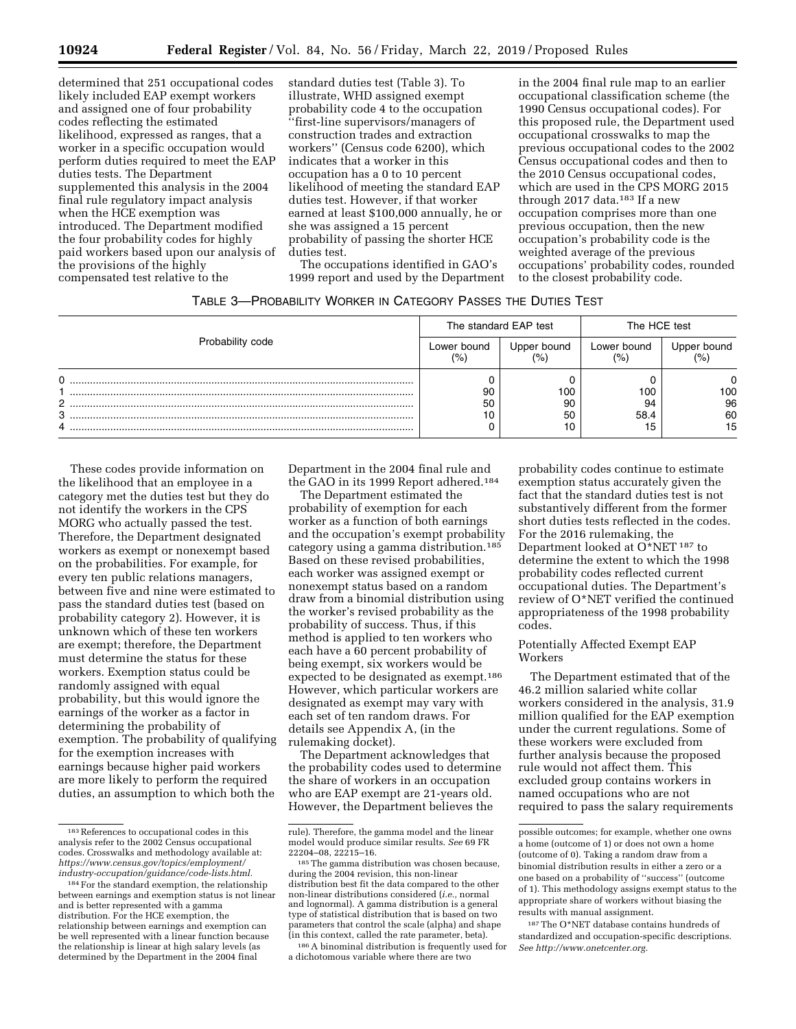determined that 251 occupational codes likely included EAP exempt workers and assigned one of four probability codes reflecting the estimated likelihood, expressed as ranges, that a worker in a specific occupation would perform duties required to meet the EAP duties tests. The Department supplemented this analysis in the 2004 final rule regulatory impact analysis when the HCE exemption was introduced. The Department modified the four probability codes for highly paid workers based upon our analysis of the provisions of the highly compensated test relative to the standard duties test (Table 3). To illustrate, WHD assigned exempt probability code 4 to the occupation "first-line supervisors/managers of construction trades and extraction workers" (Census code 6200), which indicates that a worker in this occupation has a 0 to 10 percent likelihood of meeting the standard EAP duties test. However, if that worker earned at least $100,000 annually, he or she was assigned a 15 percent probability of passing the shorter HCE duties test.

The occupations identified in GAO's 1999 report and used by the Department in the 2004 final rule map to an earlier occupational classification scheme (the 1990 Census occupational codes). For this proposed rule, the Department used occupational crosswalks to map the previous occupational codes to the 2002 Census occupational codes and then to the 2010 Census occupational codes, which are used in the CPS MORG 2015 through 2017 data.[183] If a new occupation comprises more than one previous occupation, then the new occupation's probability code is the weighted average of the previous occupations' probability codes, rounded to the closest probability code.

TABLE 3—PROBABILITY WORKER IN CATEGORY PASSES THE DUTIES TEST

| Probability code | The standard EAP test | | The HCE test | |
|---|---|---|---|---|
| | Lower bound (%) | Upper bound (%) | Lower bound (%) | Upper bound (%) |
| 0 | 0 | 0 | 0 | 0 |
| 1 | 90 | 100 | 100 | 100 |
| 2 | 50 | 90 | 94 | 96 |
| 3 | 10 | 50 | 58.4 | 60 |
| 4 | 0 | 10 | 15 | 15 |

These codes provide information on the likelihood that an employee in a category met the duties test but they do not identify the workers in the CPS MORG who actually passed the test. Therefore, the Department designated workers as exempt or nonexempt based on the probabilities. For example, for every ten public relations managers, between five and nine were estimated to pass the standard duties test (based on probability category 2). However, it is unknown which of these ten workers are exempt; therefore, the Department must determine the status for these workers. Exemption status could be randomly assigned with equal probability, but this would ignore the earnings of the worker as a factor in determining the probability of exemption. The probability of qualifying for the exemption increases with earnings because higher paid workers are more likely to perform the required duties, an assumption to which both the Department in the 2004 final rule and the GAO in its 1999 Report adhered.[184]

The Department estimated the probability of exemption for each worker as a function of both earnings and the occupation's exempt probability category using a gamma distribution.[185] Based on these revised probabilities, each worker was assigned exempt or nonexempt status based on a random draw from a binomial distribution using the worker's revised probability as the probability of success. Thus, if this method is applied to ten workers who each have a 60 percent probability of being exempt, six workers would be expected to be designated as exempt.[186] However, which particular workers are designated as exempt may vary with each set of ten random draws. For details see Appendix A, (in the rulemaking docket).

The Department acknowledges that the probability codes used to determine the share of workers in an occupation who are EAP exempt are 21-years old. However, the Department believes the probability codes continue to estimate exemption status accurately given the fact that the standard duties test is not substantively different from the former short duties tests reflected in the codes. For the 2016 rulemaking, the Department looked at O*NET[187] to determine the extent to which the 1998 probability codes reflected current occupational duties. The Department's review of O*NET verified the continued appropriateness of the 1998 probability codes.

### Potentially Affected Exempt EAP Workers

The Department estimated that of the 46.2 million salaried white collar workers considered in the analysis, 31.9 million qualified for the EAP exemption under the current regulations. Some of these workers were excluded from further analysis because the proposed rule would not affect them. This excluded group contains workers in named occupations who are not required to pass the salary requirements

---

[183] References to occupational codes in this analysis refer to the 2002 Census occupational codes. Crosswalks and methodology available at: *https://www.census.gov/topics/employment/industry-occupation/guidance/code-lists.html.*

[184] For the standard exemption, the relationship between earnings and exemption status is not linear and is better represented with a gamma distribution. For the HCE exemption, the relationship between earnings and exemption can be well represented with a linear function because the relationship is linear at high salary levels (as determined by the Department in the 2004 final rule). Therefore, the gamma model and the linear model would produce similar results. *See* 69 FR 22204–08, 22215–16.

[185] The gamma distribution was chosen because, during the 2004 revision, this non-linear distribution best fit the data compared to the other non-linear distributions considered (*i.e.,* normal and lognormal). A gamma distribution is a general type of statistical distribution that is based on two parameters that control the scale (alpha) and shape (in this context, called the rate parameter, beta).

[186] A binomial distribution is frequently used for a dichotomous variable where there are two possible outcomes; for example, whether one owns a home (outcome of 1) or does not own a home (outcome of 0). Taking a random draw from a binomial distribution results in either a zero or a one based on a probability of "success" (outcome of 1). This methodology assigns exempt status to the appropriate share of workers without biasing the results with manual assignment.

[187] The O*NET database contains hundreds of standardized and occupation-specific descriptions. *See http://www.onetcenter.org.*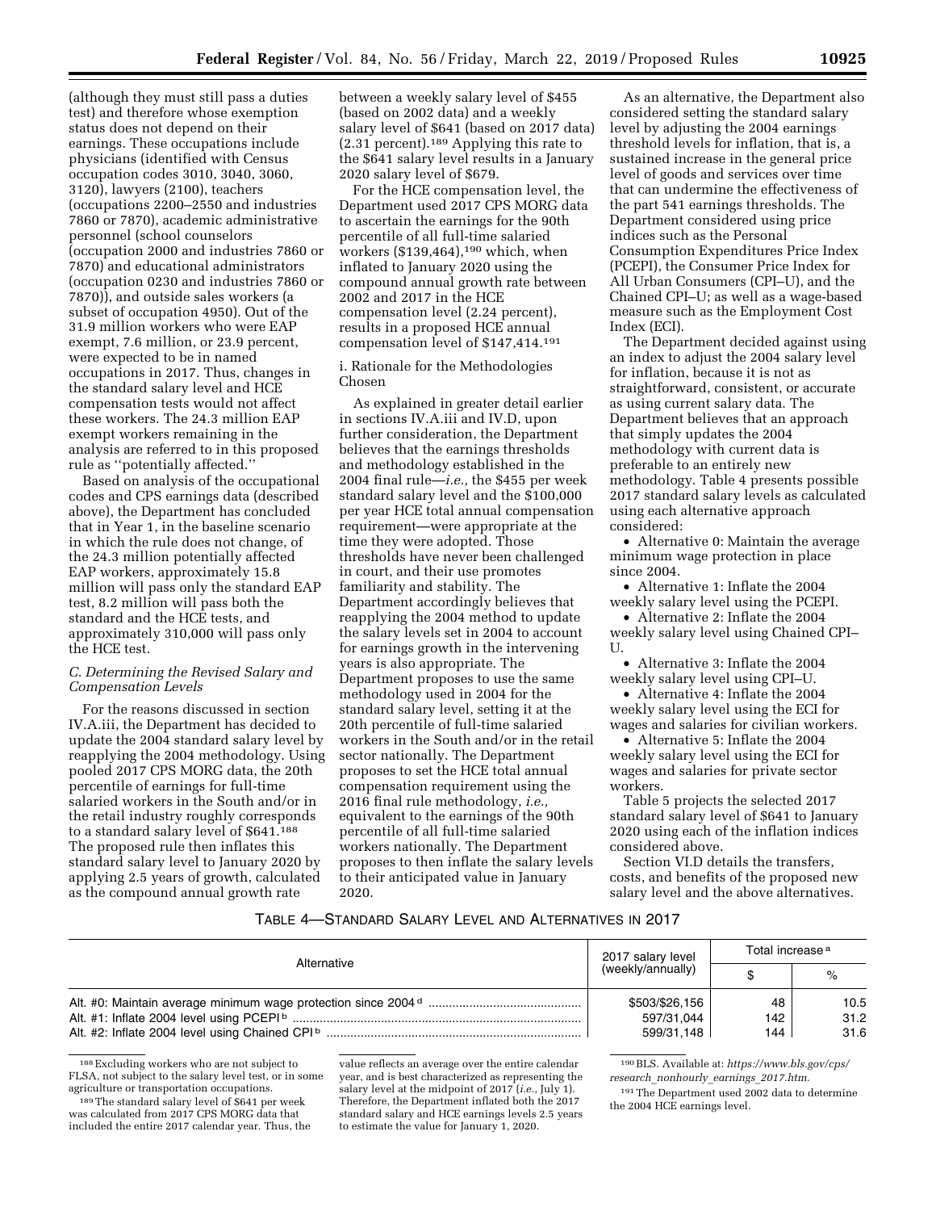(although they must still pass a duties test) and therefore whose exemption status does not depend on their earnings. These occupations include physicians (identified with Census occupation codes 3010, 3040, 3060, 3120), lawyers (2100), teachers (occupations 2200–2550 and industries 7860 or 7870), academic administrative personnel (school counselors (occupation 2000 and industries 7860 or 7870) and educational administrators (occupation 0230 and industries 7860 or 7870)), and outside sales workers (a subset of occupation 4950). Out of the 31.9 million workers who were EAP exempt, 7.6 million, or 23.9 percent, were expected to be in named occupations in 2017. Thus, changes in the standard salary level and HCE compensation tests would not affect these workers. The 24.3 million EAP exempt workers remaining in the analysis are referred to in this proposed rule as ''potentially affected.''

Based on analysis of the occupational codes and CPS earnings data (described above), the Department has concluded that in Year 1, in the baseline scenario in which the rule does not change, of the 24.3 million potentially affected EAP workers, approximately 15.8 million will pass only the standard EAP test, 8.2 million will pass both the standard and the HCE tests, and approximately 310,000 will pass only the HCE test.

### C. Determining the Revised Salary and Compensation Levels

For the reasons discussed in section IV.A.iii, the Department has decided to update the 2004 standard salary level by reapplying the 2004 methodology. Using pooled 2017 CPS MORG data, the 20th percentile of earnings for full-time salaried workers in the South and/or in the retail industry roughly corresponds to a standard salary level of $641.[188] The proposed rule then inflates this standard salary level to January 2020 by applying 2.5 years of growth, calculated as the compound annual growth rate between a weekly salary level of $455 (based on 2002 data) and a weekly salary level of $641 (based on 2017 data) (2.31 percent).[189] Applying this rate to the $641 salary level results in a January 2020 salary level of $679.

For the HCE compensation level, the Department used 2017 CPS MORG data to ascertain the earnings for the 90th percentile of all full-time salaried workers ($139,464),[190] which, when inflated to January 2020 using the compound annual growth rate between 2002 and 2017 in the HCE compensation level (2.24 percent), results in a proposed HCE annual compensation level of $147,414.[191]

i. Rationale for the Methodologies Chosen

As explained in greater detail earlier in sections IV.A.iii and IV.D, upon further consideration, the Department believes that the earnings thresholds and methodology established in the 2004 final rule—*i.e.,* the $455 per week standard salary level and the $100,000 per year HCE total annual compensation requirement—were appropriate at the time they were adopted. Those thresholds have never been challenged in court, and their use promotes familiarity and stability. The Department accordingly believes that reapplying the 2004 method to update the salary levels set in 2004 to account for earnings growth in the intervening years is also appropriate. The Department proposes to use the same methodology used in 2004 for the standard salary level, setting it at the 20th percentile of full-time salaried workers in the South and/or in the retail sector nationally. The Department proposes to set the HCE total annual compensation requirement using the 2016 final rule methodology, *i.e.,* equivalent to the earnings of the 90th percentile of all full-time salaried workers nationally. The Department proposes to then inflate the salary levels to their anticipated value in January 2020.

As an alternative, the Department also considered setting the standard salary level by adjusting the 2004 earnings threshold levels for inflation, that is, a sustained increase in the general price level of goods and services over time that can undermine the effectiveness of the part 541 earnings thresholds. The Department considered using price indices such as the Personal Consumption Expenditures Price Index (PCEPI), the Consumer Price Index for All Urban Consumers (CPI–U), and the Chained CPI–U; as well as a wage-based measure such as the Employment Cost Index (ECI).

The Department decided against using an index to adjust the 2004 salary level for inflation, because it is not as straightforward, consistent, or accurate as using current salary data. The Department believes that an approach that simply updates the 2004 methodology with current data is preferable to an entirely new methodology. Table 4 presents possible 2017 standard salary levels as calculated using each alternative approach considered:

- Alternative 0: Maintain the average minimum wage protection in place since 2004.
- Alternative 1: Inflate the 2004 weekly salary level using the PCEPI.
- Alternative 2: Inflate the 2004 weekly salary level using Chained CPI–U.
- Alternative 3: Inflate the 2004 weekly salary level using CPI–U.
- Alternative 4: Inflate the 2004 weekly salary level using the ECI for wages and salaries for civilian workers.
- Alternative 5: Inflate the 2004 weekly salary level using the ECI for wages and salaries for private sector workers.

Table 5 projects the selected 2017 standard salary of $641 to January 2020 using each of the inflation indices considered above.

Section VI.D details the transfers, costs, and benefits of the proposed new salary level and the above alternatives.

TABLE 4—STANDARD SALARY LEVEL AND ALTERNATIVES IN 2017

| Alternative | 2017 salary level (weekly/annually) | Total increase [a] | |
|---|---|---|---|
| | | $ | % |
| Alt. #0: Maintain average minimum wage protection since 2004 [d] | $503/$26,156 | 48 | 10.5 |
| Alt. #1: Inflate 2004 level using PCEPI [b] | 597/31,044 | 142 | 31.2 |
| Alt. #2: Inflate 2004 level using Chained CPI [b] | 599/31,148 | 144 | 31.6 |

[188] Excluding workers who are not subject to FLSA, not subject to the salary level test, or in some agriculture or transportation occupations.

[189] The standard salary level of $641 per week was calculated from 2017 CPS MORG data that included the entire 2017 calendar year. Thus, the value reflects an average over the entire calendar year, and is best characterized as representing the salary level at the midpoint of 2017 (*i.e.,* July 1). Therefore, the Department inflated both the 2017 standard salary and HCE earnings levels 2.5 years to estimate the value for January 1, 2020.

[190] BLS. Available at: *https://www.bls.gov/cps/research_nonhourly_earnings_2017.htm.*

[191] The Department used 2002 data to determine the 2004 HCE earnings level.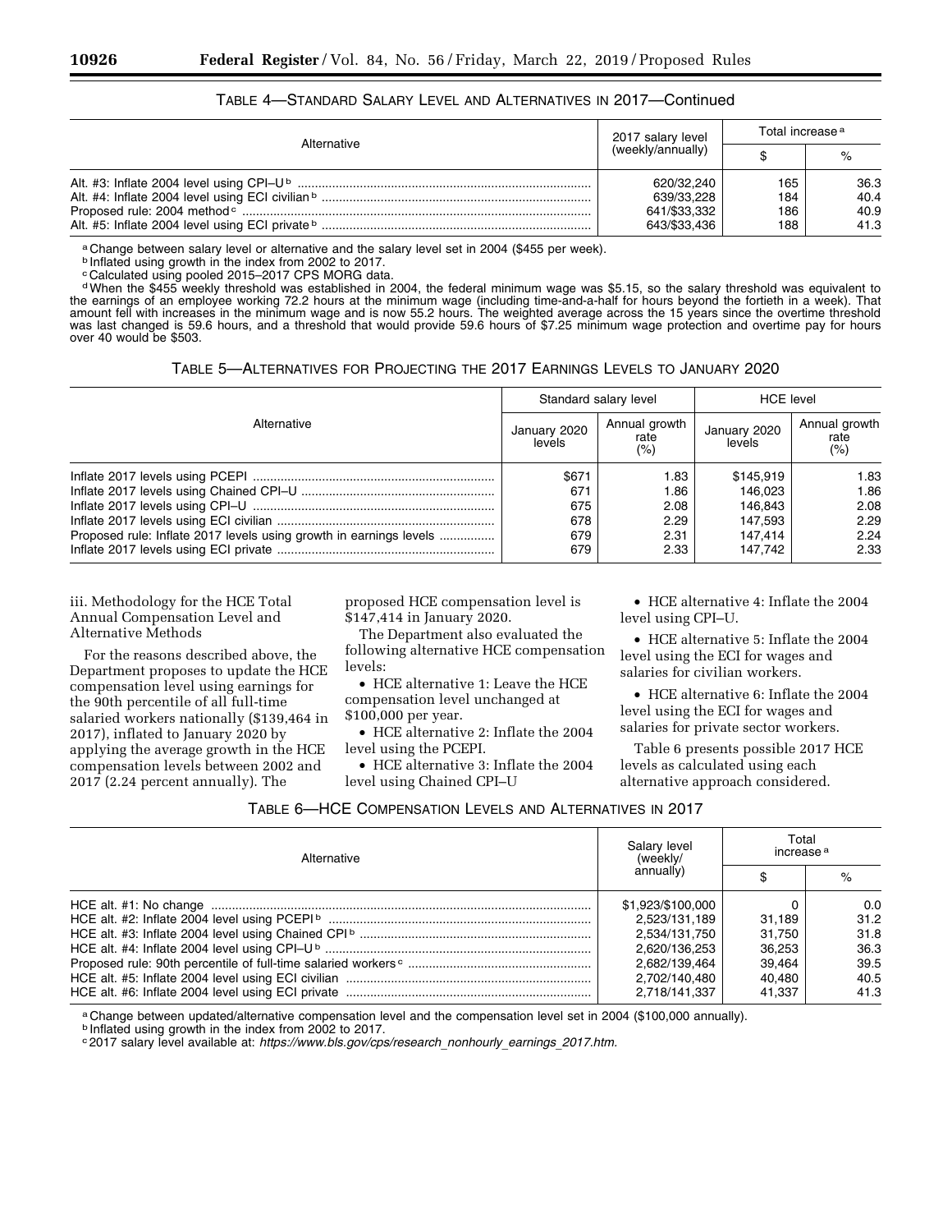TABLE 4—STANDARD SALARY LEVEL AND ALTERNATIVES IN 2017—Continued

| Alternative | 2017 salary level (weekly/annually) | Total increase [a] | |
|---|---|---|---|
| | | $ | % |
| Alt. #3: Inflate 2004 level using CPI–U [b] | 620/32,240 | 165 | 36.3 |
| Alt. #4: Inflate 2004 level using ECI civilian [b] | 639/33,228 | 184 | 40.4 |
| Proposed rule: 2004 method [c] | 641/$33,332 | 186 | 40.9 |
| Alt. #5: Inflate 2004 level using ECI private [b] | 643/$33,436 | 188 | 41.3 |

[a] Change between salary level or alternative and the salary level set in 2004 ($455 per week).
[b] Inflated using growth in the index from 2002 to 2017.
[c] Calculated using pooled 2015–2017 CPS MORG data.
[d] When the $455 weekly threshold was established in 2004, the federal minimum wage was $5.15, so the salary threshold was equivalent to the earnings of an employee working 72.2 hours at the minimum wage (including time-and-a-half for hours beyond the fortieth in a week). That amount fell with increases in the minimum wage and is now 55.2 hours. The weighted average across the 15 years since the overtime threshold was last changed is 59.6 hours, and a threshold that would provide 59.6 hours of $7.25 minimum wage protection and overtime pay for hours over 40 would be $503.

TABLE 5—ALTERNATIVES FOR PROJECTING THE 2017 EARNINGS LEVELS TO JANUARY 2020

| Alternative | Standard salary level | | HCE level | |
|---|---|---|---|---|
| | January 2020 levels | Annual growth rate (%) | January 2020 levels | Annual growth rate (%) |
| Inflate 2017 levels using PCEPI | $671 | 1.83 | $145,919 | 1.83 |
| Inflate 2017 levels using Chained CPI–U | 671 | 1.86 | 146,023 | 1.86 |
| Inflate 2017 levels using CPI–U | 675 | 2.08 | 146,843 | 2.08 |
| Inflate 2017 levels using ECI civilian | 678 | 2.29 | 147,593 | 2.29 |
| Proposed rule: Inflate 2017 levels using growth in earnings levels | 679 | 2.31 | 147,414 | 2.24 |
| Inflate 2017 levels using ECI private | 679 | 2.33 | 147,742 | 2.33 |

iii. Methodology for the HCE Total Annual Compensation Level and Alternative Methods

For the reasons described above, the Department proposes to update the HCE compensation level using earnings for the 90th percentile of all full-time salaried workers nationally ($139,464 in 2017), inflated to January 2020 by applying the average growth in the HCE compensation levels between 2002 and 2017 (2.24 percent annually). The proposed HCE compensation level is $147,414 in January 2020.

The Department also evaluated the following alternative HCE compensation levels:

- HCE alternative 1: Leave the HCE compensation level unchanged at $100,000 per year.
- HCE alternative 2: Inflate the 2004 level using the PCEPI.
- HCE alternative 3: Inflate the 2004 level using Chained CPI–U
- HCE alternative 4: Inflate the 2004 level using CPI–U.
- HCE alternative 5: Inflate the 2004 level using the ECI for wages and salaries for civilian workers.
- HCE alternative 6: Inflate the 2004 level using the ECI for wages and salaries for private sector workers.

Table 6 presents possible 2017 HCE levels as calculated using each alternative approach considered.

TABLE 6—HCE COMPENSATION LEVELS AND ALTERNATIVES IN 2017

| Alternative | Salary level (weekly/annually) | Total increase [a] | |
|---|---|---|---|
| | | $ | % |
| HCE alt. #1: No change | $1,923/$100,000 | 0 | 0.0 |
| HCE alt. #2: Inflate 2004 level using PCEPI [b] | 2,523/131,189 | 31,189 | 31.2 |
| HCE alt. #3: Inflate 2004 level using Chained CPI [b] | 2,534/131,750 | 31,750 | 31.8 |
| HCE alt. #4: Inflate 2004 level using CPI–U [b] | 2,620/136,253 | 36,253 | 36.3 |
| Proposed rule: 90th percentile of full-time salaried workers [c] | 2,682/139,464 | 39,464 | 39.5 |
| HCE alt. #5: Inflate 2004 level using ECI civilian | 2,702/140,480 | 40,480 | 40.5 |
| HCE alt. #6: Inflate 2004 level using ECI private | 2,718/141,337 | 41,337 | 41.3 |

[a] Change between updated/alternative compensation level and the compensation level set in 2004 ($100,000 annually).
[b] Inflated using growth in the index from 2002 to 2017.
[c] 2017 salary level available at: *https://www.bls.gov/cps/research_nonhourly_earnings_2017.htm.*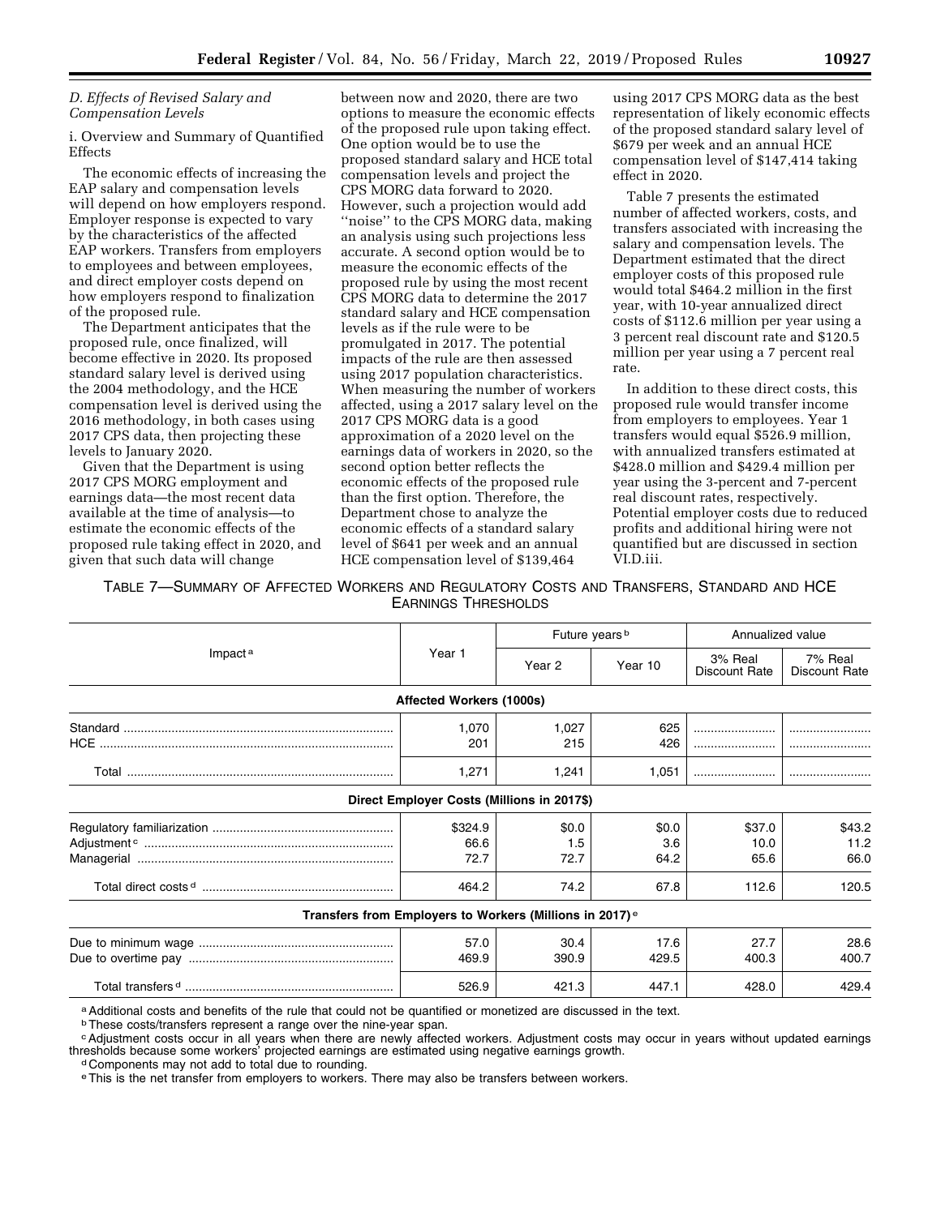*D. Effects of Revised Salary and Compensation Levels*

i. Overview and Summary of Quantified Effects

The economic effects of increasing the EAP salary and compensation levels will depend on how employers respond. Employer response is expected to vary by the characteristics of the affected EAP workers. Transfers from employers to employees and between employees, and direct employer costs depend on how employers respond to finalization of the proposed rule.

The Department anticipates that the proposed rule, once finalized, will become effective in 2020. Its proposed standard salary level is derived using the 2004 methodology, and the HCE compensation level is derived using the 2016 methodology, in both cases using 2017 CPS data, then projecting these levels to January 2020.

Given that the Department is using 2017 CPS MORG employment and earnings data—the most recent data available at the time of analysis—to estimate the economic effects of the proposed rule taking effect in 2020, and given that such data will change between now and 2020, there are two options to measure the economic effects of the proposed rule upon taking effect. One option would be to use the proposed standard salary and HCE total compensation levels and project the CPS MORG data forward to 2020. However, such a projection would add ''noise'' to the CPS MORG data, making an analysis using such projections less accurate. A second option would be to measure the economic effects of the proposed rule by using the most recent CPS MORG data to determine the 2017 standard salary and HCE compensation levels as if the rule were to be promulgated in 2017. The potential impacts of the rule are then assessed using 2017 population characteristics. When measuring the number of workers affected, using a 2017 salary level on the 2017 CPS MORG data is a good approximation of a 2020 level on the earnings data of workers in 2020, so the second option better reflects the economic effects of the proposed rule than the first option. Therefore, the Department chose to analyze the economic effects of a standard salary level of $641 per week and an annual HCE compensation level of $139,464 using 2017 CPS MORG data as the best representation of likely economic effects of the proposed standard salary level of $679 per week and an annual HCE compensation level of $147,414 taking effect in 2020.

Table 7 presents the estimated number of affected workers, costs, and transfers associated with increasing the salary and compensation levels. The Department estimated that the direct employer costs of this proposed rule would total $464.2 million in the first year, with 10-year annualized direct costs of $112.6 million per year using a 3 percent real discount rate and $120.5 million per year using a 7 percent real rate.

In addition to these direct costs, this proposed rule would transfer income from employers to employees. Year 1 transfers would equal $526.9 million, with annualized transfers estimated at $428.0 million and $429.4 million per year using the 3-percent and 7-percent real discount rates, respectively. Potential employer costs due to reduced profits and additional hiring were not quantified but are discussed in section VI.D.iii.

TABLE 7—SUMMARY OF AFFECTED WORKERS AND REGULATORY COSTS AND TRANSFERS, STANDARD AND HCE EARNINGS THRESHOLDS

| Impact [a] | Year 1 | Future years [b] | | Annualized value | |
|---|---|---|---|---|---|
| | | Year 2 | Year 10 | 3% Real Discount Rate | 7% Real Discount Rate |
| **Affected Workers (1000s)** | | | | | |
| Standard | 1,070 | 1,027 | 625 | | |
| HCE | 201 | 215 | 426 | | |
| Total | 1,271 | 1,241 | 1,051 | | |
| **Direct Employer Costs (Millions in 2017$)** | | | | | |
| Regulatory familiarization | $324.9 | $0.0 | $0.0 | $37.0 | $43.2 |
| Adjustment [c] | 66.6 | 1.5 | 3.6 | 10.0 | 11.2 |
| Managerial | 72.7 | 72.7 | 64.2 | 65.6 | 66.0 |
| Total direct costs [d] | 464.2 | 74.2 | 67.8 | 112.6 | 120.5 |
| **Transfers from Employers to Workers (Millions in 2017) [e]** | | | | | |
| Due to minimum wage | 57.0 | 30.4 | 17.6 | 27.7 | 28.6 |
| Due to overtime pay | 469.9 | 390.9 | 429.5 | 400.3 | 400.7 |
| Total transfers [d] | 526.9 | 421.3 | 447.1 | 428.0 | 429.4 |

[a] Additional costs and benefits of the rule that could not be quantified or monetized are discussed in the text.

[b] These costs/transfers represent a range over the nine-year span.

[c] Adjustment costs occur in all years when there are newly affected workers. Adjustment costs may occur in years without updated earnings thresholds because some workers' projected earnings are estimated using negative earnings growth.

[d] Components may not add to total due to rounding.

[e] This is the net transfer from employers to workers. There may also be transfers between workers.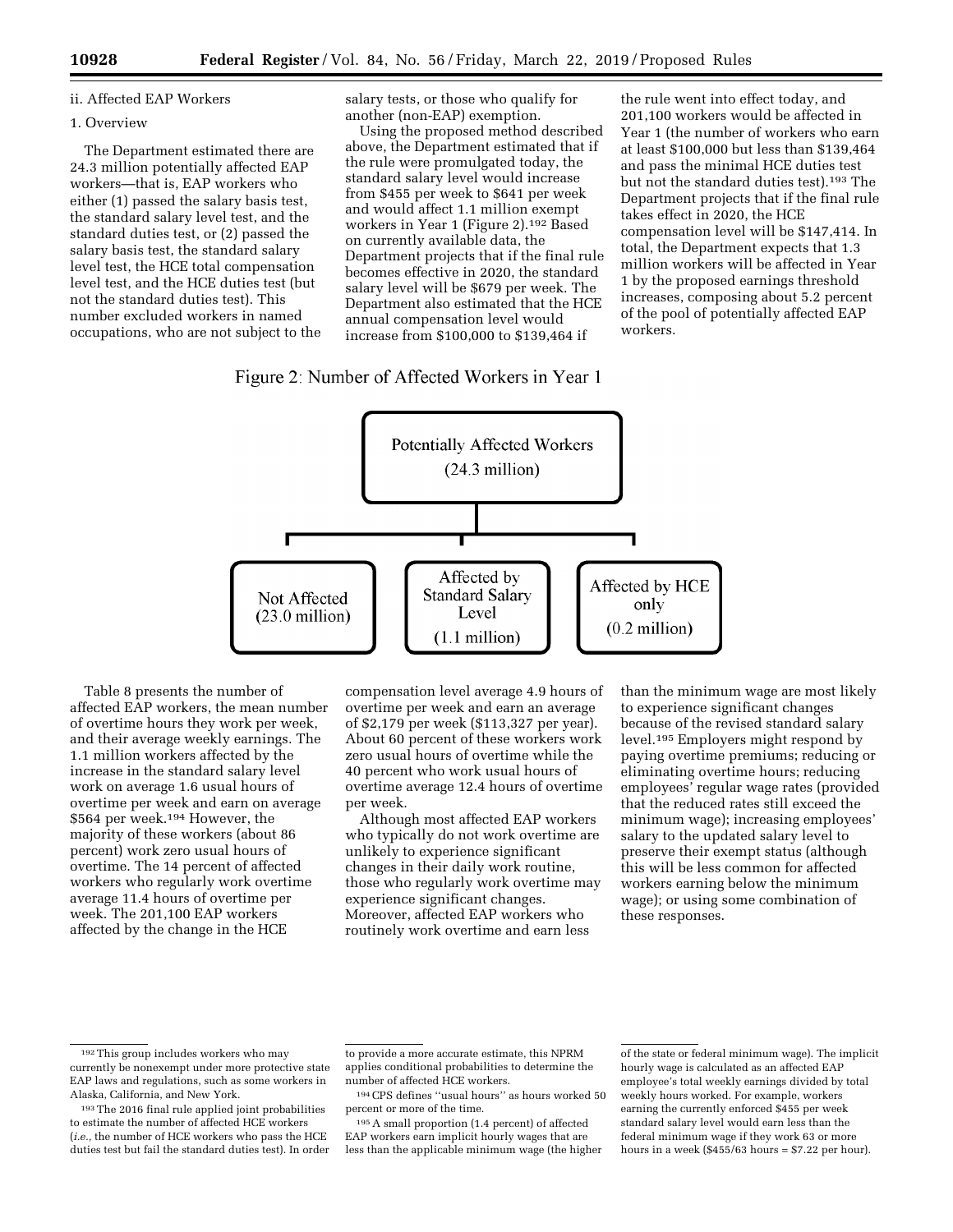ii. Affected EAP Workers

1. Overview

The Department estimated there are 24.3 million potentially affected EAP workers—that is, EAP workers who either (1) passed the salary basis test, the standard salary level test, and the standard duties test, or (2) passed the salary basis test, the standard salary level test, the HCE total compensation level test, and the HCE duties test (but not the standard duties test). This number excluded workers in named occupations, who are not subject to the salary tests, or those who qualify for another (non-EAP) exemption.

Using the proposed method described above, the Department estimated that if the rule were promulgated today, the standard salary level would increase from $455 per week to $641 per week and would affect 1.1 million exempt workers in Year 1 (Figure 2).[192] Based on currently available data, the Department projects that if the final rule becomes effective in 2020, the standard salary level will be $679 per week. The Department also estimated that the HCE annual compensation level would increase from $100,000 to $139,464 if the rule went into effect today, and 201,100 workers would be affected in Year 1 (the number of workers who earn at least $100,000 but less than $139,464 and pass the minimal HCE duties test but not the standard duties test).[193] The Department projects that if the final rule takes effect in 2020, the HCE compensation level will be $147,414. In total, the Department expects that 1.3 million workers will be affected in Year 1 by the proposed earnings threshold increases, composing about 5.2 percent of the pool of potentially affected EAP workers.

Figure 2: Number of Affected Workers in Year 1

- Potentially Affected Workers (24.3 million)
  - Not Affected (23.0 million)
  - Affected by Standard Salary Level (1.1 million)
  - Affected by HCE only (0.2 million)

Table 8 presents the number of affected EAP workers, the mean number of overtime hours they work per week, and their average weekly earnings. The 1.1 million workers affected by the increase in the standard salary level work on average 1.6 usual hours of overtime per week and earn on average $564 per week.[194] However, the majority of these workers (about 86 percent) work zero usual hours of overtime. The 14 percent of affected workers who regularly work overtime average 11.4 hours of overtime per week. The 201,100 EAP workers affected by the change in the HCE compensation level average 4.9 hours of overtime per week and earn an average of $2,179 per week ($113,327 per year). About 60 percent of these workers work zero usual hours of overtime while the 40 percent who work usual hours of overtime average 12.4 hours of overtime per week.

Although most affected EAP workers who typically do not work overtime are unlikely to experience significant changes in their daily work routine, those who regularly work overtime may experience significant changes. Moreover, affected EAP workers who routinely work overtime and earn less than the minimum wage are most likely to experience significant changes because of the revised standard salary level.[195] Employers might respond by paying overtime premiums; reducing or eliminating overtime hours; reducing employees' regular wage rates (provided that the reduced rates still exceed the minimum wage); increasing employees' salary to the updated salary level to preserve their exempt status (although this will be less common for affected workers earning below the minimum wage); or using some combination of these responses.

---

[192] This group includes workers who may currently be nonexempt under more protective state EAP laws and regulations, such as some workers in Alaska, California, and New York.

[193] The 2016 final rule applied joint probabilities to estimate the number of affected HCE workers (*i.e.*, the number of HCE workers who pass the HCE duties test but fail the standard duties test). In order to provide a more accurate estimate, this NPRM applies conditional probabilities to determine the number of affected HCE workers.

[194] CPS defines ''usual hours'' as hours worked 50 percent or more of the time.

[195] A small proportion (1.4 percent) of affected EAP workers earn implicit hourly wages that are less than the applicable minimum wage (the higher of the state or federal minimum wage). The implicit hourly wage is calculated as an affected EAP employee's total weekly earnings divided by total weekly hours worked. For example, workers earning the currently enforced $455 per week standard salary level would earn less than the federal minimum wage if they work 63 or more hours in a week ($455/63 hours = $7.22 per hour).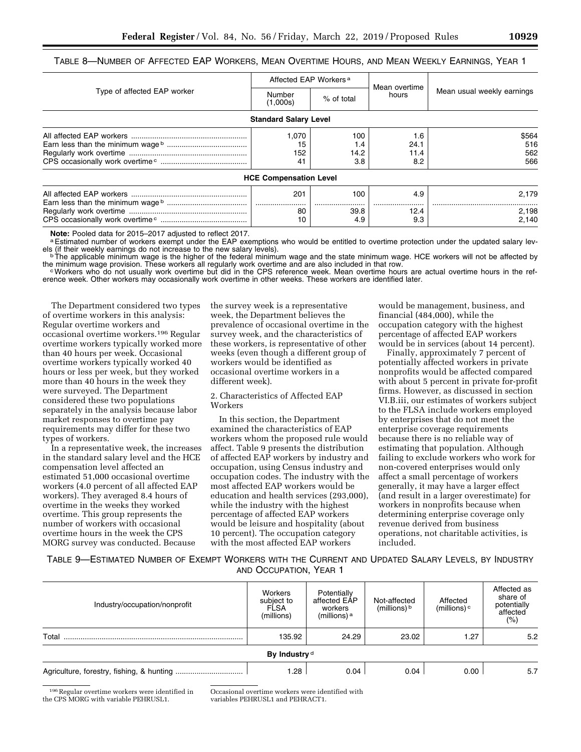TABLE 8—NUMBER OF AFFECTED EAP WORKERS, MEAN OVERTIME HOURS, AND MEAN WEEKLY EARNINGS, YEAR 1

| Type of affected EAP worker | Affected EAP Workers[a] | | Mean overtime hours | Mean usual weekly earnings |
|---|---|---|---|---|
| | Number (1,000s) | % of total | | |
| **Standard Salary Level** | | | | |
| All affected EAP workers | 1,070 | 100 | 1.6 | $564 |
| Earn less than the minimum wage[b] | 15 | 1.4 | 24.1 | 516 |
| Regularly work overtime | 152 | 14.2 | 11.4 | 562 |
| CPS occasionally work overtime[c] | 41 | 3.8 | 8.2 | 566 |
| **HCE Compensation Level** | | | | |
| All affected EAP workers | 201 | 100 | 4.9 | 2,179 |
| Earn less than the minimum wage[b] | | | | |
| Regularly work overtime | 80 | 39.8 | 12.4 | 2,198 |
| CPS occasionally work overtime[c] | 10 | 4.9 | 9.3 | 2,140 |

**Note:** Pooled data for 2015–2017 adjusted to reflect 2017.

[a] Estimated number of workers exempt under the EAP exemptions who would be entitled to overtime protection under the updated salary levels (if their weekly earnings do not increase to the new salary levels).

[b] The applicable minimum wage is the higher of the federal minimum wage and the state minimum wage. HCE workers will not be affected by the minimum wage provision. These workers all regularly work overtime and are also included in that row.

[c] Workers who do not usually work overtime but did in the CPS reference week. Mean overtime hours are actual overtime hours in the reference week. Other workers may occasionally work overtime in other weeks. These workers are identified later.

The Department considered two types of overtime workers in this analysis: Regular overtime workers and occasional overtime workers.[196] Regular overtime workers typically worked more than 40 hours per week. Occasional overtime workers typically worked 40 hours or less per week, but they worked more than 40 hours in the week they were surveyed. The Department considered these two populations separately in the analysis because labor market responses to overtime pay requirements may differ for these two types of workers.

In a representative week, the increases in the standard salary level and the HCE compensation level affected an estimated 51,000 occasional overtime workers (4.0 percent of all affected EAP workers). They averaged 8.4 hours of overtime in the weeks they worked overtime. This group represents the number of workers with occasional overtime hours in the week the CPS MORG survey was conducted. Because the survey week is a representative week, the Department believes the prevalence of occasional overtime in the survey week, and the characteristics of these workers, is representative of other weeks (even though a different group of workers would be identified as occasional overtime workers in a different week).

2. Characteristics of Affected EAP Workers

In this section, the Department examined the characteristics of EAP workers whom the proposed rule would affect. Table 9 presents the distribution of affected EAP workers by industry and occupation, using Census industry and occupation codes. The industry with the most affected EAP workers would be education and health services (293,000), while the industry with the highest percentage of affected EAP workers would be leisure and hospitality (about 10 percent). The occupation category with the most affected EAP workers would be management, business, and financial (484,000), while the occupation category with the highest percentage of affected EAP workers would be in services (about 14 percent).

Finally, approximately 7 percent of potentially affected workers in private nonprofits would be affected compared with about 5 percent in private for-profit firms. However, as discussed in section VI.B.iii, our estimates of workers subject to the FLSA include workers employed by enterprises that do not meet the enterprise coverage requirements because there is no reliable way of estimating that population. Although failing to exclude workers who work for non-covered enterprises would only affect a small percentage of workers generally, it may have a larger effect (and result in a larger overestimate) for workers in nonprofits because when determining enterprise coverage only revenue derived from business operations, not charitable activities, is included.

TABLE 9—ESTIMATED NUMBER OF EXEMPT WORKERS WITH THE CURRENT AND UPDATED SALARY LEVELS, BY INDUSTRY AND OCCUPATION, YEAR 1

| Industry/occupation/nonprofit | Workers subject to FLSA (millions) | Potentially affected EAP workers (millions)[a] | Not-affected (millions)[b] | Affected (millions)[c] | Affected as share of potentially affected (%) |
|---|---|---|---|---|---|
| Total | 135.92 | 24.29 | 23.02 | 1.27 | 5.2 |
| **By Industry[d]** | | | | | |
| Agriculture, forestry, fishing, & hunting | 1.28 | 0.04 | 0.04 | 0.00 | 5.7 |

[196] Regular overtime workers were identified in the CPS MORG with variable PEHRUSL1. Occasional overtime workers were identified with variables PEHRUSL1 and PEHRACT1.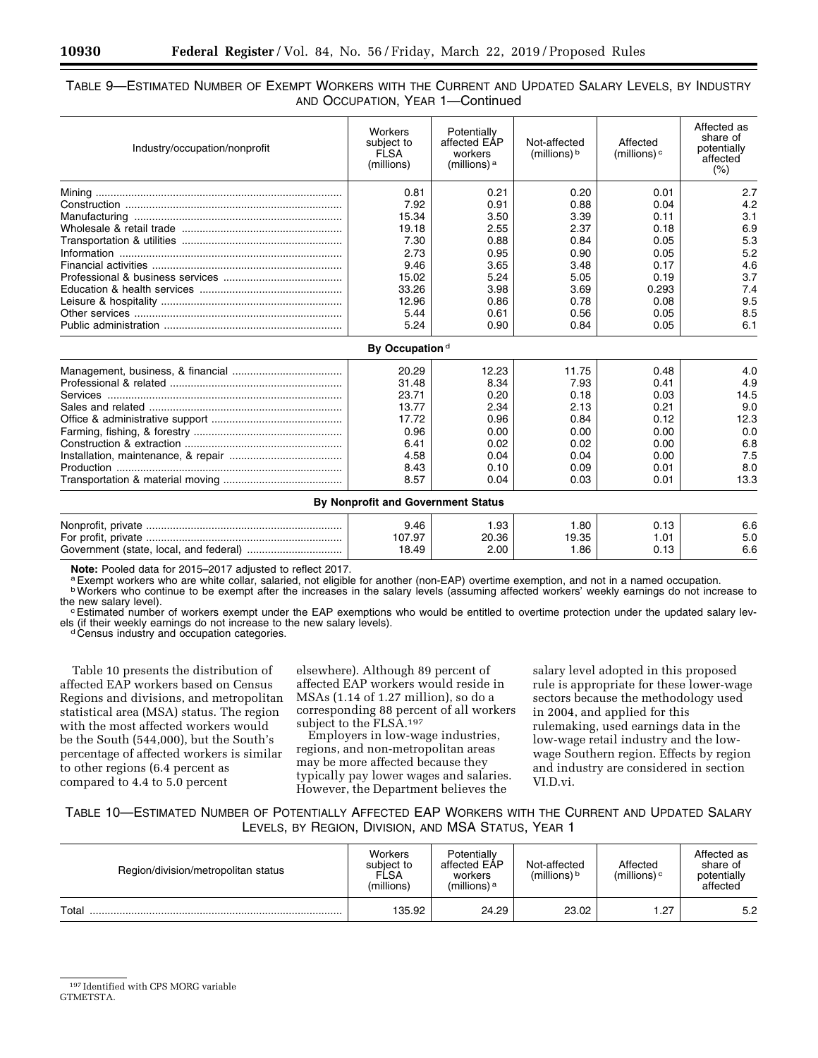TABLE 9—ESTIMATED NUMBER OF EXEMPT WORKERS WITH THE CURRENT AND UPDATED SALARY LEVELS, BY INDUSTRY AND OCCUPATION, YEAR 1—Continued

| Industry/occupation/nonprofit | Workers subject to FLSA (millions) | Potentially affected EAP workers (millions) [a] | Not-affected (millions) [b] | Affected (millions) [c] | Affected as share of potentially affected (%) |
|---|---|---|---|---|---|
| Mining | 0.81 | 0.21 | 0.20 | 0.01 | 2.7 |
| Construction | 7.92 | 0.91 | 0.88 | 0.04 | 4.2 |
| Manufacturing | 15.34 | 3.50 | 3.39 | 0.11 | 3.1 |
| Wholesale & retail trade | 19.18 | 2.55 | 2.37 | 0.18 | 6.9 |
| Transportation & utilities | 7.30 | 0.88 | 0.84 | 0.05 | 5.3 |
| Information | 2.73 | 0.95 | 0.90 | 0.05 | 5.2 |
| Financial activities | 9.46 | 3.65 | 3.48 | 0.17 | 4.6 |
| Professional & business services | 15.02 | 5.24 | 5.05 | 0.19 | 3.7 |
| Education & health services | 33.26 | 3.98 | 3.69 | 0.293 | 7.4 |
| Leisure & hospitality | 12.96 | 0.86 | 0.78 | 0.08 | 9.5 |
| Other services | 5.44 | 0.61 | 0.56 | 0.05 | 8.5 |
| Public administration | 5.24 | 0.90 | 0.84 | 0.05 | 6.1 |
| **By Occupation** [d] | | | | | |
| Management, business, & financial | 20.29 | 12.23 | 11.75 | 0.48 | 4.0 |
| Professional & related | 31.48 | 8.34 | 7.93 | 0.41 | 4.9 |
| Services | 23.71 | 0.20 | 0.18 | 0.03 | 14.5 |
| Sales and related | 13.77 | 2.34 | 2.13 | 0.21 | 9.0 |
| Office & administrative support | 17.72 | 0.96 | 0.84 | 0.12 | 12.3 |
| Farming, fishing, & forestry | 0.96 | 0.00 | 0.00 | 0.00 | 0.0 |
| Construction & extraction | 6.41 | 0.02 | 0.02 | 0.00 | 6.8 |
| Installation, maintenance, & repair | 4.58 | 0.04 | 0.04 | 0.00 | 7.5 |
| Production | 8.43 | 0.10 | 0.09 | 0.01 | 8.0 |
| Transportation & material moving | 8.57 | 0.04 | 0.03 | 0.01 | 13.3 |
| **By Nonprofit and Government Status** | | | | | |
| Nonprofit, private | 9.46 | 1.93 | 1.80 | 0.13 | 6.6 |
| For profit, private | 107.97 | 20.36 | 19.35 | 1.01 | 5.0 |
| Government (state, local, and federal) | 18.49 | 2.00 | 1.86 | 0.13 | 6.6 |

**Note:** Pooled data for 2015–2017 adjusted to reflect 2017.

[a] Exempt workers who are white collar, salaried, not eligible for another (non-EAP) overtime exemption, and not in a named occupation.

[b] Workers who continue to be exempt after the increases in the salary levels (assuming affected workers' weekly earnings do not increase to the new salary level).

[c] Estimated number of workers exempt under the EAP exemptions who would be entitled to overtime protection under the updated salary levels (if their weekly earnings do not increase to the new salary levels).

[d] Census industry and occupation categories.

Table 10 presents the distribution of affected EAP workers based on Census Regions and divisions, and metropolitan statistical area (MSA) status. The region with the most affected workers would be the South (544,000), but the South's percentage of affected workers is similar to other regions (6.4 percent as compared to 4.4 to 5.0 percent elsewhere). Although 89 percent of affected EAP workers would reside in MSAs (1.14 of 1.27 million), so do a corresponding 88 percent of all workers subject to the FLSA.[197]

Employers in low-wage industries, regions, and non-metropolitan areas may be more affected because they typically pay lower wages and salaries. However, the Department believes the salary level adopted in this proposed rule is appropriate for these lower-wage sectors because the methodology used in 2004, and applied for this rulemaking, used earnings data in the low-wage retail industry and the low-wage Southern region. Effects by region and industry are considered in section VI.D.vi.

TABLE 10—ESTIMATED NUMBER OF POTENTIALLY AFFECTED EAP WORKERS WITH THE CURRENT AND UPDATED SALARY LEVELS, BY REGION, DIVISION, AND MSA STATUS, YEAR 1

| Region/division/metropolitan status | Workers subject to FLSA (millions) | Potentially affected EAP workers (millions) [a] | Not-affected (millions) [b] | Affected (millions) [c] | Affected as share of potentially affected |
|---|---|---|---|---|---|
| Total | 135.92 | 24.29 | 23.02 | 1.27 | 5.2 |

[197] Identified with CPS MORG variable GTMETSTA.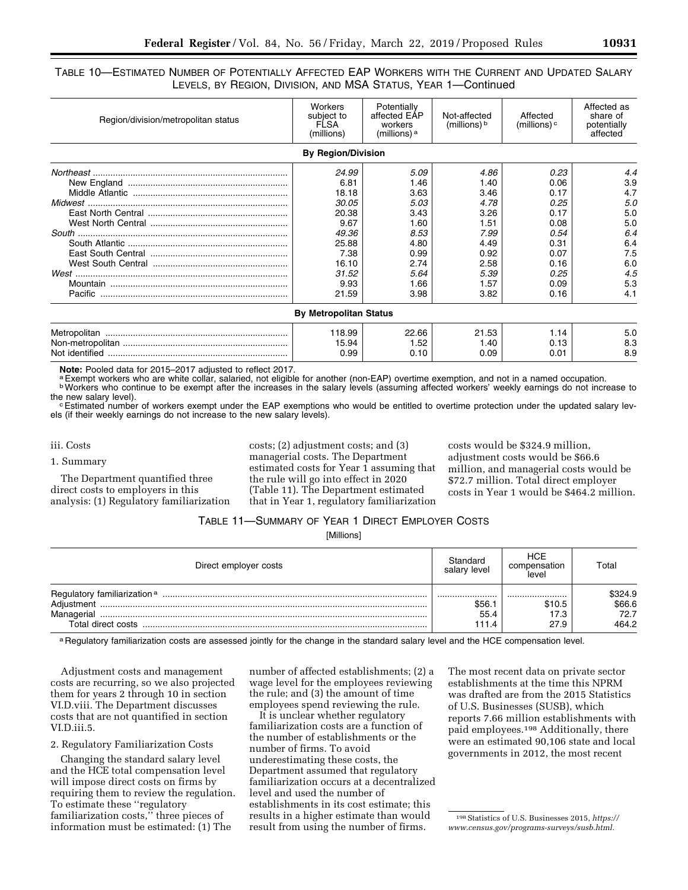TABLE 10—ESTIMATED NUMBER OF POTENTIALLY AFFECTED EAP WORKERS WITH THE CURRENT AND UPDATED SALARY LEVELS, BY REGION, DIVISION, AND MSA STATUS, YEAR 1—Continued

| Region/division/metropolitan status | Workers subject to FLSA (millions) | Potentially affected EAP workers (millions) [a] | Not-affected (millions) [b] | Affected (millions) [c] | Affected as share of potentially affected |
|---|---|---|---|---|---|
| **By Region/Division** | | | | | |
| *Northeast* | *24.99* | *5.09* | *4.86* | *0.23* | *4.4* |
| New England | 6.81 | 1.46 | 1.40 | 0.06 | 3.9 |
| Middle Atlantic | 18.18 | 3.63 | 3.46 | 0.17 | 4.7 |
| *Midwest* | *30.05* | *5.03* | *4.78* | *0.25* | *5.0* |
| East North Central | 20.38 | 3.43 | 3.26 | 0.17 | 5.0 |
| West North Central | 9.67 | 1.60 | 1.51 | 0.08 | 5.0 |
| *South* | *49.36* | *8.53* | *7.99* | *0.54* | *6.4* |
| South Atlantic | 25.88 | 4.80 | 4.49 | 0.31 | 6.4 |
| East South Central | 7.38 | 0.99 | 0.92 | 0.07 | 7.5 |
| West South Central | 16.10 | 2.74 | 2.58 | 0.16 | 6.0 |
| *West* | *31.52* | *5.64* | *5.39* | *0.25* | *4.5* |
| Mountain | 9.93 | 1.66 | 1.57 | 0.09 | 5.3 |
| Pacific | 21.59 | 3.98 | 3.82 | 0.16 | 4.1 |
| **By Metropolitan Status** | | | | | |
| Metropolitan | 118.99 | 22.66 | 21.53 | 1.14 | 5.0 |
| Non-metropolitan | 15.94 | 1.52 | 1.40 | 0.13 | 8.3 |
| Not identified | 0.99 | 0.10 | 0.09 | 0.01 | 8.9 |

**Note:** Pooled data for 2015–2017 adjusted to reflect 2017.

[a] Exempt workers who are white collar, salaried, not eligible for another (non-EAP) overtime exemption, and not in a named occupation.

[b] Workers who continue to be exempt after the increases in the salary levels (assuming affected workers' weekly earnings do not increase to the new salary level).

[c] Estimated number of workers exempt under the EAP exemptions who would be entitled to overtime protection under the updated salary levels (if their weekly earnings do not increase to the new salary levels).

iii. Costs

1. Summary

The Department quantified three direct costs to employers in this analysis: (1) Regulatory familiarization costs; (2) adjustment costs; and (3) managerial costs. The Department estimated costs for Year 1 assuming that the rule will go into effect in 2020 (Table 11). The Department estimated that in Year 1, regulatory familiarization costs would be $324.9 million, adjustment costs would be $66.6 million, and managerial costs would be $72.7 million. Total direct employer costs in Year 1 would be $464.2 million.

TABLE 11—SUMMARY OF YEAR 1 DIRECT EMPLOYER COSTS

[Millions]

| Direct employer costs | Standard salary level | HCE compensation level | Total |
|---|---|---|---|
| Regulatory familiarization [a] | | | $324.9 |
| Adjustment | $56.1 | $10.5 | $66.6 |
| Managerial | 55.4 | 17.3 | 72.7 |
| Total direct costs | 111.4 | 27.9 | 464.2 |

[a] Regulatory familiarization costs are assessed jointly for the change in the standard salary level and the HCE compensation level.

Adjustment costs and management costs are recurring, so we also projected them for years 2 through 10 in section VI.D.viii. The Department discusses costs that are not quantified in section VI.D.iii.5.

2. Regulatory Familiarization Costs

Changing the standard salary level and the HCE total compensation level will impose direct costs on firms by requiring them to review the regulation. To estimate these "regulatory familiarization costs," three pieces of information must be estimated: (1) The number of affected establishments; (2) a wage level for the employees reviewing the rule; and (3) the amount of time employees spend reviewing the rule.

It is unclear whether regulatory familiarization costs are a function of the number of establishments or the number of firms. To avoid underestimating these costs, the Department assumed that regulatory familiarization occurs at a decentralized level and used the number of establishments in its cost estimate; this results in a higher estimate than would result from using the number of firms. The most recent data on private sector establishments at the time this NPRM was drafted are from the 2015 Statistics of U.S. Businesses (SUSB), which reports 7.66 million establishments with paid employees.[198] Additionally, there were an estimated 90,106 state and local governments in 2012, the most recent

[198] Statistics of U.S. Businesses 2015, *https://www.census.gov/programs-surveys/susb.html.*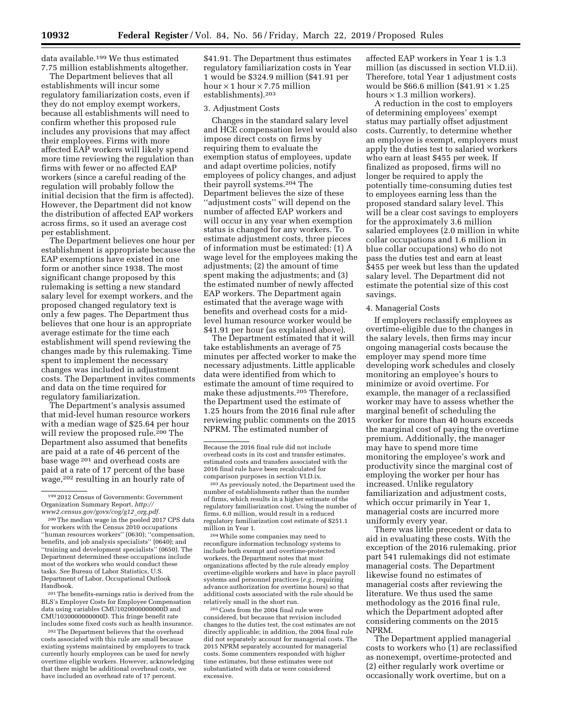data available.[199] We thus estimated 7.75 million establishments altogether.

The Department believes that all establishments will incur some regulatory familiarization costs, even if they do not employ exempt workers, because all establishments will need to confirm whether this proposed rule includes any provisions that may affect their employees. Firms with more affected EAP workers will likely spend more time reviewing the regulation than firms with fewer or no affected EAP workers (since a careful reading of the regulation will probably follow the initial decision that the firm is affected). However, the Department did not know the distribution of affected EAP workers across firms, so it used an average cost per establishment.

The Department believes one hour per establishment is appropriate because the EAP exemptions have existed in one form or another since 1938. The most significant change proposed by this rulemaking is setting a new standard salary level for exempt workers, and the proposed changed regulatory text is only a few pages. The Department thus believes that one hour is an appropriate average estimate for the time each establishment will spend reviewing the changes made by this rulemaking. Time spent to implement the necessary changes was included in adjustment costs. The Department invites comments and data on the time required for regulatory familiarization.

The Department's analysis assumed that mid-level human resource workers with a median wage of $25.64 per hour will review the proposed rule.[200] The Department also assumed that benefits are paid at a rate of 46 percent of the base wage [201] and overhead costs are paid at a rate of 17 percent of the base wage,[202] resulting in an hourly rate of $41.91. The Department thus estimates regulatory familiarization costs in Year 1 would be $324.9 million ($41.91 per hour × 1 hour × 7.75 million establishments).[203]

3. Adjustment Costs

Changes in the standard salary level and HCE compensation level would also impose direct costs on firms by requiring them to evaluate the exemption status of employees, update and adapt overtime policies, notify employees of policy changes, and adjust their payroll systems.[204] The Department believes the size of these "adjustment costs" will depend on the number of affected EAP workers and will occur in any year when exemption status is changed for any workers. To estimate adjustment costs, three pieces of information must be estimated: (1) A wage level for the employees making the adjustments; (2) the amount of time spent making the adjustments; and (3) the estimated number of newly affected EAP workers. The Department again estimated that the average wage with benefits and overhead costs for a mid-level human resource worker would be $41.91 per hour (as explained above).

The Department estimated that it will take establishments an average of 75 minutes per affected worker to make the necessary adjustments. Little applicable data were identified from which to estimate the amount of time required to make these adjustments.[205] Therefore, the Department used the estimate of 1.25 hours from the 2016 final rule after reviewing public comments on the 2015 NPRM. The estimated number of affected EAP workers in Year 1 is 1.3 million (as discussed in section VI.D.ii). Therefore, total Year 1 adjustment costs would be $66.6 million ($41.91 × 1.25 hours × 1.3 million workers).

A reduction in the cost to employers of determining employees' exempt status may partially offset adjustment costs. Currently, to determine whether an employee is exempt, employers must apply the duties test to salaried workers who earn at least $455 per week. If finalized as proposed, firms will no longer be required to apply the potentially time-consuming duties test to employees earning less than the proposed standard salary level. This will be a clear cost savings to employers for the approximately 3.6 million salaried employees (2.0 million in white collar occupations and 1.6 million in blue collar occupations) who do not pass the duties test and earn at least $455 per week but less than the updated salary level. The Department did not estimate the potential size of this cost savings.

4. Managerial Costs

If employers reclassify employees as overtime-eligible due to the changes in the salary levels, then firms may incur ongoing managerial costs because the employer may spend more time developing work schedules and closely monitoring an employee's hours to minimize or avoid overtime. For example, the manager of a reclassified worker may have to assess whether the marginal benefit of scheduling the worker for more than 40 hours exceeds the marginal cost of paying the overtime premium. Additionally, the manager may have to spend more time monitoring the employee's work and productivity since the marginal cost of employing the worker per hour has increased. Unlike regulatory familiarization and adjustment costs, which occur primarily in Year 1, managerial costs are incurred more uniformly every year.

There was little precedent or data to aid in evaluating these costs. With the exception of the 2016 rulemaking, prior part 541 rulemakings did not estimate managerial costs. The Department likewise found no estimates of managerial costs after reviewing the literature. We thus used the same methodology as the 2016 final rule, which the Department adopted after considering comments on the 2015 NPRM.

The Department applied managerial costs to workers who (1) are reclassified as nonexempt, overtime-protected and (2) either regularly work overtime or occasionally work overtime, but on a

[199] 2012 Census of Governments: Government Organization Summary Report, *http://www2.census.gov/govs/cog/g12_org.pdf*.

[200] The median wage in the pooled 2017 CPS data for workers with the Census 2010 occupations "human resources workers" (0630); "compensation, benefits, and job analysis specialists" (0640); and "training and development specialists" (0650). The Department determined these occupations include most of the workers who would conduct these tasks. *See* Bureau of Labor Statistics, U.S. Department of Labor, Occupational Outlook Handbook.

[201] The benefits-earnings ratio is derived from the BLS's Employer Costs for Employee Compensation data using variables CMU1020000000000D and CMU1030000000000D. This fringe benefit rate includes some fixed costs such as health insurance.

[202] The Department believes that the overhead costs associated with this rule are small because existing systems maintained by employers to track currently hourly employees can be used for newly overtime eligible workers. However, acknowledging that there might be additional overhead costs, we have included an overhead rate of 17 percent. Because the 2016 final rule did not include overhead costs in its cost and transfer estimates, estimated costs and transfers associated with the 2016 final rule have been recalculated for comparison purposes in section VI.D.ix.

[203] As previously noted, the Department used the number of establishments rather than the number of firms, which results in a higher estimate of the regulatory familiarization cost. Using the number of firms, 6.0 million, would result in a reduced regulatory familiarization cost estimate of $251.1 million in Year 1.

[204] While some companies may need to reconfigure information technology systems to include both exempt and overtime-protected workers, the Department notes that most organizations affected by the rule already employ overtime-eligible workers and have in place payroll systems and personnel practices (*e.g.*, requiring advance authorization for overtime hours) so that additional costs associated with the rule should be relatively small in the short run.

[205] Costs from the 2004 final rule were considered, but because that revision included changes to the duties test, the cost estimates are not directly applicable; in addition, the 2004 final rule did not separately account for managerial costs. The 2015 NPRM separately accounted for managerial costs. Some commenters responded with higher time estimates, but these estimates were not substantiated with data or were considered excessive.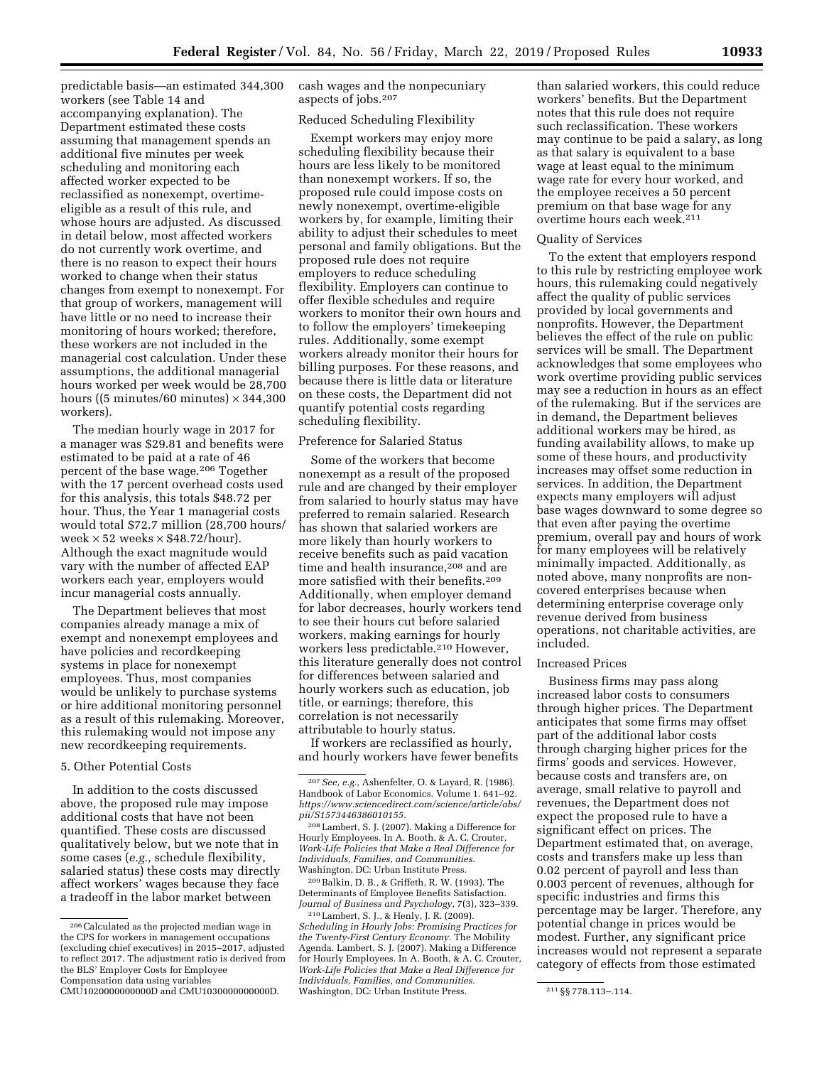predictable basis—an estimated 344,300 workers (see Table 14 and accompanying explanation). The Department estimated these costs assuming that management spends an additional five minutes per week scheduling and monitoring each affected worker expected to be reclassified as nonexempt, overtime-eligible as a result of this rule, and whose hours are adjusted. As discussed in detail below, most affected workers do not currently work overtime, and there is no reason to expect their hours worked to change when their status changes from exempt to nonexempt. For that group of workers, management will have little or no need to increase their monitoring of hours worked; therefore, these workers are not included in the managerial cost calculation. Under these assumptions, the additional managerial hours worked per week would be 28,700 hours ((5 minutes/60 minutes) × 344,300 workers).

The median hourly wage in 2017 for a manager was $29.81 and benefits were estimated to be paid at a rate of 46 percent of the base wage.[206] Together with the 17 percent overhead costs used for this analysis, this totals $48.72 per hour. Thus, the Year 1 managerial costs would total $72.7 million (28,700 hours/week × 52 weeks × $48.72/hour). Although the exact magnitude would vary with the number of affected EAP workers each year, employers would incur managerial costs annually.

The Department believes that most companies already manage a mix of exempt and nonexempt employees and have policies and recordkeeping systems in place for nonexempt employees. Thus, most companies would be unlikely to purchase systems or hire additional monitoring personnel as a result of this rulemaking. Moreover, this rulemaking would not impose any new recordkeeping requirements.

### 5. Other Potential Costs

In addition to the costs discussed above, the proposed rule may impose additional costs that have not been quantified. These costs are discussed qualitatively below, but we note that in some cases (*e.g.,* schedule flexibility, salaried status) these costs may directly affect workers' wages because they face a tradeoff in the labor market between cash wages and the nonpecuniary aspects of jobs.[207]

#### Reduced Scheduling Flexibility

Exempt workers may enjoy more scheduling flexibility because their hours are less likely to be monitored than nonexempt workers. If so, the proposed rule could impose costs on newly nonexempt, overtime-eligible workers by, for example, limiting their ability to adjust their schedules to meet personal and family obligations. But the proposed rule does not require employers to reduce scheduling flexibility. Employers can continue to offer flexible schedules and require workers to monitor their own hours and to follow the employers' timekeeping rules. Additionally, some exempt workers already monitor their hours for billing purposes. For these reasons, and because there is little data or literature on these costs, the Department did not quantify potential costs regarding scheduling flexibility.

#### Preference for Salaried Status

Some of the workers that become nonexempt as a result of the proposed rule and are changed by their employer from salaried to hourly status may have preferred to remain salaried. Research has shown that salaried workers are more likely than hourly workers to receive benefits such as paid vacation time and health insurance,[208] and are more satisfied with their benefits.[209] Additionally, when employer demand for labor decreases, hourly workers tend to see their hours cut before salaried workers, making earnings for hourly workers less predictable.[210] However, this literature generally does not control for differences between salaried and hourly workers such as education, job title, or earnings; therefore, this correlation is not necessarily attributable to hourly status.

If workers are reclassified as hourly, and hourly workers have fewer benefits than salaried workers, this could reduce workers' benefits. But the Department notes that this rule does not require such reclassification. These workers may continue to be paid a salary, as long as that salary is equivalent to a base wage at least equal to the minimum wage rate for every hour worked, and the employee receives a 50 percent premium on that base wage for any overtime hours each week.[211]

#### Quality of Services

To the extent that employers respond to this rule by restricting employee work hours, this rulemaking could negatively affect the quality of public services provided by local governments and nonprofits. However, the Department believes the effect of the rule on public services will be small. The Department acknowledges that some employees who work overtime providing public services may see a reduction in hours as an effect of the rulemaking. But if the services are in demand, the Department believes additional workers may be hired, as funding availability allows, to make up some of these hours, and productivity increases may offset some reduction in services. In addition, the Department expects many employers will adjust base wages downward to some degree so that even after paying the overtime premium, overall pay and hours of work for many employees will be relatively minimally impacted. Additionally, as noted above, many nonprofits are non-covered enterprises because when determining enterprise coverage only revenue derived from business operations, not charitable activities, are included.

#### Increased Prices

Business firms may pass along increased labor costs to consumers through higher prices. The Department anticipates that some firms may offset part of the additional labor costs through charging higher prices for the firms' goods and services. However, because costs and transfers are, on average, small relative to payroll and revenues, the Department does not expect the proposed rule to have a significant effect on prices. The Department estimated that, on average, costs and transfers make up less than 0.02 percent of payroll and less than 0.003 percent of revenues, although for specific industries and firms this percentage may be larger. Therefore, any potential change in prices would be modest. Further, any significant price increases would not represent a separate category of effects from those estimated

---

[206] Calculated as the projected median wage in the CPS for workers in management occupations (excluding chief executives) in 2015–2017, adjusted to reflect 2017. The adjustment ratio is derived from the BLS' Employer Costs for Employee Compensation data using variables CMU1020000000000D and CMU1030000000000D.

[207] *See, e.g.,* Ashenfelter, O. & Layard, R. (1986). Handbook of Labor Economics. Volume 1. 641–92. *https://www.sciencedirect.com/science/article/abs/pii/S1573446386010155.*

[208] Lambert, S. J. (2007). Making a Difference for Hourly Employees. In A. Booth, & A. C. Crouter, *Work-Life Policies that Make a Real Difference for Individuals, Families, and Communities.* Washington, DC: Urban Institute Press.

[209] Balkin, D. B., & Griffeth, R. W. (1993). The Determinants of Employee Benefits Satisfaction. *Journal of Business and Psychology,* 7(3), 323–339.

[210] Lambert, S. J., & Henly, J. R. (2009). *Scheduling in Hourly Jobs: Promising Practices for the Twenty-First Century Economy.* The Mobility Agenda. Lambert, S. J. (2007). Making a Difference for Hourly Employees. In A. Booth, & A. C. Crouter, *Work-Life Policies that Make a Real Difference for Individuals, Families, and Communities.* Washington, DC: Urban Institute Press.

[211] §§ 778.113–.114.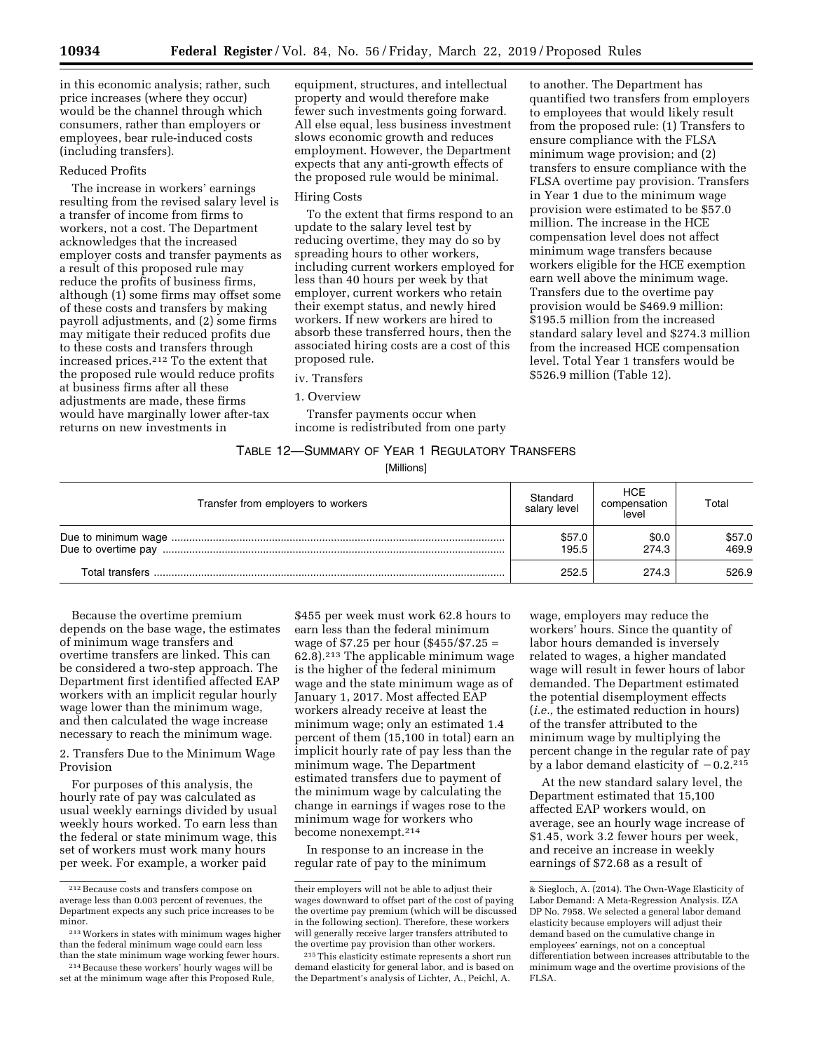in this economic analysis; rather, such price increases (where they occur) would be the channel through which consumers, rather than employers or employees, bear rule-induced costs (including transfers).

Reduced Profits

The increase in workers' earnings resulting from the revised salary level is a transfer of income from firms to workers, not a cost. The Department acknowledges that the increased employer costs and transfer payments as a result of this proposed rule may reduce the profits of business firms, although (1) some firms may offset some of these costs and transfers by making payroll adjustments, and (2) some firms may mitigate their reduced profits due to these costs and transfers through increased prices.[212] To the extent that the proposed rule would reduce profits at business firms after all these adjustments are made, these firms would have marginally lower after-tax returns on new investments in equipment, structures, and intellectual property and would therefore make fewer such investments going forward. All else equal, less business investment slows economic growth and reduces employment. However, the Department expects that any anti-growth effects of the proposed rule would be minimal.

Hiring Costs

To the extent that firms respond to an update to the salary level test by reducing overtime, they may do so by spreading hours to other workers, including current workers employed for less than 40 hours per week by that employer, current workers who retain their exempt status, and newly hired workers. If new workers are hired to absorb these transferred hours, then the associated hiring costs are a cost of this proposed rule.

iv. Transfers

1. Overview

Transfer payments occur when income is redistributed from one party to another. The Department has quantified two transfers from employers to employees that would likely result from the proposed rule: (1) Transfers to ensure compliance with the FLSA minimum wage provision; and (2) transfers to ensure compliance with the FLSA overtime pay provision. Transfers in Year 1 due to the minimum wage provision were estimated to be $57.0 million. The increase in the HCE compensation level does not affect minimum wage transfers because workers eligible for the HCE exemption earn well above the minimum wage. Transfers due to the overtime pay provision would be $469.9 million: $195.5 million from the increased standard salary level and $274.3 million from the increased HCE compensation level. Total Year 1 transfers would be $526.9 million (Table 12).

TABLE 12—SUMMARY OF YEAR 1 REGULATORY TRANSFERS

[Millions]

| Transfer from employers to workers | Standard salary level | HCE compensation level | Total |
|---|---|---|---|
| Due to minimum wage | $57.0 | $0.0 | $57.0 |
| Due to overtime pay | 195.5 | 274.3 | 469.9 |
| Total transfers | 252.5 | 274.3 | 526.9 |

Because the overtime premium depends on the base wage, the estimates of minimum wage transfers and overtime transfers are linked. This can be considered a two-step approach. The Department first identified affected EAP workers with an implicit regular hourly wage lower than the minimum wage, and then calculated the wage increase necessary to reach the minimum wage.

2. Transfers Due to the Minimum Wage Provision

For purposes of this analysis, the hourly rate of pay was calculated as usual weekly earnings divided by usual weekly hours worked. To earn less than the federal or state minimum wage, this set of workers must work many hours per week. For example, a worker paid $455 per week must work 62.8 hours to earn less than the federal minimum wage of $7.25 per hour ($455/$7.25 = 62.8).[213] The applicable minimum wage is the higher of the federal minimum wage and the state minimum wage as of January 1, 2017. Most affected EAP workers already receive at least the minimum wage; only an estimated 1.4 percent of them (15,100 in total) earn an implicit hourly rate of pay less than the minimum wage. The Department estimated transfers due to payment of the minimum wage by calculating the change in earnings if wages rose to the minimum wage for workers who become nonexempt.[214]

In response to an increase in the regular rate of pay to the minimum wage, employers may reduce the workers' hours. Since the quantity of labor hours demanded is inversely related to wages, a higher mandated wage will result in fewer hours of labor demanded. The Department estimated the potential disemployment effects (*i.e.,* the estimated reduction in hours) of the transfer attributed to the minimum wage by multiplying the percent change in the regular rate of pay by a labor demand elasticity of −0.2.[215]

At the new standard salary level, the Department estimated that 15,100 affected EAP workers would, on average, see an hourly wage increase of $1.45, work 3.2 fewer hours per week, and receive an increase in weekly earnings of $72.68 as a result of

---

[212] Because costs and transfers compose on average less than 0.003 percent of revenues, the Department expects any such price increases to be minor.

[213] Workers in states with minimum wages higher than the federal minimum wage could earn less than the state minimum wage working fewer hours.

[214] Because these workers' hourly wages will be set at the minimum wage after this Proposed Rule, their employers will not be able to adjust their wages downward to offset part of the cost of paying the overtime pay premium (which will be discussed in the following section). Therefore, these workers will generally receive larger transfers attributed to the overtime pay provision than other workers.

[215] This elasticity estimate represents a short run demand elasticity for general labor, and is based on the Department's analysis of Lichter, A., Peichl, A. & Siegloch, A. (2014). The Own-Wage Elasticity of Labor Demand: A Meta-Regression Analysis. IZA DP No. 7958. We selected a general labor demand elasticity because employers will adjust their demand based on the cumulative change in employees' earnings, not on a conceptual differentiation between increases attributable to the minimum wage and the overtime provisions of the FLSA.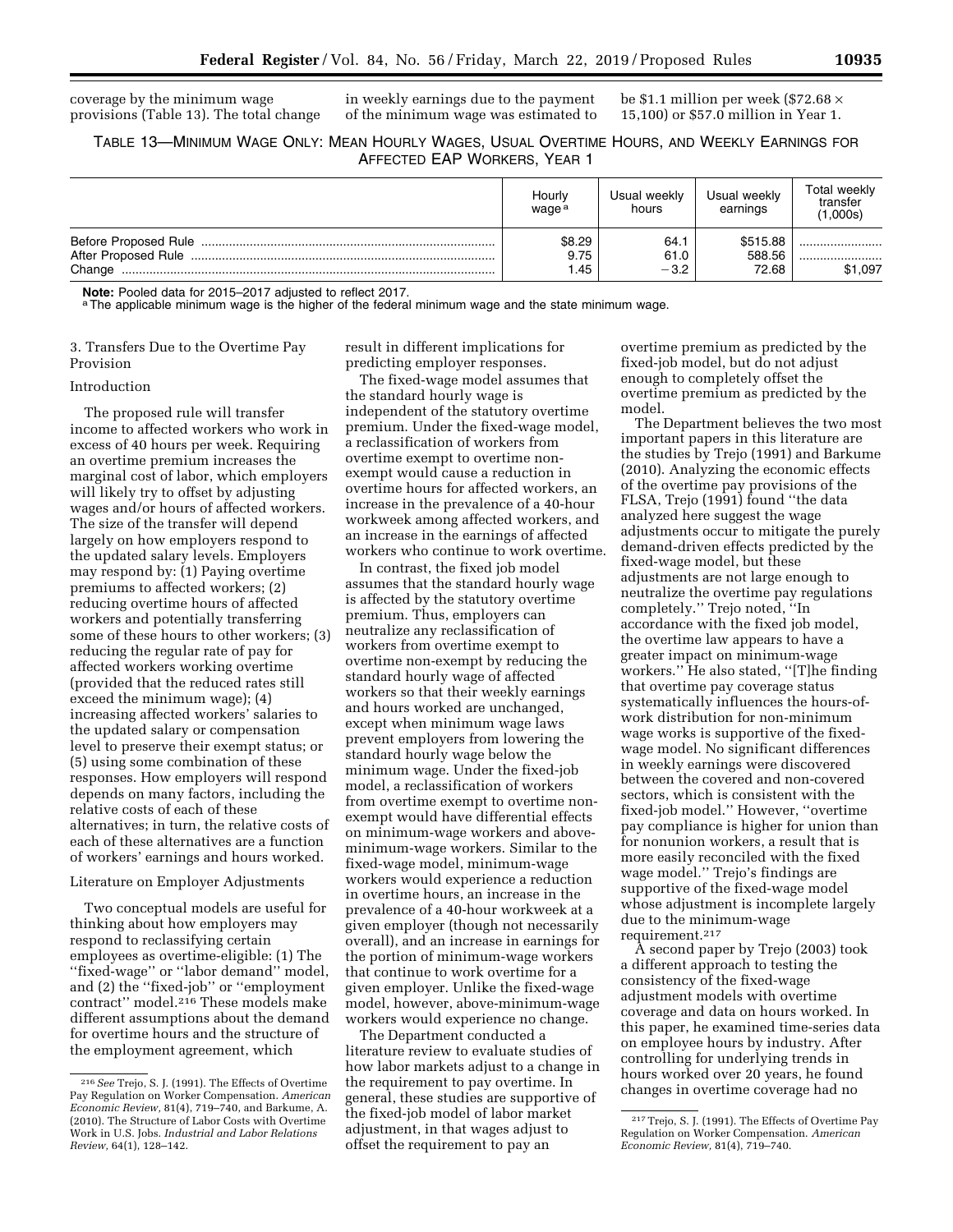coverage by the minimum wage provisions (Table 13). The total change in weekly earnings due to the payment of the minimum wage was estimated to be $1.1 million per week ($72.68 × 15,100) or $57.0 million in Year 1.

TABLE 13—MINIMUM WAGE ONLY: MEAN HOURLY WAGES, USUAL OVERTIME HOURS, AND WEEKLY EARNINGS FOR AFFECTED EAP WORKERS, YEAR 1

| | Hourly wage [a] | Usual weekly hours | Usual weekly earnings | Total weekly transfer (1,000s) |
|---|---|---|---|---|
| Before Proposed Rule | $8.29 | 64.1 | $515.88 | |
| After Proposed Rule | 9.75 | 61.0 | 588.56 | |
| Change | 1.45 | −3.2 | 72.68 | $1,097 |

**Note:** Pooled data for 2015–2017 adjusted to reflect 2017.
[a] The applicable minimum wage is the higher of the federal minimum wage and the state minimum wage.

3. Transfers Due to the Overtime Pay Provision

Introduction

The proposed rule will transfer income to affected workers who work in excess of 40 hours per week. Requiring an overtime premium increases the marginal cost of labor, which employers will likely try to offset by adjusting wages and/or hours of affected workers. The size of the transfer will depend largely on how employers respond to the updated salary levels. Employers may respond by: (1) Paying overtime premiums to affected workers; (2) reducing overtime hours of affected workers and potentially transferring some of these hours to other workers; (3) reducing the regular rate of pay for affected workers working overtime (provided that the reduced rates still exceed the minimum wage); (4) increasing affected workers' salaries to the updated salary or compensation level to preserve their exempt status; or (5) using some combination of these responses. How employers will respond depends on many factors, including the relative costs of each of these alternatives; in turn, the relative costs of each of these alternatives are a function of workers' earnings and hours worked.

Literature on Employer Adjustments

Two conceptual models are useful for thinking about how employers may respond to reclassifying certain employees as overtime-eligible: (1) The ''fixed-wage'' or ''labor demand'' model, and (2) the ''fixed-job'' or ''employment contract'' model.[216] These models make different assumptions about the demand for overtime hours and the structure of the employment agreement, which result in different implications for predicting employer responses.

The fixed-wage model assumes that the standard hourly wage is independent of the statutory overtime premium. Under the fixed-wage model, a reclassification of workers from overtime exempt to overtime non-exempt would cause a reduction in overtime hours for affected workers, an increase in the prevalence of a 40-hour workweek among affected workers, and an increase in the earnings of affected workers who continue to work overtime.

In contrast, the fixed job model assumes that the standard hourly wage is affected by the statutory overtime premium. Thus, employers can neutralize any reclassification of workers from overtime exempt to overtime non-exempt by reducing the standard hourly wage of affected workers so that their weekly earnings and hours worked are unchanged, except when minimum wage laws prevent employers from lowering the standard hourly wage below the minimum wage. Under the fixed-job model, a reclassification of workers from overtime exempt to overtime non-exempt would have differential effects on minimum-wage workers and above-minimum-wage workers. Similar to the fixed-wage model, minimum-wage workers would experience a reduction in overtime hours, an increase in the prevalence of a 40-hour workweek at a given employer (though not necessarily overall), and an increase in earnings for the portion of minimum-wage workers that continue to work overtime for a given employer. Unlike the fixed-wage model, however, above-minimum-wage workers would experience no change.

The Department conducted a literature review to evaluate studies of how labor markets adjust to a change in the requirement to pay overtime. In general, these studies are supportive of the fixed-job model of labor market adjustment, in that wages adjust to offset the requirement to pay an overtime premium as predicted by the fixed-job model, but do not adjust enough to completely offset the overtime premium as predicted by the model.

The Department believes the two most important papers in this literature are the studies by Trejo (1991) and Barkume (2010). Analyzing the economic effects of the overtime pay provisions of the FLSA, Trejo (1991) found ''the data analyzed here suggest the wage adjustments occur to mitigate the purely demand-driven effects predicted by the fixed-wage model, but these adjustments are not large enough to neutralize the overtime pay regulations completely.'' Trejo noted, ''In accordance with the fixed job model, the overtime law appears to have a greater impact on minimum-wage workers.'' He also stated, ''[T]he finding that overtime pay coverage status systematically influences the hours-of-work distribution for non-minimum wage works is supportive of the fixed-wage model. No significant differences in weekly earnings were discovered between the covered and non-covered sectors, which is consistent with the fixed-job model.'' However, ''overtime pay compliance is higher for union than for nonunion workers, a result that is more easily reconciled with the fixed wage model.'' Trejo's findings are supportive of the fixed-wage model whose adjustment is incomplete largely due to the minimum-wage requirement.[217]

A second paper by Trejo (2003) took a different approach to testing the consistency of the fixed-wage adjustment models with overtime coverage and data on hours worked. In this paper, he examined time-series data on employee hours by industry. After controlling for underlying trends in hours worked over 20 years, he found changes in overtime coverage had no

[216] *See* Trejo, S. J. (1991). The Effects of Overtime Pay Regulation on Worker Compensation. *American Economic Review,* 81(4), 719–740, and Barkume, A. (2010). The Structure of Labor Costs with Overtime Work in U.S. Jobs. *Industrial and Labor Relations Review,* 64(1), 128–142.

[217] Trejo, S. J. (1991). The Effects of Overtime Pay Regulation on Worker Compensation. *American Economic Review,* 81(4), 719–740.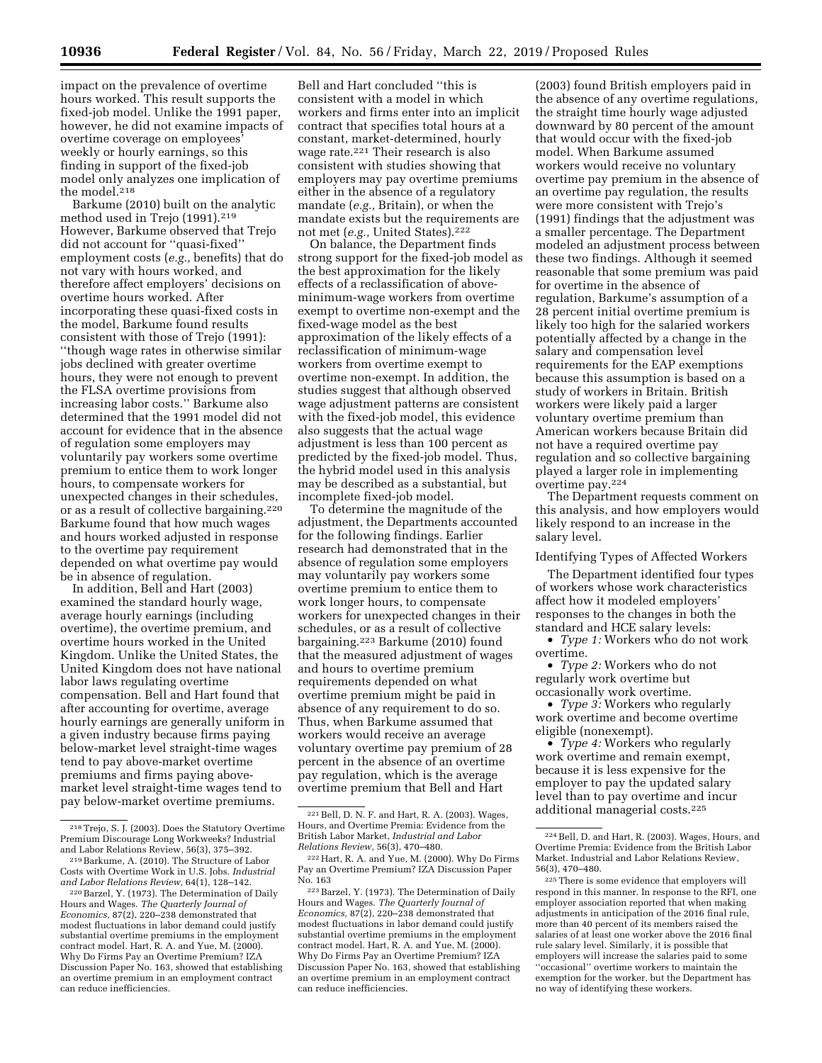impact on the prevalence of overtime hours worked. This result supports the fixed-job model. Unlike the 1991 paper, however, he did not examine impacts of overtime coverage on employees' weekly or hourly earnings, so this finding in support of the fixed-job model only analyzes one implication of the model.[218]

Barkume (2010) built on the analytic method used in Trejo (1991).[219] However, Barkume observed that Trejo did not account for ''quasi-fixed'' employment costs (*e.g.,* benefits) that do not vary with hours worked, and therefore affect employers' decisions on overtime hours worked. After incorporating these quasi-fixed costs in the model, Barkume found results consistent with those of Trejo (1991): ''though wage rates in otherwise similar jobs declined with greater overtime hours, they were not enough to prevent the FLSA overtime provisions from increasing labor costs.'' Barkume also determined that the 1991 model did not account for evidence that in the absence of regulation some employers may voluntarily pay workers some overtime premium to entice them to work longer hours, to compensate workers for unexpected changes in their schedules, or as a result of collective bargaining.[220] Barkume found that how much wages and hours worked adjusted in response to the overtime pay requirement depended on what overtime pay would be in absence of regulation.

In addition, Bell and Hart (2003) examined the standard hourly wage, average hourly earnings (including overtime), the overtime premium, and overtime hours worked in the United Kingdom. Unlike the United States, the United Kingdom does not have national labor laws regulating overtime compensation. Bell and Hart found that after accounting for overtime, average hourly earnings are generally uniform in a given industry because firms paying below-market level straight-time wages tend to pay above-market overtime premiums and firms paying above-market level straight-time wages tend to pay below-market overtime premiums. Bell and Hart concluded ''this is consistent with a model in which workers and firms enter into an implicit contract that specifies total hours at a constant, market-determined, hourly wage rate.[221] Their research is also consistent with studies showing that employers may pay overtime premiums either in the absence of a regulatory mandate (*e.g.,* Britain), or when the mandate exists but the requirements are not met (*e.g.,* United States).[222]

On balance, the Department finds strong support for the fixed-job model as the best approximation for the likely effects of a reclassification of above-minimum-wage workers from overtime exempt to overtime non-exempt and the fixed-wage model as the best approximation of the likely effects of a reclassification of minimum-wage workers from overtime exempt to overtime non-exempt. In addition, the studies suggest that although observed wage adjustment patterns are consistent with the fixed-job model, this evidence also suggests that the actual wage adjustment is less than 100 percent as predicted by the fixed-job model. Thus, the hybrid model used in this analysis may be described as a substantial, but incomplete fixed-job model.

To determine the magnitude of the adjustment, the Departments accounted for the following findings. Earlier research had demonstrated that in the absence of regulation some employers may voluntarily pay workers some overtime premium to entice them to work longer hours, to compensate workers for unexpected changes in their schedules, or as a result of collective bargaining.[223] Barkume (2010) found that the measured adjustment of wages and hours to overtime premium requirements depended on what overtime premium might be paid in absence of any requirement to do so. Thus, when Barkume assumed that workers would receive an average voluntary overtime pay premium of 28 percent in the absence of an overtime pay regulation, which is the average overtime premium that Bell and Hart (2003) found British employers paid in the absence of any overtime regulations, the straight time hourly wage adjusted downward by 80 percent of the amount that would occur with the fixed-job model. When Barkume assumed workers would receive no voluntary overtime pay premium in the absence of an overtime pay regulation, the results were more consistent with Trejo's (1991) findings that the adjustment was a smaller percentage. The Department modeled an adjustment process between these two findings. Although it seemed reasonable that some premium was paid for overtime in the absence of regulation, Barkume's assumption of a 28 percent initial overtime premium is likely too high for the salaried workers potentially affected by a change in the salary and compensation level requirements for the EAP exemptions because this assumption is based on a study of workers in Britain. British workers were likely paid a larger voluntary overtime premium than American workers because Britain did not have a required overtime pay regulation and so collective bargaining played a larger role in implementing overtime pay.[224]

The Department requests comment on this analysis, and how employers would likely respond to an increase in the salary level.

Identifying Types of Affected Workers

The Department identified four types of workers whose work characteristics affect how it modeled employers' responses to the changes in both the standard and HCE salary levels:

- *Type 1:* Workers who do not work overtime.
- *Type 2:* Workers who do not regularly work overtime but occasionally work overtime.
- *Type 3:* Workers who regularly work overtime and become overtime eligible (nonexempt).
- *Type 4:* Workers who regularly work overtime and remain exempt, because it is less expensive for the employer to pay the updated salary level than to pay overtime and incur additional managerial costs.[225]

---

[218] Trejo, S. J. (2003). Does the Statutory Overtime Premium Discourage Long Workweeks? Industrial and Labor Relations Review, 56(3), 375–392.

[219] Barkume, A. (2010). The Structure of Labor Costs with Overtime Work in U.S. Jobs. *Industrial and Labor Relations Review,* 64(1), 128–142.

[220] Barzel, Y. (1973). The Determination of Daily Hours and Wages. *The Quarterly Journal of Economics,* 87(2), 220–238 demonstrated that modest fluctuations in labor demand could justify substantial overtime premiums in the employment contract model. Hart, R. A. and Yue, M. (2000). Why Do Firms Pay an Overtime Premium? IZA Discussion Paper No. 163, showed that establishing an overtime premium in an employment contract can reduce inefficiencies.

[221] Bell, D. N. F. and Hart, R. A. (2003). Wages, Hours, and Overtime Premia: Evidence from the British Labor Market, *Industrial and Labor Relations Review,* 56(3), 470–480.

[222] Hart, R. A. and Yue, M. (2000). Why Do Firms Pay an Overtime Premium? IZA Discussion Paper No. 163

[223] Barzel, Y. (1973). The Determination of Daily Hours and Wages. *The Quarterly Journal of Economics,* 87(2), 220–238 demonstrated that modest fluctuations in labor demand could justify substantial overtime premiums in the employment contract model. Hart, R. A. and Yue, M. (2000). Why Do Firms Pay an Overtime Premium? IZA Discussion Paper No. 163, showed that establishing an overtime premium in an employment contract can reduce inefficiencies.

[224] Bell, D. and Hart, R. (2003). Wages, Hours, and Overtime Premia: Evidence from the British Labor Market. Industrial and Labor Relations Review, 56(3), 470–480.

[225] There is some evidence that employers will respond in this manner. In response to the RFI, one employer association reported that when making adjustments in anticipation of the 2016 final rule, more than 40 percent of its members raised the salaries of at least one worker above the 2016 final rule salary level. Similarly, it is possible that employers will increase the salaries paid to some ''occasional'' overtime workers to maintain the exemption for the worker, but the Department has no way of identifying these workers.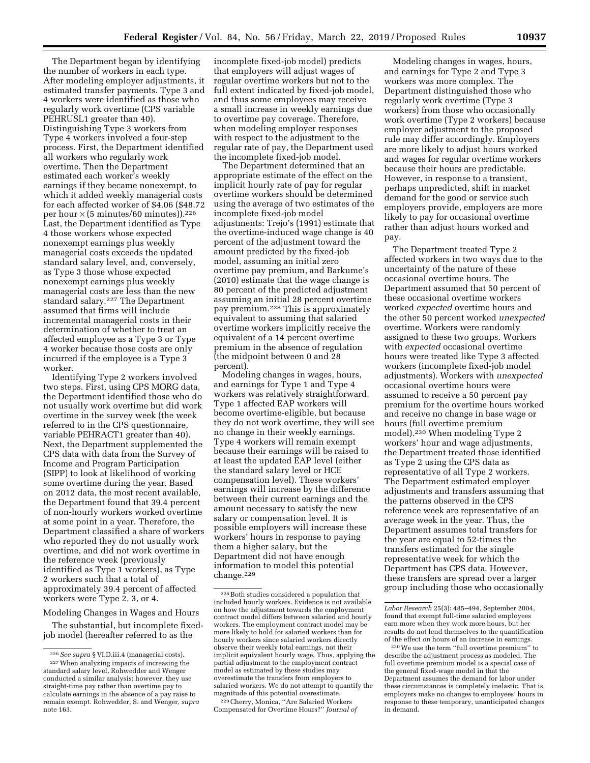The Department began by identifying the number of workers in each type. After modeling employer adjustments, it estimated transfer payments. Type 3 and 4 workers were identified as those who regularly work overtime (CPS variable PEHRUSL1 greater than 40). Distinguishing Type 3 workers from Type 4 workers involved a four-step process. First, the Department identified all workers who regularly work overtime. Then the Department estimated each worker's weekly earnings if they became nonexempt, to which it added weekly managerial costs for each affected worker of $4.06 ($48.72 per hour × (5 minutes/60 minutes)).[226] Last, the Department identified as Type 4 those workers whose expected nonexempt earnings plus weekly managerial costs exceeds the updated standard salary level, and, conversely, as Type 3 those whose expected nonexempt earnings plus weekly managerial costs are less than the new standard salary.[227] The Department assumed that firms will include incremental managerial costs in their determination of whether to treat an affected employee as a Type 3 or Type 4 worker because those costs are only incurred if the employee is a Type 3 worker.

Identifying Type 2 workers involved two steps. First, using CPS MORG data, the Department identified those who do not usually work overtime but did work overtime in the survey week (the week referred to in the CPS questionnaire, variable PEHRACT1 greater than 40). Next, the Department supplemented the CPS data with data from the Survey of Income and Program Participation (SIPP) to look at likelihood of working some overtime during the year. Based on 2012 data, the most recent available, the Department found that 39.4 percent of non-hourly workers worked overtime at some point in a year. Therefore, the Department classified a share of workers who reported they do not usually work overtime, and did not work overtime in the reference week (previously identified as Type 1 workers), as Type 2 workers such that a total of approximately 39.4 percent of affected workers were Type 2, 3, or 4.

Modeling Changes in Wages and Hours

The substantial, but incomplete fixed-job model (hereafter referred to as the incomplete fixed-job model) predicts that employers will adjust wages of regular overtime workers but not to the full extent indicated by fixed-job model, and thus some employees may receive a small increase in weekly earnings due to overtime pay coverage. Therefore, when modeling employer responses with respect to the adjustment to the regular rate of pay, the Department used the incomplete fixed-job model.

The Department determined that an appropriate estimate of the effect on the implicit hourly rate of pay for regular overtime workers should be determined using the average of two estimates of the incomplete fixed-job model adjustments: Trejo's (1991) estimate that the overtime-induced wage change is 40 percent of the adjustment toward the amount predicted by the fixed-job model, assuming an initial zero overtime pay premium, and Barkume's (2010) estimate that the wage change is 80 percent of the predicted adjustment assuming an initial 28 percent overtime pay premium.[228] This is approximately equivalent to assuming that salaried overtime workers implicitly receive the equivalent of a 14 percent overtime premium in the absence of regulation (the midpoint between 0 and 28 percent).

Modeling changes in wages, hours, and earnings for Type 1 and Type 4 workers was relatively straightforward. Type 1 affected EAP workers will become overtime-eligible, but because they do not work overtime, they will see no change in their weekly earnings. Type 4 workers will remain exempt because their earnings will be raised to at least the updated EAP level (either the standard salary level or HCE compensation level). These workers' earnings will increase by the difference between their current earnings and the amount necessary to satisfy the new salary or compensation level. It is possible employers will increase these workers' hours in response to paying them a higher salary, but the Department did not have enough information to model this potential change.[229]

Modeling changes in wages, hours, and earnings for Type 2 and Type 3 workers was more complex. The Department distinguished those who regularly work overtime (Type 3 workers) from those who occasionally work overtime (Type 2 workers) because employer adjustment to the proposed rule may differ accordingly. Employers are more likely to adjust hours worked and wages for regular overtime workers because their hours are predictable. However, in response to a transient, perhaps unpredicted, shift in market demand for the good or service such employers provide, employers are more likely to pay for occasional overtime rather than adjust hours worked and pay.

The Department treated Type 2 affected workers in two ways due to the uncertainty of the nature of these occasional overtime hours. The Department assumed that 50 percent of these occasional overtime workers worked *expected* overtime hours and the other 50 percent worked *unexpected* overtime. Workers were randomly assigned to these two groups. Workers with *expected* occasional overtime hours were treated like Type 3 affected workers (incomplete fixed-job model adjustments). Workers with *unexpected* occasional overtime hours were assumed to receive a 50 percent pay premium for the overtime hours worked and receive no change in base wage or hours (full overtime premium model).[230] When modeling Type 2 workers' hour and wage adjustments, the Department treated those identified as Type 2 using the CPS data as representative of all Type 2 workers. The Department estimated employer adjustments and transfers assuming that the patterns observed in the CPS reference week are representative of an average week in the year. Thus, the Department assumes total transfers for the year are equal to 52-times the transfers estimated for the single representative week for which the Department has CPS data. However, these transfers are spread over a larger group including those who occasionally

---

[226] *See supra* § VI.D.iii.4 (managerial costs).

[227] When analyzing impacts of increasing the standard salary level, Rohwedder and Wenger conducted a similar analysis; however, they use straight-time pay rather than overtime pay to calculate earnings in the absence of a pay raise to remain exempt. Rohwedder, S. and Wenger, *supra* note 163.

[228] Both studies considered a population that included hourly workers. Evidence is not available on how the adjustment towards the employment contract model differs between salaried and hourly workers. The employment contract model may be more likely to hold for salaried workers than for hourly workers since salaried workers directly observe their weekly total earnings, not their implicit equivalent hourly wage. Thus, applying the partial adjustment to the employment contract model as estimated by these studies may overestimate the transfers from employers to salaried workers. We do not attempt to quantify the magnitude of this potential overestimate.

[229] Cherry, Monica, "Are Salaried Workers Compensated for Overtime Hours?" *Journal of Labor Research* 25(3): 485–494, September 2004, found that exempt full-time salaried employees earn more when they work more hours, but her results do not lend themselves to the quantification of the effect *on* hours of an increase in earnings.

[230] We use the term "full overtime premium" to describe the adjustment process as modeled. The full overtime premium model is a special case of the general fixed-wage model in that the Department assumes the demand for labor under these circumstances is completely inelastic. That is, employers make no changes to employees' hours in response to these temporary, unanticipated changes in demand.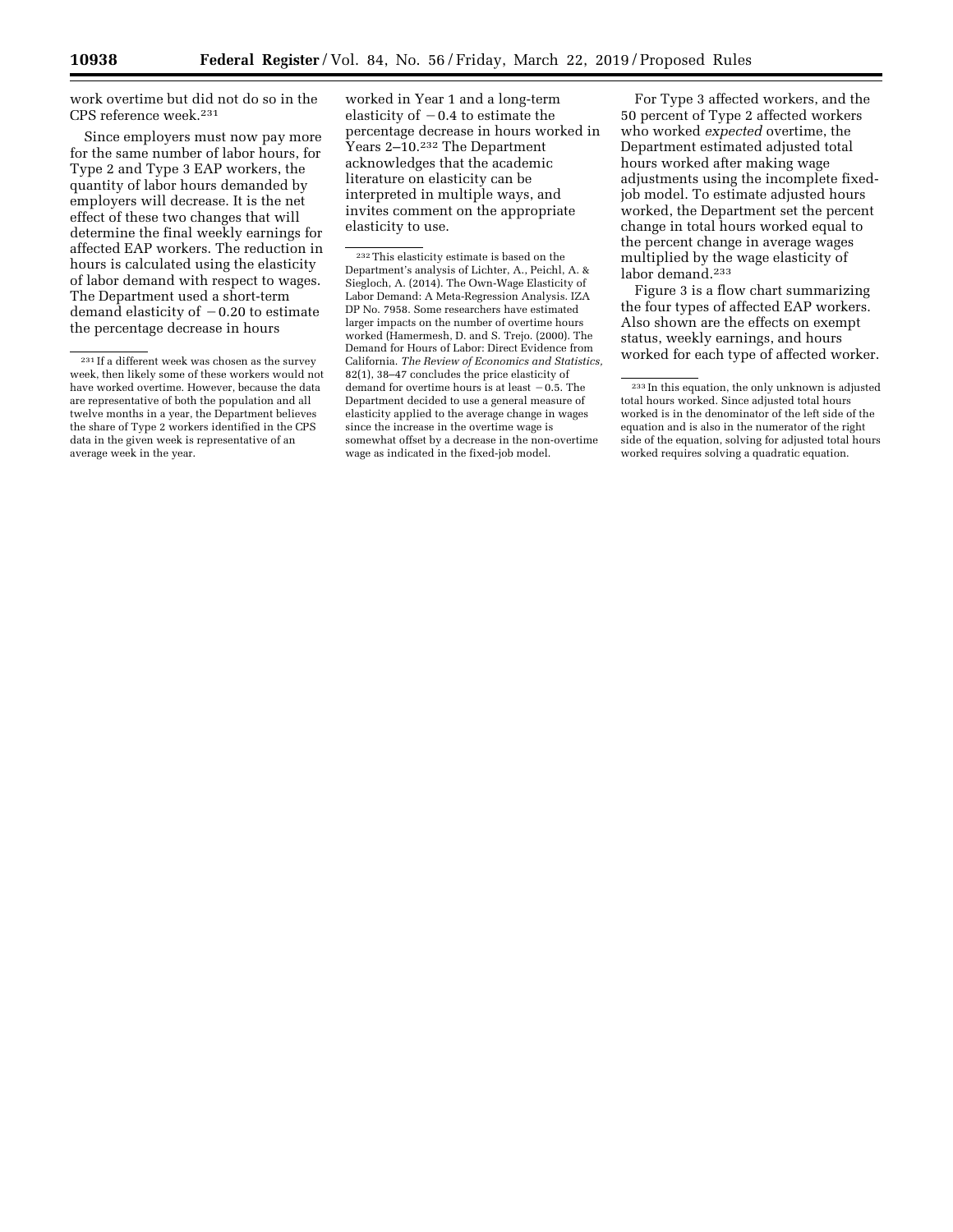work overtime but did not do so in the CPS reference week.[231]

Since employers must now pay more for the same number of labor hours, for Type 2 and Type 3 EAP workers, the quantity of labor hours demanded by employers will decrease. It is the net effect of these two changes that will determine the final weekly earnings for affected EAP workers. The reduction in hours is calculated using the elasticity of labor demand with respect to wages. The Department used a short-term demand elasticity of −0.20 to estimate the percentage decrease in hours worked in Year 1 and a long-term elasticity of −0.4 to estimate the percentage decrease in hours worked in Years 2–10.[232] The Department acknowledges that the academic literature on elasticity can be interpreted in multiple ways, and invites comment on the appropriate elasticity to use.

For Type 3 affected workers, and the 50 percent of Type 2 affected workers who worked *expected* overtime, the Department estimated adjusted total hours worked after making wage adjustments using the incomplete fixed-job model. To estimate adjusted hours worked, the Department set the percent change in total hours worked equal to the percent change in average wages multiplied by the wage elasticity of labor demand.[233]

Figure 3 is a flow chart summarizing the four types of affected EAP workers. Also shown are the effects on exempt status, weekly earnings, and hours worked for each type of affected worker.

---

[231] If a different week was chosen as the survey week, then likely some of these workers would not have worked overtime. However, because the data are representative of both the population and all twelve months in a year, the Department believes the share of Type 2 workers identified in the CPS data in the given week is representative of an average week in the year.

[232] This elasticity estimate is based on the Department's analysis of Lichter, A., Peichl, A. & Siegloch, A. (2014). The Own-Wage Elasticity of Labor Demand: A Meta-Regression Analysis. IZA DP No. 7958. Some researchers have estimated larger impacts on the number of overtime hours worked (Hamermesh, D. and S. Trejo. (2000). The Demand for Hours of Labor: Direct Evidence from California. *The Review of Economics and Statistics,* 82(1), 38–47 concludes the price elasticity of demand for overtime hours is at least −0.5. The Department decided to use a general measure of elasticity applied to the average change in wages since the increase in the overtime wage is somewhat offset by a decrease in the non-overtime wage as indicated in the fixed-job model.

[233] In this equation, the only unknown is adjusted total hours worked. Since adjusted total hours worked is in the denominator of the left side of the equation and is also in the numerator of the right side of the equation, solving for adjusted total hours worked requires solving a quadratic equation.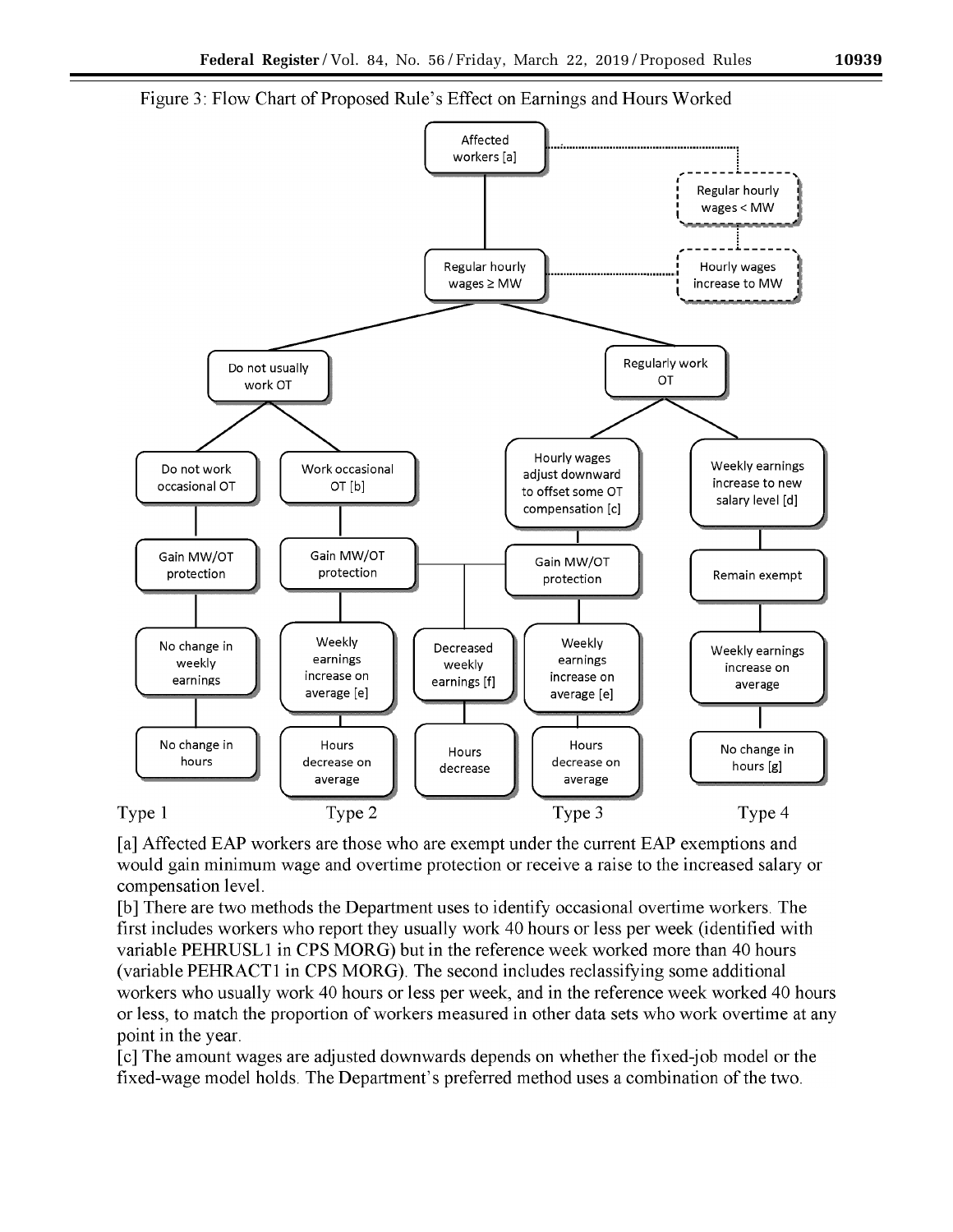Figure 3: Flow Chart of Proposed Rule's Effect on Earnings and Hours Worked

- Affected workers [a]
  - Regular hourly wages < MW → Hourly wages increase to MW
  - Regular hourly wages ≥ MW
    - Do not usually work OT
      - Do not work occasional OT → Gain MW/OT protection → No change in weekly earnings → No change in hours (Type 1)
      - Work occasional OT [b] → Gain MW/OT protection → Weekly earnings increase on average [e] → Hours decrease on average (Type 2)
    - Regularly work OT
      - Hourly wages adjust downward to offset some OT compensation [c] → Gain MW/OT protection → Weekly earnings increase on average [e] → Hours decrease on average (Type 3)
      - Weekly earnings increase to new salary level [d] → Remain exempt → Weekly earnings increase on average → No change in hours [g] (Type 4)
    - Gain MW/OT protection (Type 2 and Type 3) → Decreased weekly earnings [f] → Hours decrease

Type 1 | Type 2 | Type 3 | Type 4

[a] Affected EAP workers are those who are exempt under the current EAP exemptions and would gain minimum wage and overtime protection or receive a raise to the increased salary or compensation level.

[b] There are two methods the Department uses to identify occasional overtime workers. The first includes workers who report they usually work 40 hours or less per week (identified with variable PEHRUSL1 in CPS MORG) but in the reference week worked more than 40 hours (variable PEHRACT1 in CPS MORG). The second includes reclassifying some additional workers who usually work 40 hours or less per week, and in the reference week worked 40 hours or less, to match the proportion of workers measured in other data sets who work overtime at any point in the year.

[c] The amount wages are adjusted downwards depends on whether the fixed-job model or the fixed-wage model holds. The Department's preferred method uses a combination of the two.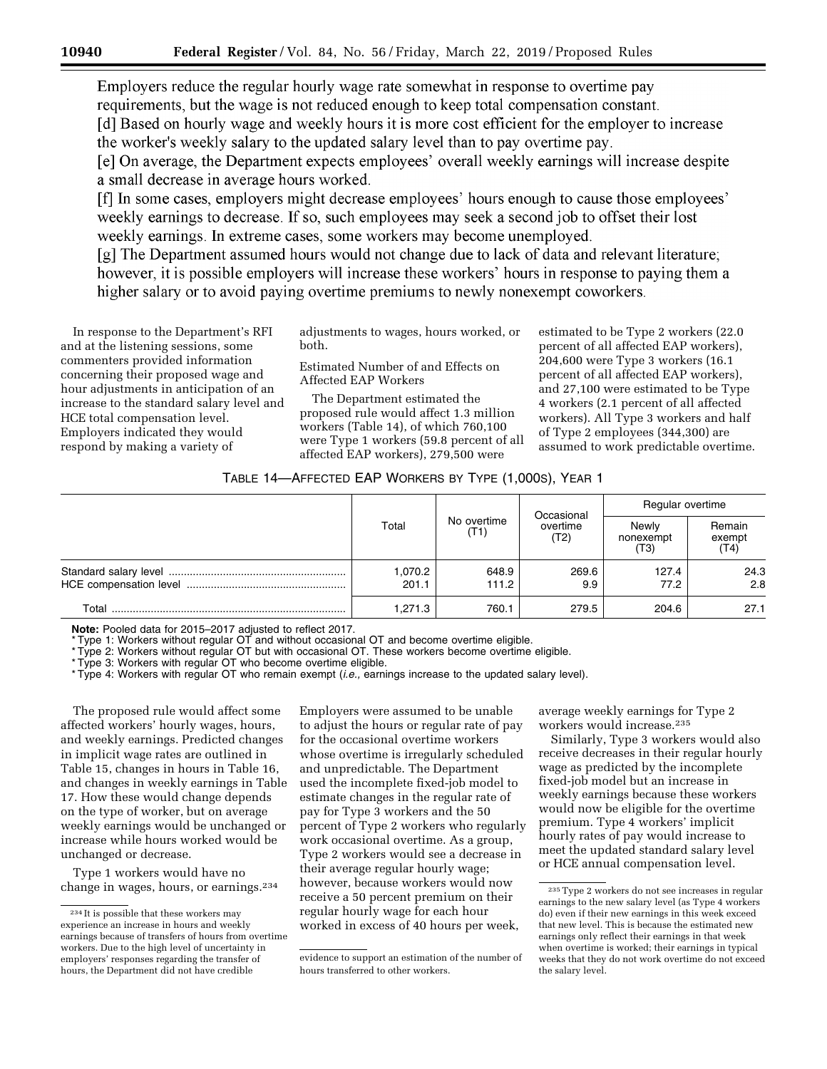Employers reduce the regular hourly wage rate somewhat in response to overtime pay requirements, but the wage is not reduced enough to keep total compensation constant.

[d] Based on hourly wage and weekly hours it is more cost efficient for the employer to increase the worker's weekly salary to the updated salary level than to pay overtime pay.

[e] On average, the Department expects employees' overall weekly earnings will increase despite a small decrease in average hours worked.

[f] In some cases, employers might decrease employees' hours enough to cause those employees' weekly earnings to decrease. If so, such employees may seek a second job to offset their lost weekly earnings. In extreme cases, some workers may become unemployed.

[g] The Department assumed hours would not change due to lack of data and relevant literature; however, it is possible employers will increase these workers' hours in response to paying them a higher salary or to avoid paying overtime premiums to newly nonexempt coworkers.

In response to the Department's RFI and at the listening sessions, some commenters provided information concerning their proposed wage and hour adjustments in anticipation of an increase to the standard salary level and HCE total compensation level. Employers indicated they would respond by making a variety of adjustments to wages, hours worked, or both.

Estimated Number of and Effects on Affected EAP Workers

The Department estimated the proposed rule would affect 1.3 million workers (Table 14), of which 760,100 were Type 1 workers (59.8 percent of all affected EAP workers), 279,500 were estimated to be Type 2 workers (22.0 percent of all affected EAP workers), 204,600 were Type 3 workers (16.1 percent of all affected EAP workers), and 27,100 were estimated to be Type 4 workers (2.1 percent of all affected workers). All Type 3 workers and half of Type 2 employees (344,300) are assumed to work predictable overtime.

TABLE 14—AFFECTED EAP WORKERS BY TYPE (1,000S), YEAR 1

| | Total | No overtime (T1) | Occasional overtime (T2) | Regular overtime | |
|---|---|---|---|---|---|
| | | | | Newly nonexempt (T3) | Remain exempt (T4) |
| Standard salary level | 1,070.2 | 648.9 | 269.6 | 127.4 | 24.3 |
| HCE compensation level | 201.1 | 111.2 | 9.9 | 77.2 | 2.8 |
| Total | 1,271.3 | 760.1 | 279.5 | 204.6 | 27.1 |

**Note:** Pooled data for 2015–2017 adjusted to reflect 2017.
* Type 1: Workers without regular OT and without occasional OT and become overtime eligible.
* Type 2: Workers without regular OT but with occasional OT. These workers become overtime eligible.
* Type 3: Workers with regular OT who become overtime eligible.
* Type 4: Workers with regular OT who remain exempt (*i.e.*, earnings increase to the updated salary level).

The proposed rule would affect some affected workers' hourly wages, hours, and weekly earnings. Predicted changes in implicit wage rates are outlined in Table 15, changes in hours in Table 16, and changes in weekly earnings in Table 17. How these would change depends on the type of worker, but on average weekly earnings would be unchanged or increase while hours worked would be unchanged or decrease.

Type 1 workers would have no change in wages, hours, or earnings.[234] Employers were assumed to be unable to adjust the hours or regular rate of pay for the occasional overtime workers whose overtime is irregularly scheduled and unpredictable. The Department used the incomplete fixed-job model to estimate changes in the regular rate of pay for Type 3 workers and the 50 percent of Type 2 workers who regularly work occasional overtime. As a group, Type 2 workers would see a decrease in their average regular hourly wage; however, because workers would now receive a 50 percent premium on their regular hourly wage for each hour worked in excess of 40 hours per week, average weekly earnings for Type 2 workers would increase.[235]

Similarly, Type 3 workers would also receive decreases in their regular hourly wage as predicted by the incomplete fixed-job model but an increase in weekly earnings because these workers would now be eligible for the overtime premium. Type 4 workers' implicit hourly rates of pay would increase to meet the updated standard salary level or HCE annual compensation level.

[234] It is possible that these workers may experience an increase in hours and weekly earnings because of transfers of hours from overtime workers. Due to the high level of uncertainty in employers' responses regarding the transfer of hours, the Department did not have credible evidence to support an estimation of the number of hours transferred to other workers.

[235] Type 2 workers do not see increases in regular earnings to the new salary level (as Type 4 workers do) even if their new earnings in this week exceed that new level. This is because the estimated new earnings only reflect their earnings in that week when overtime is worked; their earnings in typical weeks that they do not work overtime do not exceed the salary level.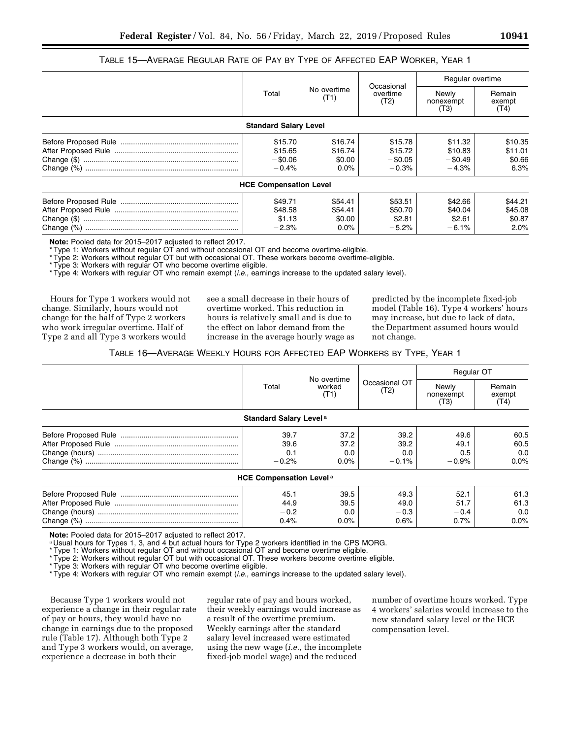TABLE 15—AVERAGE REGULAR RATE OF PAY BY TYPE OF AFFECTED EAP WORKER, YEAR 1

| | Total | No overtime (T1) | Occasional overtime (T2) | Regular overtime | |
|---|---|---|---|---|---|
| | | | | Newly nonexempt (T3) | Remain exempt (T4) |
| **Standard Salary Level** | | | | | |
| Before Proposed Rule | $15.70 | $16.74 | $15.78 | $11.32 | $10.35 |
| After Proposed Rule | $15.65 | $16.74 | $15.72 | $10.83 | $11.01 |
| Change ($) | −$0.06 | $0.00 | −$0.05 | −$0.49 | $0.66 |
| Change (%) | −0.4% | 0.0% | −0.3% | −4.3% | 6.3% |
| **HCE Compensation Level** | | | | | |
| Before Proposed Rule | $49.71 | $54.41 | $53.51 | $42.66 | $44.21 |
| After Proposed Rule | $48.58 | $54.41 | $50.70 | $40.04 | $45.08 |
| Change ($) | −$1.13 | $0.00 | −$2.81 | −$2.61 | $0.87 |
| Change (%) | −2.3% | 0.0% | −5.2% | −6.1% | 2.0% |

**Note:** Pooled data for 2015–2017 adjusted to reflect 2017.
* Type 1: Workers without regular OT and without occasional OT and become overtime-eligible.
* Type 2: Workers without regular OT but with occasional OT. These workers become overtime-eligible.
* Type 3: Workers with regular OT who become overtime eligible.
* Type 4: Workers with regular OT who remain exempt (*i.e.,* earnings increase to the updated salary level).

Hours for Type 1 workers would not change. Similarly, hours would not change for the half of Type 2 workers who work irregular overtime. Half of Type 2 and all Type 3 workers would see a small decrease in their hours of overtime worked. This reduction in hours is relatively small and is due to the effect on labor demand from the increase in the average hourly wage as predicted by the incomplete fixed-job model (Table 16). Type 4 workers' hours may increase, but due to lack of data, the Department assumed hours would not change.

TABLE 16—AVERAGE WEEKLY HOURS FOR AFFECTED EAP WORKERS BY TYPE, YEAR 1

| | Total | No overtime worked (T1) | Occasional OT (T2) | Regular OT | |
|---|---|---|---|---|---|
| | | | | Newly nonexempt (T3) | Remain exempt (T4) |
| **Standard Salary Level** [a] | | | | | |
| Before Proposed Rule | 39.7 | 37.2 | 39.2 | 49.6 | 60.5 |
| After Proposed Rule | 39.6 | 37.2 | 39.2 | 49.1 | 60.5 |
| Change (hours) | −0.1 | 0.0 | 0.0 | −0.5 | 0.0 |
| Change (%) | −0.2% | 0.0% | −0.1% | −0.9% | 0.0% |
| **HCE Compensation Level** [a] | | | | | |
| Before Proposed Rule | 45.1 | 39.5 | 49.3 | 52.1 | 61.3 |
| After Proposed Rule | 44.9 | 39.5 | 49.0 | 51.7 | 61.3 |
| Change (hours) | −0.2 | 0.0 | −0.3 | −0.4 | 0.0 |
| Change (%) | −0.4% | 0.0% | −0.6% | −0.7% | 0.0% |

**Note:** Pooled data for 2015–2017 adjusted to reflect 2017.
[a] Usual hours for Types 1, 3, and 4 but actual hours for Type 2 workers identified in the CPS MORG.
* Type 1: Workers without regular OT and without occasional OT and become overtime eligible.
* Type 2: Workers without regular OT but with occasional OT. These workers become overtime eligible.
* Type 3: Workers with regular OT who become overtime eligible.
* Type 4: Workers with regular OT who remain exempt (*i.e.,* earnings increase to the updated salary level).

Because Type 1 workers would not experience a change in their regular rate of pay or hours, they would have no change in earnings due to the proposed rule (Table 17). Although both Type 2 and Type 3 workers would, on average, experience a decrease in both their regular rate of pay and hours worked, their weekly earnings would increase as a result of the overtime premium. Weekly earnings after the standard salary level increased were estimated using the new wage (*i.e.,* the incomplete fixed-job model wage) and the reduced number of overtime hours worked. Type 4 workers' salaries would increase to the new standard salary level or the HCE compensation level.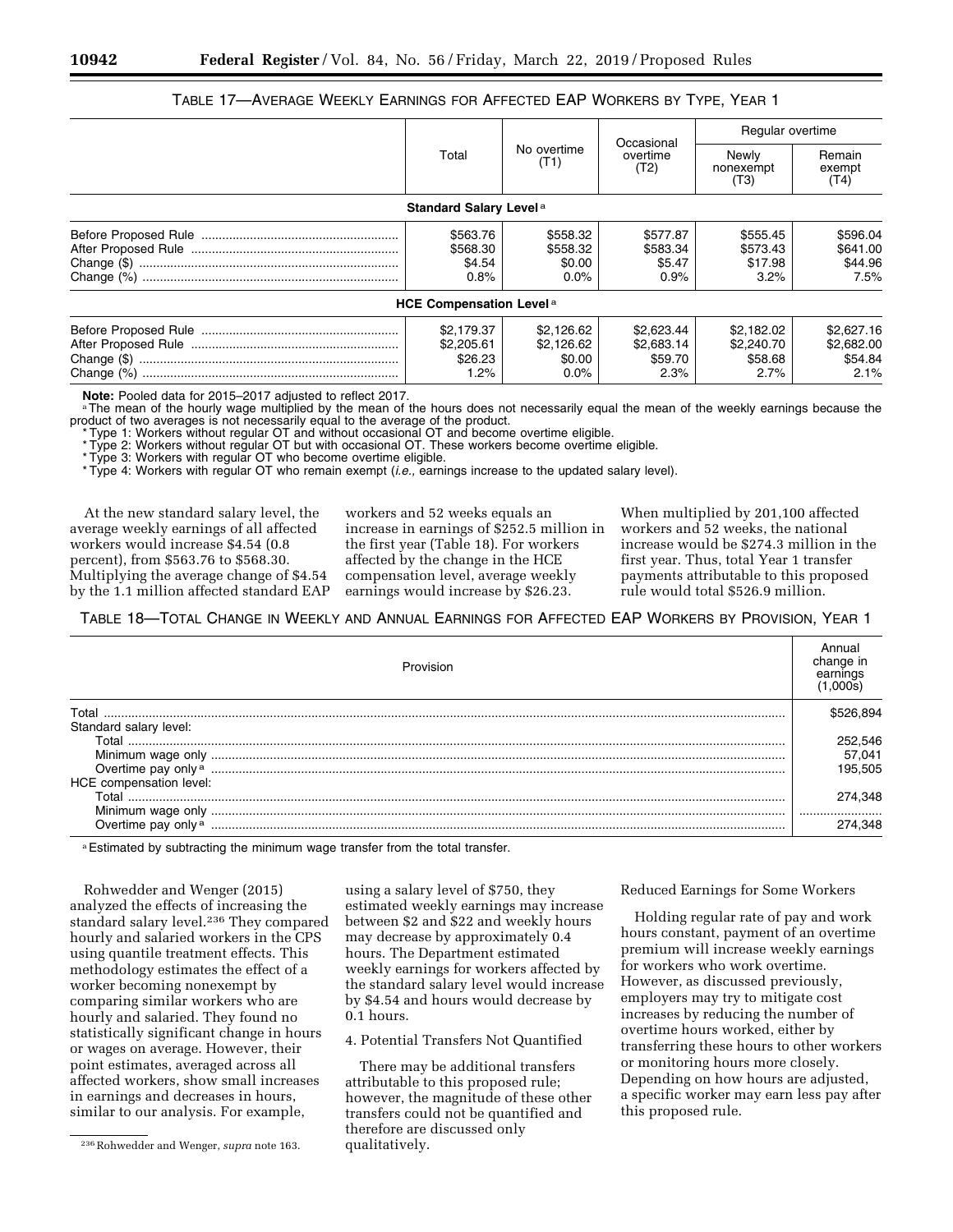TABLE 17—AVERAGE WEEKLY EARNINGS FOR AFFECTED EAP WORKERS BY TYPE, YEAR 1

| | Total | No overtime (T1) | Occasional overtime (T2) | Regular overtime | |
|---|---|---|---|---|---|
| | | | | Newly nonexempt (T3) | Remain exempt (T4) |
| **Standard Salary Level** [a] | | | | | |
| Before Proposed Rule | $563.76 | $558.32 | $577.87 | $555.45 | $596.04 |
| After Proposed Rule | $568.30 | $558.32 | $583.34 | $573.43 | $641.00 |
| Change ($) | $4.54 | $0.00 | $5.47 | $17.98 | $44.96 |
| Change (%) | 0.8% | 0.0% | 0.9% | 3.2% | 7.5% |
| **HCE Compensation Level** [a] | | | | | |
| Before Proposed Rule | $2,179.37 | $2,126.62 | $2,623.44 | $2,182.02 | $2,627.16 |
| After Proposed Rule | $2,205.61 | $2,126.62 | $2,683.14 | $2,240.70 | $2,682.00 |
| Change ($) | $26.23 | $0.00 | $59.70 | $58.68 | $54.84 |
| Change (%) | 1.2% | 0.0% | 2.3% | 2.7% | 2.1% |

**Note:** Pooled data for 2015–2017 adjusted to reflect 2017.

[a] The mean of the hourly wage multiplied by the mean of the hours does not necessarily equal the mean of the weekly earnings because the product of two averages is not necessarily equal to the average of the product.

* Type 1: Workers without regular OT and without occasional OT and become overtime eligible.

* Type 2: Workers without regular OT but with occasional OT. These workers become overtime eligible.

* Type 3: Workers with regular OT who become overtime eligible.

* Type 4: Workers with regular OT who remain exempt (*i.e.,* earnings increase to the updated salary level).

At the new standard salary level, the average weekly earnings of all affected workers would increase $4.54 (0.8 percent), from $563.76 to $568.30. Multiplying the average change of $4.54 by the 1.1 million affected standard EAP workers and 52 weeks equals an increase in earnings of $252.5 million in the first year (Table 18). For workers affected by the change in the HCE compensation level, average weekly earnings would increase by $26.23. When multiplied by 201,100 affected workers and 52 weeks, the national increase would be $274.3 million in the first year. Thus, total Year 1 transfer payments attributable to this proposed rule would total $526.9 million.

TABLE 18—TOTAL CHANGE IN WEEKLY AND ANNUAL EARNINGS FOR AFFECTED EAP WORKERS BY PROVISION, YEAR 1

| Provision | Annual change in earnings (1,000s) |
|---|---|
| Total | $526,894 |
| Standard salary level: | |
| Total | 252,546 |
| Minimum wage only | 57,041 |
| Overtime pay only [a] | 195,505 |
| HCE compensation level: | |
| Total | 274,348 |
| Minimum wage only | |
| Overtime pay only [a] | 274,348 |

[a] Estimated by subtracting the minimum wage transfer from the total transfer.

Rohwedder and Wenger (2015) analyzed the effects of increasing the standard salary level.[236] They compared hourly and salaried workers in the CPS using quantile treatment effects. This methodology estimates the effect of a worker becoming nonexempt by comparing similar workers who are hourly and salaried. They found no statistically significant change in hours or wages on average. However, their point estimates, averaged across all affected workers, show small increases in earnings and decreases in hours, similar to our analysis. For example, using a salary level of $750, they estimated weekly earnings may increase between $2 and $22 and weekly hours may decrease by approximately 0.4 hours. The Department estimated weekly earnings for workers affected by the standard salary level would increase by $4.54 and hours would decrease by 0.1 hours.

4. Potential Transfers Not Quantified

There may be additional transfers attributable to this proposed rule; however, the magnitude of these other transfers could not be quantified and therefore are discussed only qualitatively.

Reduced Earnings for Some Workers

Holding regular rate of pay and work hours constant, payment of an overtime premium will increase weekly earnings for workers who work overtime. However, as discussed previously, employers may try to mitigate cost increases by reducing the number of overtime hours worked, either by transferring these hours to other workers or monitoring hours more closely. Depending on how hours are adjusted, a specific worker may earn less pay after this proposed rule.

[236] Rohwedder and Wenger, *supra* note 163.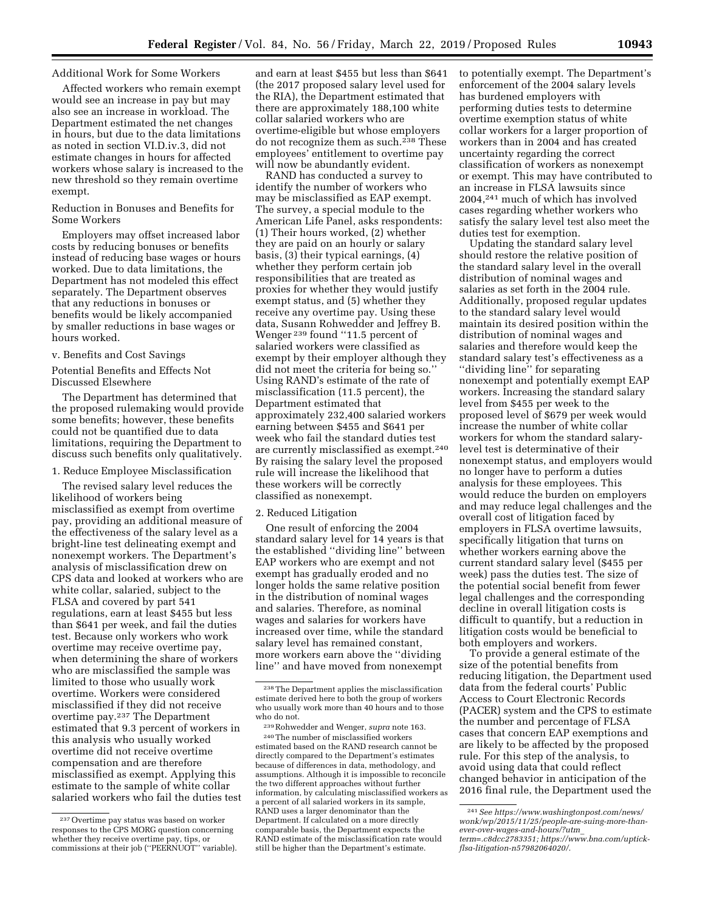Additional Work for Some Workers

Affected workers who remain exempt would see an increase in pay but may also see an increase in workload. The Department estimated the net changes in hours, but due to the data limitations as noted in section VI.D.iv.3, did not estimate changes in hours for affected workers whose salary is increased to the new threshold so they remain overtime exempt.

Reduction in Bonuses and Benefits for Some Workers

Employers may offset increased labor costs by reducing bonuses or benefits instead of reducing base wages or hours worked. Due to data limitations, the Department has not modeled this effect separately. The Department observes that any reductions in bonuses or benefits would be likely accompanied by smaller reductions in base wages or hours worked.

v. Benefits and Cost Savings

Potential Benefits and Effects Not Discussed Elsewhere

The Department has determined that the proposed rulemaking would provide some benefits; however, these benefits could not be quantified due to data limitations, requiring the Department to discuss such benefits only qualitatively.

1. Reduce Employee Misclassification

The revised salary level reduces the likelihood of workers being misclassified as exempt from overtime pay, providing an additional measure of the effectiveness of the salary level as a bright-line test delineating exempt and nonexempt workers. The Department's analysis of misclassification drew on CPS data and looked at workers who are white collar, salaried, subject to the FLSA and covered by part 541 regulations, earn at least $455 but less than $641 per week, and fail the duties test. Because only workers who work overtime may receive overtime pay, when determining the share of workers who are misclassified the sample was limited to those who usually work overtime. Workers were considered misclassified if they did not receive overtime pay.[237] The Department estimated that 9.3 percent of workers in this analysis who usually worked overtime did not receive overtime compensation and are therefore misclassified as exempt. Applying this estimate to the sample of white collar salaried workers who fail the duties test and earn at least $455 but less than $641 (the 2017 proposed salary level used for the RIA), the Department estimated that there are approximately 188,100 white collar salaried workers who are overtime-eligible but whose employers do not recognize them as such.[238] These employees' entitlement to overtime pay will now be abundantly evident.

RAND has conducted a survey to identify the number of workers who may be misclassified as EAP exempt. The survey, a special module to the American Life Panel, asks respondents: (1) Their hours worked, (2) whether they are paid on an hourly or salary basis, (3) their typical earnings, (4) whether they perform certain job responsibilities that are treated as proxies for whether they would justify exempt status, and (5) whether they receive any overtime pay. Using these data, Susann Rohwedder and Jeffrey B. Wenger[239] found "11.5 percent of salaried workers were classified as exempt by their employer although they did not meet the criteria for being so." Using RAND's estimate of the rate of misclassification (11.5 percent), the Department estimated that approximately 232,400 salaried workers earning between $455 and $641 per week who fail the standard duties test are currently misclassified as exempt.[240] By raising the salary level the proposed rule will increase the likelihood that these workers will be correctly classified as nonexempt.

2. Reduced Litigation

One result of enforcing the 2004 standard salary level for 14 years is that the established "dividing line" between EAP workers who are exempt and not exempt has gradually eroded and no longer holds the same relative position in the distribution of nominal wages and salaries. Therefore, as nominal wages and salaries for workers have increased over time, while the standard salary level has remained constant, more workers earn above the "dividing line" and have moved from nonexempt to potentially exempt. The Department's enforcement of the 2004 salary levels has burdened employers with performing duties tests to determine overtime exemption status of white collar workers for a larger proportion of workers than in 2004 and has created uncertainty regarding the correct classification of workers as nonexempt or exempt. This may have contributed to an increase in FLSA lawsuits since 2004,[241] much of which has involved cases regarding whether workers who satisfy the salary level test also meet the duties test for exemption.

Updating the standard salary level should restore the relative position of the standard salary level in the overall distribution of nominal wages and salaries as set forth in the 2004 rule. Additionally, proposed regular updates to the standard salary level would maintain its desired position within the distribution of nominal wages and salaries and therefore would keep the standard salary test's effectiveness as a "dividing line" for separating nonexempt and potentially exempt EAP workers. Increasing the standard salary level from $455 per week to the proposed level of $679 per week would increase the number of white collar workers for whom the standard salary-level test is determinative of their nonexempt status, and employers would no longer have to perform a duties analysis for these employees. This would reduce the burden on employers and may reduce legal challenges and the overall cost of litigation faced by employers in FLSA overtime lawsuits, specifically litigation that turns on whether workers earning above the current standard salary level ($455 per week) pass the duties test. The size of the potential social benefit from fewer legal challenges and the corresponding decline in overall litigation costs is difficult to quantify, but a reduction in litigation costs would be beneficial to both employers and workers.

To provide a general estimate of the size of the potential benefits from reducing litigation, the Department used data from the federal courts' Public Access to Court Electronic Records (PACER) system and the CPS to estimate the number and percentage of FLSA cases that concern EAP exemptions and are likely to be affected by the proposed rule. For this step of the analysis, to avoid using data that could reflect changed behavior in anticipation of the 2016 final rule, the Department used the

---

[237] Overtime pay status was based on worker responses to the CPS MORG question concerning whether they receive overtime pay, tips, or commissions at their job ("PEERNUOT" variable).

[238] The Department applies the misclassification estimate derived here to both the group of workers who usually work more than 40 hours and to those who do not.

[239] Rohwedder and Wenger, *supra* note 163.

[240] The number of misclassified workers estimated based on the RAND research cannot be directly compared to the Department's estimates because of differences in data, methodology, and assumptions. Although it is impossible to reconcile the two different approaches without further information, by calculating misclassified workers as a percent of all salaried workers in its sample, RAND uses a larger denominator than the Department. If calculated on a more directly comparable basis, the Department expects the RAND estimate of the misclassification rate would still be higher than the Department's estimate.

[241] *See https://www.washingtonpost.com/news/wonk/wp/2015/11/25/people-are-suing-more-than-ever-over-wages-and-hours/?utm_term=.c8dcc2783351; https://www.bna.com/uptick-flsa-litigation-n57982064020/.*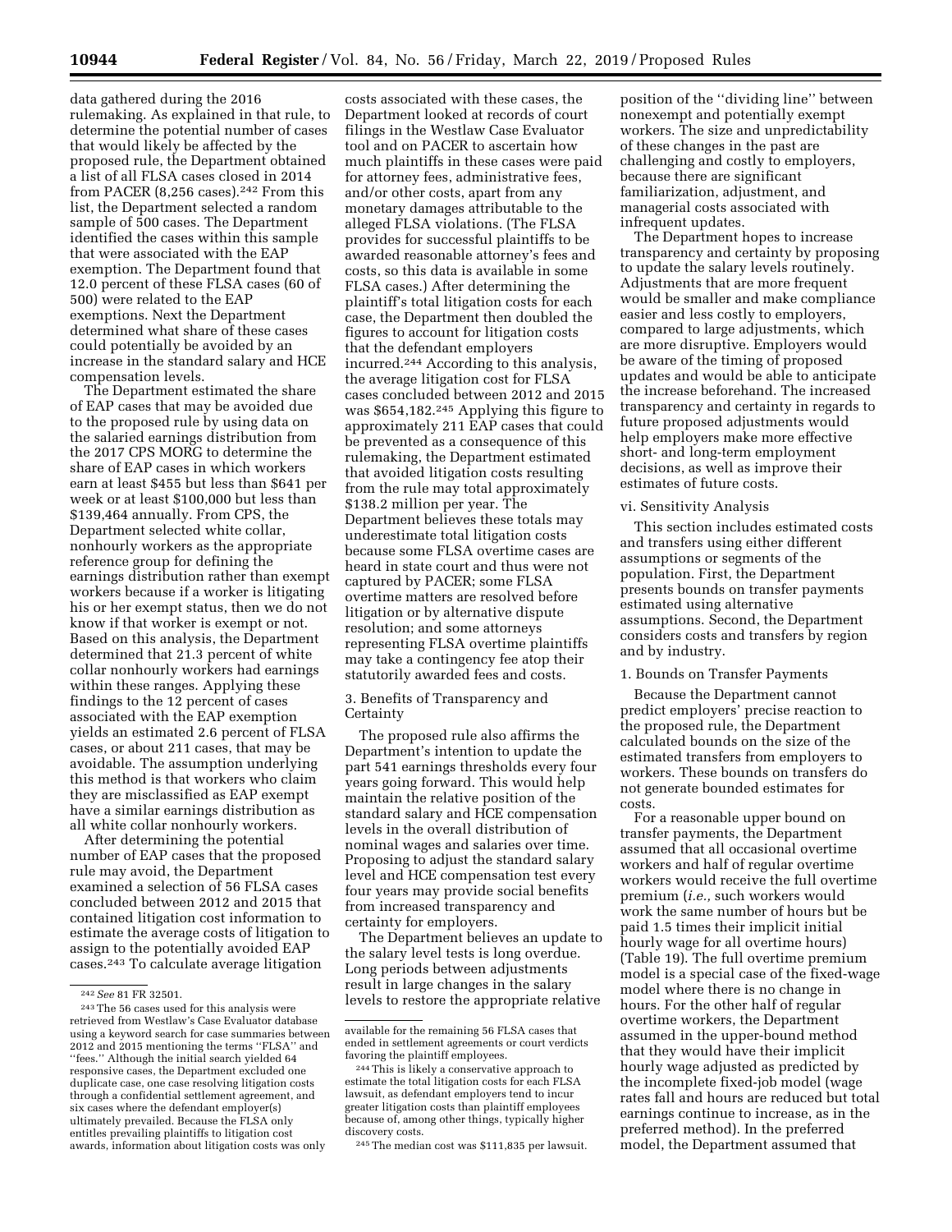data gathered during the 2016 rulemaking. As explained in that rule, to determine the potential number of cases that would likely be affected by the proposed rule, the Department obtained a list of all FLSA cases closed in 2014 from PACER (8,256 cases).[242] From this list, the Department selected a random sample of 500 cases. The Department identified the cases within this sample that were associated with the EAP exemption. The Department found that 12.0 percent of these FLSA cases (60 of 500) were related to the EAP exemptions. Next the Department determined what share of these cases could potentially be avoided by an increase in the standard salary and HCE compensation levels.

The Department estimated the share of EAP cases that may be avoided due to the proposed rule by using data on the salaried earnings distribution from the 2017 CPS MORG to determine the share of EAP cases in which workers earn at least $455 but less than $641 per week or at least $100,000 but less than $139,464 annually. From CPS, the Department selected white collar, nonhourly workers as the appropriate reference group for defining the earnings distribution rather than exempt workers because if a worker is litigating his or her exempt status, then we do not know if that worker is exempt or not. Based on this analysis, the Department determined that 21.3 percent of white collar nonhourly workers had earnings within these ranges. Applying these findings to the 12 percent of cases associated with the EAP exemption yields an estimated 2.6 percent of FLSA cases, or about 211 cases, that may be avoidable. The assumption underlying this method is that workers who claim they are misclassified as EAP exempt have a similar earnings distribution as all white collar nonhourly workers.

After determining the potential number of EAP cases that the proposed rule may avoid, the Department examined a selection of 56 FLSA cases concluded between 2012 and 2015 that contained litigation cost information to estimate the average costs of litigation to assign to the potentially avoided EAP cases.[243] To calculate average litigation costs associated with these cases, the Department looked at records of court filings in the Westlaw Case Evaluator tool and on PACER to ascertain how much plaintiffs in these cases were paid for attorney fees, administrative fees, and/or other costs, apart from any monetary damages attributable to the alleged FLSA violations. (The FLSA provides for successful plaintiffs to be awarded reasonable attorney's fees and costs, so this data is available in some FLSA cases.) After determining the plaintiff's total litigation costs for each case, the Department then doubled the figures to account for litigation costs that the defendant employers incurred.[244] According to this analysis, the average litigation cost for FLSA cases concluded between 2012 and 2015 was $654,182.[245] Applying this figure to approximately 211 EAP cases that could be prevented as a consequence of this rulemaking, the Department estimated that avoided litigation costs resulting from the rule may total approximately $138.2 million per year. The Department believes these totals may underestimate total litigation costs because some FLSA overtime cases are heard in state court and thus were not captured by PACER; some FLSA overtime matters are resolved before litigation or by alternative dispute resolution; and some attorneys representing FLSA overtime plaintiffs may take a contingency fee atop their statutorily awarded fees and costs.

3. Benefits of Transparency and Certainty

The proposed rule also affirms the Department's intention to update the part 541 earnings thresholds every four years going forward. This would help maintain the relative position of the standard salary and HCE compensation levels in the overall distribution of nominal wages and salaries over time. Proposing to adjust the standard salary level and HCE compensation test every four years may provide social benefits from increased transparency and certainty for employers.

The Department believes an update to the salary level tests is long overdue. Long periods between adjustments result in large changes in the salary levels to restore the appropriate relative position of the "dividing line" between nonexempt and potentially exempt workers. The size and unpredictability of these changes in the past are challenging and costly to employers, because there are significant familiarization, adjustment, and managerial costs associated with infrequent updates.

The Department hopes to increase transparency and certainty by proposing to update the salary levels routinely. Adjustments that are more frequent would be smaller and make compliance easier and less costly to employers, compared to large adjustments, which are more disruptive. Employers would be aware of the timing of proposed updates and would be able to anticipate the increase beforehand. The increased transparency and certainty in regards to future proposed adjustments would help employers make more effective short- and long-term employment decisions, as well as improve their estimates of future costs.

vi. Sensitivity Analysis

This section includes estimated costs and transfers using either different assumptions or segments of the population. First, the Department presents bounds on transfer payments estimated using alternative assumptions. Second, the Department considers costs and transfers by region and by industry.

1. Bounds on Transfer Payments

Because the Department cannot predict employers' precise reaction to the proposed rule, the Department calculated bounds on the size of the estimated transfers from employers to workers. These bounds on transfers do not generate bounded estimates for costs.

For a reasonable upper bound on transfer payments, the Department assumed that all occasional overtime workers and half of regular overtime workers would receive the full overtime premium (*i.e.,* such workers would work the same number of hours but be paid 1.5 times their implicit initial hourly wage for all overtime hours) (Table 19). The full overtime premium model is a special case of the fixed-wage model where there is no change in hours. For the other half of regular overtime workers, the Department assumed in the upper-bound method that they would have their implicit hourly wage adjusted as predicted by the incomplete fixed-job model (wage rates fall and hours are reduced but total earnings continue to increase, as in the preferred method). In the preferred model, the Department assumed that

---

[242] *See* 81 FR 32501.

[243] The 56 cases used for this analysis were retrieved from Westlaw's Case Evaluator database using a keyword search for case summaries between 2012 and 2015 mentioning the terms "FLSA" and "fees." Although the initial search yielded 64 responsive cases, the Department excluded one duplicate case, one case resolving litigation costs through a confidential settlement agreement, and six cases where the defendant employer(s) ultimately prevailed. Because the FLSA only entitles prevailing plaintiffs to litigation cost awards, information about litigation costs was only available for the remaining 56 FLSA cases that ended in settlement agreements or court verdicts favoring the plaintiff employees.

[244] This is likely a conservative approach to estimate the total litigation costs for each FLSA lawsuit, as defendant employers tend to incur greater litigation costs than plaintiff employees because of, among other things, typically higher discovery costs.

[245] The median cost was $111,835 per lawsuit.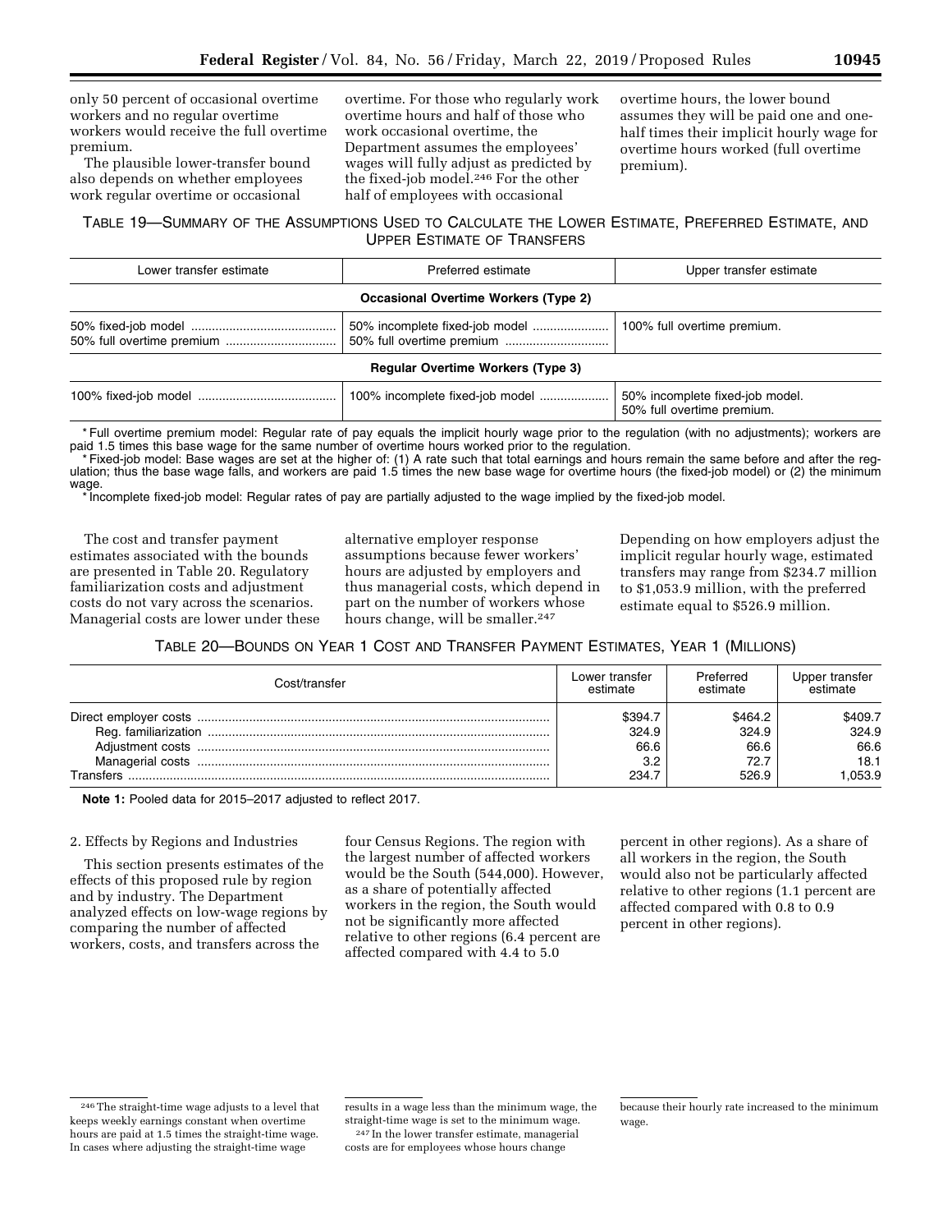only 50 percent of occasional overtime workers and no regular overtime workers would receive the full overtime premium.

The plausible lower-transfer bound also depends on whether employees work regular overtime or occasional overtime. For those who regularly work overtime hours and half of those who work occasional overtime, the Department assumes the employees' wages will fully adjust as predicted by the fixed-job model.[246] For the other half of employees with occasional overtime hours, the lower bound assumes they will be paid one and one-half times their implicit hourly wage for overtime hours worked (full overtime premium).

TABLE 19—SUMMARY OF THE ASSUMPTIONS USED TO CALCULATE THE LOWER ESTIMATE, PREFERRED ESTIMATE, AND UPPER ESTIMATE OF TRANSFERS

| Lower transfer estimate | Preferred estimate | Upper transfer estimate |
|---|---|---|
| **Occasional Overtime Workers (Type 2)** | | |
| 50% fixed-job model<br>50% full overtime premium | 50% incomplete fixed-job model<br>50% full overtime premium | 100% full overtime premium. |
| **Regular Overtime Workers (Type 3)** | | |
| 100% fixed-job model | 100% incomplete fixed-job model | 50% incomplete fixed-job model.<br>50% full overtime premium. |

* Full overtime premium model: Regular rate of pay equals the implicit hourly wage prior to the regulation (with no adjustments); workers are paid 1.5 times this base wage for the same number of overtime hours worked prior to the regulation.

* Fixed-job model: Base wages are set at the higher of: (1) A rate such that total earnings and hours remain the same before and after the regulation; thus the base wage falls, and workers are paid 1.5 times the new base wage for overtime hours (the fixed-job model) or (2) the minimum wage.

* Incomplete fixed-job model: Regular rates of pay are partially adjusted to the wage implied by the fixed-job model.

The cost and transfer payment estimates associated with the bounds are presented in Table 20. Regulatory familiarization costs and adjustment costs do not vary across the scenarios. Managerial costs are lower under these alternative employer response assumptions because fewer workers' hours are adjusted by employers and thus managerial costs, which depend in part on the number of workers whose hours change, will be smaller.[247] Depending on how employers adjust the implicit regular hourly wage, estimated transfers may range from $234.7 million to $1,053.9 million, with the preferred estimate equal to $526.9 million.

TABLE 20—BOUNDS ON YEAR 1 COST AND TRANSFER PAYMENT ESTIMATES, YEAR 1 (MILLIONS)

| Cost/transfer | Lower transfer estimate | Preferred estimate | Upper transfer estimate |
|---|---|---|---|
| Direct employer costs | $394.7 | $464.2 | $409.7 |
| Reg. familiarization | 324.9 | 324.9 | 324.9 |
| Adjustment costs | 66.6 | 66.6 | 66.6 |
| Managerial costs | 3.2 | 72.7 | 18.1 |
| Transfers | 234.7 | 526.9 | 1,053.9 |

**Note 1:** Pooled data for 2015–2017 adjusted to reflect 2017.

2. Effects by Regions and Industries

This section presents estimates of the effects of this proposed rule by region and by industry. The Department analyzed effects on low-wage regions by comparing the number of affected workers, costs, and transfers across the four Census Regions. The region with the largest number of affected workers would be the South (544,000). However, as a share of potentially affected workers in the region, the South would not be significantly more affected relative to other regions (6.4 percent are affected compared with 4.4 to 5.0 percent in other regions). As a share of all workers in the region, the South would also not be particularly affected relative to other regions (1.1 percent are affected compared with 0.8 to 0.9 percent in other regions).

[246] The straight-time wage adjusts to a level that keeps weekly earnings constant when overtime hours are paid at 1.5 times the straight-time wage. In cases where adjusting the straight-time wage results in a wage less than the minimum wage, the straight-time wage is set to the minimum wage.

[247] In the lower transfer estimate, managerial costs are for employees whose hours change because their hourly rate increased to the minimum wage.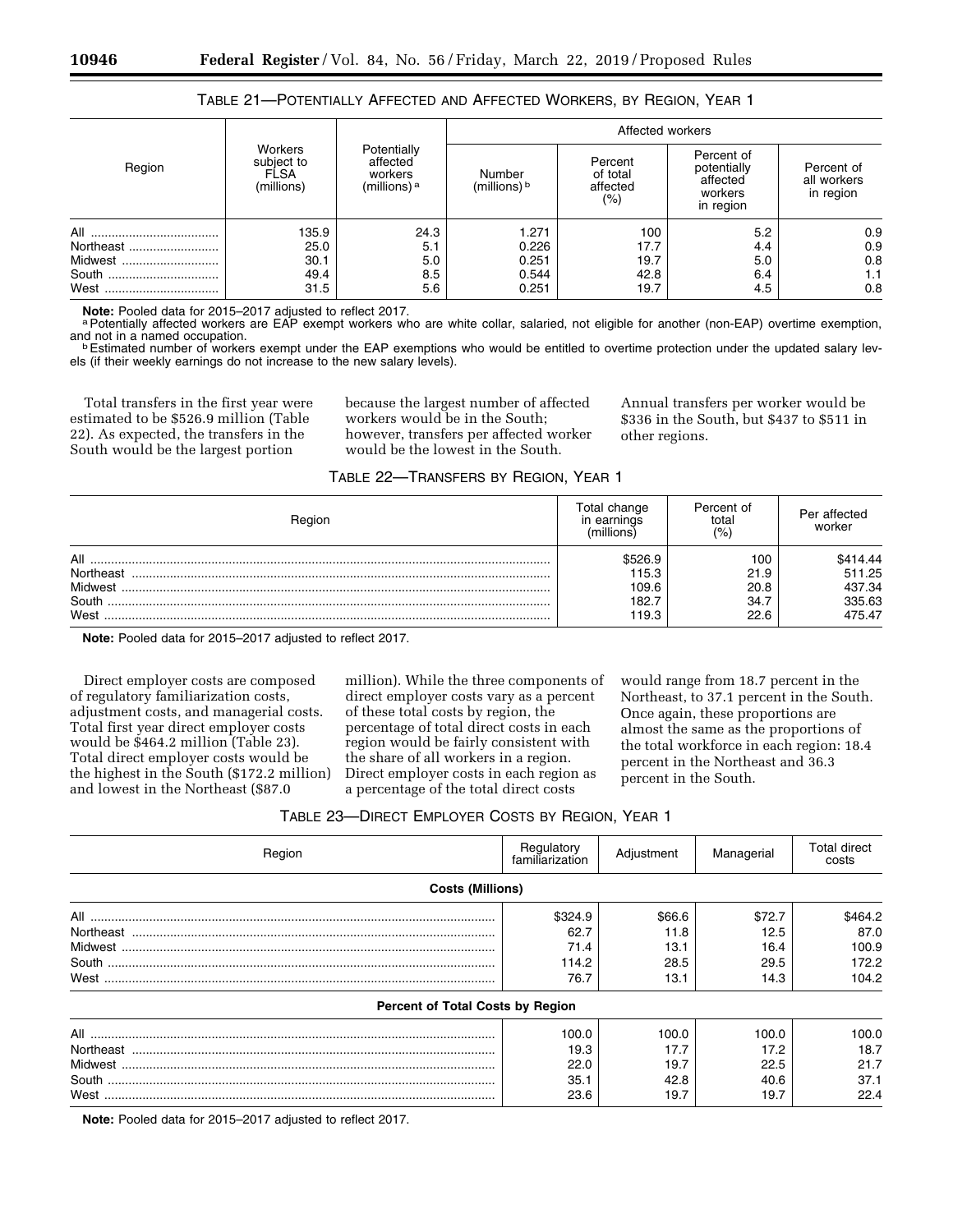TABLE 21—POTENTIALLY AFFECTED AND AFFECTED WORKERS, BY REGION, YEAR 1

| Region | Workers subject to FLSA (millions) | Potentially affected workers (millions) [a] | Affected workers | | | |
|---|---|---|---|---|---|---|
| | | | Number (millions) [b] | Percent of total affected (%) | Percent of potentially affected workers in region | Percent of all workers in region |
| All | 135.9 | 24.3 | 1.271 | 100 | 5.2 | 0.9 |
| Northeast | 25.0 | 5.1 | 0.226 | 17.7 | 4.4 | 0.9 |
| Midwest | 30.1 | 5.0 | 0.251 | 19.7 | 5.0 | 0.8 |
| South | 49.4 | 8.5 | 0.544 | 42.8 | 6.4 | 1.1 |
| West | 31.5 | 5.6 | 0.251 | 19.7 | 4.5 | 0.8 |

**Note:** Pooled data for 2015–2017 adjusted to reflect 2017.

[a] Potentially affected workers are EAP exempt workers who are white collar, salaried, not eligible for another (non-EAP) overtime exemption, and not in a named occupation.

[b] Estimated number of workers exempt under the EAP exemptions who would be entitled to overtime protection under the updated salary levels (if their weekly earnings do not increase to the new salary levels).

Total transfers in the first year were estimated to be $526.9 million (Table 22). As expected, the transfers in the South would be the largest portion because the largest number of affected workers would be in the South; however, transfers per affected worker would be the lowest in the South. Annual transfers per worker would be $336 in the South, but $437 to $511 in other regions.

TABLE 22—TRANSFERS BY REGION, YEAR 1

| Region | Total change in earnings (millions) | Percent of total (%) | Per affected worker |
|---|---|---|---|
| All | $526.9 | 100 | $414.44 |
| Northeast | 115.3 | 21.9 | 511.25 |
| Midwest | 109.6 | 20.8 | 437.34 |
| South | 182.7 | 34.7 | 335.63 |
| West | 119.3 | 22.6 | 475.47 |

**Note:** Pooled data for 2015–2017 adjusted to reflect 2017.

Direct employer costs are composed of regulatory familiarization costs, adjustment costs, and managerial costs. Total first year direct employer costs would be $464.2 million (Table 23). Total direct employer costs would be the highest in the South ($172.2 million) and lowest in the Northeast ($87.0 million). While the three components of direct employer costs vary as a percent of these total costs by region, the percentage of total direct costs in each region would be fairly consistent with the share of all workers in a region. Direct employer costs in each region as a percentage of the total direct costs would range from 18.7 percent in the Northeast, to 37.1 percent in the South. Once again, these proportions are almost the same as the proportions of the total workforce in each region: 18.4 percent in the Northeast and 36.3 percent in the South.

TABLE 23—DIRECT EMPLOYER COSTS BY REGION, YEAR 1

| Region | Regulatory familiarization | Adjustment | Managerial | Total direct costs |
|---|---|---|---|---|
| **Costs (Millions)** | | | | |
| All | $324.9 | $66.6 | $72.7 | $464.2 |
| Northeast | 62.7 | 11.8 | 12.5 | 87.0 |
| Midwest | 71.4 | 13.1 | 16.4 | 100.9 |
| South | 114.2 | 28.5 | 29.5 | 172.2 |
| West | 76.7 | 13.1 | 14.3 | 104.2 |
| **Percent of Total Costs by Region** | | | | |
| All | 100.0 | 100.0 | 100.0 | 100.0 |
| Northeast | 19.3 | 17.7 | 17.2 | 18.7 |
| Midwest | 22.0 | 19.7 | 22.5 | 21.7 |
| South | 35.1 | 42.8 | 40.6 | 37.1 |
| West | 23.6 | 19.7 | 19.7 | 22.4 |

**Note:** Pooled data for 2015–2017 adjusted to reflect 2017.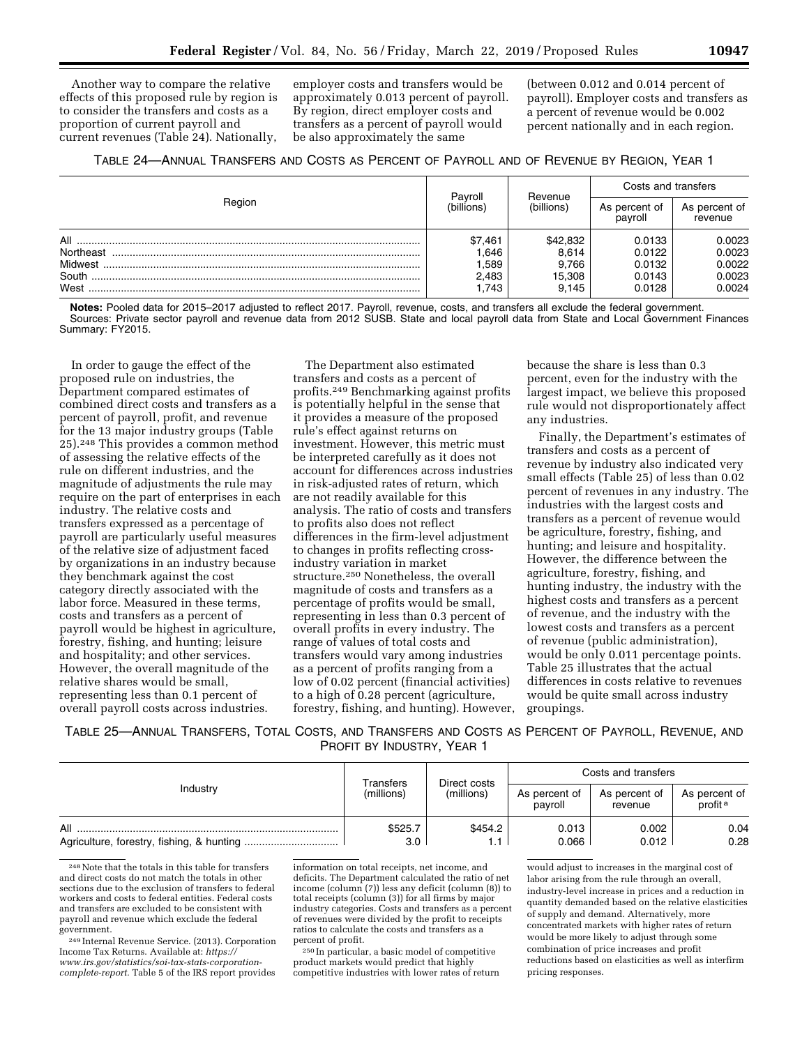Another way to compare the relative effects of this proposed rule by region is to consider the transfers and costs as a proportion of current payroll and current revenues (Table 24). Nationally, employer costs and transfers would be approximately 0.013 percent of payroll. By region, direct employer costs and transfers as a percent of payroll would be also approximately the same (between 0.012 and 0.014 percent of payroll). Employer costs and transfers as a percent of revenue would be 0.002 percent nationally and in each region.

TABLE 24—ANNUAL TRANSFERS AND COSTS AS PERCENT OF PAYROLL AND OF REVENUE BY REGION, YEAR 1

| Region | Payroll (billions) | Revenue (billions) | Costs and transfers | |
|---|---|---|---|---|
| | | | As percent of payroll | As percent of revenue |
| All | $7,461 | $42,832 | 0.0133 | 0.0023 |
| Northeast | 1,646 | 8,614 | 0.0122 | 0.0023 |
| Midwest | 1,589 | 9,766 | 0.0132 | 0.0022 |
| South | 2,483 | 15,308 | 0.0143 | 0.0023 |
| West | 1,743 | 9,145 | 0.0128 | 0.0024 |

**Notes:** Pooled data for 2015–2017 adjusted to reflect 2017. Payroll, revenue, costs, and transfers all exclude the federal government.
Sources: Private sector payroll and revenue data from 2012 SUSB. State and local payroll data from State and Local Government Finances Summary: FY2015.

In order to gauge the effect of the proposed rule on industries, the Department compared estimates of combined direct costs and transfers as a percent of payroll, profit, and revenue for the 13 major industry groups (Table 25).[248] This provides a common method of assessing the relative effects of the rule on different industries, and the magnitude of adjustments the rule may require on the part of enterprises in each industry. The relative costs and transfers expressed as a percentage of payroll are particularly useful measures of the relative size of adjustment faced by organizations in an industry because they benchmark against the cost category directly associated with the labor force. Measured in these terms, costs and transfers as a percent of payroll would be highest in agriculture, forestry, fishing, and hunting; leisure and hospitality; and other services. However, the overall magnitude of the relative shares would be small, representing less than 0.1 percent of overall payroll costs across industries.

The Department also estimated transfers and costs as a percent of profits.[249] Benchmarking against profits is potentially helpful in the sense that it provides a measure of the proposed rule's effect against returns on investment. However, this metric must be interpreted carefully as it does not account for differences across industries in risk-adjusted rates of return, which are not readily available for this analysis. The ratio of costs and transfers to profits also does not reflect differences in the firm-level adjustment to changes in profits reflecting cross-industry variation in market structure.[250] Nonetheless, the overall magnitude of costs and transfers as a percentage of profits would be small, representing in less than 0.3 percent of overall profits in every industry. The range of values of total costs and transfers would vary among industries as a percent of profits ranging from a low of 0.02 percent (financial activities) to a high of 0.28 percent (agriculture, forestry, fishing, and hunting). However, because the share is less than 0.3 percent, even for the industry with the largest impact, we believe this proposed rule would not disproportionately affect any industries.

Finally, the Department's estimates of transfers and costs as a percent of revenue by industry also indicated very small effects (Table 25) of less than 0.02 percent of revenues in any industry. The industries with the largest costs and transfers as a percent of revenue would be agriculture, forestry, fishing, and hunting; and leisure and hospitality. However, the difference between the agriculture, forestry, fishing, and hunting industry, the industry with the highest costs and transfers as a percent of revenue, and the industry with the lowest costs and transfers as a percent of revenue (public administration), would be only 0.011 percentage points. Table 25 illustrates that the actual differences in costs relative to revenues would be quite small across industry groupings.

TABLE 25—ANNUAL TRANSFERS, TOTAL COSTS, AND TRANSFERS AND COSTS AS PERCENT OF PAYROLL, REVENUE, AND PROFIT BY INDUSTRY, YEAR 1

| Industry | Transfers (millions) | Direct costs (millions) | Costs and transfers | | |
|---|---|---|---|---|---|
| | | | As percent of payroll | As percent of revenue | As percent of profit [a] |
| All | $525.7 | $454.2 | 0.013 | 0.002 | 0.04 |
| Agriculture, forestry, fishing, & hunting | 3.0 | 1.1 | 0.066 | 0.012 | 0.28 |

[248] Note that the totals in this table for transfers and direct costs do not match the totals in other sections due to the exclusion of transfers to federal workers and costs to federal entities. Federal costs and transfers are excluded to be consistent with payroll and revenue which exclude the federal government.

[249] Internal Revenue Service. (2013). Corporation Income Tax Returns. Available at: *https://www.irs.gov/statistics/soi-tax-stats-corporation-complete-report.* Table 5 of the IRS report provides information on total receipts, net income, and deficits. The Department calculated the ratio of net income (column (7)) less any deficit (column (8)) to total receipts (column (3)) for all firms by major industry categories. Costs and transfers as a percent of revenues were divided by the profit to receipts ratios to calculate the costs and transfers as a percent of profit.

[250] In particular, a basic model of competitive product markets would predict that highly competitive industries with lower rates of return would adjust to increases in the marginal cost of labor arising from the rule through an overall, industry-level increase in prices and a reduction in quantity demanded based on the relative elasticities of supply and demand. Alternatively, more concentrated markets with higher rates of return would be more likely to adjust through some combination of price increases and profit reductions based on elasticities as well as interfirm pricing responses.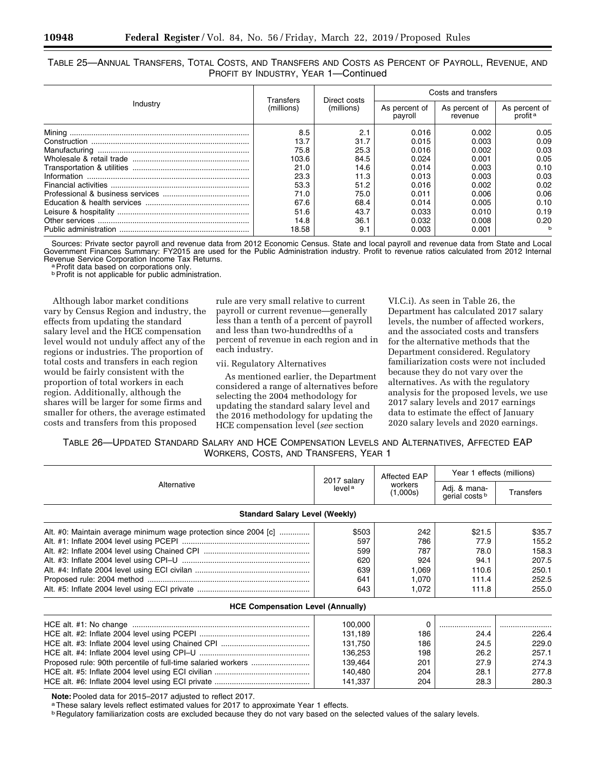TABLE 25—ANNUAL TRANSFERS, TOTAL COSTS, AND TRANSFERS AND COSTS AS PERCENT OF PAYROLL, REVENUE, AND PROFIT BY INDUSTRY, YEAR 1—Continued

| Industry | Transfers (millions) | Direct costs (millions) | Costs and transfers | | |
|---|---|---|---|---|---|
| | | | As percent of payroll | As percent of revenue | As percent of profit [a] |
| Mining | 8.5 | 2.1 | 0.016 | 0.002 | 0.05 |
| Construction | 13.7 | 31.7 | 0.015 | 0.003 | 0.09 |
| Manufacturing | 75.8 | 25.3 | 0.016 | 0.002 | 0.03 |
| Wholesale & retail trade | 103.6 | 84.5 | 0.024 | 0.001 | 0.05 |
| Transportation & utilities | 21.0 | 14.6 | 0.014 | 0.003 | 0.10 |
| Information | 23.3 | 11.3 | 0.013 | 0.003 | 0.03 |
| Financial activities | 53.3 | 51.2 | 0.016 | 0.002 | 0.02 |
| Professional & business services | 71.0 | 75.0 | 0.011 | 0.006 | 0.06 |
| Education & health services | 67.6 | 68.4 | 0.014 | 0.005 | 0.10 |
| Leisure & hospitality | 51.6 | 43.7 | 0.033 | 0.010 | 0.19 |
| Other services | 14.8 | 36.1 | 0.032 | 0.008 | 0.20 |
| Public administration | 18.58 | 9.1 | 0.003 | 0.001 | [b] |

Sources: Private sector payroll and revenue data from 2012 Economic Census. State and local payroll and revenue data from State and Local Government Finances Summary: FY2015 are used for the Public Administration industry. Profit to revenue ratios calculated from 2012 Internal Revenue Service Corporation Income Tax Returns.

[a] Profit data based on corporations only.

[b] Profit is not applicable for public administration.

Although labor market conditions vary by Census Region and industry, the effects from updating the standard salary level and the HCE compensation level would not unduly affect any of the regions or industries. The proportion of total costs and transfers in each region would be fairly consistent with the proportion of total workers in each region. Additionally, although the shares will be larger for some firms and smaller for others, the average estimated costs and transfers from this proposed rule are very small relative to current payroll or current revenue—generally less than a tenth of a percent of payroll and less than two-hundredths of a percent of revenue in each region and in each industry.

vii. Regulatory Alternatives

As mentioned earlier, the Department considered a range of alternatives before selecting the 2004 methodology for updating the standard salary level and the 2016 methodology for updating the HCE compensation level (*see* section VI.C.i). As seen in Table 26, the Department has calculated 2017 salary levels, the number of affected workers, and the associated costs and transfers for the alternative methods that the Department considered. Regulatory familiarization costs were not included because they do not vary over the alternatives. As with the regulatory analysis for the proposed levels, we use 2017 salary levels and 2017 earnings data to estimate the effect of January 2020 salary levels and 2020 earnings.

TABLE 26—UPDATED STANDARD SALARY AND HCE COMPENSATION LEVELS AND ALTERNATIVES, AFFECTED EAP WORKERS, COSTS, AND TRANSFERS, YEAR 1

| Alternative | 2017 salary level [a] | Affected EAP workers (1,000s) | Year 1 effects (millions) | |
|---|---|---|---|---|
| | | | Adj. & managerial costs [b] | Transfers |
| **Standard Salary Level (Weekly)** | | | | |
| Alt. #0: Maintain average minimum wage protection since 2004 [c] | $503 | 242 | $21.5 | $35.7 |
| Alt. #1: Inflate 2004 level using PCEPI | 597 | 786 | 77.9 | 155.2 |
| Alt. #2: Inflate 2004 level using Chained CPI | 599 | 787 | 78.0 | 158.3 |
| Alt. #3: Inflate 2004 level using CPI–U | 620 | 924 | 94.1 | 207.5 |
| Alt. #4: Inflate 2004 level using ECI civilan | 639 | 1,069 | 110.6 | 250.1 |
| Proposed rule: 2004 method | 641 | 1,070 | 111.4 | 252.5 |
| Alt. #5: Inflate 2004 level using ECI private | 643 | 1,072 | 111.8 | 255.0 |
| **HCE Compensation Level (Annually)** | | | | |
| HCE alt. #1: No change | 100,000 | 0 | | |
| HCE alt. #2: Inflate 2004 level using PCEPI | 131,189 | 186 | 24.4 | 226.4 |
| HCE alt. #3: Inflate 2004 level using Chained CPI | 131,750 | 186 | 24.5 | 229.0 |
| HCE alt. #4: Inflate 2004 level using CPI–U | 136,253 | 198 | 26.2 | 257.1 |
| Proposed rule: 90th percentile of full-time salaried workers | 139,464 | 201 | 27.9 | 274.3 |
| HCE alt. #5: Inflate 2004 level using ECI civilian | 140,480 | 204 | 28.1 | 277.8 |
| HCE alt. #6: Inflate 2004 level using ECI private | 141,337 | 204 | 28.3 | 280.3 |

**Note:** Pooled data for 2015–2017 adjusted to reflect 2017.

[a] These salary levels reflect estimated values for 2017 to approximate Year 1 effects.

[b] Regulatory familiarization costs are excluded because they do not vary based on the selected values of the salary levels.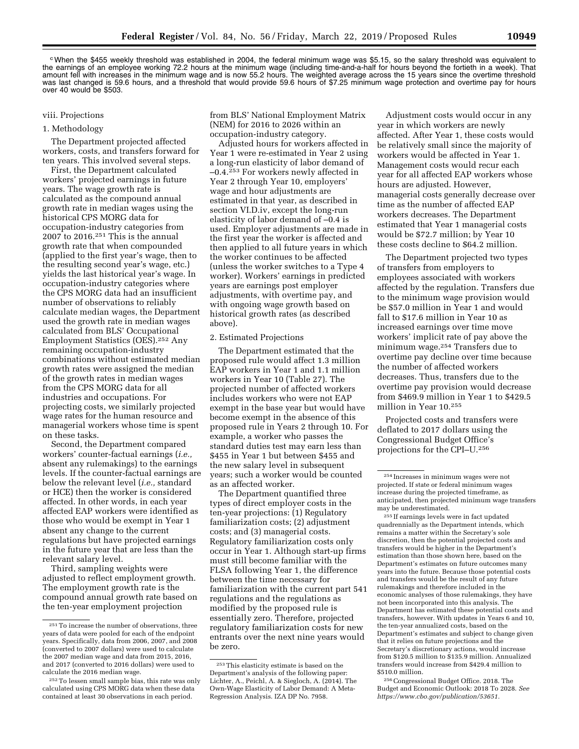[c] When the $455 weekly threshold was established in 2004, the federal minimum wage was $5.15, so the salary threshold was equivalent to the earnings of an employee working 72.2 hours at the minimum wage (including time-and-a-half for hours beyond the fortieth in a week). That amount fell with increases in the minimum wage and is now 55.2 hours. The weighted average across the 15 years since the overtime threshold was last changed is 59.6 hours, and a threshold that would provide 59.6 hours of $7.25 minimum wage protection and overtime pay for hours over 40 would be $503.

viii. Projections

1. Methodology

The Department projected affected workers, costs, and transfers forward for ten years. This involved several steps.

First, the Department calculated workers' projected earnings in future years. The wage growth rate is calculated as the compound annual growth rate in median wages using the historical CPS MORG data for occupation-industry categories from 2007 to 2016.[251] This is the annual growth rate that when compounded (applied to the first year's wage, then to the resulting second year's wage, etc.) yields the last historical year's wage. In occupation-industry categories where the CPS MORG data had an insufficient number of observations to reliably calculate median wages, the Department used the growth rate in median wages calculated from BLS' Occupational Employment Statistics (OES).[252] Any remaining occupation-industry combinations without estimated median growth rates were assigned the median of the growth rates in median wages from the CPS MORG data for all industries and occupations. For projecting costs, we similarly projected wage rates for the human resource and managerial workers whose time is spent on these tasks.

Second, the Department compared workers' counter-factual earnings (*i.e.,* absent any rulemakings) to the earnings levels. If the counter-factual earnings are below the relevant level (*i.e.,* standard or HCE) then the worker is considered affected. In other words, in each year affected EAP workers were identified as those who would be exempt in Year 1 absent any change to the current regulations but have projected earnings in the future year that are less than the relevant salary level.

Third, sampling weights were adjusted to reflect employment growth. The employment growth rate is the compound annual growth rate based on the ten-year employment projection from BLS' National Employment Matrix (NEM) for 2016 to 2026 within an occupation-industry category.

Adjusted hours for workers affected in Year 1 were re-estimated in Year 2 using a long-run elasticity of labor demand of –0.4.[253] For workers newly affected in Year 2 through Year 10, employers' wage and hour adjustments are estimated in that year, as described in section VI.D.iv, except the long-run elasticity of labor demand of –0.4 is used. Employer adjustments are made in the first year the worker is affected and then applied to all future years in which the worker continues to be affected (unless the worker switches to a Type 4 worker). Workers' earnings in predicted years are earnings post employer adjustments, with overtime pay, and with ongoing wage growth based on historical growth rates (as described above).

2. Estimated Projections

The Department estimated that the proposed rule would affect 1.3 million EAP workers in Year 1 and 1.1 million workers in Year 10 (Table 27). The projected number of affected workers includes workers who were not EAP exempt in the base year but would have become exempt in the absence of this proposed rule in Years 2 through 10. For example, a worker who passes the standard duties test may earn less than $455 in Year 1 but between $455 and the new salary level in subsequent years; such a worker would be counted as an affected worker.

The Department quantified three types of direct employer costs in the ten-year projections: (1) Regulatory familiarization costs; (2) adjustment costs; and (3) managerial costs. Regulatory familiarization costs only occur in Year 1. Although start-up firms must still become familiar with the FLSA following Year 1, the difference between the time necessary for familiarization with the current part 541 regulations and the regulations as modified by the proposed rule is essentially zero. Therefore, projected regulatory familiarization costs for new entrants over the next nine years would be zero.

Adjustment costs would occur in any year in which workers are newly affected. After Year 1, these costs would be relatively small since the majority of workers would be affected in Year 1. Management costs would recur each year for all affected EAP workers whose hours are adjusted. However, managerial costs generally decrease over time as the number of affected EAP workers decreases. The Department estimated that Year 1 managerial costs would be $72.7 million; by Year 10 these costs decline to $64.2 million.

The Department projected two types of transfers from employers to employees associated with workers affected by the regulation. Transfers due to the minimum wage provision would be $57.0 million in Year 1 and would fall to $17.6 million in Year 10 as increased earnings over time move workers' implicit rate of pay above the minimum wage.[254] Transfers due to overtime pay decline over time because the number of affected workers decreases. Thus, transfers due to the overtime pay provision would decrease from $469.9 million in Year 1 to $429.5 million in Year 10.[255]

Projected costs and transfers were deflated to 2017 dollars using the Congressional Budget Office's projections for the CPI–U.[256]

---

[251] To increase the number of observations, three years of data were pooled for each of the endpoint years. Specifically, data from 2006, 2007, and 2008 (converted to 2007 dollars) were used to calculate the 2007 median wage and data from 2015, 2016, and 2017 (converted to 2016 dollars) were used to calculate the 2016 median wage.

[252] To lessen small sample bias, this rate was only calculated using CPS MORG data when these data contained at least 30 observations in each period.

[253] This elasticity estimate is based on the Department's analysis of the following paper: Lichter, A., Peichl, A. & Siegloch, A. (2014). The Own-Wage Elasticity of Labor Demand: A Meta-Regression Analysis. IZA DP No. 7958.

[254] Increases in minimum wages were not projected. If state or federal minimum wages increase during the projected timeframe, as anticipated, then projected minimum wage transfers may be underestimated.

[255] If earnings levels were in fact updated quadrennially as the Department intends, which remains a matter within the Secretary's sole discretion, then the potential projected costs and transfers would be higher in the Department's estimation than those shown here, based on the Department's estimates on future outcomes many years into the future. Because those potential costs and transfers would be the result of any future rulemakings and therefore included in the economic analyses of those rulemakings, they have not been incorporated into this analysis. The Department has estimated these potential costs and transfers, however. With updates in Years 6 and 10, the ten-year annualized costs, based on the Department's estimates and subject to change given that it relies on future projections and the Secretary's discretionary actions, would increase from $120.5 million to $135.9 million. Annualized transfers would increase from $429.4 million to $510.0 million.

[256] Congressional Budget Office. 2018. The Budget and Economic Outlook: 2018 To 2028. *See https://www.cbo.gov/publication/53651.*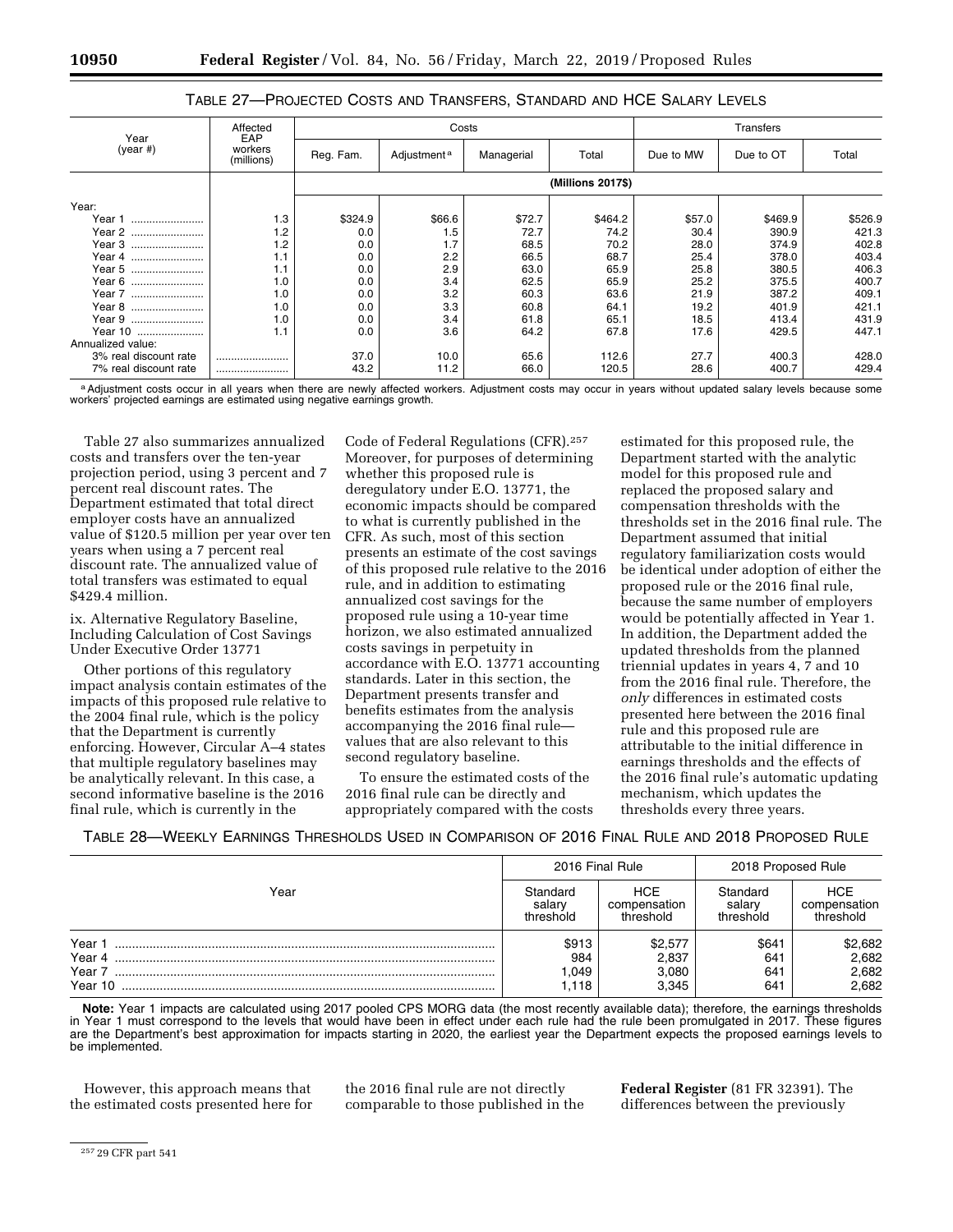TABLE 27—PROJECTED COSTS AND TRANSFERS, STANDARD AND HCE SALARY LEVELS

| Year (year #) | Affected EAP workers (millions) | Costs | | | | Transfers | | |
|---|---|---|---|---|---|---|---|---|
| | | Reg. Fam. | Adjustment [a] | Managerial | Total | Due to MW | Due to OT | Total |
| | | (Millions 2017$) | | | | | | |
| Year: | | | | | | | | |
| Year 1 | 1.3 | $324.9 | $66.6 | $72.7 | $464.2 | $57.0 | $469.9 | $526.9 |
| Year 2 | 1.2 | 0.0 | 1.5 | 72.7 | 74.2 | 30.4 | 390.9 | 421.3 |
| Year 3 | 1.2 | 0.0 | 1.7 | 68.5 | 70.2 | 28.0 | 374.9 | 402.8 |
| Year 4 | 1.1 | 0.0 | 2.2 | 66.5 | 68.7 | 25.4 | 378.0 | 403.4 |
| Year 5 | 1.1 | 0.0 | 2.9 | 63.0 | 65.9 | 25.8 | 380.5 | 406.3 |
| Year 6 | 1.0 | 0.0 | 3.4 | 62.5 | 65.9 | 25.2 | 375.5 | 400.7 |
| Year 7 | 1.0 | 0.0 | 3.2 | 60.3 | 63.6 | 21.9 | 387.2 | 409.1 |
| Year 8 | 1.0 | 0.0 | 3.3 | 60.8 | 64.1 | 19.2 | 401.9 | 421.1 |
| Year 9 | 1.0 | 0.0 | 3.4 | 61.8 | 65.1 | 18.5 | 413.4 | 431.9 |
| Year 10 | 1.1 | 0.0 | 3.6 | 64.2 | 67.8 | 17.6 | 429.5 | 447.1 |
| Annualized value: | | | | | | | | |
| 3% real discount rate | | 37.0 | 10.0 | 65.6 | 112.6 | 27.7 | 400.3 | 428.0 |
| 7% real discount rate | | 43.2 | 11.2 | 66.0 | 120.5 | 28.6 | 400.7 | 429.4 |

[a] Adjustment costs occur in all years when there are newly affected workers. Adjustment costs may occur in years without updated salary levels because some workers' projected earnings are estimated using negative earnings growth.

Table 27 also summarizes annualized costs and transfers over the ten-year projection period, using 3 percent and 7 percent real discount rates. The Department estimated that total direct employer costs have an annualized value of $120.5 million per year over ten years when using a 7 percent real discount rate. The annualized value of total transfers was estimated to equal $429.4 million.

ix. Alternative Regulatory Baseline, Including Calculation of Cost Savings Under Executive Order 13771

Other portions of this regulatory impact analysis contain estimates of the impacts of this proposed rule relative to the 2004 final rule, which is the policy that the Department is currently enforcing. However, Circular A–4 states that multiple regulatory baselines may be analytically relevant. In this case, a second informative baseline is the 2016 final rule, which is currently in the Code of Federal Regulations (CFR).[257] Moreover, for purposes of determining whether this proposed rule is deregulatory under E.O. 13771, the economic impacts should be compared to what is currently published in the CFR. As such, most of this section presents an estimate of the cost savings of this proposed rule relative to the 2016 rule, and in addition to estimating annualized cost savings for the proposed rule using a 10-year time horizon, we also estimated annualized costs savings in perpetuity in accordance with E.O. 13771 accounting standards. Later in this section, the Department presents transfer and benefits estimates from the analysis accompanying the 2016 final rule—values that are also relevant to this second regulatory baseline.

To ensure the estimated costs of the 2016 final rule can be directly and appropriately compared with the costs estimated for this proposed rule, the Department started with the analytic model for this proposed rule and replaced the proposed salary and compensation thresholds with the thresholds set in the 2016 final rule. The Department assumed that initial regulatory familiarization costs would be identical under adoption of either the proposed rule or the 2016 final rule, because the same number of employers would be potentially affected in Year 1. In addition, the Department added the updated thresholds from the planned triennial updates in years 4, 7 and 10 from the 2016 final rule. Therefore, the *only* differences in estimated costs presented here between the 2016 final rule and this proposed rule are attributable to the initial difference in earnings thresholds and the effects of the 2016 final rule's automatic updating mechanism, which updates the thresholds every three years.

TABLE 28—WEEKLY EARNINGS THRESHOLDS USED IN COMPARISON OF 2016 FINAL RULE AND 2018 PROPOSED RULE

| Year | 2016 Final Rule | | 2018 Proposed Rule | |
|---|---|---|---|---|
| | Standard salary threshold | HCE compensation threshold | Standard salary threshold | HCE compensation threshold |
| Year 1 | $913 | $2,577 | $641 | $2,682 |
| Year 4 | 984 | 2,837 | 641 | 2,682 |
| Year 7 | 1,049 | 3,080 | 641 | 2,682 |
| Year 10 | 1,118 | 3,345 | 641 | 2,682 |

**Note:** Year 1 impacts are calculated using 2017 pooled CPS MORG data (the most recently available data); therefore, the earnings thresholds in Year 1 must correspond to the levels that would have been in effect under each rule had the rule been promulgated in 2017. These figures are the Department's best approximation for impacts starting in 2020, the earliest year the Department expects the proposed earnings levels to be implemented.

However, this approach means that the estimated costs presented here for the 2016 final rule are not directly comparable to those published in the **Federal Register** (81 FR 32391). The differences between the previously

[257] 29 CFR part 541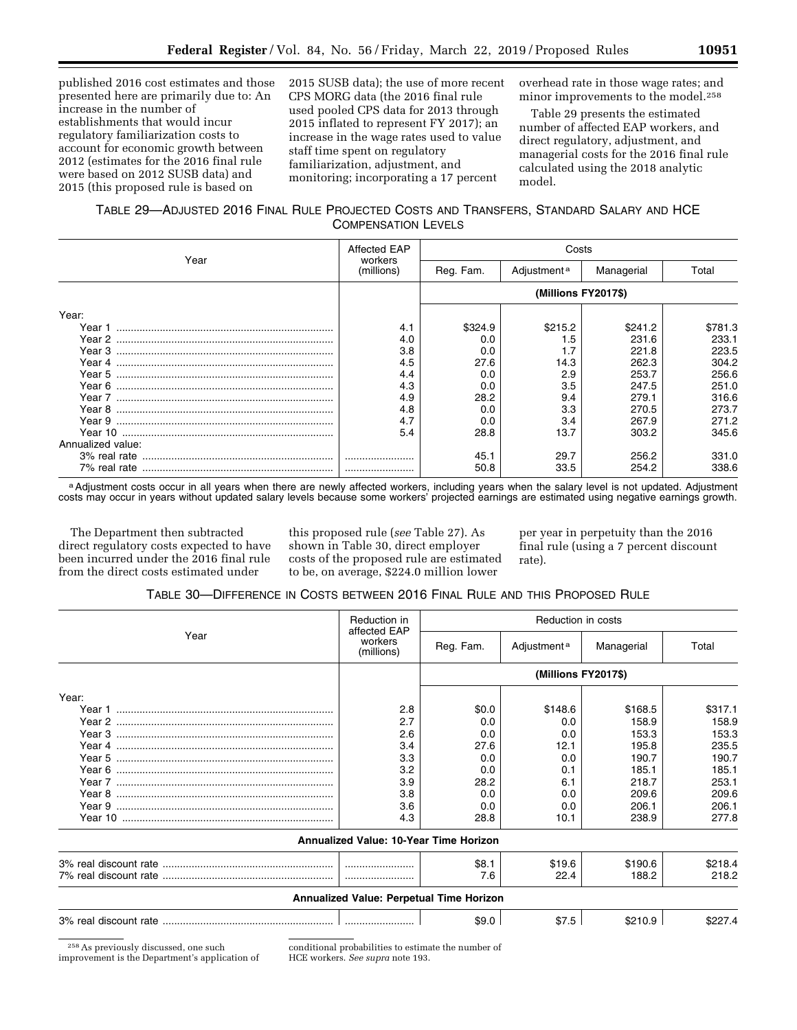published 2016 cost estimates and those presented here are primarily due to: An increase in the number of establishments that would incur regulatory familiarization costs to account for economic growth between 2012 (estimates for the 2016 final rule were based on 2012 SUSB data) and 2015 (this proposed rule is based on 2015 SUSB data); the use of more recent CPS MORG data (the 2016 final rule used pooled CPS data for 2013 through 2015 inflated to represent FY 2017); an increase in the wage rates used to value staff time spent on regulatory familiarization, adjustment, and monitoring; incorporating a 17 percent overhead rate in those wage rates; and minor improvements to the model.[258]

Table 29 presents the estimated number of affected EAP workers, and direct regulatory, adjustment, and managerial costs for the 2016 final rule calculated using the 2018 analytic model.

TABLE 29—ADJUSTED 2016 FINAL RULE PROJECTED COSTS AND TRANSFERS, STANDARD SALARY AND HCE COMPENSATION LEVELS

| Year | Affected EAP workers (millions) | Costs | | | |
|---|---|---|---|---|---|
| | | Reg. Fam. | Adjustment [a] | Managerial | Total |
| | | (Millions FY2017$) | | | |
| Year: | | | | | |
| Year 1 | 4.1 | $324.9 | $215.2 | $241.2 | $781.3 |
| Year 2 | 4.0 | 0.0 | 1.5 | 231.6 | 233.1 |
| Year 3 | 3.8 | 0.0 | 1.7 | 221.8 | 223.5 |
| Year 4 | 4.5 | 27.6 | 14.3 | 262.3 | 304.2 |
| Year 5 | 4.4 | 0.0 | 2.9 | 253.7 | 256.6 |
| Year 6 | 4.3 | 0.0 | 3.5 | 247.5 | 251.0 |
| Year 7 | 4.9 | 28.2 | 9.4 | 279.1 | 316.6 |
| Year 8 | 4.8 | 0.0 | 3.3 | 270.5 | 273.7 |
| Year 9 | 4.7 | 0.0 | 3.4 | 267.9 | 271.2 |
| Year 10 | 5.4 | 28.8 | 13.7 | 303.2 | 345.6 |
| Annualized value: | | | | | |
| 3% real rate | | 45.1 | 29.7 | 256.2 | 331.0 |
| 7% real rate | | 50.8 | 33.5 | 254.2 | 338.6 |

[a] Adjustment costs occur in all years when there are newly affected workers, including years when the salary level is not updated. Adjustment costs may occur in years without updated salary levels because some workers' projected earnings are estimated using negative earnings growth.

The Department then subtracted direct regulatory costs expected to have been incurred under the 2016 final rule from the direct costs estimated under this proposed rule (*see* Table 27). As shown in Table 30, direct employer costs of the proposed rule are estimated to be, on average, $224.0 million lower per year in perpetuity than the 2016 final rule (using a 7 percent discount rate).

TABLE 30—DIFFERENCE IN COSTS BETWEEN 2016 FINAL RULE AND THIS PROPOSED RULE

| Year | Reduction in affected EAP workers (millions) | Reduction in costs | | | |
|---|---|---|---|---|---|
| | | Reg. Fam. | Adjustment [a] | Managerial | Total |
| | | (Millions FY2017$) | | | |
| Year: | | | | | |
| Year 1 | 2.8 | $0.0 | $148.6 | $168.5 | $317.1 |
| Year 2 | 2.7 | 0.0 | 0.0 | 158.9 | 158.9 |
| Year 3 | 2.6 | 0.0 | 0.0 | 153.3 | 153.3 |
| Year 4 | 3.4 | 27.6 | 12.1 | 195.8 | 235.5 |
| Year 5 | 3.3 | 0.0 | 0.0 | 190.7 | 190.7 |
| Year 6 | 3.2 | 0.0 | 0.1 | 185.1 | 185.1 |
| Year 7 | 3.9 | 28.2 | 6.1 | 218.7 | 253.1 |
| Year 8 | 3.8 | 0.0 | 0.0 | 209.6 | 209.6 |
| Year 9 | 3.6 | 0.0 | 0.0 | 206.1 | 206.1 |
| Year 10 | 4.3 | 28.8 | 10.1 | 238.9 | 277.8 |
| **Annualized Value: 10-Year Time Horizon** | | | | | |
| 3% real discount rate | | $8.1 | $19.6 | $190.6 | $218.4 |
| 7% real discount rate | | 7.6 | 22.4 | 188.2 | 218.2 |
| **Annualized Value: Perpetual Time Horizon** | | | | | |
| 3% real discount rate | | $9.0 | $7.5 | $210.9 | $227.4 |

[258] As previously discussed, one such improvement is the Department's application of conditional probabilities to estimate the number of HCE workers. *See supra* note 193.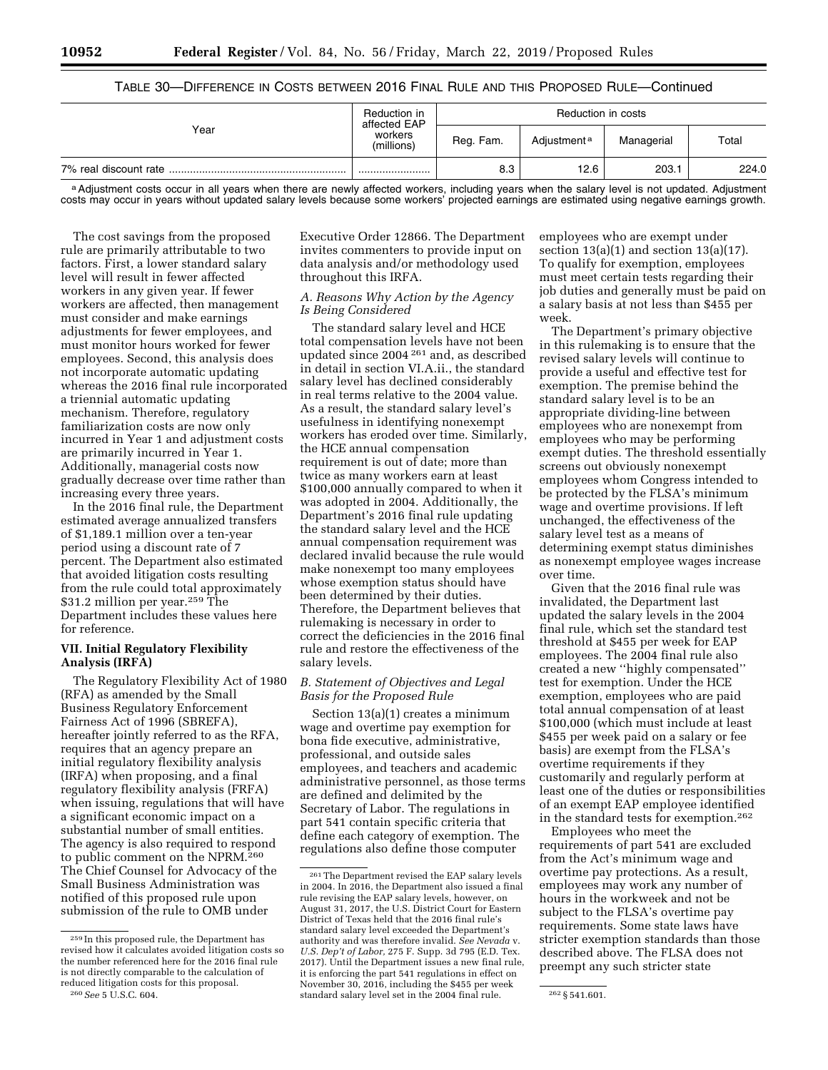TABLE 30—DIFFERENCE IN COSTS BETWEEN 2016 FINAL RULE AND THIS PROPOSED RULE—Continued

| Year | Reduction in affected EAP workers (millions) | Reduction in costs | | | |
|---|---|---|---|---|---|
| | | Reg. Fam. | Adjustment [a] | Managerial | Total |
| 7% real discount rate | | 8.3 | 12.6 | 203.1 | 224.0 |

[a] Adjustment costs occur in all years when there are newly affected workers, including years when the salary level is not updated. Adjustment costs may occur in years without updated salary levels because some workers' projected earnings are estimated using negative earnings growth.

The cost savings from the proposed rule are primarily attributable to two factors. First, a lower standard salary level will result in fewer affected workers in any given year. If fewer workers are affected, then management must consider and make earnings adjustments for fewer employees, and must monitor hours worked for fewer employees. Second, this analysis does not incorporate automatic updating whereas the 2016 final rule incorporated a triennial automatic updating mechanism. Therefore, regulatory familiarization costs are now only incurred in Year 1 and adjustment costs are primarily incurred in Year 1. Additionally, managerial costs now gradually decrease over time rather than increasing every three years.

In the 2016 final rule, the Department estimated average annualized transfers of $1,189.1 million over a ten-year period using a discount rate of 7 percent. The Department also estimated that avoided litigation costs resulting from the rule could total approximately $31.2 million per year.[259] The Department includes these values here for reference.

## VII. Initial Regulatory Flexibility Analysis (IRFA)

The Regulatory Flexibility Act of 1980 (RFA) as amended by the Small Business Regulatory Enforcement Fairness Act of 1996 (SBREFA), hereafter jointly referred to as the RFA, requires that an agency prepare an initial regulatory flexibility analysis (IRFA) when proposing, and a final regulatory flexibility analysis (FRFA) when issuing, regulations that will have a significant economic impact on a substantial number of small entities. The agency is also required to respond to public comment on the NPRM.[260] The Chief Counsel for Advocacy of the Small Business Administration was notified of this proposed rule upon submission of the rule to OMB under Executive Order 12866. The Department invites commenters to provide input on data analysis and/or methodology used throughout this IRFA.

### A. Reasons Why Action by the Agency Is Being Considered

The standard salary level and HCE total compensation levels have not been updated since 2004[261] and, as described in detail in section VI.A.ii., the standard salary level has declined considerably in real terms relative to the 2004 value. As a result, the standard salary level's usefulness in identifying nonexempt workers has eroded over time. Similarly, the HCE annual compensation requirement is out of date; more than twice as many workers earn at least $100,000 annually compared to when it was adopted in 2004. Additionally, the Department's 2016 final rule updating the standard salary level and the HCE annual compensation requirement was declared invalid because the rule would make nonexempt too many employees whose exemption status should have been determined by their duties. Therefore, the Department believes that rulemaking is necessary in order to correct the deficiencies in the 2016 final rule and restore the effectiveness of the salary levels.

### B. Statement of Objectives and Legal Basis for the Proposed Rule

Section 13(a)(1) creates a minimum wage and overtime pay exemption for bona fide executive, administrative, professional, and outside sales employees, and teachers and academic administrative personnel, as those terms are defined and delimited by the Secretary of Labor. The regulations in part 541 contain specific criteria that define each category of exemption. The regulations also define those computer employees who are exempt under section 13(a)(1) and section 13(a)(17). To qualify for exemption, employees must meet certain tests regarding their job duties and generally must be paid on a salary basis at not less than $455 per week.

The Department's primary objective in this rulemaking is to ensure that the revised salary levels will continue to provide a useful and effective test for exemption. The premise behind the standard salary level is to be an appropriate dividing-line between employees who are nonexempt from employees who may be performing exempt duties. The threshold essentially screens out obviously nonexempt employees whom Congress intended to be protected by the FLSA's minimum wage and overtime provisions. If left unchanged, the effectiveness of the salary level test as a means of determining exempt status diminishes as nonexempt employee wages increase over time.

Given that the 2016 final rule was invalidated, the Department last updated the salary levels in the 2004 final rule, which set the standard test threshold at $455 per week for EAP employees. The 2004 final rule also created a new "highly compensated" test for exemption. Under the HCE exemption, employees who are paid total annual compensation of at least $100,000 (which must include at least $455 per week paid on a salary or fee basis) are exempt from the FLSA's overtime requirements if they customarily and regularly perform at least one of the duties or responsibilities of an exempt EAP employee identified in the standard tests for exemption.[262]

Employees who meet the requirements of part 541 are excluded from the Act's minimum wage and overtime pay protections. As a result, employees may work any number of hours in the workweek and not be subject to the FLSA's overtime pay requirements. Some state laws have stricter exemption standards than those described above. The FLSA does not preempt any such stricter state

---

[259] In this proposed rule, the Department has revised how it calculates avoided litigation costs so the number referenced here for the 2016 final rule is not directly comparable to the calculation of reduced litigation costs for this proposal.

[260] *See* 5 U.S.C. 604.

[261] The Department revised the EAP salary levels in 2004. In 2016, the Department also issued a final rule revising the EAP salary levels, however, on August 31, 2017, the U.S. District Court for Eastern District of Texas held that the 2016 final rule's standard salary level exceeded the Department's authority and was therefore invalid. *See Nevada* v. *U.S. Dep't of Labor,* 275 F. Supp. 3d 795 (E.D. Tex. 2017). Until the Department issues a new final rule, it is enforcing the part 541 regulations in effect on November 30, 2016, including the $455 per week standard salary level set in the 2004 final rule.

[262] § 541.601.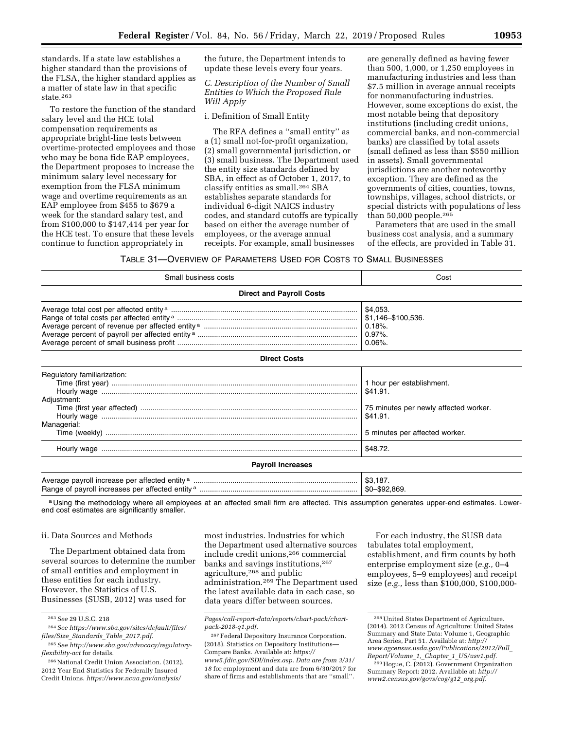standards. If a state law establishes a higher standard than the provisions of the FLSA, the higher standard applies as a matter of state law in that specific state.[263]

To restore the function of the standard salary level and the HCE total compensation requirements as appropriate bright-line tests between overtime-protected employees and those who may be bona fide EAP employees, the Department proposes to increase the minimum salary level necessary for exemption from the FLSA minimum wage and overtime requirements as an EAP employee from $455 to $679 a week for the standard salary test, and from $100,000 to $147,414 per year for the HCE test. To ensure that these levels continue to function appropriately in the future, the Department intends to update these levels every four years.

### C. Description of the Number of Small Entities to Which the Proposed Rule Will Apply

#### i. Definition of Small Entity

The RFA defines a ''small entity'' as a (1) small not-for-profit organization, (2) small governmental jurisdiction, or (3) small business. The Department used the entity size standards defined by SBA, in effect as of October 1, 2017, to classify entities as small.[264] SBA establishes separate standards for individual 6-digit NAICS industry codes, and standard cutoffs are typically based on either the average number of employees, or the average annual receipts. For example, small businesses are generally defined as having fewer than 500, 1,000, or 1,250 employees in manufacturing industries and less than $7.5 million in average annual receipts for nonmanufacturing industries. However, some exceptions do exist, the most notable being that depository institutions (including credit unions, commercial banks, and non-commercial banks) are classified by total assets (small defined as less than $550 million in assets). Small governmental jurisdictions are another noteworthy exception. They are defined as the governments of cities, counties, towns, townships, villages, school districts, or special districts with populations of less than 50,000 people.[265]

Parameters that are used in the small business cost analysis, and a summary of the effects, are provided in Table 31.

TABLE 31—OVERVIEW OF PARAMETERS USED FOR COSTS TO SMALL BUSINESSES

| Small business costs | Cost |
|---|---|
| **Direct and Payroll Costs** | |
| Average total cost per affected entity [a] | $4,053. |
| Range of total costs per affected entity [a] | $1,146–$100,536. |
| Average percent of revenue per affected entity [a] | 0.18%. |
| Average percent of payroll per affected entity [a] | 0.97%. |
| Average percent of small business profit | 0.06%. |
| **Direct Costs** | |
| Regulatory familiarization: | |
| Time (first year) | 1 hour per establishment. |
| Hourly wage | $41.91. |
| Adjustment: | |
| Time (first year affected) | 75 minutes per newly affected worker. |
| Hourly wage | $41.91. |
| Managerial: | |
| Time (weekly) | 5 minutes per affected worker. |
| Hourly wage | $48.72. |
| **Payroll Increases** | |
| Average payroll increase per affected entity [a] | $3,187. |
| Range of payroll increases per affected entity [a] | $0–$92,869. |

[a] Using the methodology where all employees at an affected small firm are affected. This assumption generates upper-end estimates. Lower-end cost estimates are significantly smaller.

#### ii. Data Sources and Methods

The Department obtained data from several sources to determine the number of small entities and employment in these entities for each industry. However, the Statistics of U.S. Businesses (SUSB, 2012) was used for most industries. Industries for which the Department used alternative sources include credit unions,[266] commercial banks and savings institutions,[267] agriculture,[268] and public administration.[269] The Department used the latest available data in each case, so data years differ between sources.

For each industry, the SUSB data tabulates total employment, establishment, and firm counts by both enterprise employment size (*e.g.,* 0–4 employees, 5–9 employees) and receipt size (*e.g.,* less than $100,000, $100,000-

---

[263] *See* 29 U.S.C. 218

[264] *See https://www.sba.gov/sites/default/files/files/Size_Standards_Table_2017.pdf.*

[265] *See http://www.sba.gov/advocacy/regulatory-flexibility-act* for details.

[266] National Credit Union Association. (2012). 2012 Year End Statistics for Federally Insured Credit Unions. *https://www.ncua.gov/analysis/Pages/call-report-data/reports/chart-pack/chart-pack-2018-q1.pdf.*

[267] Federal Depository Insurance Corporation. (2018). Statistics on Depository Institutions—Compare Banks. Available at: *https://www5.fdic.gov/SDI/index.asp. Data are from 3/31/18* for employment and data are from 6/30/2017 for share of firms and establishments that are ''small''.

[268] United States Department of Agriculture. (2014). 2012 Census of Agriculture: United States Summary and State Data: Volume 1, Geographic Area Series, Part 51. Available at: *http://www.agcensus.usda.gov/Publications/2012/Full_Report/Volume_1,_Chapter_1_US/usv1.pdf.*

[269] Hogue, C. (2012). Government Organization Summary Report: 2012. Available at: *http://www2.census.gov/govs/cog/g12_org.pdf.*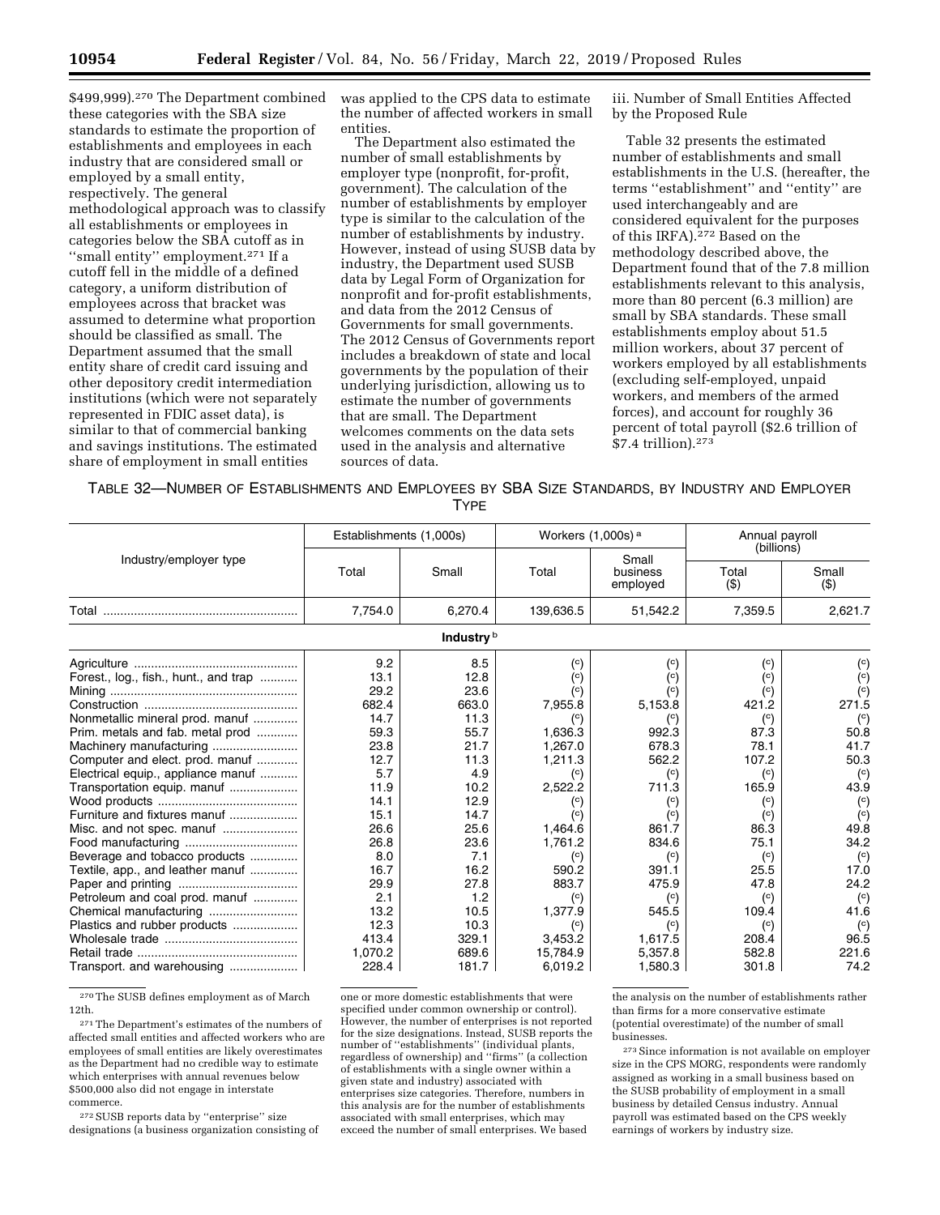$499,999).[270] The Department combined these categories with the SBA size standards to estimate the proportion of establishments and employees in each industry that are considered small or employed by a small entity, respectively. The general methodological approach was to classify all establishments or employees in categories below the SBA cutoff as in ''small entity'' employment.[271] If a cutoff fell in the middle of a defined category, a uniform distribution of employees across that bracket was assumed to determine what proportion should be classified as small. The Department assumed that the small entity share of credit card issuing and other depository credit intermediation institutions (which were not separately represented in FDIC asset data), is similar to that of commercial banking and savings institutions. The estimated share of employment in small entities was applied to the CPS data to estimate the number of affected workers in small entities.

The Department also estimated the number of small establishments by employer type (nonprofit, for-profit, government). The calculation of the number of establishments by employer type is similar to the calculation of the number of establishments by industry. However, instead of using SUSB data by industry, the Department used SUSB data by Legal Form of Organization for nonprofit and for-profit establishments, and data from the 2012 Census of Governments for small governments. The 2012 Census of Governments report includes a breakdown of state and local governments by the population of their underlying jurisdiction, allowing us to estimate the number of governments that are small. The Department welcomes comments on the data sets used in the analysis and alternative sources of data.

iii. Number of Small Entities Affected by the Proposed Rule

Table 32 presents the estimated number of establishments and small establishments in the U.S. (hereafter, the terms ''establishment'' and ''entity'' are used interchangeably and are considered equivalent for the purposes of this IRFA).[272] Based on the methodology described above, the Department found that of the 7.8 million establishments relevant to this analysis, more than 80 percent (6.3 million) are small by SBA standards. These small establishments employ about 51.5 million workers, about 37 percent of workers employed by all establishments (excluding self-employed, unpaid workers, and members of the armed forces), and account for roughly 36 percent of total payroll ($2.6 trillion of $7.4 trillion).[273]

TABLE 32—NUMBER OF ESTABLISHMENTS AND EMPLOYEES BY SBA SIZE STANDARDS, BY INDUSTRY AND EMPLOYER TYPE

| Industry/employer type | Establishments (1,000s) | | Workers (1,000s) [a] | | Annual payroll (billions) | |
|---|---|---|---|---|---|---|
| | Total | Small | Total | Small business employed | Total ($) | Small ($) |
| Total | 7,754.0 | 6,270.4 | 139,636.5 | 51,542.2 | 7,359.5 | 2,621.7 |
| **Industry** [b] | | | | | | |
| Agriculture | 9.2 | 8.5 | (c) | (c) | (c) | (c) |
| Forest., log., fish., hunt., and trap | 13.1 | 12.8 | (c) | (c) | (c) | (c) |
| Mining | 29.2 | 23.6 | (c) | (c) | (c) | (c) |
| Construction | 682.4 | 663.0 | 7,955.8 | 5,153.8 | 421.2 | 271.5 |
| Nonmetallic mineral prod. manuf | 14.7 | 11.3 | (c) | (c) | (c) | (c) |
| Prim. metals and fab. metal prod | 59.3 | 55.7 | 1,636.3 | 992.3 | 87.3 | 50.8 |
| Machinery manufacturing | 23.8 | 21.7 | 1,267.0 | 678.3 | 78.1 | 41.7 |
| Computer and elect. prod. manuf | 12.7 | 11.3 | 1,211.3 | 562.2 | 107.2 | 50.3 |
| Electrical equip., appliance manuf | 5.7 | 4.9 | (c) | (c) | (c) | (c) |
| Transportation equip. manuf | 11.9 | 10.2 | 2,522.2 | 711.3 | 165.9 | 43.9 |
| Wood products | 14.1 | 12.9 | (c) | (c) | (c) | (c) |
| Furniture and fixtures manuf | 15.1 | 14.7 | (c) | (c) | (c) | (c) |
| Misc. and not spec. manuf | 26.6 | 25.6 | 1,464.6 | 861.7 | 86.3 | 49.8 |
| Food manufacturing | 26.8 | 23.6 | 1,761.2 | 834.6 | 75.1 | 34.2 |
| Beverage and tobacco products | 8.0 | 7.1 | (c) | (c) | (c) | (c) |
| Textile, app., and leather manuf | 16.7 | 16.2 | 590.2 | 391.1 | 25.5 | 17.0 |
| Paper and printing | 29.9 | 27.8 | 883.7 | 475.9 | 47.8 | 24.2 |
| Petroleum and coal prod. manuf | 2.1 | 1.2 | (c) | (c) | (c) | (c) |
| Chemical manufacturing | 13.2 | 10.5 | 1,377.9 | 545.5 | 109.4 | 41.6 |
| Plastics and rubber products | 12.3 | 10.3 | (c) | (c) | (c) | (c) |
| Wholesale trade | 413.4 | 329.1 | 3,453.2 | 1,617.5 | 208.4 | 96.5 |
| Retail trade | 1,070.2 | 689.6 | 15,784.9 | 5,357.8 | 582.8 | 221.6 |
| Transport. and warehousing | 228.4 | 181.7 | 6,019.2 | 1,580.3 | 301.8 | 74.2 |

[270] The SUSB defines employment as of March 12th.

[271] The Department's estimates of the numbers of affected small entities and affected workers who are employees of small entities are likely overestimates as the Department had no credible way to estimate which enterprises with annual revenues below $500,000 also did not engage in interstate commerce.

[272] SUSB reports data by ''enterprise'' size designations (a business organization consisting of one or more domestic establishments that were specified under common ownership or control). However, the number of enterprises is not reported for the size designations. Instead, SUSB reports the number of ''establishments'' (individual plants, regardless of ownership) and ''firms'' (a collection of establishments with a single owner within a given state and industry) associated with enterprises size categories. Therefore, numbers in this analysis are for the number of establishments associated with small enterprises, which may exceed the number of small enterprises. We based the analysis on the number of establishments rather than firms for a more conservative estimate (potential overestimate) of the number of small businesses.

[273] Since information is not available on employer size in the CPS MORG, respondents were randomly assigned as working in a small business based on the SUSB probability of employment in a small business by detailed Census industry. Annual payroll was estimated based on the CPS weekly earnings of workers by industry size.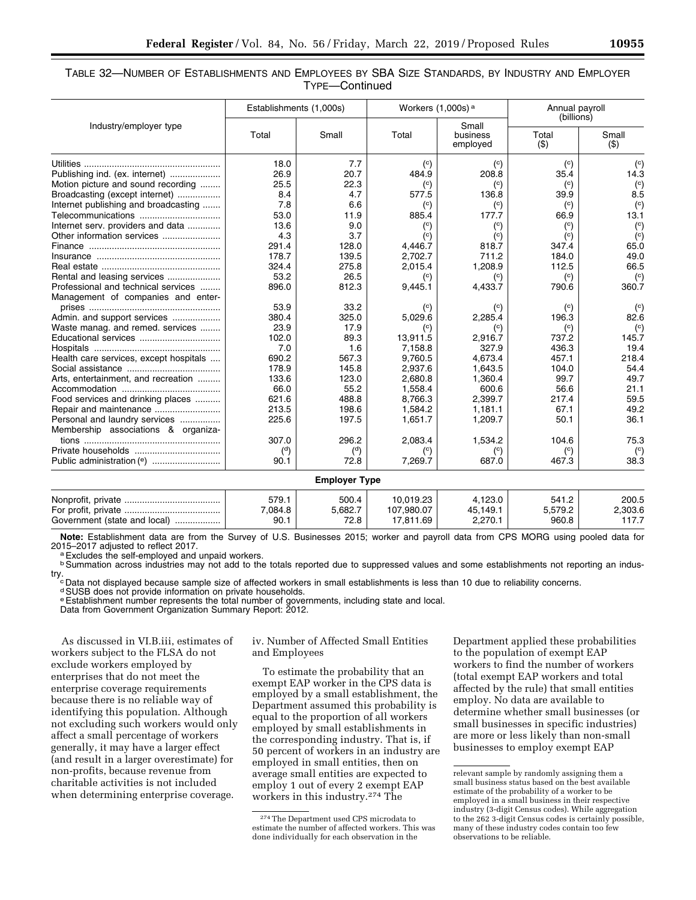TABLE 32—NUMBER OF ESTABLISHMENTS AND EMPLOYEES BY SBA SIZE STANDARDS, BY INDUSTRY AND EMPLOYER TYPE—Continued

| Industry/employer type | Establishments (1,000s) | | Workers (1,000s) [a] | | Annual payroll (billions) | |
|---|---|---|---|---|---|---|
| | Total | Small | Total | Small business employed | Total ($) | Small ($) |
| Utilities | 18.0 | 7.7 | (c) | (c) | (c) | (c) |
| Publishing ind. (ex. internet) | 26.9 | 20.7 | 484.9 | 208.8 | 35.4 | 14.3 |
| Motion picture and sound recording | 25.5 | 22.3 | (c) | (c) | (c) | (c) |
| Broadcasting (except internet) | 8.4 | 4.7 | 577.5 | 136.8 | 39.9 | 8.5 |
| Internet publishing and broadcasting | 7.8 | 6.6 | (c) | (c) | (c) | (c) |
| Telecommunications | 53.0 | 11.9 | 885.4 | 177.7 | 66.9 | 13.1 |
| Internet serv. providers and data | 13.6 | 9.0 | (c) | (c) | (c) | (c) |
| Other information services | 4.3 | 3.7 | (c) | (c) | (c) | (c) |
| Finance | 291.4 | 128.0 | 4,446.7 | 818.7 | 347.4 | 65.0 |
| Insurance | 178.7 | 139.5 | 2,702.7 | 711.2 | 184.0 | 49.0 |
| Real estate | 324.4 | 275.8 | 2,015.4 | 1,208.9 | 112.5 | 66.5 |
| Rental and leasing services | 53.2 | 26.5 | (c) | (c) | (c) | (c) |
| Professional and technical services | 896.0 | 812.3 | 9,445.1 | 4,433.7 | 790.6 | 360.7 |
| Management of companies and enterprises | 53.9 | 33.2 | (c) | (c) | (c) | (c) |
| Admin. and support services | 380.4 | 325.0 | 5,029.6 | 2,285.4 | 196.3 | 82.6 |
| Waste manag. and remed. services | 23.9 | 17.9 | (c) | (c) | (c) | (c) |
| Educational services | 102.0 | 89.3 | 13,911.5 | 2,916.7 | 737.2 | 145.7 |
| Hospitals | 7.0 | 1.6 | 7,158.8 | 327.9 | 436.3 | 19.4 |
| Health care services, except hospitals | 690.2 | 567.3 | 9,760.5 | 4,673.4 | 457.1 | 218.4 |
| Social assistance | 178.9 | 145.8 | 2,937.6 | 1,643.5 | 104.0 | 54.4 |
| Arts, entertainment, and recreation | 133.6 | 123.0 | 2,680.8 | 1,360.4 | 99.7 | 49.7 |
| Accommodation | 66.0 | 55.2 | 1,558.4 | 600.6 | 56.6 | 21.1 |
| Food services and drinking places | 621.6 | 488.8 | 8,766.3 | 2,399.7 | 217.4 | 59.5 |
| Repair and maintenance | 213.5 | 198.6 | 1,584.2 | 1,181.1 | 67.1 | 49.2 |
| Personal and laundry services | 225.6 | 197.5 | 1,651.7 | 1,209.7 | 50.1 | 36.1 |
| Membership associations & organizations | 307.0 | 296.2 | 2,083.4 | 1,534.2 | 104.6 | 75.3 |
| Private households | (d) | (d) | (c) | (c) | (c) | (c) |
| Public administration (e) | 90.1 | 72.8 | 7,269.7 | 687.0 | 467.3 | 38.3 |
| **Employer Type** | | | | | | |
| Nonprofit, private | 579.1 | 500.4 | 10,019.23 | 4,123.0 | 541.2 | 200.5 |
| For profit, private | 7,084.8 | 5,682.7 | 107,980.07 | 45,149.1 | 5,579.2 | 2,303.6 |
| Government (state and local) | 90.1 | 72.8 | 17,811.69 | 2,270.1 | 960.8 | 117.7 |

**Note:** Establishment data are from the Survey of U.S. Businesses 2015; worker and payroll data from CPS MORG using pooled data for 2015–2017 adjusted to reflect 2017.

[a] Excludes the self-employed and unpaid workers.

[b] Summation across industries may not add to the totals reported due to suppressed values and some establishments not reporting an industry.

[c] Data not displayed because sample size of affected workers in small establishments is less than 10 due to reliability concerns.

[d] SUSB does not provide information on private households.

[e] Establishment number represents the total number of governments, including state and local.

Data from Government Organization Summary Report: 2012.

As discussed in VI.B.iii, estimates of workers subject to the FLSA do not exclude workers employed by enterprises that do not meet the enterprise coverage requirements because there is no reliable way of identifying this population. Although not excluding such workers would only affect a small percentage of workers generally, it may have a larger effect (and result in a larger overestimate) for non-profits, because revenue from charitable activities is not included when determining enterprise coverage.

iv. Number of Affected Small Entities and Employees

To estimate the probability that an exempt EAP worker in the CPS data is employed by a small establishment, the Department assumed this probability is equal to the proportion of all workers employed by small establishments in the corresponding industry. That is, if 50 percent of workers in an industry are employed in small entities, then on average small entities are expected to employ 1 out of every 2 exempt EAP workers in this industry.[274] The Department applied these probabilities to the population of exempt EAP workers to find the number of workers (total exempt EAP workers and total affected by the rule) that small entities employ. No data are available to determine whether small businesses (or small businesses in specific industries) are more or less likely than non-small businesses to employ exempt EAP

[274] The Department used CPS microdata to estimate the number of affected workers. This was done individually for each observation in the relevant sample by randomly assigning them a small business status based on the best available estimate of the probability of a worker to be employed in a small business in their respective industry (3-digit Census codes). While aggregation to the 262 3-digit Census codes is certainly possible, many of these industry codes contain too few observations to be reliable.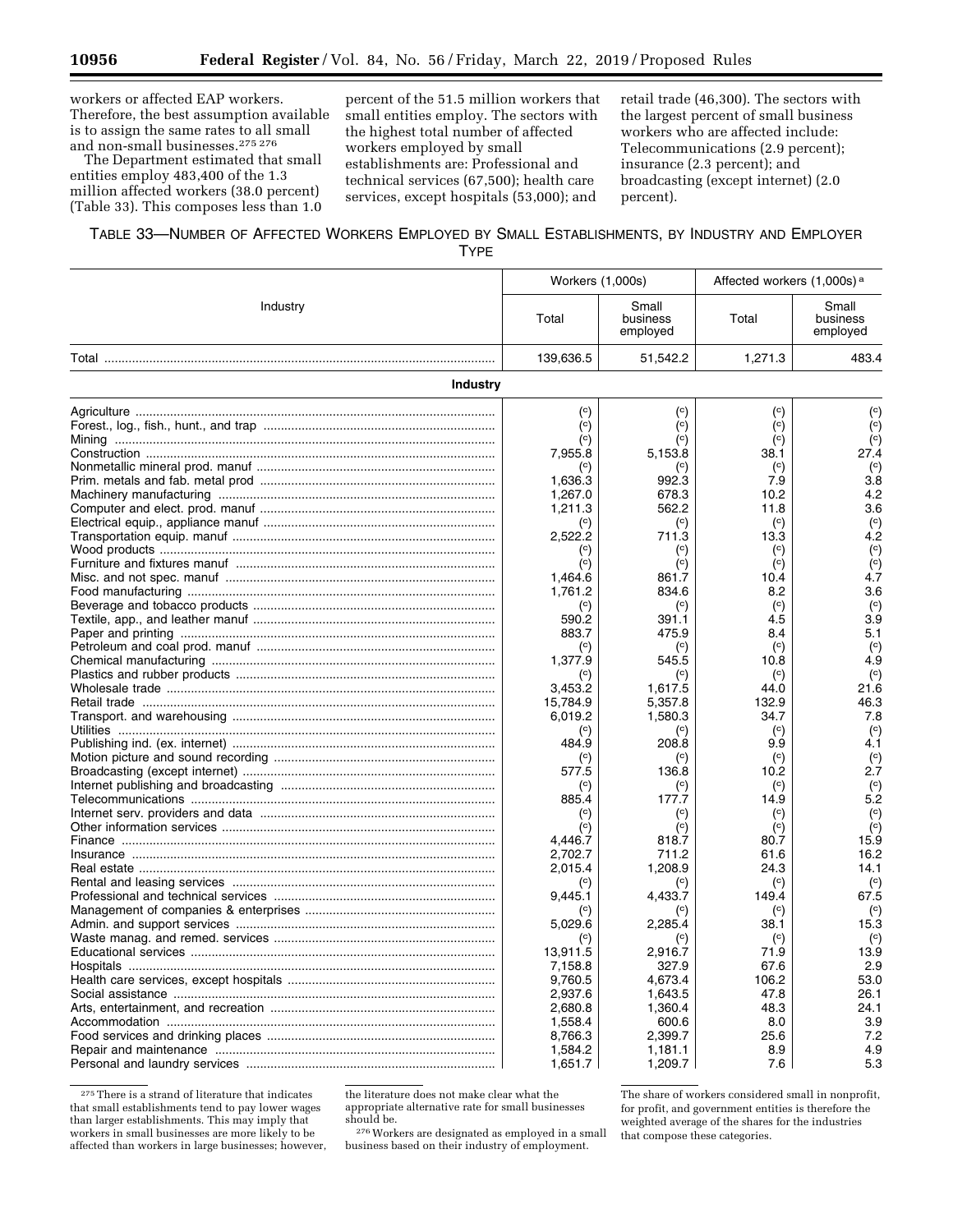workers or affected EAP workers. Therefore, the best assumption available is to assign the same rates to all small and non-small businesses.[275] [276]

The Department estimated that small entities employ 483,400 of the 1.3 million affected workers (38.0 percent) (Table 33). This composes less than 1.0 percent of the 51.5 million workers that small entities employ. The sectors with the highest total number of affected workers employed by small establishments are: Professional and technical services (67,500); health care services, except hospitals (53,000); and retail trade (46,300). The sectors with the largest percent of small business workers who are affected include: Telecommunications (2.9 percent); insurance (2.3 percent); and broadcasting (except internet) (2.0 percent).

TABLE 33—NUMBER OF AFFECTED WORKERS EMPLOYED BY SMALL ESTABLISHMENTS, BY INDUSTRY AND EMPLOYER TYPE

| Industry | Workers (1,000s) | | Affected workers (1,000s) [a] | |
|---|---|---|---|---|
| | Total | Small business employed | Total | Small business employed |
| Total | 139,636.5 | 51,542.2 | 1,271.3 | 483.4 |
| **Industry** | | | | |
| Agriculture | ([c]) | ([c]) | ([c]) | ([c]) |
| Forest., log., fish., hunt., and trap | ([c]) | ([c]) | ([c]) | ([c]) |
| Mining | ([c]) | ([c]) | ([c]) | ([c]) |
| Construction | 7,955.8 | 5,153.8 | 38.1 | 27.4 |
| Nonmetallic mineral prod. manuf | ([c]) | ([c]) | ([c]) | ([c]) |
| Prim. metals and fab. metal prod | 1,636.3 | 992.3 | 7.9 | 3.8 |
| Machinery manufacturing | 1,267.0 | 678.3 | 10.2 | 4.2 |
| Computer and elect. prod. manuf | 1,211.3 | 562.2 | 11.8 | 3.6 |
| Electrical equip., appliance manuf | ([c]) | ([c]) | ([c]) | ([c]) |
| Transportation equip. manuf | 2,522.2 | 711.3 | 13.3 | 4.2 |
| Wood products | ([c]) | ([c]) | ([c]) | ([c]) |
| Furniture and fixtures manuf | ([c]) | ([c]) | ([c]) | ([c]) |
| Misc. and not spec. manuf | 1,464.6 | 861.7 | 10.4 | 4.7 |
| Food manufacturing | 1,761.2 | 834.6 | 8.2 | 3.6 |
| Beverage and tobacco products | ([c]) | ([c]) | ([c]) | ([c]) |
| Textile, app., and leather manuf | 590.2 | 391.1 | 4.5 | 3.9 |
| Paper and printing | 883.7 | 475.9 | 8.4 | 5.1 |
| Petroleum and coal prod. manuf | ([c]) | ([c]) | ([c]) | ([c]) |
| Chemical manufacturing | 1,377.9 | 545.5 | 10.8 | 4.9 |
| Plastics and rubber products | ([c]) | ([c]) | ([c]) | ([c]) |
| Wholesale trade | 3,453.2 | 1,617.5 | 44.0 | 21.6 |
| Retail trade | 15,784.9 | 5,357.8 | 132.9 | 46.3 |
| Transport. and warehousing | 6,019.2 | 1,580.3 | 34.7 | 7.8 |
| Utilities | ([c]) | ([c]) | ([c]) | ([c]) |
| Publishing ind. (ex. internet) | 484.9 | 208.8 | 9.9 | 4.1 |
| Motion picture and sound recording | ([c]) | ([c]) | ([c]) | ([c]) |
| Broadcasting (except internet) | 577.5 | 136.8 | 10.2 | 2.7 |
| Internet publishing and broadcasting | ([c]) | ([c]) | ([c]) | ([c]) |
| Telecommunications | 885.4 | 177.7 | 14.9 | 5.2 |
| Internet serv. providers and data | ([c]) | ([c]) | ([c]) | ([c]) |
| Other information services | ([c]) | ([c]) | ([c]) | ([c]) |
| Finance | 4,446.7 | 818.7 | 80.7 | 15.9 |
| Insurance | 2,702.7 | 711.2 | 61.6 | 16.2 |
| Real estate | 2,015.4 | 1,208.9 | 24.3 | 14.1 |
| Rental and leasing services | ([c]) | ([c]) | ([c]) | ([c]) |
| Professional and technical services | 9,445.1 | 4,433.7 | 149.4 | 67.5 |
| Management of companies & enterprises | ([c]) | ([c]) | ([c]) | ([c]) |
| Admin. and support services | 5,029.6 | 2,285.4 | 38.1 | 15.3 |
| Waste manag. and remed. services | ([c]) | ([c]) | ([c]) | ([c]) |
| Educational services | 13,911.5 | 2,916.7 | 71.9 | 13.9 |
| Hospitals | 7,158.8 | 327.9 | 67.6 | 2.9 |
| Health care services, except hospitals | 9,760.5 | 4,673.4 | 106.2 | 53.0 |
| Social assistance | 2,937.6 | 1,643.5 | 47.8 | 26.1 |
| Arts, entertainment, and recreation | 2,680.8 | 1,360.4 | 48.3 | 24.1 |
| Accommodation | 1,558.4 | 600.6 | 8.0 | 3.9 |
| Food services and drinking places | 8,766.3 | 2,399.7 | 25.6 | 7.2 |
| Repair and maintenance | 1,584.2 | 1,181.1 | 8.9 | 4.9 |
| Personal and laundry services | 1,651.7 | 1,209.7 | 7.6 | 5.3 |

[275] There is a strand of literature that indicates that small establishments tend to pay lower wages than larger establishments. This may imply that workers in small businesses are more likely to be affected than workers in large businesses; however, the literature does not make clear what the appropriate alternative rate for small businesses should be.

[276] Workers are designated as employed in a small business based on their industry of employment. The share of workers considered small in nonprofit, for profit, and government entities is therefore the weighted average of the shares for the industries that compose these categories.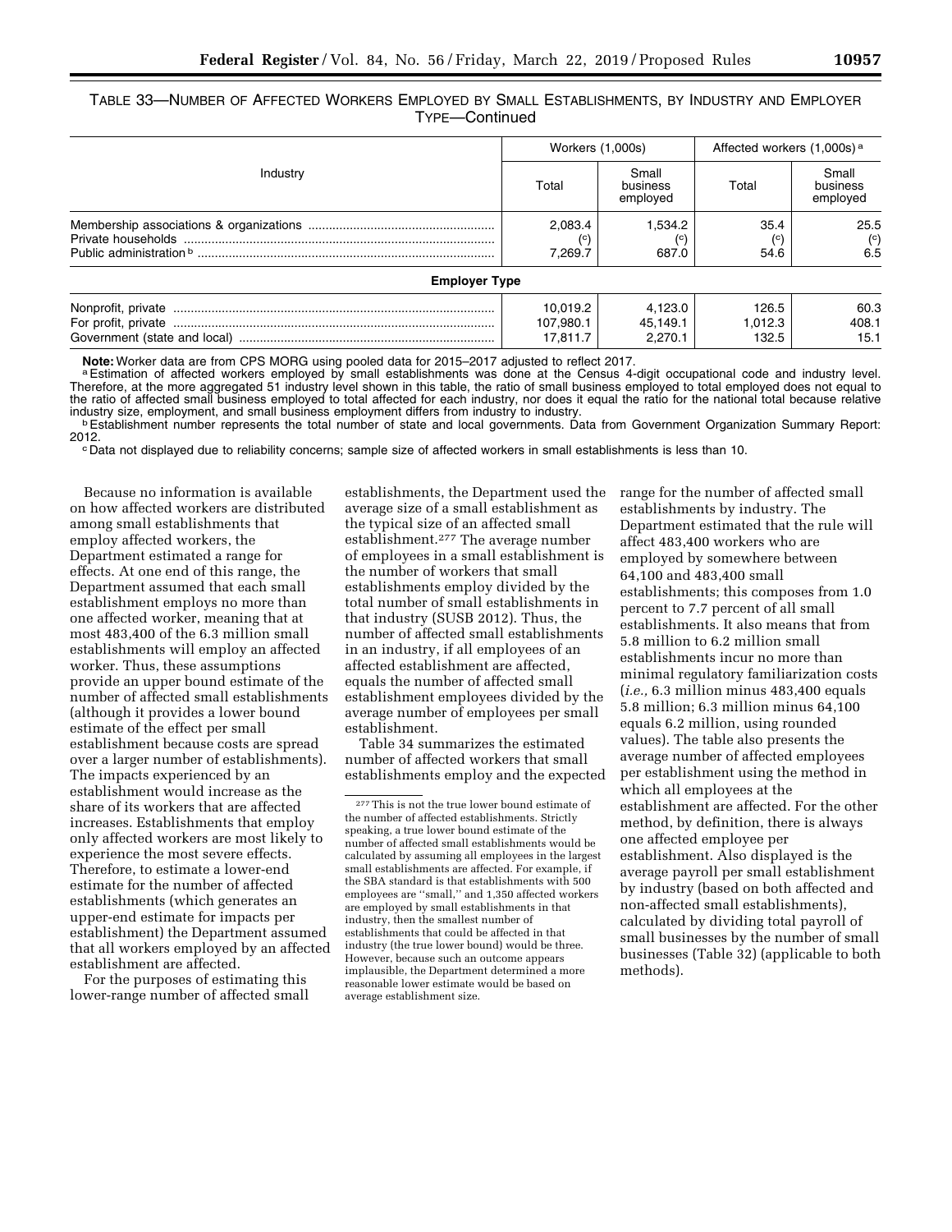TABLE 33—NUMBER OF AFFECTED WORKERS EMPLOYED BY SMALL ESTABLISHMENTS, BY INDUSTRY AND EMPLOYER TYPE—Continued

| Industry | Workers (1,000s) | | Affected workers (1,000s) [a] | |
|---|---|---|---|---|
| | Total | Small business employed | Total | Small business employed |
| Membership associations & organizations | 2,083.4 | 1,534.2 | 35.4 | 25.5 |
| Private households | (c) | (c) | (c) | (c) |
| Public administration [b] | 7,269.7 | 687.0 | 54.6 | 6.5 |
| **Employer Type** | | | | |
| Nonprofit, private | 10,019.2 | 4,123.0 | 126.5 | 60.3 |
| For profit, private | 107,980.1 | 45,149.1 | 1,012.3 | 408.1 |
| Government (state and local) | 17,811.7 | 2,270.1 | 132.5 | 15.1 |

**Note:** Worker data are from CPS MORG using pooled data for 2015–2017 adjusted to reflect 2017.

[a] Estimation of affected workers employed by small establishments was done at the Census 4-digit occupational code and industry level. Therefore, at the more aggregated 51 industry level shown in this table, the ratio of small business employed to total employed does not equal to the ratio of affected small business employed to total affected for each industry, nor does it equal the ratio for the national total because relative industry size, employment, and small business employment differs from industry to industry.

[b] Establishment number represents the total number of state and local governments. Data from Government Organization Summary Report: 2012.

[c] Data not displayed due to reliability concerns; sample size of affected workers in small establishments is less than 10.

Because no information is available on how affected workers are distributed among small establishments that employ affected workers, the Department estimated a range for effects. At one end of this range, the Department assumed that each small establishment employs no more than one affected worker, meaning that at most 483,400 of the 6.3 million small establishments will employ an affected worker. Thus, these assumptions provide an upper bound estimate of the number of affected small establishments (although it provides a lower bound estimate of the effect per small establishment because costs are spread over a larger number of establishments). The impacts experienced by an establishment would increase as the share of its workers that are affected increases. Establishments that employ only affected workers are most likely to experience the most severe effects. Therefore, to estimate a lower-end estimate for the number of affected establishments (which generates an upper-end estimate for impacts per establishment) the Department assumed that all workers employed by an affected establishment are affected.

For the purposes of estimating this lower-range number of affected small establishments, the Department used the average size of a small establishment as the typical size of an affected small establishment.[277] The average number of employees in a small establishment is the number of workers that small establishments employ divided by the total number of small establishments in that industry (SUSB 2012). Thus, the number of affected small establishments in an industry, if all employees of an affected establishment are affected, equals the number of affected small establishment employees divided by the average number of employees per small establishment.

Table 34 summarizes the estimated number of affected workers that small establishments employ and the expected range for the number of affected small establishments by industry. The Department estimated that the rule will affect 483,400 workers who are employed by somewhere between 64,100 and 483,400 small establishments; this composes from 1.0 percent to 7.7 percent of all small establishments. It also means that from 5.8 million to 6.2 million small establishments incur no more than minimal regulatory familiarization costs (*i.e.,* 6.3 million minus 483,400 equals 5.8 million; 6.3 million minus 64,100 equals 6.2 million, using rounded values). The table also presents the average number of affected employees per establishment using the method in which all employees at the establishment are affected. For the other method, by definition, there is always one affected employee per establishment. Also displayed is the average payroll per small establishment by industry (based on both affected and non-affected small establishments), calculated by dividing total payroll of small businesses by the number of small businesses (Table 32) (applicable to both methods).

[277] This is not the true lower bound estimate of the number of affected establishments. Strictly speaking, a true lower bound estimate of the number of affected small establishments would be calculated by assuming all employees in the largest small establishments are affected. For example, if the SBA standard is that establishments with 500 employees are ''small,'' and 1,350 affected workers are employed by small establishments in that industry, then the smallest number of establishments that could be affected in that industry (the true lower bound) would be three. However, because such an outcome appears implausible, the Department determined a more reasonable lower estimate would be based on average establishment size.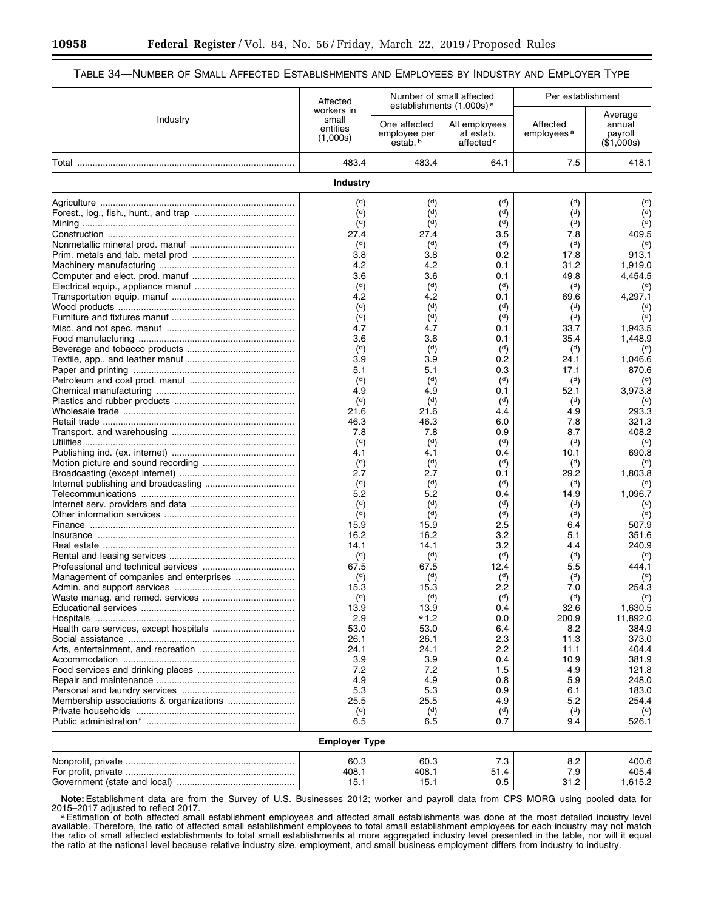TABLE 34—NUMBER OF SMALL AFFECTED ESTABLISHMENTS AND EMPLOYEES BY INDUSTRY AND EMPLOYER TYPE

| Industry | Affected workers in small entities (1,000s) | Number of small affected establishments (1,000s) [a] | | Per establishment | |
|---|---|---|---|---|---|
| | | One affected employee per estab. [b] | All employees at estab. affected [c] | Affected employees [a] | Average annual payroll ($1,000s) |
| Total | 483.4 | 483.4 | 64.1 | 7.5 | 418.1 |
| **Industry** | | | | | |
| Agriculture | ([d]) | ([d]) | ([d]) | ([d]) | ([d]) |
| Forest., log., fish., hunt., and trap | ([d]) | ([d]) | ([d]) | ([d]) | ([d]) |
| Mining | ([d]) | ([d]) | ([d]) | ([d]) | ([d]) |
| Construction | 27.4 | 27.4 | 3.5 | 7.8 | 409.5 |
| Nonmetallic mineral prod. manuf | ([d]) | ([d]) | ([d]) | ([d]) | ([d]) |
| Prim. metals and fab. metal prod | 3.8 | 3.8 | 0.2 | 17.8 | 913.1 |
| Machinery manufacturing | 4.2 | 4.2 | 0.1 | 31.2 | 1,919.0 |
| Computer and elect. prod. manuf | 3.6 | 3.6 | 0.1 | 49.8 | 4,454.5 |
| Electrical equip., appliance manuf | ([d]) | ([d]) | ([d]) | ([d]) | ([d]) |
| Transportation equip. manuf | 4.2 | 4.2 | 0.1 | 69.6 | 4,297.1 |
| Wood products | ([d]) | ([d]) | ([d]) | ([d]) | ([d]) |
| Furniture and fixtures manuf | ([d]) | ([d]) | ([d]) | ([d]) | ([d]) |
| Misc. and not spec. manuf | 4.7 | 4.7 | 0.1 | 33.7 | 1,943.5 |
| Food manufacturing | 3.6 | 3.6 | 0.1 | 35.4 | 1,448.9 |
| Beverage and tobacco products | ([d]) | ([d]) | ([d]) | ([d]) | ([d]) |
| Textile, app., and leather manuf | 3.9 | 3.9 | 0.2 | 24.1 | 1,046.6 |
| Paper and printing | 5.1 | 5.1 | 0.3 | 17.1 | 870.6 |
| Petroleum and coal prod. manuf | ([d]) | ([d]) | ([d]) | ([d]) | ([d]) |
| Chemical manufacturing | 4.9 | 4.9 | 0.1 | 52.1 | 3,973.8 |
| Plastics and rubber products | ([d]) | ([d]) | ([d]) | ([d]) | ([d]) |
| Wholesale trade | 21.6 | 21.6 | 4.4 | 4.9 | 293.3 |
| Retail trade | 46.3 | 46.3 | 6.0 | 7.8 | 321.3 |
| Transport. and warehousing | 7.8 | 7.8 | 0.9 | 8.7 | 408.2 |
| Utilities | ([d]) | ([d]) | ([d]) | ([d]) | ([d]) |
| Publishing ind. (ex. internet) | 4.1 | 4.1 | 0.4 | 10.1 | 690.8 |
| Motion picture and sound recording | ([d]) | ([d]) | ([d]) | ([d]) | ([d]) |
| Broadcasting (except internet) | 2.7 | 2.7 | 0.1 | 29.2 | 1,803.8 |
| Internet publishing and broadcasting | ([d]) | ([d]) | ([d]) | ([d]) | ([d]) |
| Telecommunications | 5.2 | 5.2 | 0.4 | 14.9 | 1,096.7 |
| Internet serv. providers and data | ([d]) | ([d]) | ([d]) | ([d]) | ([d]) |
| Other information services | ([d]) | ([d]) | ([d]) | ([d]) | ([d]) |
| Finance | 15.9 | 15.9 | 2.5 | 6.4 | 507.9 |
| Insurance | 16.2 | 16.2 | 3.2 | 5.1 | 351.6 |
| Real estate | 14.1 | 14.1 | 3.2 | 4.4 | 240.9 |
| Rental and leasing services | ([d]) | ([d]) | ([d]) | ([d]) | ([d]) |
| Professional and technical services | 67.5 | 67.5 | 12.4 | 5.5 | 444.1 |
| Management of companies and enterprises | ([d]) | ([d]) | ([d]) | ([d]) | ([d]) |
| Admin. and support services | 15.3 | 15.3 | 2.2 | 7.0 | 254.3 |
| Waste manag. and remed. services | ([d]) | ([d]) | ([d]) | ([d]) | ([d]) |
| Educational services | 13.9 | 13.9 | 0.4 | 32.6 | 1,630.5 |
| Hospitals | 2.9 | [e] 1.2 | 0.0 | 200.9 | 11,892.0 |
| Health care services, except hospitals | 53.0 | 53.0 | 6.4 | 8.2 | 384.9 |
| Social assistance | 26.1 | 26.1 | 2.3 | 11.3 | 373.0 |
| Arts, entertainment, and recreation | 24.1 | 24.1 | 2.2 | 11.1 | 404.4 |
| Accommodation | 3.9 | 3.9 | 0.4 | 10.9 | 381.9 |
| Food services and drinking places | 7.2 | 7.2 | 1.5 | 4.9 | 121.8 |
| Repair and maintenance | 4.9 | 4.9 | 0.8 | 5.9 | 248.0 |
| Personal and laundry services | 5.3 | 5.3 | 0.9 | 6.1 | 183.0 |
| Membership associations & organizations | 25.5 | 25.5 | 4.9 | 5.2 | 254.4 |
| Private households | ([d]) | ([d]) | ([d]) | ([d]) | ([d]) |
| Public administration [f] | 6.5 | 6.5 | 0.7 | 9.4 | 526.1 |
| **Employer Type** | | | | | |
| Nonprofit, private | 60.3 | 60.3 | 7.3 | 8.2 | 400.6 |
| For profit, private | 408.1 | 408.1 | 51.4 | 7.9 | 405.4 |
| Government (state and local) | 15.1 | 15.1 | 0.5 | 31.2 | 1,615.2 |

**Note:** Establishment data are from the Survey of U.S. Businesses 2012; worker and payroll data from CPS MORG using pooled data for 2015–2017 adjusted to reflect 2017.

[a] Estimation of both affected small establishment employees and affected small establishments was done at the most detailed industry level available. Therefore, the ratio of affected small establishment employees to total small establishment employees for each industry may not match the ratio of small affected establishments to total small establishments at more aggregated industry level presented in the table, nor will it equal the ratio at the national level because relative industry size, employment, and small business employment differs from industry to industry.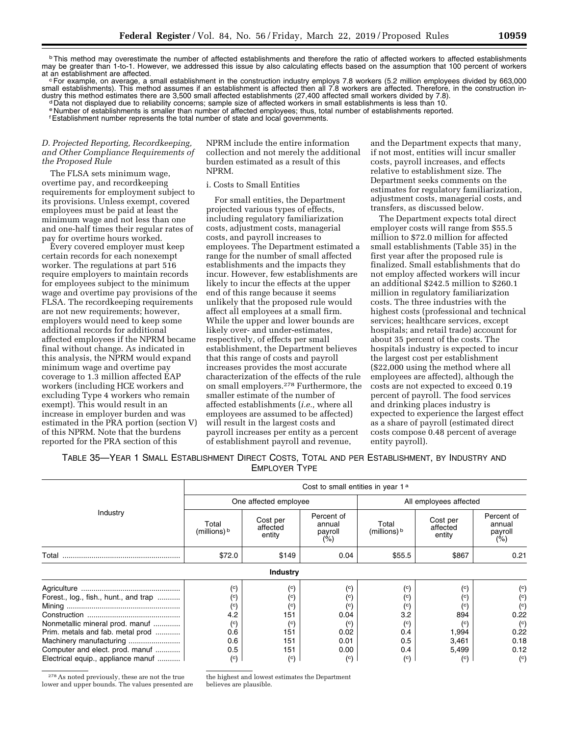[b] This method may overestimate the number of affected establishments and therefore the ratio of affected workers to affected establishments may be greater than 1-to-1. However, we addressed this issue by also calculating effects based on the assumption that 100 percent of workers at an establishment are affected.

[c] For example, on average, a small establishment in the construction industry employs 7.8 workers (5.2 million employees divided by 663,000 small establishments). This method assumes if an establishment is affected then all 7.8 workers are affected. Therefore, in the construction industry this method estimates there are 3,500 small affected establishments (27,400 affected small workers divided by 7.8).

[d] Data not displayed due to reliability concerns; sample size of affected workers in small establishments is less than 10.

[e] Number of establishments is smaller than number of affected employees; thus, total number of establishments reported.

[f] Establishment number represents the total number of state and local governments.

### *D. Projected Reporting, Recordkeeping, and Other Compliance Requirements of the Proposed Rule*

The FLSA sets minimum wage, overtime pay, and recordkeeping requirements for employment subject to its provisions. Unless exempt, covered employees must be paid at least the minimum wage and not less than one and one-half times their regular rates of pay for overtime hours worked.

Every covered employer must keep certain records for each nonexempt worker. The regulations at part 516 require employers to maintain records for employees subject to the minimum wage and overtime pay provisions of the FLSA. The recordkeeping requirements are not new requirements; however, employers would need to keep some additional records for additional affected employees if the NPRM became final without change. As indicated in this analysis, the NPRM would expand minimum wage and overtime pay coverage to 1.3 million affected EAP workers (including HCE workers and excluding Type 4 workers who remain exempt). This would result in an increase in employer burden and was estimated in the PRA portion (section V) of this NPRM. Note that the burdens reported for the PRA section of this NPRM include the entire information collection and not merely the additional burden estimated as a result of this NPRM.

i. Costs to Small Entities

For small entities, the Department projected various types of effects, including regulatory familiarization costs, adjustment costs, managerial costs, and payroll increases to employees. The Department estimated a range for the number of small affected establishments and the impacts they incur. However, few establishments are likely to incur the effects at the upper end of this range because it seems unlikely that the proposed rule would affect all employees at a small firm. While the upper and lower bounds are likely over- and under-estimates, respectively, of effects per small establishment, the Department believes that this range of costs and payroll increases provides the most accurate characterization of the effects of the rule on small employers.[278] Furthermore, the smaller estimate of the number of affected establishments (*i.e.,* where all employees are assumed to be affected) will result in the largest costs and payroll increases per entity as a percent of establishment payroll and revenue, and the Department expects that many, if not most, entities will incur smaller costs, payroll increases, and effects relative to establishment size. The Department seeks comments on the estimates for regulatory familiarization, adjustment costs, managerial costs, and transfers, as discussed below.

The Department expects total direct employer costs will range from $55.5 million to $72.0 million for affected small establishments (Table 35) in the first year after the proposed rule is finalized. Small establishments that do not employ affected workers will incur an additional $242.5 million to $260.1 million in regulatory familiarization costs. The three industries with the highest costs (professional and technical services; healthcare services, except hospitals; and retail trade) account for about 35 percent of the costs. The hospitals industry is expected to incur the largest cost per establishment ($22,000 using the method where all employees are affected), although the costs are not expected to exceed 0.19 percent of payroll. The food services and drinking places industry is expected to experience the largest effect as a share of payroll (estimated direct costs compose 0.48 percent of average entity payroll).

TABLE 35—YEAR 1 SMALL ESTABLISHMENT DIRECT COSTS, TOTAL AND PER ESTABLISHMENT, BY INDUSTRY AND EMPLOYER TYPE

| Industry | Cost to small entities in year 1[a] | | | | | |
|---|---|---|---|---|---|---|
| | One affected employee | | | All employees affected | | |
| | Total (millions)[b] | Cost per affected entity | Percent of annual payroll (%) | Total (millions)[b] | Cost per affected entity | Percent of annual payroll (%) |
| Total | $72.0 | $149 | 0.04 | $55.5 | $867 | 0.21 |
| **Industry** | | | | | | |
| Agriculture | (c) | (c) | (c) | (c) | (c) | (c) |
| Forest., log., fish., hunt., and trap | (c) | (c) | (c) | (c) | (c) | (c) |
| Mining | (c) | (c) | (c) | (c) | (c) | (c) |
| Construction | 4.2 | 151 | 0.04 | 3.2 | 894 | 0.22 |
| Nonmetallic mineral prod. manuf | (c) | (c) | (c) | (c) | (c) | (c) |
| Prim. metals and fab. metal prod | 0.6 | 151 | 0.02 | 0.4 | 1,994 | 0.22 |
| Machinery manufacturing | 0.6 | 151 | 0.01 | 0.5 | 3,461 | 0.18 |
| Computer and elect. prod. manuf | 0.5 | 151 | 0.00 | 0.4 | 5,499 | 0.12 |
| Electrical equip., appliance manuf | (c) | (c) | (c) | (c) | (c) | (c) |

[278] As noted previously, these are not the true lower and upper bounds. The values presented are the highest and lowest estimates the Department believes are plausible.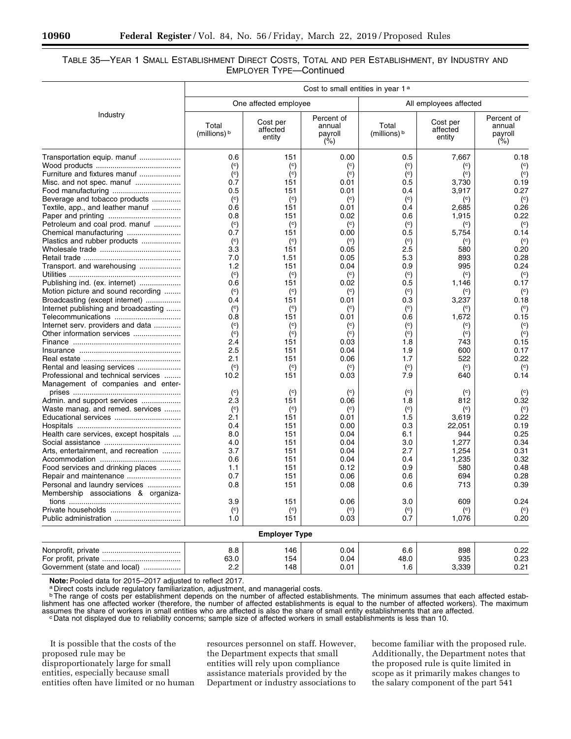TABLE 35—YEAR 1 SMALL ESTABLISHMENT DIRECT COSTS, TOTAL AND PER ESTABLISHMENT, BY INDUSTRY AND EMPLOYER TYPE—Continued

| Industry | Cost to small entities in year 1 [a] | | | | | |
|---|---|---|---|---|---|---|
| | One affected employee | | | All employees affected | | |
| | Total (millions) [b] | Cost per affected entity | Percent of annual payroll (%) | Total (millions) [b] | Cost per affected entity | Percent of annual payroll (%) |
| Transportation equip. manuf | 0.6 | 151 | 0.00 | 0.5 | 7,667 | 0.18 |
| Wood products | (c) | (c) | (c) | (c) | (c) | (c) |
| Furniture and fixtures manuf | (c) | (c) | (c) | (c) | (c) | (c) |
| Misc. and not spec. manuf | 0.7 | 151 | 0.01 | 0.5 | 3,730 | 0.19 |
| Food manufacturing | 0.5 | 151 | 0.01 | 0.4 | 3,917 | 0.27 |
| Beverage and tobacco products | (c) | (c) | (c) | (c) | (c) | (c) |
| Textile, app., and leather manuf | 0.6 | 151 | 0.01 | 0.4 | 2,685 | 0.26 |
| Paper and printing | 0.8 | 151 | 0.02 | 0.6 | 1,915 | 0.22 |
| Petroleum and coal prod. manuf | (c) | (c) | (c) | (c) | (c) | (c) |
| Chemical manufacturing | 0.7 | 151 | 0.00 | 0.5 | 5,754 | 0.14 |
| Plastics and rubber products | (c) | (c) | (c) | (c) | (c) | (c) |
| Wholesale trade | 3.3 | 151 | 0.05 | 2.5 | 580 | 0.20 |
| Retail trade | 7.0 | 1.51 | 0.05 | 5.3 | 893 | 0.28 |
| Transport. and warehousing | 1.2 | 151 | 0.04 | 0.9 | 995 | 0.24 |
| Utilities | (c) | (c) | (c) | (c) | (c) | (c) |
| Publishing ind. (ex. internet) | 0.6 | 151 | 0.02 | 0.5 | 1,146 | 0.17 |
| Motion picture and sound recording | (c) | (c) | (c) | (c) | (c) | (c) |
| Broadcasting (except internet) | 0.4 | 151 | 0.01 | 0.3 | 3,237 | 0.18 |
| Internet publishing and broadcasting | (c) | (c) | (c) | (c) | (c) | (c) |
| Telecommunications | 0.8 | 151 | 0.01 | 0.6 | 1,672 | 0.15 |
| Internet serv. providers and data | (c) | (c) | (c) | (c) | (c) | (c) |
| Other information services | (c) | (c) | (c) | (c) | (c) | (c) |
| Finance | 2.4 | 151 | 0.03 | 1.8 | 743 | 0.15 |
| Insurance | 2.5 | 151 | 0.04 | 1.9 | 600 | 0.17 |
| Real estate | 2.1 | 151 | 0.06 | 1.7 | 522 | 0.22 |
| Rental and leasing services | (c) | (c) | (c) | (c) | (c) | (c) |
| Professional and technical services | 10.2 | 151 | 0.03 | 7.9 | 640 | 0.14 |
| Management of companies and enterprises | (c) | (c) | (c) | (c) | (c) | (c) |
| Admin. and support services | 2.3 | 151 | 0.06 | 1.8 | 812 | 0.32 |
| Waste manag. and remed. services | (c) | (c) | (c) | (c) | (c) | (c) |
| Educational services | 2.1 | 151 | 0.01 | 1.5 | 3,619 | 0.22 |
| Hospitals | 0.4 | 151 | 0.00 | 0.3 | 22,051 | 0.19 |
| Health care services, except hospitals | 8.0 | 151 | 0.04 | 6.1 | 944 | 0.25 |
| Social assistance | 4.0 | 151 | 0.04 | 3.0 | 1,277 | 0.34 |
| Arts, entertainment, and recreation | 3.7 | 151 | 0.04 | 2.7 | 1,254 | 0.31 |
| Accommodation | 0.6 | 151 | 0.04 | 0.4 | 1,235 | 0.32 |
| Food services and drinking places | 1.1 | 151 | 0.12 | 0.9 | 580 | 0.48 |
| Repair and maintenance | 0.7 | 151 | 0.06 | 0.6 | 694 | 0.28 |
| Personal and laundry services | 0.8 | 151 | 0.08 | 0.6 | 713 | 0.39 |
| Membership associations & organizations | 3.9 | 151 | 0.06 | 3.0 | 609 | 0.24 |
| Private households | (c) | (c) | (c) | (c) | (c) | (c) |
| Public administration | 1.0 | 151 | 0.03 | 0.7 | 1,076 | 0.20 |
| **Employer Type** | | | | | | |
| Nonprofit, private | 8.8 | 146 | 0.04 | 6.6 | 898 | 0.22 |
| For profit, private | 63.0 | 154 | 0.04 | 48.0 | 935 | 0.23 |
| Government (state and local) | 2.2 | 148 | 0.01 | 1.6 | 3,339 | 0.21 |

**Note:** Pooled data for 2015–2017 adjusted to reflect 2017.

[a] Direct costs include regulatory familiarization, adjustment, and managerial costs.

[b] The range of costs per establishment depends on the number of affected establishments. The minimum assumes that each affected establishment has one affected worker (therefore, the number of affected establishments is equal to the number of affected workers). The maximum assumes the share of workers in small entities who are affected is also the share of small entity establishments that are affected.

[c] Data not displayed due to reliability concerns; sample size of affected workers in small establishments is less than 10.

It is possible that the costs of the proposed rule may be disproportionately large for small entities, especially because small entities often have limited or no human resources personnel on staff. However, the Department expects that small entities will rely upon compliance assistance materials provided by the Department or industry associations to become familiar with the proposed rule. Additionally, the Department notes that the proposed rule is quite limited in scope as it primarily makes changes to the salary component of the part 541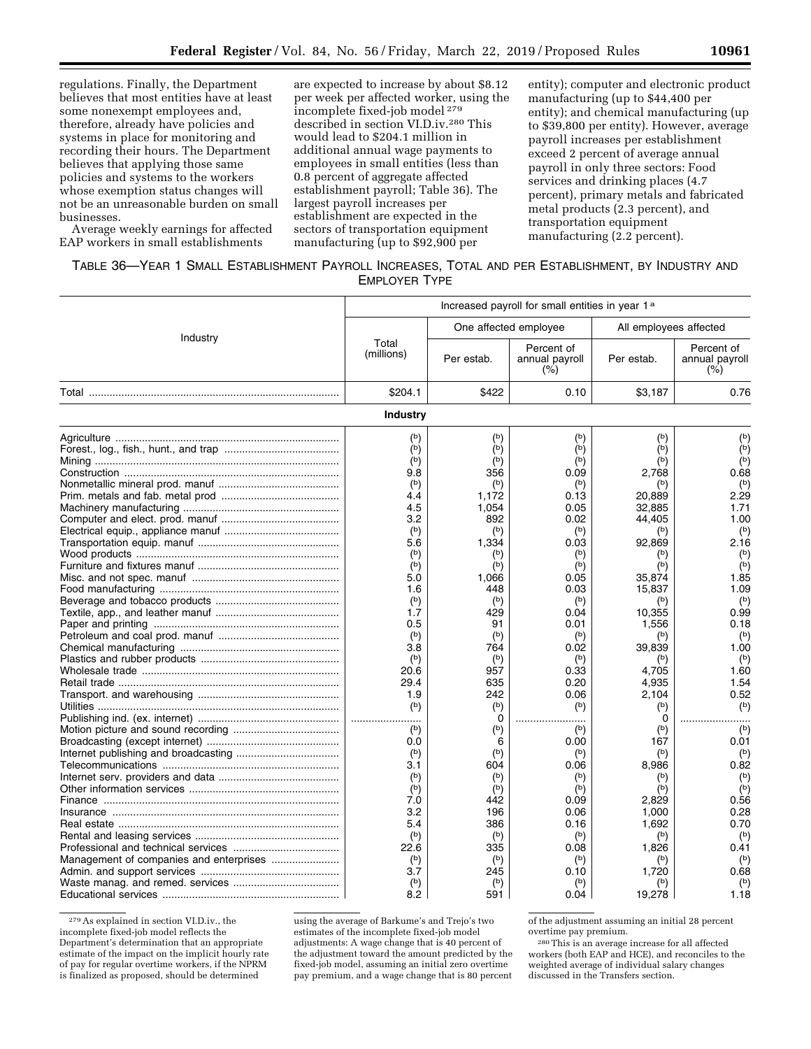regulations. Finally, the Department believes that most entities have at least some nonexempt employees and, therefore, already have policies and systems in place for monitoring and recording their hours. The Department believes that applying those same policies and systems to the workers whose exemption status changes will not be an unreasonable burden on small businesses.

Average weekly earnings for affected EAP workers in small establishments are expected to increase by about $8.12 per week per affected worker, using the incomplete fixed-job model [279] described in section VI.D.iv.[280] This would lead to $204.1 million in additional annual wage payments to employees in small entities (less than 0.8 percent of aggregate affected establishment payroll; Table 36). The largest payroll increases per establishment are expected in the sectors of transportation equipment manufacturing (up to $92,900 per entity); computer and electronic product manufacturing (up to $44,400 per entity); and chemical manufacturing (up to $39,800 per entity). However, average payroll increases per establishment exceed 2 percent of average annual payroll in only three sectors: Food services and drinking places (4.7 percent), primary metals and fabricated metal products (2.3 percent), and transportation equipment manufacturing (2.2 percent).

TABLE 36—YEAR 1 SMALL ESTABLISHMENT PAYROLL INCREASES, TOTAL AND PER ESTABLISHMENT, BY INDUSTRY AND EMPLOYER TYPE

| Industry | Increased payroll for small entities in year 1 [a] | | | | |
|---|---|---|---|---|---|
| | Total (millions) | One affected employee | | All employees affected | |
| | | Per estab. | Percent of annual payroll (%) | Per estab. | Percent of annual payroll (%) |
| Total | $204.1 | $422 | 0.10 | $3,187 | 0.76 |
| **Industry** | | | | | |
| Agriculture | ([b]) | ([b]) | ([b]) | ([b]) | ([b]) |
| Forest., log., fish., hunt., and trap | ([b]) | ([b]) | ([b]) | ([b]) | ([b]) |
| Mining | ([b]) | ([b]) | ([b]) | ([b]) | ([b]) |
| Construction | 9.8 | 356 | 0.09 | 2,768 | 0.68 |
| Nonmetallic mineral prod. manuf | ([b]) | ([b]) | ([b]) | ([b]) | ([b]) |
| Prim. metals and fab. metal prod | 4.4 | 1,172 | 0.13 | 20,889 | 2.29 |
| Machinery manufacturing | 4.5 | 1,054 | 0.05 | 32,885 | 1.71 |
| Computer and elect. prod. manuf | 3.2 | 892 | 0.02 | 44,405 | 1.00 |
| Electrical equip., appliance manuf | ([b]) | ([b]) | ([b]) | ([b]) | ([b]) |
| Transportation equip. manuf | 5.6 | 1,334 | 0.03 | 92,869 | 2.16 |
| Wood products | ([b]) | ([b]) | ([b]) | ([b]) | ([b]) |
| Furniture and fixtures manuf | ([b]) | ([b]) | ([b]) | ([b]) | ([b]) |
| Misc. and not spec. manuf | 5.0 | 1,066 | 0.05 | 35,874 | 1.85 |
| Food manufacturing | 1.6 | 448 | 0.03 | 15,837 | 1.09 |
| Beverage and tobacco products | ([b]) | ([b]) | ([b]) | ([b]) | ([b]) |
| Textile, app., and leather manuf | 1.7 | 429 | 0.04 | 10,355 | 0.99 |
| Paper and printing | 0.5 | 91 | 0.01 | 1,556 | 0.18 |
| Petroleum and coal prod. manuf | ([b]) | ([b]) | ([b]) | ([b]) | ([b]) |
| Chemical manufacturing | 3.8 | 764 | 0.02 | 39,839 | 1.00 |
| Plastics and rubber products | ([b]) | ([b]) | ([b]) | ([b]) | ([b]) |
| Wholesale trade | 20.6 | 957 | 0.33 | 4,705 | 1.60 |
| Retail trade | 29.4 | 635 | 0.20 | 4,935 | 1.54 |
| Transport. and warehousing | 1.9 | 242 | 0.06 | 2,104 | 0.52 |
| Utilities | ([b]) | ([b]) | ([b]) | ([b]) | ([b]) |
| Publishing ind. (ex. internet) | ........................ | 0 | ........................ | 0 | ........................ |
| Motion picture and sound recording | ([b]) | ([b]) | ([b]) | ([b]) | ([b]) |
| Broadcasting (except internet) | 0.0 | 6 | 0.00 | 167 | 0.01 |
| Internet publishing and broadcasting | ([b]) | ([b]) | ([b]) | ([b]) | ([b]) |
| Telecommunications | 3.1 | 604 | 0.06 | 8,986 | 0.82 |
| Internet serv. providers and data | ([b]) | ([b]) | ([b]) | ([b]) | ([b]) |
| Other information services | ([b]) | ([b]) | ([b]) | ([b]) | ([b]) |
| Finance | 7.0 | 442 | 0.09 | 2,829 | 0.56 |
| Insurance | 3.2 | 196 | 0.06 | 1,000 | 0.28 |
| Real estate | 5.4 | 386 | 0.16 | 1,692 | 0.70 |
| Rental and leasing services | ([b]) | ([b]) | ([b]) | ([b]) | ([b]) |
| Professional and technical services | 22.6 | 335 | 0.08 | 1,826 | 0.41 |
| Management of companies and enterprises | ([b]) | ([b]) | ([b]) | ([b]) | ([b]) |
| Admin. and support services | 3.7 | 245 | 0.10 | 1,720 | 0.68 |
| Waste manag. and remed. services | ([b]) | ([b]) | ([b]) | ([b]) | ([b]) |
| Educational services | 8.2 | 591 | 0.04 | 19,278 | 1.18 |

[279] As explained in section VI.D.iv., the incomplete fixed-job model reflects the Department's determination that an appropriate estimate of the impact on the implicit hourly rate of pay for regular overtime workers, if the NPRM is finalized as proposed, should be determined using the average of Barkume's and Trejo's two estimates of the incomplete fixed-job model adjustments: A wage change that is 40 percent of the adjustment toward the amount predicted by the fixed-job model, assuming an initial zero overtime pay premium, and a wage change that is 80 percent of the adjustment assuming an initial 28 percent overtime pay premium.

[280] This is an average increase for all affected workers (both EAP and HCE), and reconciles to the weighted average of individual salary changes discussed in the Transfers section.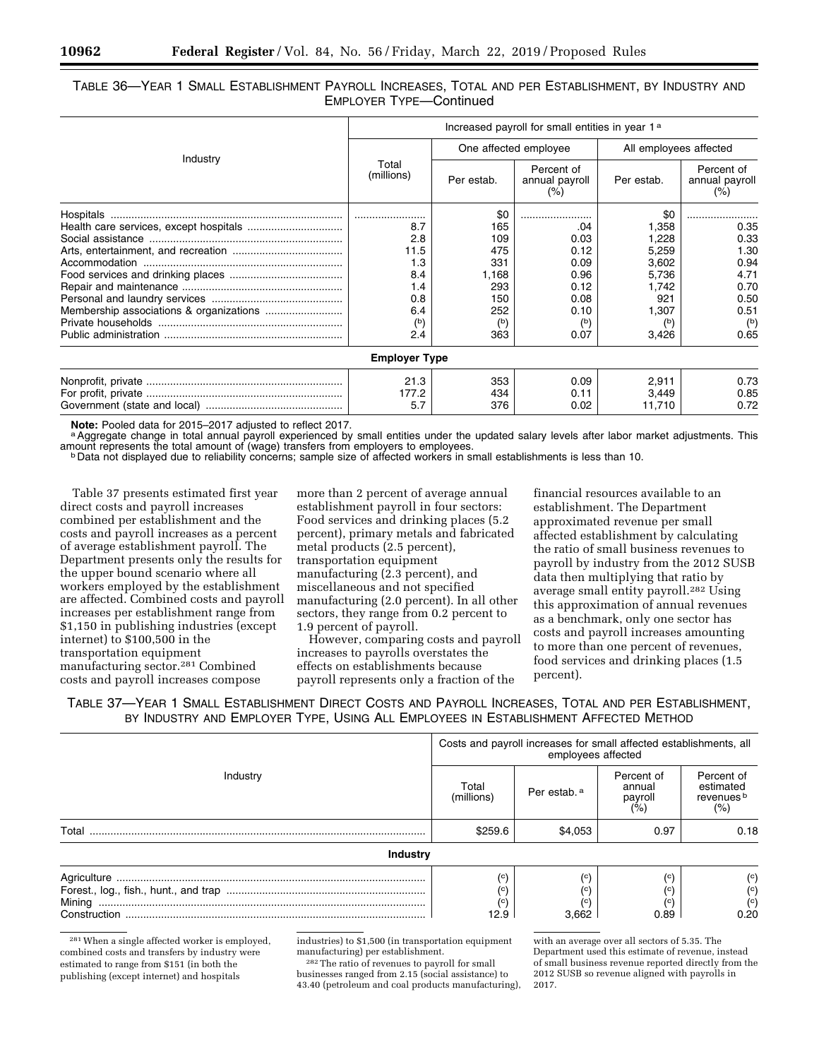TABLE 36—YEAR 1 SMALL ESTABLISHMENT PAYROLL INCREASES, TOTAL AND PER ESTABLISHMENT, BY INDUSTRY AND EMPLOYER TYPE—Continued

| Industry | Increased payroll for small entities in year 1 [a] | | | | |
|---|---|---|---|---|---|
| | Total (millions) | One affected employee | | All employees affected | |
| | | Per estab. | Percent of annual payroll (%) | Per estab. | Percent of annual payroll (%) |
| Hospitals | ........................ | $0 | ........................ | $0 | ........................ |
| Health care services, except hospitals | 8.7 | 165 | .04 | 1,358 | 0.35 |
| Social assistance | 2.8 | 109 | 0.03 | 1,228 | 0.33 |
| Arts, entertainment, and recreation | 11.5 | 475 | 0.12 | 5,259 | 1.30 |
| Accommodation | 1.3 | 331 | 0.09 | 3,602 | 0.94 |
| Food services and drinking places | 8.4 | 1,168 | 0.96 | 5,736 | 4.71 |
| Repair and maintenance | 1.4 | 293 | 0.12 | 1,742 | 0.70 |
| Personal and laundry services | 0.8 | 150 | 0.08 | 921 | 0.50 |
| Membership associations & organizations | 6.4 | 252 | 0.10 | 1,307 | 0.51 |
| Private households | ([b]) | ([b]) | ([b]) | ([b]) | ([b]) |
| Public administration | 2.4 | 363 | 0.07 | 3,426 | 0.65 |
| **Employer Type** | | | | | |
| Nonprofit, private | 21.3 | 353 | 0.09 | 2,911 | 0.73 |
| For profit, private | 177.2 | 434 | 0.11 | 3,449 | 0.85 |
| Government (state and local) | 5.7 | 376 | 0.02 | 11,710 | 0.72 |

**Note:** Pooled data for 2015–2017 adjusted to reflect 2017.

[a] Aggregate change in total annual payroll experienced by small entities under the updated salary levels after labor market adjustments. This amount represents the total amount of (wage) transfers from employers to employees.

[b] Data not displayed due to reliability concerns; sample size of affected workers in small establishments is less than 10.

Table 37 presents estimated first year direct costs and payroll increases combined per establishment and the costs and payroll increases as a percent of average establishment payroll. The Department presents only the results for the upper bound scenario where all workers employed by the establishment are affected. Combined costs and payroll increases per establishment range from $1,150 in publishing industries (except internet) to $100,500 in the transportation equipment manufacturing sector.[281] Combined costs and payroll increases compose more than 2 percent of average annual establishment payroll in four sectors: Food services and drinking places (5.2 percent), primary metals and fabricated metal products (2.5 percent), transportation equipment manufacturing (2.3 percent), and miscellaneous and not specified manufacturing (2.0 percent). In all other sectors, they range from 0.2 percent to 1.9 percent of payroll.

However, comparing costs and payroll increases to payrolls overstates the effects on establishments because payroll represents only a fraction of the financial resources available to an establishment. The Department approximated revenue per small affected establishment by calculating the ratio of small business revenues to payroll by industry from the 2012 SUSB data then multiplying that ratio by average small entity payroll.[282] Using this approximation of annual revenues as a benchmark, only one sector has costs and payroll increases amounting to more than one percent of revenues, food services and drinking places (1.5 percent).

TABLE 37—YEAR 1 SMALL ESTABLISHMENT DIRECT COSTS AND PAYROLL INCREASES, TOTAL AND PER ESTABLISHMENT, BY INDUSTRY AND EMPLOYER TYPE, USING ALL EMPLOYEES IN ESTABLISHMENT AFFECTED METHOD

| Industry | Costs and payroll increases for small affected establishments, all employees affected | | | |
|---|---|---|---|---|
| | Total (millions) | Per estab. [a] | Percent of annual payroll (%) | Percent of estimated revenues [b] (%) |
| Total | $259.6 | $4,053 | 0.97 | 0.18 |
| **Industry** | | | | |
| Agriculture | ([c]) | ([c]) | ([c]) | ([c]) |
| Forest., log., fish., hunt., and trap | ([c]) | ([c]) | ([c]) | ([c]) |
| Mining | ([c]) | ([c]) | ([c]) | ([c]) |
| Construction | 12.9 | 3,662 | 0.89 | 0.20 |

[281] When a single affected worker is employed, combined costs and transfers by industry were estimated to range from $151 (in both the publishing (except internet) and hospitals industries) to $1,500 (in transportation equipment manufacturing) per establishment.

[282] The ratio of revenues to payroll for small businesses ranged from 2.15 (social assistance) to 43.40 (petroleum and coal products manufacturing), with an average over all sectors of 5.35. The Department used this estimate of revenue, instead of small business revenue reported directly from the 2012 SUSB so revenue aligned with payrolls in 2017.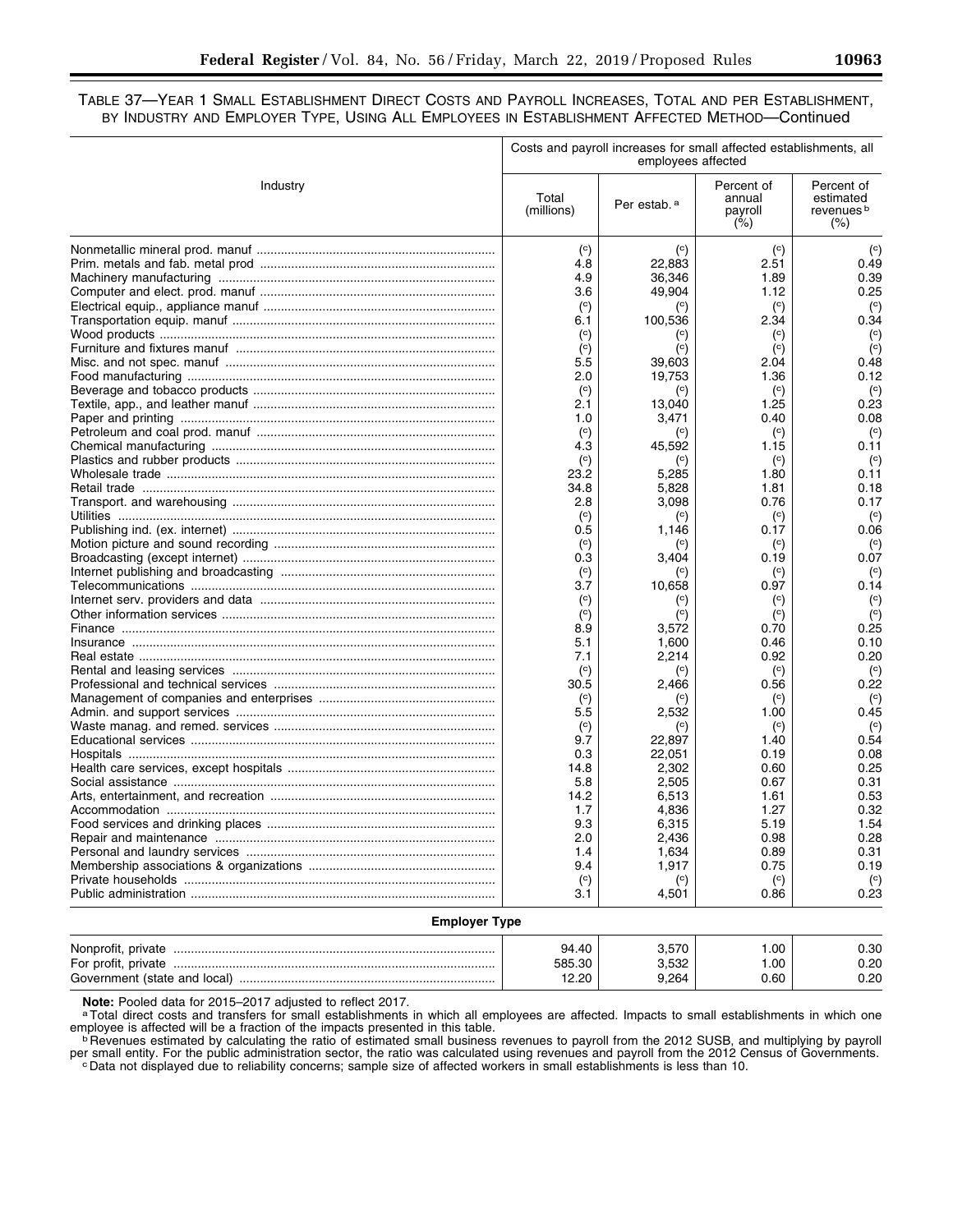TABLE 37—YEAR 1 SMALL ESTABLISHMENT DIRECT COSTS AND PAYROLL INCREASES, TOTAL AND PER ESTABLISHMENT, BY INDUSTRY AND EMPLOYER TYPE, USING ALL EMPLOYEES IN ESTABLISHMENT AFFECTED METHOD—Continued

| Industry | Costs and payroll increases for small affected establishments, all employees affected | | | |
|---|---|---|---|---|
| | Total (millions) | Per estab. [a] | Percent of annual payroll (%) | Percent of estimated revenues [b] (%) |
| Nonmetallic mineral prod. manuf | ([c]) | ([c]) | ([c]) | ([c]) |
| Prim. metals and fab. metal prod | 4.8 | 22,883 | 2.51 | 0.49 |
| Machinery manufacturing | 4.9 | 36,346 | 1.89 | 0.39 |
| Computer and elect. prod. manuf | 3.6 | 49,904 | 1.12 | 0.25 |
| Electrical equip., appliance manuf | ([c]) | ([c]) | ([c]) | ([c]) |
| Transportation equip. manuf | 6.1 | 100,536 | 2.34 | 0.34 |
| Wood products | ([c]) | ([c]) | ([c]) | ([c]) |
| Furniture and fixtures manuf | ([c]) | ([c]) | ([c]) | ([c]) |
| Misc. and not spec. manuf | 5.5 | 39,603 | 2.04 | 0.48 |
| Food manufacturing | 2.0 | 19,753 | 1.36 | 0.12 |
| Beverage and tobacco products | ([c]) | ([c]) | ([c]) | ([c]) |
| Textile, app., and leather manuf | 2.1 | 13,040 | 1.25 | 0.23 |
| Paper and printing | 1.0 | 3,471 | 0.40 | 0.08 |
| Petroleum and coal prod. manuf | ([c]) | ([c]) | ([c]) | ([c]) |
| Chemical manufacturing | 4.3 | 45,592 | 1.15 | 0.11 |
| Plastics and rubber products | ([c]) | ([c]) | ([c]) | ([c]) |
| Wholesale trade | 23.2 | 5,285 | 1.80 | 0.11 |
| Retail trade | 34.8 | 5,828 | 1.81 | 0.18 |
| Transport. and warehousing | 2.8 | 3,098 | 0.76 | 0.17 |
| Utilities | ([c]) | ([c]) | ([c]) | ([c]) |
| Publishing ind. (ex. internet) | 0.5 | 1,146 | 0.17 | 0.06 |
| Motion picture and sound recording | ([c]) | ([c]) | ([c]) | ([c]) |
| Broadcasting (except internet) | 0.3 | 3,404 | 0.19 | 0.07 |
| Internet publishing and broadcasting | ([c]) | ([c]) | ([c]) | ([c]) |
| Telecommunications | 3.7 | 10,658 | 0.97 | 0.14 |
| Internet serv. providers and data | ([c]) | ([c]) | ([c]) | ([c]) |
| Other information services | ([c]) | ([c]) | ([c]) | ([c]) |
| Finance | 8.9 | 3,572 | 0.70 | 0.25 |
| Insurance | 5.1 | 1,600 | 0.46 | 0.10 |
| Real estate | 7.1 | 2,214 | 0.92 | 0.20 |
| Rental and leasing services | ([c]) | ([c]) | ([c]) | ([c]) |
| Professional and technical services | 30.5 | 2,466 | 0.56 | 0.22 |
| Management of companies and enterprises | ([c]) | ([c]) | ([c]) | ([c]) |
| Admin. and support services | 5.5 | 2,532 | 1.00 | 0.45 |
| Waste manag. and remed. services | ([c]) | ([c]) | ([c]) | ([c]) |
| Educational services | 9.7 | 22,897 | 1.40 | 0.54 |
| Hospitals | 0.3 | 22,051 | 0.19 | 0.08 |
| Health care services, except hospitals | 14.8 | 2,302 | 0.60 | 0.25 |
| Social assistance | 5.8 | 2,505 | 0.67 | 0.31 |
| Arts, entertainment, and recreation | 14.2 | 6,513 | 1.61 | 0.53 |
| Accommodation | 1.7 | 4,836 | 1.27 | 0.32 |
| Food services and drinking places | 9.3 | 6,315 | 5.19 | 1.54 |
| Repair and maintenance | 2.0 | 2,436 | 0.98 | 0.28 |
| Personal and laundry services | 1.4 | 1,634 | 0.89 | 0.31 |
| Membership associations & organizations | 9.4 | 1,917 | 0.75 | 0.19 |
| Private households | ([c]) | ([c]) | ([c]) | ([c]) |
| Public administration | 3.1 | 4,501 | 0.86 | 0.23 |
| **Employer Type** | | | | |
| Nonprofit, private | 94.40 | 3,570 | 1.00 | 0.30 |
| For profit, private | 585.30 | 3,532 | 1.00 | 0.20 |
| Government (state and local) | 12.20 | 9,264 | 0.60 | 0.20 |

**Note:** Pooled data for 2015–2017 adjusted to reflect 2017.

[a] Total direct costs and transfers for small establishments in which all employees are affected. Impacts to small establishments in which one employee is affected will be a fraction of the impacts presented in this table.

[b] Revenues estimated by calculating the ratio of estimated small business revenues to payroll from the 2012 SUSB, and multiplying by payroll per small entity. For the public administration sector, the ratio was calculated using revenues and payroll from the 2012 Census of Governments.

[c] Data not displayed due to reliability concerns; sample size of affected workers in small establishments is less than 10.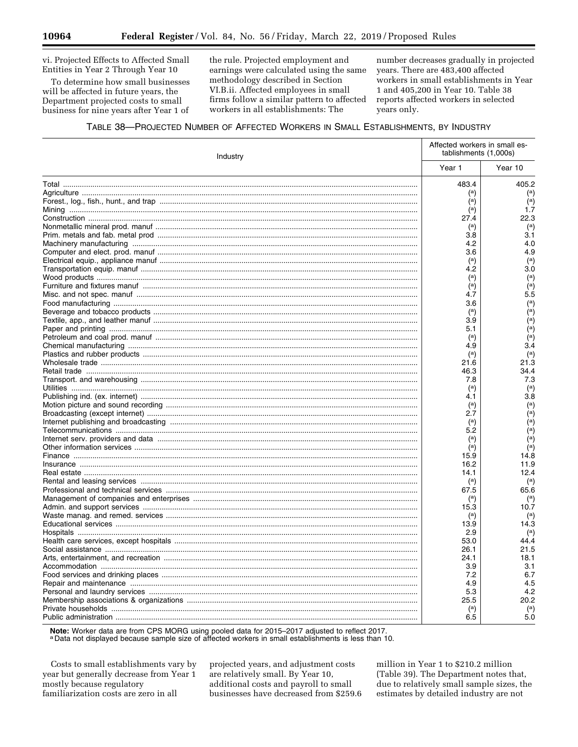vi. Projected Effects to Affected Small Entities in Year 2 Through Year 10

To determine how small businesses will be affected in future years, the Department projected costs to small business for nine years after Year 1 of the rule. Projected employment and earnings were calculated using the same methodology described in Section VI.B.ii. Affected employees in small firms follow a similar pattern to affected workers in all establishments: The number decreases gradually in projected years. There are 483,400 affected workers in small establishments in Year 1 and 405,200 in Year 10. Table 38 reports affected workers in selected years only.

TABLE 38—PROJECTED NUMBER OF AFFECTED WORKERS IN SMALL ESTABLISHMENTS, BY INDUSTRY

| Industry | Affected workers in small establishments (1,000s) | |
|---|---|---|
| | Year 1 | Year 10 |
| Total | 483.4 | 405.2 |
| Agriculture | ([a]) | ([a]) |
| Forest., log., fish., hunt., and trap | ([a]) | ([a]) |
| Mining | ([a]) | 1.7 |
| Construction | 27.4 | 22.3 |
| Nonmetallic mineral prod. manuf | ([a]) | ([a]) |
| Prim. metals and fab. metal prod | 3.8 | 3.1 |
| Machinery manufacturing | 4.2 | 4.0 |
| Computer and elect. prod. manuf | 3.6 | 4.9 |
| Electrical equip., appliance manuf | ([a]) | ([a]) |
| Transportation equip. manuf | 4.2 | 3.0 |
| Wood products | ([a]) | ([a]) |
| Furniture and fixtures manuf | ([a]) | ([a]) |
| Misc. and not spec. manuf | 4.7 | 5.5 |
| Food manufacturing | 3.6 | ([a]) |
| Beverage and tobacco products | ([a]) | ([a]) |
| Textile, app., and leather manuf | 3.9 | ([a]) |
| Paper and printing | 5.1 | ([a]) |
| Petroleum and coal prod. manuf | ([a]) | ([a]) |
| Chemical manufacturing | 4.9 | 3.4 |
| Plastics and rubber products | ([a]) | ([a]) |
| Wholesale trade | 21.6 | 21.3 |
| Retail trade | 46.3 | 34.4 |
| Transport. and warehousing | 7.8 | 7.3 |
| Utilities | ([a]) | ([a]) |
| Publishing ind. (ex. internet) | 4.1 | 3.8 |
| Motion picture and sound recording | ([a]) | ([a]) |
| Broadcasting (except internet) | 2.7 | ([a]) |
| Internet publishing and broadcasting | ([a]) | ([a]) |
| Telecommunications | 5.2 | ([a]) |
| Internet serv. providers and data | ([a]) | ([a]) |
| Other information services | ([a]) | ([a]) |
| Finance | 15.9 | 14.8 |
| Insurance | 16.2 | 11.9 |
| Real estate | 14.1 | 12.4 |
| Rental and leasing services | ([a]) | ([a]) |
| Professional and technical services | 67.5 | 65.6 |
| Management of companies and enterprises | ([a]) | ([a]) |
| Admin. and support services | 15.3 | 10.7 |
| Waste manag. and remed. services | ([a]) | ([a]) |
| Educational services | 13.9 | 14.3 |
| Hospitals | 2.9 | ([a]) |
| Health care services, except hospitals | 53.0 | 44.4 |
| Social assistance | 26.1 | 21.5 |
| Arts, entertainment, and recreation | 24.1 | 18.1 |
| Accommodation | 3.9 | 3.1 |
| Food services and drinking places | 7.2 | 6.7 |
| Repair and maintenance | 4.9 | 4.5 |
| Personal and laundry services | 5.3 | 4.2 |
| Membership associations & organizations | 25.5 | 20.2 |
| Private households | ([a]) | ([a]) |
| Public administration | 6.5 | 5.0 |

**Note:** Worker data are from CPS MORG using pooled data for 2015–2017 adjusted to reflect 2017.
[a] Data not displayed because sample size of affected workers in small establishments is less than 10.

Costs to small establishments vary by year but generally decrease from Year 1 mostly because regulatory familiarization costs are zero in all projected years, and adjustment costs are relatively small. By Year 10, additional costs and payroll to small businesses have decreased from $259.6 million in Year 1 to $210.2 million (Table 39). The Department notes that, due to relatively small sample sizes, the estimates by detailed industry are not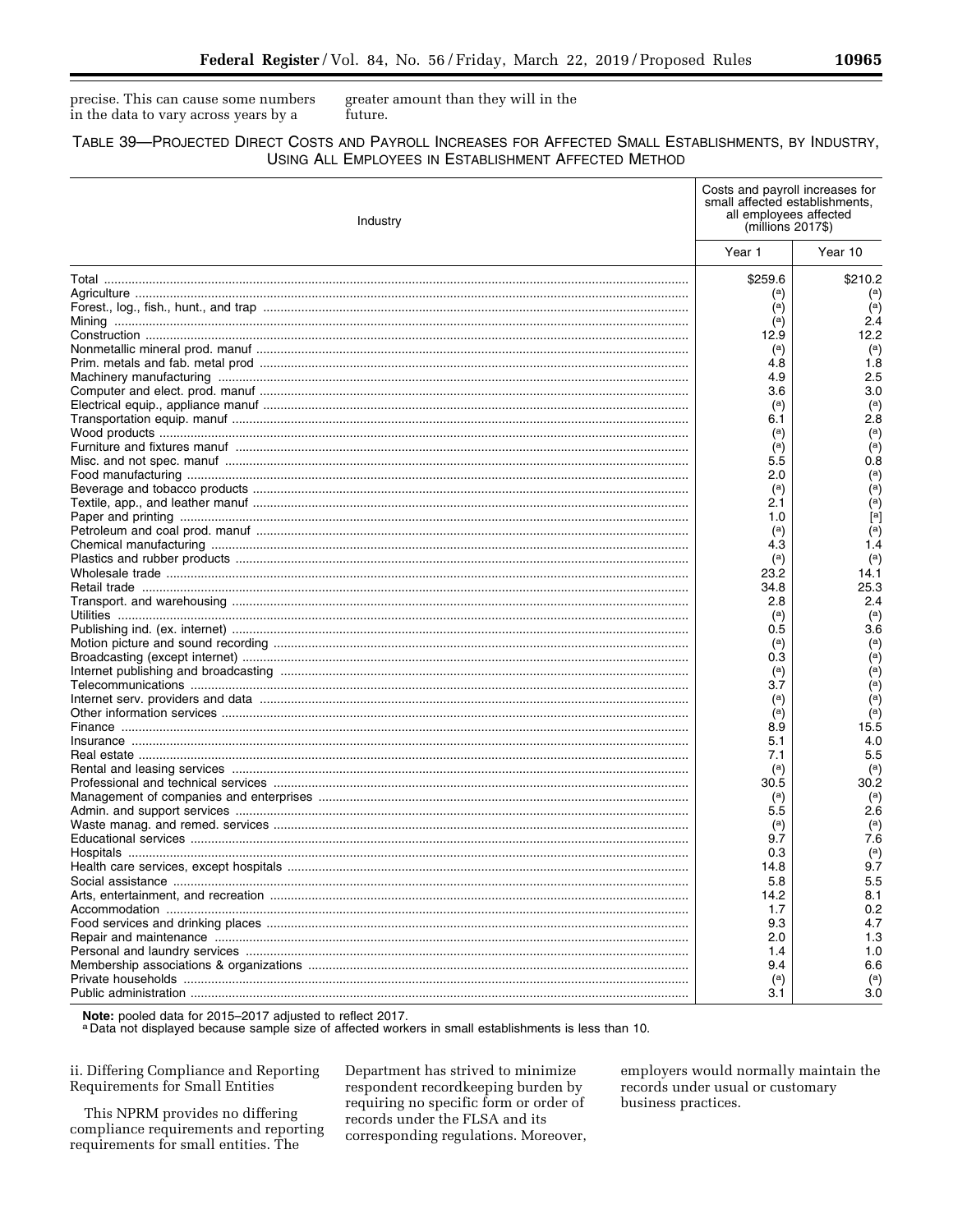precise. This can cause some numbers in the data to vary across years by a greater amount than they will in the future.

TABLE 39—PROJECTED DIRECT COSTS AND PAYROLL INCREASES FOR AFFECTED SMALL ESTABLISHMENTS, BY INDUSTRY, USING ALL EMPLOYEES IN ESTABLISHMENT AFFECTED METHOD

| Industry | Costs and payroll increases for small affected establishments, all employees affected (millions 2017$) | |
|---|---|---|
| | Year 1 | Year 10 |
| Total | $259.6 | $210.2 |
| Agriculture | ([a]) | ([a]) |
| Forest., log., fish., hunt., and trap | ([a]) | ([a]) |
| Mining | ([a]) | 2.4 |
| Construction | 12.9 | 12.2 |
| Nonmetallic mineral prod. manuf | ([a]) | ([a]) |
| Prim. metals and fab. metal prod | 4.8 | 1.8 |
| Machinery manufacturing | 4.9 | 2.5 |
| Computer and elect. prod. manuf | 3.6 | 3.0 |
| Electrical equip., appliance manuf | ([a]) | ([a]) |
| Transportation equip. manuf | 6.1 | 2.8 |
| Wood products | ([a]) | ([a]) |
| Furniture and fixtures manuf | ([a]) | ([a]) |
| Misc. and not spec. manuf | 5.5 | 0.8 |
| Food manufacturing | 2.0 | ([a]) |
| Beverage and tobacco products | ([a]) | ([a]) |
| Textile, app., and leather manuf | 2.1 | ([a]) |
| Paper and printing | 1.0 | [a] |
| Petroleum and coal prod. manuf | ([a]) | ([a]) |
| Chemical manufacturing | 4.3 | 1.4 |
| Plastics and rubber products | ([a]) | ([a]) |
| Wholesale trade | 23.2 | 14.1 |
| Retail trade | 34.8 | 25.3 |
| Transport. and warehousing | 2.8 | 2.4 |
| Utilities | ([a]) | ([a]) |
| Publishing ind. (ex. internet) | 0.5 | 3.6 |
| Motion picture and sound recording | ([a]) | ([a]) |
| Broadcasting (except internet) | 0.3 | ([a]) |
| Internet publishing and broadcasting | ([a]) | ([a]) |
| Telecommunications | 3.7 | ([a]) |
| Internet serv. providers and data | ([a]) | ([a]) |
| Other information services | ([a]) | ([a]) |
| Finance | 8.9 | 15.5 |
| Insurance | 5.1 | 4.0 |
| Real estate | 7.1 | 5.5 |
| Rental and leasing services | ([a]) | ([a]) |
| Professional and technical services | 30.5 | 30.2 |
| Management of companies and enterprises | ([a]) | ([a]) |
| Admin. and support services | 5.5 | 2.6 |
| Waste manag. and remed. services | ([a]) | ([a]) |
| Educational services | 9.7 | 7.6 |
| Hospitals | 0.3 | ([a]) |
| Health care services, except hospitals | 14.8 | 9.7 |
| Social assistance | 5.8 | 5.5 |
| Arts, entertainment, and recreation | 14.2 | 8.1 |
| Accommodation | 1.7 | 0.2 |
| Food services and drinking places | 9.3 | 4.7 |
| Repair and maintenance | 2.0 | 1.3 |
| Personal and laundry services | 1.4 | 1.0 |
| Membership associations & organizations | 9.4 | 6.6 |
| Private households | ([a]) | ([a]) |
| Public administration | 3.1 | 3.0 |

**Note:** pooled data for 2015–2017 adjusted to reflect 2017.
[a] Data not displayed because sample size of affected workers in small establishments is less than 10.

ii. Differing Compliance and Reporting Requirements for Small Entities

This NPRM provides no differing compliance requirements and reporting requirements for small entities. The Department has strived to minimize respondent recordkeeping burden by requiring no specific form or order of records under the FLSA and its corresponding regulations. Moreover, employers would normally maintain the records under usual or customary business practices.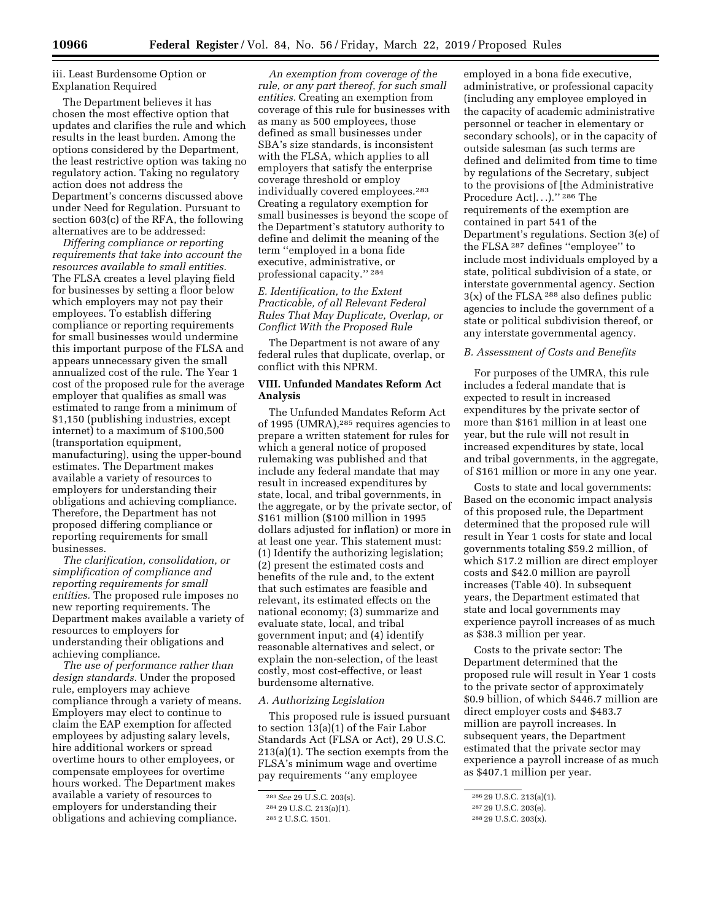iii. Least Burdensome Option or Explanation Required

The Department believes it has chosen the most effective option that updates and clarifies the rule and which results in the least burden. Among the options considered by the Department, the least restrictive option was taking no regulatory action. Taking no regulatory action does not address the Department's concerns discussed above under Need for Regulation. Pursuant to section 603(c) of the RFA, the following alternatives are to be addressed:

*Differing compliance or reporting requirements that take into account the resources available to small entities.* The FLSA creates a level playing field for businesses by setting a floor below which employers may not pay their employees. To establish differing compliance or reporting requirements for small businesses would undermine this important purpose of the FLSA and appears unnecessary given the small annualized cost of the rule. The Year 1 cost of the proposed rule for the average employer that qualifies as small was estimated to range from a minimum of $1,150 (publishing industries, except internet) to a maximum of $100,500 (transportation equipment, manufacturing), using the upper-bound estimates. The Department makes available a variety of resources to employers for understanding their obligations and achieving compliance. Therefore, the Department has not proposed differing compliance or reporting requirements for small businesses.

*The clarification, consolidation, or simplification of compliance and reporting requirements for small entities.* The proposed rule imposes no new reporting requirements. The Department makes available a variety of resources to employers for understanding their obligations and achieving compliance.

*The use of performance rather than design standards.* Under the proposed rule, employers may achieve compliance through a variety of means. Employers may elect to continue to claim the EAP exemption for affected employees by adjusting salary levels, hire additional workers or spread overtime hours to other employees, or compensate employees for overtime hours worked. The Department makes available a variety of resources to employers for understanding their obligations and achieving compliance.

*An exemption from coverage of the rule, or any part thereof, for such small entities.* Creating an exemption from coverage of this rule for businesses with as many as 500 employees, those defined as small businesses under SBA's size standards, is inconsistent with the FLSA, which applies to all employers that satisfy the enterprise coverage threshold or employ individually covered employees.[283] Creating a regulatory exemption for small businesses is beyond the scope of the Department's statutory authority to define and delimit the meaning of the term ''employed in a bona fide executive, administrative, or professional capacity.'' [284]

### E. Identification, to the Extent Practicable, of all Relevant Federal Rules That May Duplicate, Overlap, or Conflict With the Proposed Rule

The Department is not aware of any federal rules that duplicate, overlap, or conflict with this NPRM.

## VIII. Unfunded Mandates Reform Act Analysis

The Unfunded Mandates Reform Act of 1995 (UMRA),[285] requires agencies to prepare a written statement for rules for which a general notice of proposed rulemaking was published and that include any federal mandate that may result in increased expenditures by state, local, and tribal governments, in the aggregate, or by the private sector, of $161 million ($100 million in 1995 dollars adjusted for inflation) or more in at least one year. This statement must: (1) Identify the authorizing legislation; (2) present the estimated costs and benefits of the rule and, to the extent that such estimates are feasible and relevant, its estimated effects on the national economy; (3) summarize and evaluate state, local, and tribal government input; and (4) identify reasonable alternatives and select, or explain the non-selection, of the least costly, most cost-effective, or least burdensome alternative.

### A. Authorizing Legislation

This proposed rule is issued pursuant to section 13(a)(1) of the Fair Labor Standards Act (FLSA or Act), 29 U.S.C. 213(a)(1). The section exempts from the FLSA's minimum wage and overtime pay requirements ''any employee employed in a bona fide executive, administrative, or professional capacity (including any employee employed in the capacity of academic administrative personnel or teacher in elementary or secondary schools), or in the capacity of outside salesman (as such terms are defined and delimited from time to time by regulations of the Secretary, subject to the provisions of [the Administrative Procedure Act]. . .).'' [286] The requirements of the exemption are contained in part 541 of the Department's regulations. Section 3(e) of the FLSA [287] defines ''employee'' to include most individuals employed by a state, political subdivision of a state, or interstate governmental agency. Section 3(x) of the FLSA [288] also defines public agencies to include the government of a state or political subdivision thereof, or any interstate governmental agency.

### B. Assessment of Costs and Benefits

For purposes of the UMRA, this rule includes a federal mandate that is expected to result in increased expenditures by the private sector of more than $161 million in at least one year, but the rule will not result in increased expenditures by state, local and tribal governments, in the aggregate, of $161 million or more in any one year.

Costs to state and local governments: Based on the economic impact analysis of this proposed rule, the Department determined that the proposed rule will result in Year 1 costs for state and local governments totaling $59.2 million, of which $17.2 million are direct employer costs and $42.0 million are payroll increases (Table 40). In subsequent years, the Department estimated that state and local governments may experience payroll increases of as much as $38.3 million per year.

Costs to the private sector: The Department determined that the proposed rule will result in Year 1 costs to the private sector of approximately $0.9 billion, of which $446.7 million are direct employer costs and $483.7 million are payroll increases. In subsequent years, the Department estimated that the private sector may experience a payroll increase of as much as $407.1 million per year.

---

[283] *See* 29 U.S.C. 203(s).

[284] 29 U.S.C. 213(a)(1).

[285] 2 U.S.C. 1501.

[286] 29 U.S.C. 213(a)(1).

[287] 29 U.S.C. 203(e).

[288] 29 U.S.C. 203(x).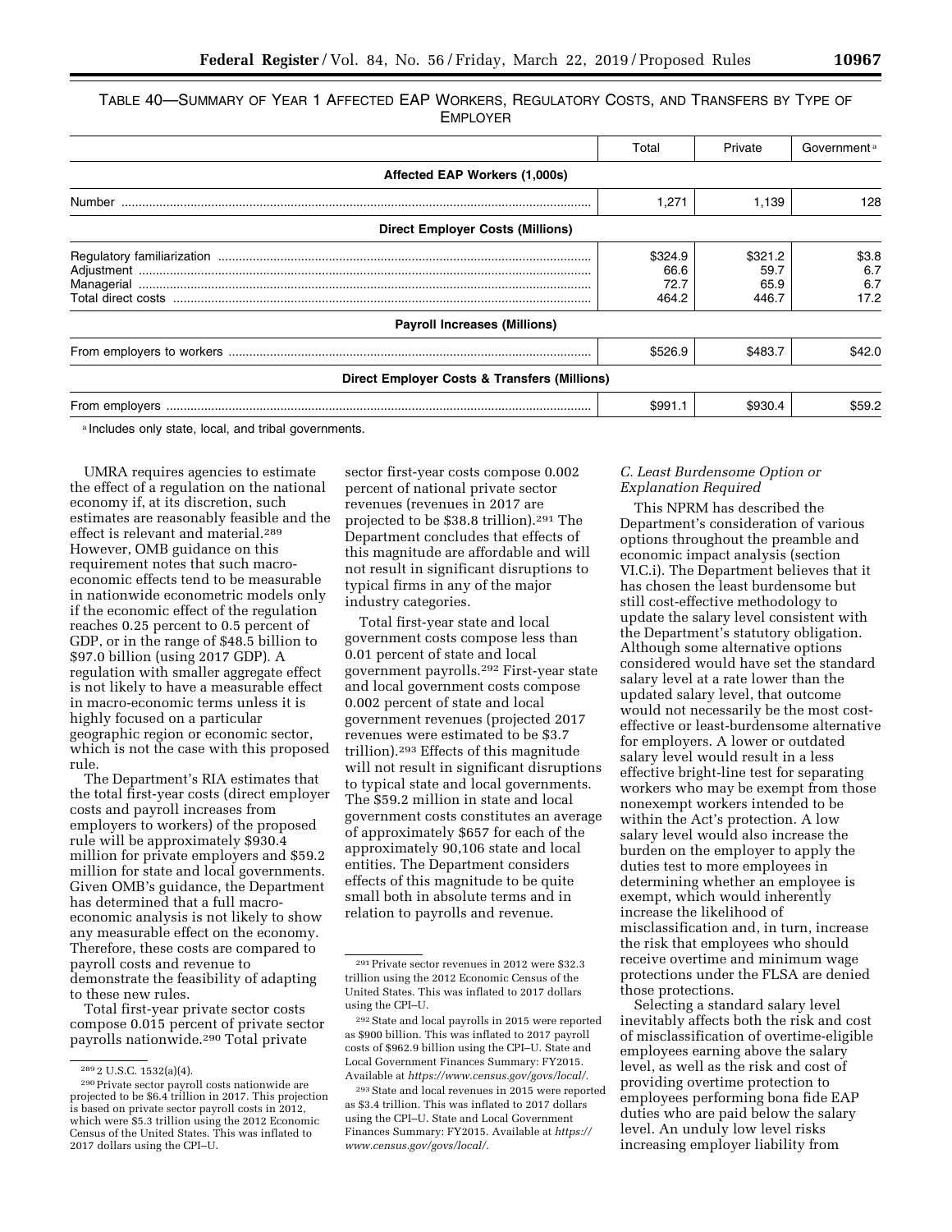TABLE 40—SUMMARY OF YEAR 1 AFFECTED EAP WORKERS, REGULATORY COSTS, AND TRANSFERS BY TYPE OF EMPLOYER

| | Total | Private | Government [a] |
|---|---|---|---|
| **Affected EAP Workers (1,000s)** | | | |
| Number | 1,271 | 1,139 | 128 |
| **Direct Employer Costs (Millions)** | | | |
| Regulatory familiarization | $324.9 | $321.2 | $3.8 |
| Adjustment | 66.6 | 59.7 | 6.7 |
| Managerial | 72.7 | 65.9 | 6.7 |
| Total direct costs | 464.2 | 446.7 | 17.2 |
| **Payroll Increases (Millions)** | | | |
| From employers to workers | $526.9 | $483.7 | $42.0 |
| **Direct Employer Costs & Transfers (Millions)** | | | |
| From employers | $991.1 | $930.4 | $59.2 |

[a] Includes only state, local, and tribal governments.

UMRA requires agencies to estimate the effect of a regulation on the national economy if, at its discretion, such estimates are reasonably feasible and the effect is relevant and material.[289] However, OMB guidance on this requirement notes that such macro-economic effects tend to be measurable in nationwide econometric models only if the economic effect of the regulation reaches 0.25 percent to 0.5 percent of GDP, or in the range of $48.5 billion to $97.0 billion (using 2017 GDP). A regulation with smaller aggregate effect is not likely to have a measurable effect in macro-economic terms unless it is highly focused on a particular geographic region or economic sector, which is not the case with this proposed rule.

The Department's RIA estimates that the total first-year costs (direct employer costs and payroll increases from employers to workers) of the proposed rule will be approximately $930.4 million for private employers and $59.2 million for state and local governments. Given OMB's guidance, the Department has determined that a full macro-economic analysis is not likely to show any measurable effect on the economy. Therefore, these costs are compared to payroll costs and revenue to demonstrate the feasibility of adapting to these new rules.

Total first-year private sector costs compose 0.015 percent of private sector payrolls nationwide.[290] Total private sector first-year costs compose 0.002 percent of national private sector revenues (revenues in 2017 are projected to be $38.8 trillion).[291] The Department concludes that effects of this magnitude are affordable and will not result in significant disruptions to typical firms in any of the major industry categories.

Total first-year state and local government costs compose less than 0.01 percent of state and local government payrolls.[292] First-year state and local government costs compose 0.002 percent of state and local government revenues (projected 2017 revenues were estimated to be $3.7 trillion).[293] Effects of this magnitude will not result in significant disruptions to typical state and local governments. The $59.2 million in state and local government costs constitutes an average of approximately $657 for each of the approximately 90,106 state and local entities. The Department considers effects of this magnitude to be quite small both in absolute terms and in relation to payrolls and revenue.

### *C. Least Burdensome Option or Explanation Required*

This NPRM has described the Department's consideration of various options throughout the preamble and economic impact analysis (section VI.C.i). The Department believes that it has chosen the least burdensome but still cost-effective methodology to update the salary level consistent with the Department's statutory obligation. Although some alternative options considered would have set the standard salary level at a rate lower than the updated salary level, that outcome would not necessarily be the most cost-effective or least-burdensome alternative for employers. A lower or outdated salary level would result in a less effective bright-line test for separating workers who may be exempt from those nonexempt workers intended to be within the Act's protection. A low salary level would also increase the burden on the employer to apply the duties test to more employees in determining whether an employee is exempt, which would inherently increase the likelihood of misclassification and, in turn, increase the risk that employees who should receive overtime and minimum wage protections under the FLSA are denied those protections.

Selecting a standard salary level inevitably affects both the risk and cost of misclassification of overtime-eligible employees earning above the salary level, as well as the risk and cost of providing overtime protection to employees performing bona fide EAP duties who are paid below the salary level. An unduly low level risks increasing employer liability from

---

[289] 2 U.S.C. 1532(a)(4).

[290] Private sector payroll costs nationwide are projected to be $6.4 trillion in 2017. This projection is based on private sector payroll costs in 2012, which were $5.3 trillion using the 2012 Economic Census of the United States. This was inflated to 2017 dollars using the CPI–U.

[291] Private sector revenues in 2012 were $32.3 trillion using the 2012 Economic Census of the United States. This was inflated to 2017 dollars using the CPI–U.

[292] State and local payrolls in 2015 were reported as $900 billion. This was inflated to 2017 payroll costs of $962.9 billion using the CPI–U. State and Local Government Finances Summary: FY2015. Available at *https://www.census.gov/govs/local/*.

[293] State and local revenues in 2015 were reported as $3.4 trillion. This was inflated to 2017 dollars using the CPI–U. State and Local Government Finances Summary: FY2015. Available at *https://www.census.gov/govs/local/*.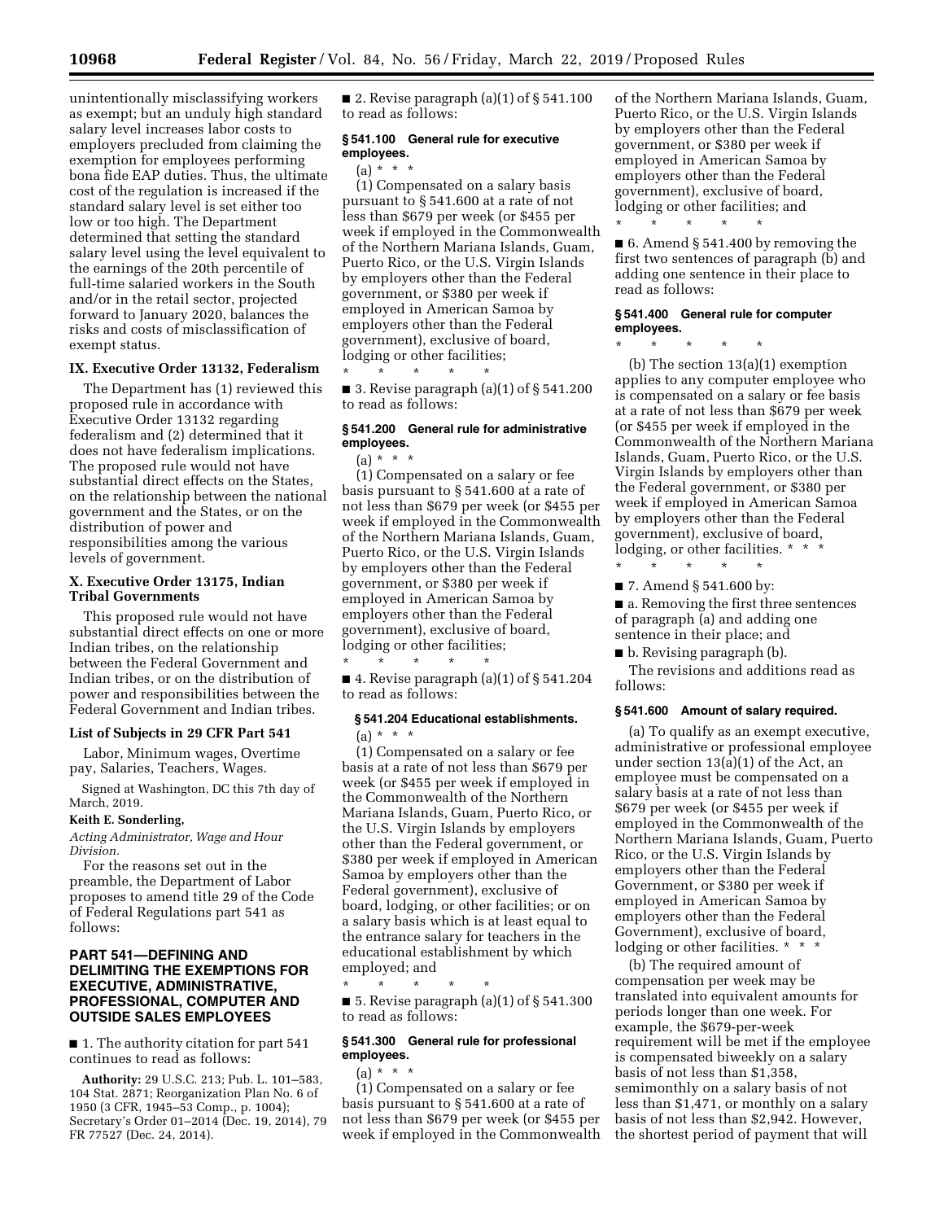unintentionally misclassifying workers as exempt; but an unduly high standard salary level increases labor costs to employers precluded from claiming the exemption for employees performing bona fide EAP duties. Thus, the ultimate cost of the regulation is increased if the standard salary level is set either too low or too high. The Department determined that setting the standard salary level using the level equivalent to the earnings of the 20th percentile of full-time salaried workers in the South and/or in the retail sector, projected forward to January 2020, balances the risks and costs of misclassification of exempt status.

## IX. Executive Order 13132, Federalism

The Department has (1) reviewed this proposed rule in accordance with Executive Order 13132 regarding federalism and (2) determined that it does not have federalism implications. The proposed rule would not have substantial direct effects on the States, on the relationship between the national government and the States, or on the distribution of power and responsibilities among the various levels of government.

## X. Executive Order 13175, Indian Tribal Governments

This proposed rule would not have substantial direct effects on one or more Indian tribes, on the relationship between the Federal Government and Indian tribes, or on the distribution of power and responsibilities between the Federal Government and Indian tribes.

### List of Subjects in 29 CFR Part 541

Labor, Minimum wages, Overtime pay, Salaries, Teachers, Wages.

Signed at Washington, DC this 7th day of March, 2019.

**Keith E. Sonderling,**

*Acting Administrator, Wage and Hour Division.*

For the reasons set out in the preamble, the Department of Labor proposes to amend title 29 of the Code of Federal Regulations part 541 as follows:

## PART 541—DEFINING AND DELIMITING THE EXEMPTIONS FOR EXECUTIVE, ADMINISTRATIVE, PROFESSIONAL, COMPUTER AND OUTSIDE SALES EMPLOYEES

■ 1. The authority citation for part 541 continues to read as follows:

**Authority:** 29 U.S.C. 213; Pub. L. 101–583, 104 Stat. 2871; Reorganization Plan No. 6 of 1950 (3 CFR, 1945–53 Comp., p. 1004); Secretary's Order 01–2014 (Dec. 19, 2014), 79 FR 77527 (Dec. 24, 2014).

■ 2. Revise paragraph (a)(1) of § 541.100 to read as follows:

### § 541.100 General rule for executive employees.

(a) * * *

(1) Compensated on a salary basis pursuant to § 541.600 at a rate of not less than $679 per week (or $455 per week if employed in the Commonwealth of the Northern Mariana Islands, Guam, Puerto Rico, or the U.S. Virgin Islands by employers other than the Federal government, or $380 per week if employed in American Samoa by employers other than the Federal government), exclusive of board, lodging or other facilities;

\* \* \* \* \*

■ 3. Revise paragraph (a)(1) of § 541.200 to read as follows:

### § 541.200 General rule for administrative employees.

(a) * * *

(1) Compensated on a salary or fee basis pursuant to § 541.600 at a rate of not less than $679 per week (or $455 per week if employed in the Commonwealth of the Northern Mariana Islands, Guam, Puerto Rico, or the U.S. Virgin Islands by employers other than the Federal government, or $380 per week if employed in American Samoa by employers other than the Federal government), exclusive of board, lodging or other facilities;

\* \* \* \* \*

■ 4. Revise paragraph (a)(1) of § 541.204 to read as follows:

### § 541.204 Educational establishments.

(a) * * *

(1) Compensated on a salary or fee basis at a rate of not less than $679 per week (or $455 per week if employed in the Commonwealth of the Northern Mariana Islands, Guam, Puerto Rico, or the U.S. Virgin Islands by employers other than the Federal government, or $380 per week if employed in American Samoa by employers other than the Federal government), exclusive of board, lodging, or other facilities; or on a salary basis which is at least equal to the entrance salary for teachers in the educational establishment by which employed; and

\* \* \* \* \*

■ 5. Revise paragraph (a)(1) of § 541.300 to read as follows:

### § 541.300 General rule for professional employees.

(a) * * *

(1) Compensated on a salary or fee basis pursuant to § 541.600 at a rate of not less than $679 per week (or $455 per week if employed in the Commonwealth of the Northern Mariana Islands, Guam, Puerto Rico, or the U.S. Virgin Islands by employers other than the Federal government, or $380 per week if employed in American Samoa by employers other than the Federal government), exclusive of board, lodging or other facilities; and

\* \* \* \* \*

■ 6. Amend § 541.400 by removing the first two sentences of paragraph (b) and adding one sentence in their place to read as follows:

### § 541.400 General rule for computer employees.

\* \* \* \* \*

(b) The section 13(a)(1) exemption applies to any computer employee who is compensated on a salary or fee basis at a rate of not less than $679 per week (or $455 per week if employed in the Commonwealth of the Northern Mariana Islands, Guam, Puerto Rico, or the U.S. Virgin Islands by employers other than the Federal government, or $380 per week if employed in American Samoa by employers other than the Federal government), exclusive of board, lodging, or other facilities. * * *

\* \* \* \* \*

■ 7. Amend § 541.600 by:

■ a. Removing the first three sentences of paragraph (a) and adding one sentence in their place; and

■ b. Revising paragraph (b).

The revisions and additions read as follows:

### § 541.600 Amount of salary required.

(a) To qualify as an exempt executive, administrative or professional employee under section 13(a)(1) of the Act, an employee must be compensated on a salary basis at a rate of not less than $679 per week (or $455 per week if employed in the Commonwealth of the Northern Mariana Islands, Guam, Puerto Rico, or the U.S. Virgin Islands by employers other than the Federal Government, or $380 per week if employed in American Samoa by employers other than the Federal Government), exclusive of board, lodging or other facilities. * * *

(b) The required amount of compensation per week may be translated into equivalent amounts for periods longer than one week. For example, the $679-per-week requirement will be met if the employee is compensated biweekly on a salary basis of not less than $1,358, semimonthly on a salary basis of not less than $1,471, or monthly on a salary basis of not less than $2,942. However, the shortest period of payment that will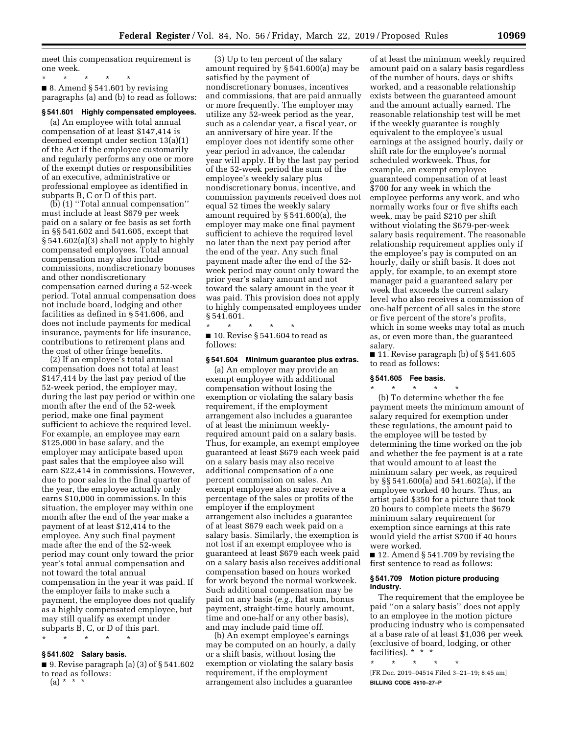meet this compensation requirement is one week.

\* \* \* \* \*

■ 8. Amend § 541.601 by revising paragraphs (a) and (b) to read as follows:

**§ 541.601 Highly compensated employees.**

(a) An employee with total annual compensation of at least $147,414 is deemed exempt under section 13(a)(1) of the Act if the employee customarily and regularly performs any one or more of the exempt duties or responsibilities of an executive, administrative or professional employee as identified in subparts B, C or D of this part.

(b) (1) ''Total annual compensation'' must include at least $679 per week paid on a salary or fee basis as set forth in §§ 541.602 and 541.605, except that § 541.602(a)(3) shall not apply to highly compensated employees. Total annual compensation may also include commissions, nondiscretionary bonuses and other nondiscretionary compensation earned during a 52-week period. Total annual compensation does not include board, lodging and other facilities as defined in § 541.606, and does not include payments for medical insurance, payments for life insurance, contributions to retirement plans and the cost of other fringe benefits.

(2) If an employee's total annual compensation does not total at least $147,414 by the last pay period of the 52-week period, the employer may, during the last pay period or within one month after the end of the 52-week period, make one final payment sufficient to achieve the required level. For example, an employee may earn $125,000 in base salary, and the employer may anticipate based upon past sales that the employee also will earn $22,414 in commissions. However, due to poor sales in the final quarter of the year, the employee actually only earns $10,000 in commissions. In this situation, the employer may within one month after the end of the year make a payment of at least $12,414 to the employee. Any such final payment made after the end of the 52-week period may count only toward the prior year's total annual compensation and not toward the total annual compensation in the year it was paid. If the employer fails to make such a payment, the employee does not qualify as a highly compensated employee, but may still qualify as exempt under subparts B, C, or D of this part.

\* \* \* \* \*

**§ 541.602 Salary basis.**

■ 9. Revise paragraph (a) (3) of § 541.602 to read as follows:

(a) \* \* \*

(3) Up to ten percent of the salary amount required by § 541.600(a) may be satisfied by the payment of nondiscretionary bonuses, incentives and commissions, that are paid annually or more frequently. The employer may utilize any 52-week period as the year, such as a calendar year, a fiscal year, or an anniversary of hire year. If the employer does not identify some other year period in advance, the calendar year will apply. If by the last pay period of the 52-week period the sum of the employee's weekly salary plus nondiscretionary bonus, incentive, and commission payments received does not equal 52 times the weekly salary amount required by § 541.600(a), the employer may make one final payment sufficient to achieve the required level no later than the next pay period after the end of the year. Any such final payment made after the end of the 52-week period may count only toward the prior year's salary amount and not toward the salary amount in the year it was paid. This provision does not apply to highly compensated employees under § 541.601.

\* \* \* \* \*

■ 10. Revise § 541.604 to read as follows:

**§ 541.604 Minimum guarantee plus extras.**

(a) An employer may provide an exempt employee with additional compensation without losing the exemption or violating the salary basis requirement, if the employment arrangement also includes a guarantee of at least the minimum weekly-required amount paid on a salary basis. Thus, for example, an exempt employee guaranteed at least $679 each week paid on a salary basis may also receive additional compensation of a one percent commission on sales. An exempt employee also may receive a percentage of the sales or profits of the employer if the employment arrangement also includes a guarantee of at least $679 each week paid on a salary basis. Similarly, the exemption is not lost if an exempt employee who is guaranteed at least $679 each week paid on a salary basis also receives additional compensation based on hours worked for work beyond the normal workweek. Such additional compensation may be paid on any basis (*e.g.,* flat sum, bonus payment, straight-time hourly amount, time and one-half or any other basis), and may include paid time off.

(b) An exempt employee's earnings may be computed on an hourly, a daily or a shift basis, without losing the exemption or violating the salary basis requirement, if the employment arrangement also includes a guarantee of at least the minimum weekly required amount paid on a salary basis regardless of the number of hours, days or shifts worked, and a reasonable relationship exists between the guaranteed amount and the amount actually earned. The reasonable relationship test will be met if the weekly guarantee is roughly equivalent to the employee's usual earnings at the assigned hourly, daily or shift rate for the employee's normal scheduled workweek. Thus, for example, an exempt employee guaranteed compensation of at least $700 for any week in which the employee performs any work, and who normally works four or five shifts each week, may be paid $210 per shift without violating the $679-per-week salary basis requirement. The reasonable relationship requirement applies only if the employee's pay is computed on an hourly, daily or shift basis. It does not apply, for example, to an exempt store manager paid a guaranteed salary per week that exceeds the current salary level who also receives a commission of one-half percent of all sales in the store or five percent of the store's profits, which in some weeks may total as much as, or even more than, the guaranteed salary.

■ 11. Revise paragraph (b) of § 541.605 to read as follows:

**§ 541.605 Fee basis.**

\* \* \* \* \*

(b) To determine whether the fee payment meets the minimum amount of salary required for exemption under these regulations, the amount paid to the employee will be tested by determining the time worked on the job and whether the fee payment is at a rate that would amount to at least the minimum salary per week, as required by §§ 541.600(a) and 541.602(a), if the employee worked 40 hours. Thus, an artist paid $350 for a picture that took 20 hours to complete meets the $679 minimum salary requirement for exemption since earnings at this rate would yield the artist $700 if 40 hours were worked.

■ 12. Amend § 541.709 by revising the first sentence to read as follows:

**§ 541.709 Motion picture producing industry.**

The requirement that the employee be paid ''on a salary basis'' does not apply to an employee in the motion picture producing industry who is compensated at a base rate of at least $1,036 per week (exclusive of board, lodging, or other facilities). \* \* \*

\* \* \* \* \*

[FR Doc. 2019–04514 Filed 3–21–19; 8:45 am]

**BILLING CODE 4510–27–P**